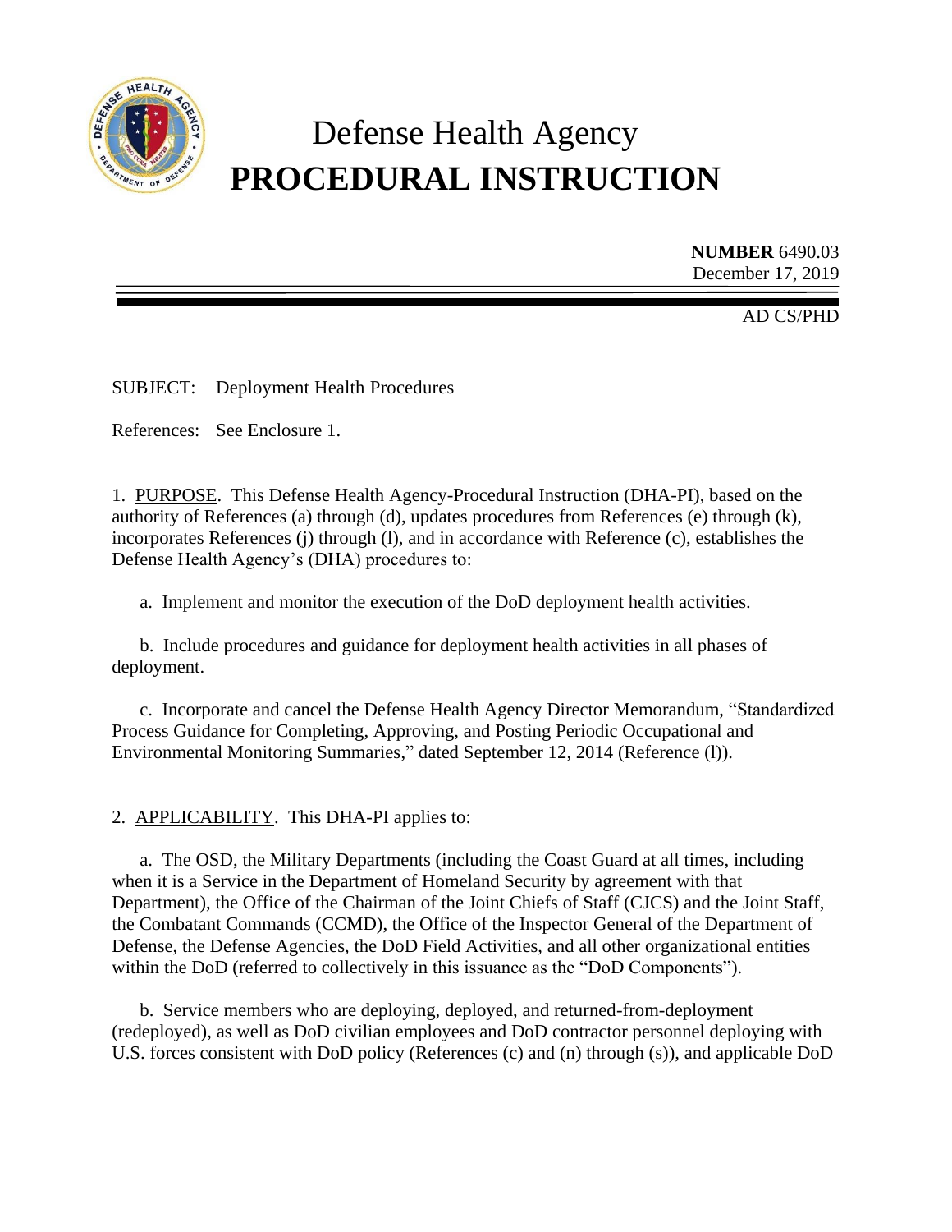# Defense Health Agency
# PROCEDURAL INSTRUCTION

**NUMBER** 6490.03
December 17, 2019

AD CS/PHD

SUBJECT: Deployment Health Procedures

References: See Enclosure 1.

1. PURPOSE. This Defense Health Agency-Procedural Instruction (DHA-PI), based on the authority of References (a) through (d), updates procedures from References (e) through (k), incorporates References (j) through (l), and in accordance with Reference (c), establishes the Defense Health Agency's (DHA) procedures to:

   a. Implement and monitor the execution of the DoD deployment health activities.

   b. Include procedures and guidance for deployment health activities in all phases of deployment.

   c. Incorporate and cancel the Defense Health Agency Director Memorandum, "Standardized Process Guidance for Completing, Approving, and Posting Periodic Occupational and Environmental Monitoring Summaries," dated September 12, 2014 (Reference (l)).

2. APPLICABILITY. This DHA-PI applies to:

   a. The OSD, the Military Departments (including the Coast Guard at all times, including when it is a Service in the Department of Homeland Security by agreement with that Department), the Office of the Chairman of the Joint Chiefs of Staff (CJCS) and the Joint Staff, the Combatant Commands (CCMD), the Office of the Inspector General of the Department of Defense, the Defense Agencies, the DoD Field Activities, and all other organizational entities within the DoD (referred to collectively in this issuance as the "DoD Components").

   b. Service members who are deploying, deployed, and returned-from-deployment (redeployed), as well as DoD civilian employees and DoD contractor personnel deploying with U.S. forces consistent with DoD policy (References (c) and (n) through (s)), and applicable DoD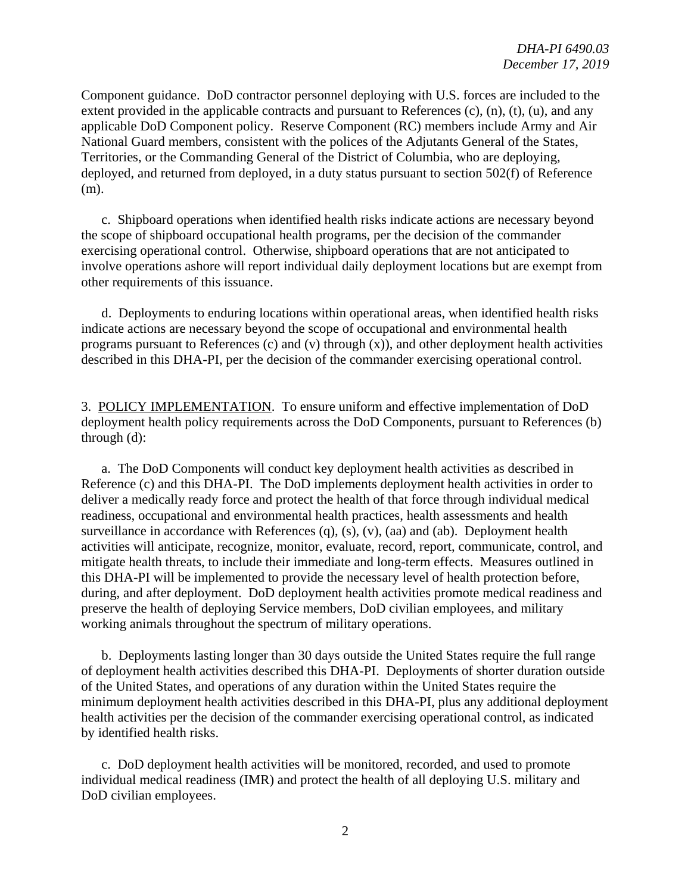Component guidance. DoD contractor personnel deploying with U.S. forces are included to the extent provided in the applicable contracts and pursuant to References (c), (n), (t), (u), and any applicable DoD Component policy. Reserve Component (RC) members include Army and Air National Guard members, consistent with the polices of the Adjutants General of the States, Territories, or the Commanding General of the District of Columbia, who are deploying, deployed, and returned from deployed, in a duty status pursuant to section 502(f) of Reference (m).

c. Shipboard operations when identified health risks indicate actions are necessary beyond the scope of shipboard occupational health programs, per the decision of the commander exercising operational control. Otherwise, shipboard operations that are not anticipated to involve operations ashore will report individual daily deployment locations but are exempt from other requirements of this issuance.

d. Deployments to enduring locations within operational areas, when identified health risks indicate actions are necessary beyond the scope of occupational and environmental health programs pursuant to References (c) and (v) through (x)), and other deployment health activities described in this DHA-PI, per the decision of the commander exercising operational control.

3. <u>POLICY IMPLEMENTATION</u>. To ensure uniform and effective implementation of DoD deployment health policy requirements across the DoD Components, pursuant to References (b) through (d):

a. The DoD Components will conduct key deployment health activities as described in Reference (c) and this DHA-PI. The DoD implements deployment health activities in order to deliver a medically ready force and protect the health of that force through individual medical readiness, occupational and environmental health practices, health assessments and health surveillance in accordance with References (q), (s), (v), (aa) and (ab). Deployment health activities will anticipate, recognize, monitor, evaluate, record, report, communicate, control, and mitigate health threats, to include their immediate and long-term effects. Measures outlined in this DHA-PI will be implemented to provide the necessary level of health protection before, during, and after deployment. DoD deployment health activities promote medical readiness and preserve the health of deploying Service members, DoD civilian employees, and military working animals throughout the spectrum of military operations.

b. Deployments lasting longer than 30 days outside the United States require the full range of deployment health activities described this DHA-PI. Deployments of shorter duration outside of the United States, and operations of any duration within the United States require the minimum deployment health activities described in this DHA-PI, plus any additional deployment health activities per the decision of the commander exercising operational control, as indicated by identified health risks.

c. DoD deployment health activities will be monitored, recorded, and used to promote individual medical readiness (IMR) and protect the health of all deploying U.S. military and DoD civilian employees.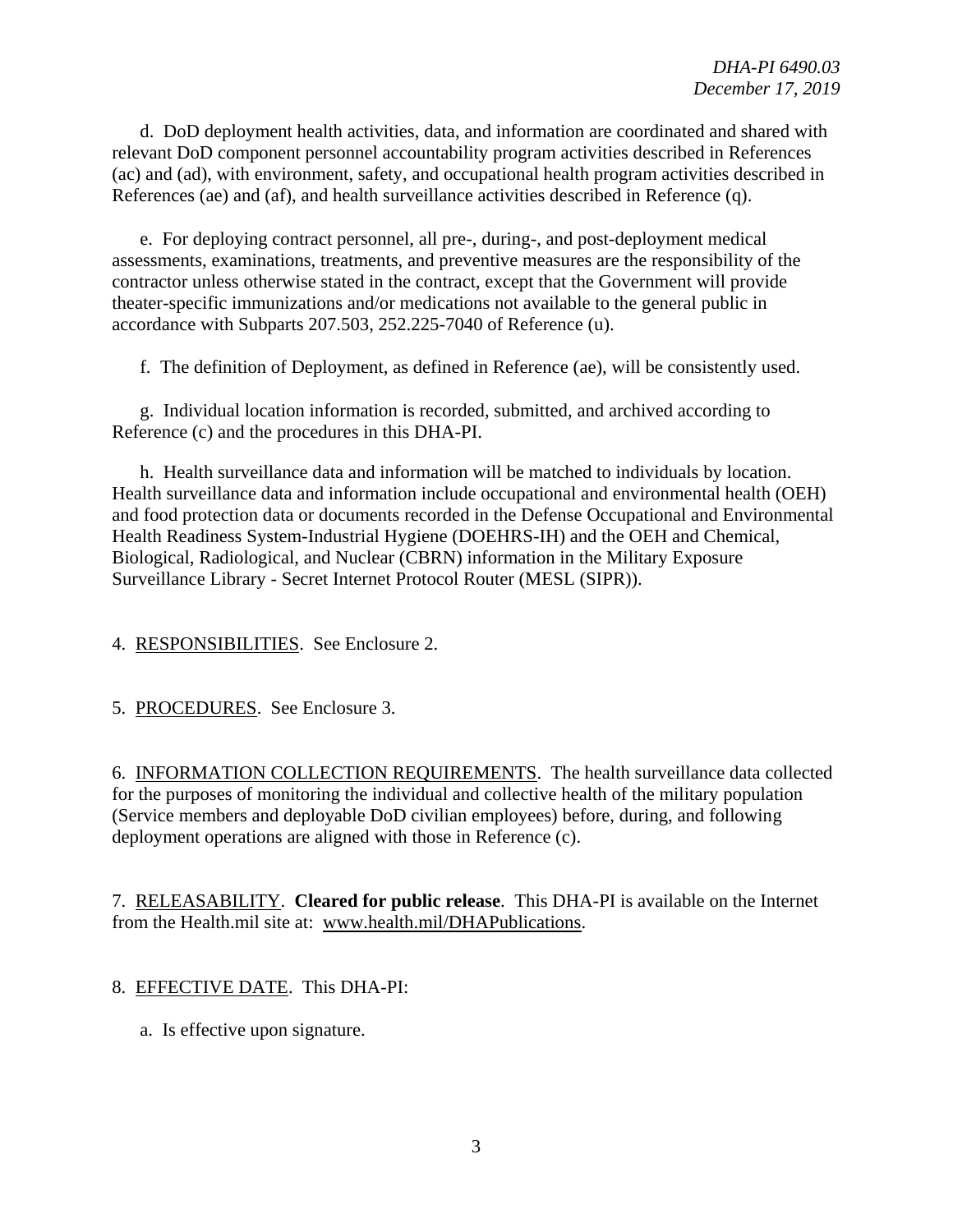d. DoD deployment health activities, data, and information are coordinated and shared with relevant DoD component personnel accountability program activities described in References (ac) and (ad), with environment, safety, and occupational health program activities described in References (ae) and (af), and health surveillance activities described in Reference (q).

e. For deploying contract personnel, all pre-, during-, and post-deployment medical assessments, examinations, treatments, and preventive measures are the responsibility of the contractor unless otherwise stated in the contract, except that the Government will provide theater-specific immunizations and/or medications not available to the general public in accordance with Subparts 207.503, 252.225-7040 of Reference (u).

f. The definition of Deployment, as defined in Reference (ae), will be consistently used.

g. Individual location information is recorded, submitted, and archived according to Reference (c) and the procedures in this DHA-PI.

h. Health surveillance data and information will be matched to individuals by location. Health surveillance data and information include occupational and environmental health (OEH) and food protection data or documents recorded in the Defense Occupational and Environmental Health Readiness System-Industrial Hygiene (DOEHRS-IH) and the OEH and Chemical, Biological, Radiological, and Nuclear (CBRN) information in the Military Exposure Surveillance Library - Secret Internet Protocol Router (MESL (SIPR)).

4. RESPONSIBILITIES. See Enclosure 2.

5. PROCEDURES. See Enclosure 3.

6. INFORMATION COLLECTION REQUIREMENTS. The health surveillance data collected for the purposes of monitoring the individual and collective health of the military population (Service members and deployable DoD civilian employees) before, during, and following deployment operations are aligned with those in Reference (c).

7. RELEASABILITY. **Cleared for public release**. This DHA-PI is available on the Internet from the Health.mil site at: www.health.mil/DHAPublications.

8. EFFECTIVE DATE. This DHA-PI:

a. Is effective upon signature.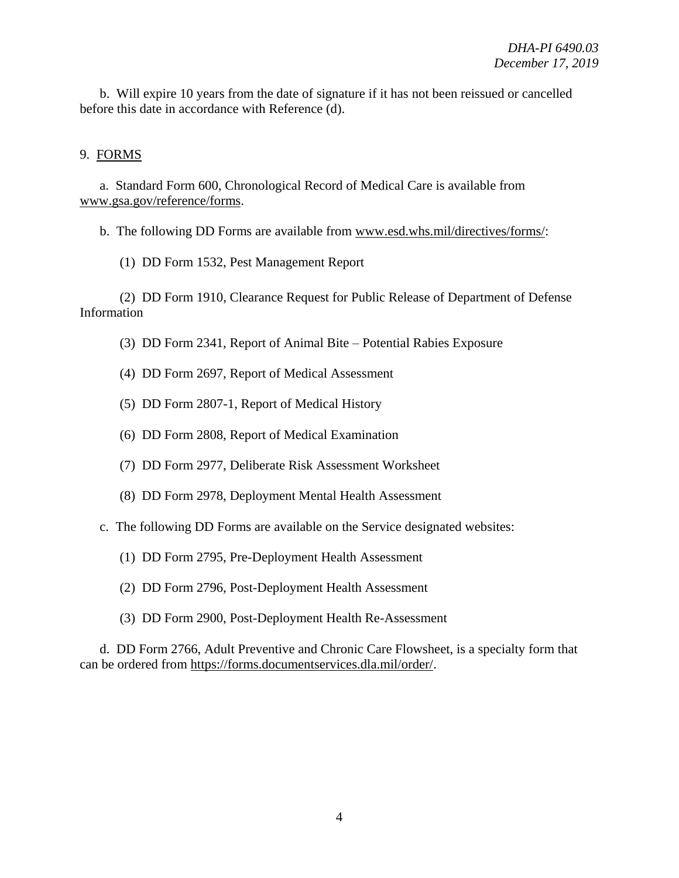b. Will expire 10 years from the date of signature if it has not been reissued or cancelled before this date in accordance with Reference (d).

## 9. FORMS

a. Standard Form 600, Chronological Record of Medical Care is available from www.gsa.gov/reference/forms.

b. The following DD Forms are available from www.esd.whs.mil/directives/forms/:

(1) DD Form 1532, Pest Management Report

(2) DD Form 1910, Clearance Request for Public Release of Department of Defense Information

(3) DD Form 2341, Report of Animal Bite – Potential Rabies Exposure

(4) DD Form 2697, Report of Medical Assessment

(5) DD Form 2807-1, Report of Medical History

(6) DD Form 2808, Report of Medical Examination

(7) DD Form 2977, Deliberate Risk Assessment Worksheet

(8) DD Form 2978, Deployment Mental Health Assessment

c. The following DD Forms are available on the Service designated websites:

(1) DD Form 2795, Pre-Deployment Health Assessment

(2) DD Form 2796, Post-Deployment Health Assessment

(3) DD Form 2900, Post-Deployment Health Re-Assessment

d. DD Form 2766, Adult Preventive and Chronic Care Flowsheet, is a specialty form that can be ordered from https://forms.documentservices.dla.mil/order/.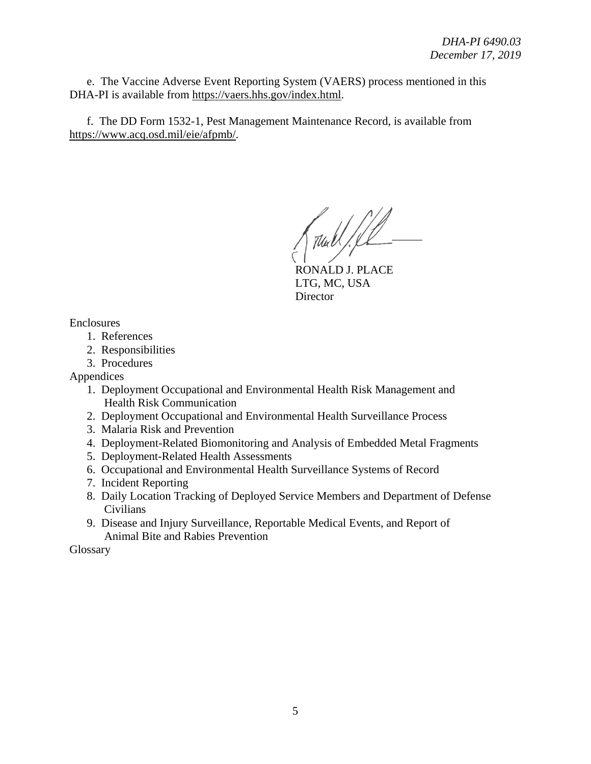e. The Vaccine Adverse Event Reporting System (VAERS) process mentioned in this DHA-PI is available from https://vaers.hhs.gov/index.html.

f. The DD Form 1532-1, Pest Management Maintenance Record, is available from https://www.acq.osd.mil/eie/afpmb/.

RONALD J. PLACE
LTG, MC, USA
Director

Enclosures

1. References
2. Responsibilities
3. Procedures

Appendices

1. Deployment Occupational and Environmental Health Risk Management and Health Risk Communication
2. Deployment Occupational and Environmental Health Surveillance Process
3. Malaria Risk and Prevention
4. Deployment-Related Biomonitoring and Analysis of Embedded Metal Fragments
5. Deployment-Related Health Assessments
6. Occupational and Environmental Health Surveillance Systems of Record
7. Incident Reporting
8. Daily Location Tracking of Deployed Service Members and Department of Defense Civilians
9. Disease and Injury Surveillance, Reportable Medical Events, and Report of Animal Bite and Rabies Prevention

Glossary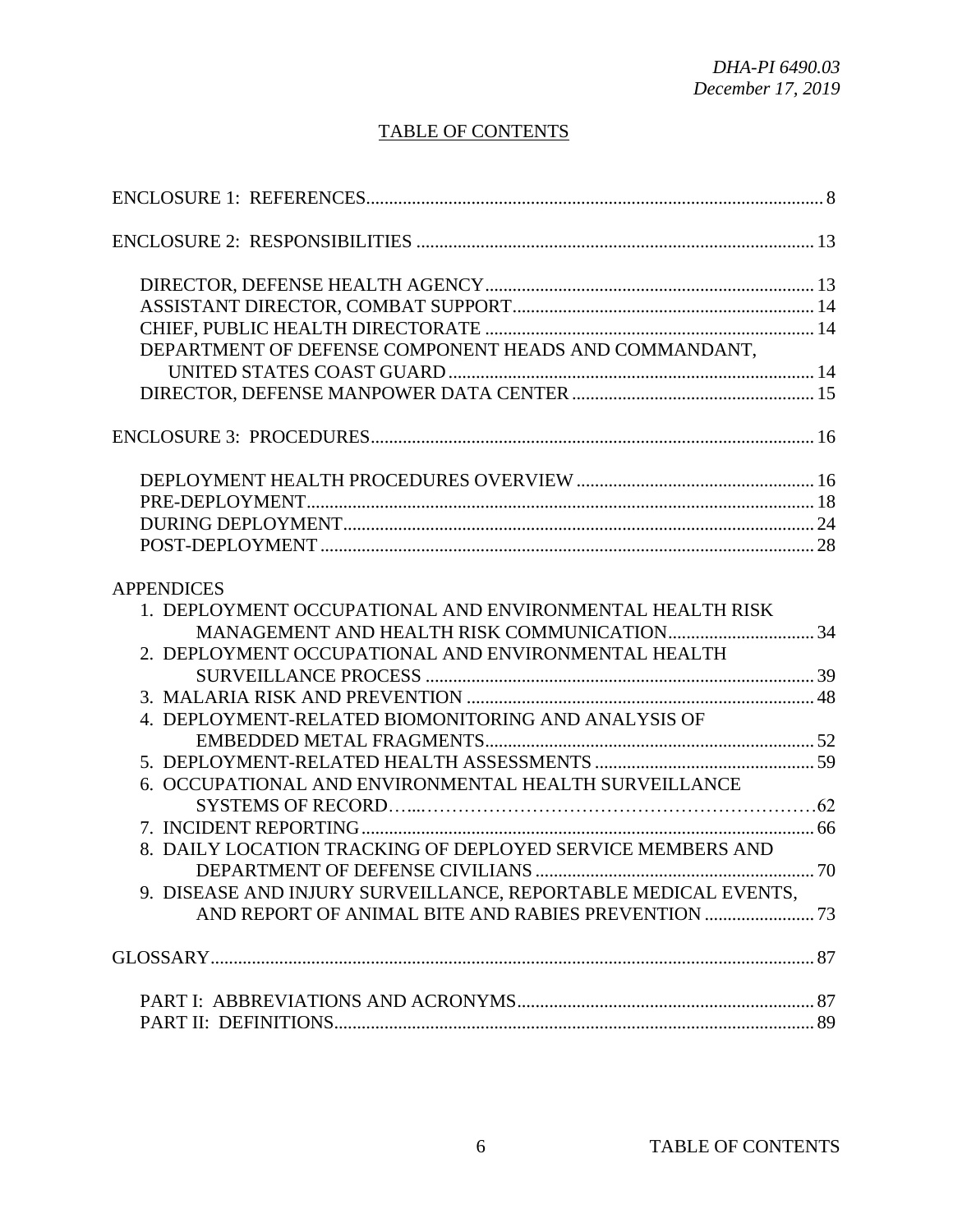## TABLE OF CONTENTS

ENCLOSURE 1: REFERENCES .......... 8

ENCLOSURE 2: RESPONSIBILITIES .......... 13

- DIRECTOR, DEFENSE HEALTH AGENCY .......... 13
- ASSISTANT DIRECTOR, COMBAT SUPPORT .......... 14
- CHIEF, PUBLIC HEALTH DIRECTORATE .......... 14
- DEPARTMENT OF DEFENSE COMPONENT HEADS AND COMMANDANT, UNITED STATES COAST GUARD .......... 14
- DIRECTOR, DEFENSE MANPOWER DATA CENTER .......... 15

ENCLOSURE 3: PROCEDURES .......... 16

- DEPLOYMENT HEALTH PROCEDURES OVERVIEW .......... 16
- PRE-DEPLOYMENT .......... 18
- DURING DEPLOYMENT .......... 24
- POST-DEPLOYMENT .......... 28

APPENDICES

1. DEPLOYMENT OCCUPATIONAL AND ENVIRONMENTAL HEALTH RISK MANAGEMENT AND HEALTH RISK COMMUNICATION .......... 34
2. DEPLOYMENT OCCUPATIONAL AND ENVIRONMENTAL HEALTH SURVEILLANCE PROCESS .......... 39
3. MALARIA RISK AND PREVENTION .......... 48
4. DEPLOYMENT-RELATED BIOMONITORING AND ANALYSIS OF EMBEDDED METAL FRAGMENTS .......... 52
5. DEPLOYMENT-RELATED HEALTH ASSESSMENTS .......... 59
6. OCCUPATIONAL AND ENVIRONMENTAL HEALTH SURVEILLANCE SYSTEMS OF RECORD .......... 62
7. INCIDENT REPORTING .......... 66
8. DAILY LOCATION TRACKING OF DEPLOYED SERVICE MEMBERS AND DEPARTMENT OF DEFENSE CIVILIANS .......... 70
9. DISEASE AND INJURY SURVEILLANCE, REPORTABLE MEDICAL EVENTS, AND REPORT OF ANIMAL BITE AND RABIES PREVENTION .......... 73

GLOSSARY .......... 87

- PART I: ABBREVIATIONS AND ACRONYMS .......... 87
- PART II: DEFINITIONS .......... 89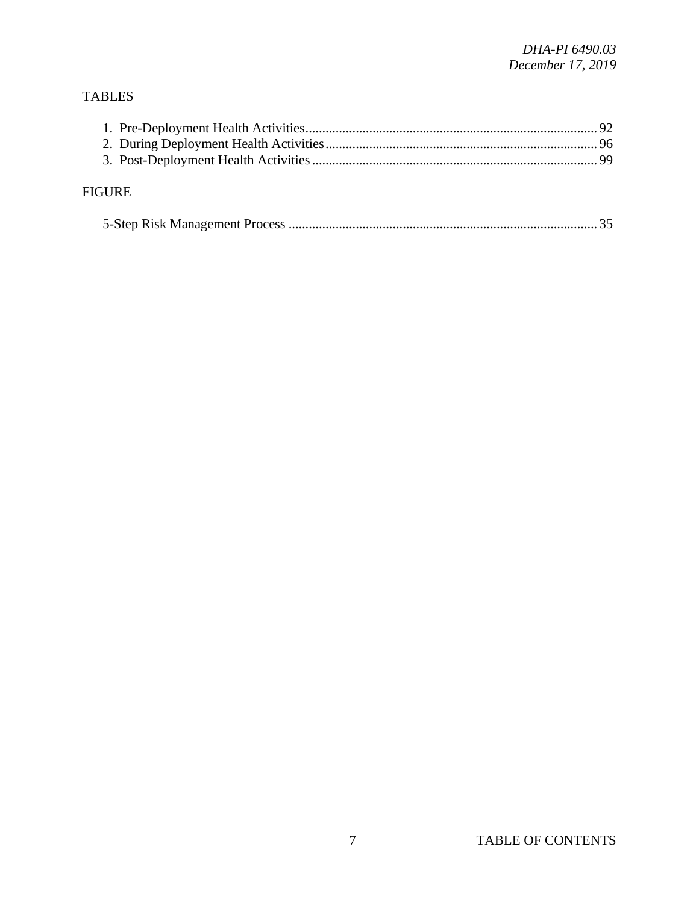TABLES

1. Pre-Deployment Health Activities....................................................................................... 92
2. During Deployment Health Activities................................................................................. 96
3. Post-Deployment Health Activities..................................................................................... 99

FIGURE

5-Step Risk Management Process ............................................................................................ 35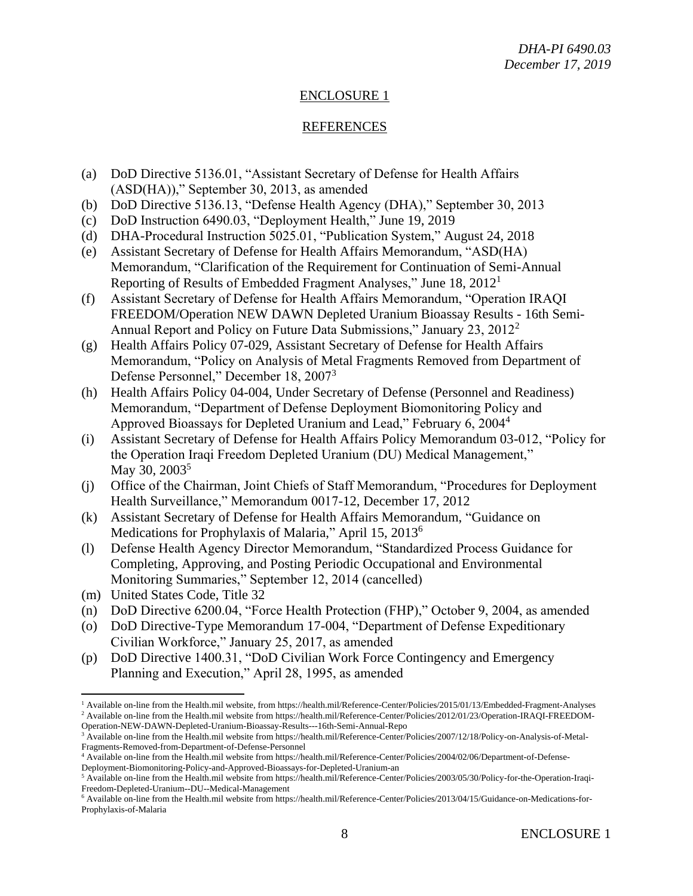## ENCLOSURE 1

## REFERENCES

(a) DoD Directive 5136.01, "Assistant Secretary of Defense for Health Affairs (ASD(HA))," September 30, 2013, as amended

(b) DoD Directive 5136.13, "Defense Health Agency (DHA)," September 30, 2013

(c) DoD Instruction 6490.03, "Deployment Health," June 19, 2019

(d) DHA-Procedural Instruction 5025.01, "Publication System," August 24, 2018

(e) Assistant Secretary of Defense for Health Affairs Memorandum, "ASD(HA) Memorandum, "Clarification of the Requirement for Continuation of Semi-Annual Reporting of Results of Embedded Fragment Analyses," June 18, 2012[1]

(f) Assistant Secretary of Defense for Health Affairs Memorandum, "Operation IRAQI FREEDOM/Operation NEW DAWN Depleted Uranium Bioassay Results - 16th Semi-Annual Report and Policy on Future Data Submissions," January 23, 2012[2]

(g) Health Affairs Policy 07-029, Assistant Secretary of Defense for Health Affairs Memorandum, "Policy on Analysis of Metal Fragments Removed from Department of Defense Personnel," December 18, 2007[3]

(h) Health Affairs Policy 04-004, Under Secretary of Defense (Personnel and Readiness) Memorandum, "Department of Defense Deployment Biomonitoring Policy and Approved Bioassays for Depleted Uranium and Lead," February 6, 2004[4]

(i) Assistant Secretary of Defense for Health Affairs Policy Memorandum 03-012, "Policy for the Operation Iraqi Freedom Depleted Uranium (DU) Medical Management," May 30, 2003[5]

(j) Office of the Chairman, Joint Chiefs of Staff Memorandum, "Procedures for Deployment Health Surveillance," Memorandum 0017-12, December 17, 2012

(k) Assistant Secretary of Defense for Health Affairs Memorandum, "Guidance on Medications for Prophylaxis of Malaria," April 15, 2013[6]

(l) Defense Health Agency Director Memorandum, "Standardized Process Guidance for Completing, Approving, and Posting Periodic Occupational and Environmental Monitoring Summaries," September 12, 2014 (cancelled)

(m) United States Code, Title 32

(n) DoD Directive 6200.04, "Force Health Protection (FHP)," October 9, 2004, as amended

(o) DoD Directive-Type Memorandum 17-004, "Department of Defense Expeditionary Civilian Workforce," January 25, 2017, as amended

(p) DoD Directive 1400.31, "DoD Civilian Work Force Contingency and Emergency Planning and Execution," April 28, 1995, as amended

---

[1] Available on-line from the Health.mil website, from https://health.mil/Reference-Center/Policies/2015/01/13/Embedded-Fragment-Analyses

[2] Available on-line from the Health.mil website from https://health.mil/Reference-Center/Policies/2012/01/23/Operation-IRAQI-FREEDOM-Operation-NEW-DAWN-Depleted-Uranium-Bioassay-Results---16th-Semi-Annual-Repo

[3] Available on-line from the Health.mil website from https://health.mil/Reference-Center/Policies/2007/12/18/Policy-on-Analysis-of-Metal-Fragments-Removed-from-Department-of-Defense-Personnel

[4] Available on-line from the Health.mil website from https://health.mil/Reference-Center/Policies/2004/02/06/Department-of-Defense-Deployment-Biomonitoring-Policy-and-Approved-Bioassays-for-Depleted-Uranium-an

[5] Available on-line from the Health.mil website from https://health.mil/Reference-Center/Policies/2003/05/30/Policy-for-the-Operation-Iraqi-Freedom-Depleted-Uranium--DU--Medical-Management

[6] Available on-line from the Health.mil website from https://health.mil/Reference-Center/Policies/2013/04/15/Guidance-on-Medications-for-Prophylaxis-of-Malaria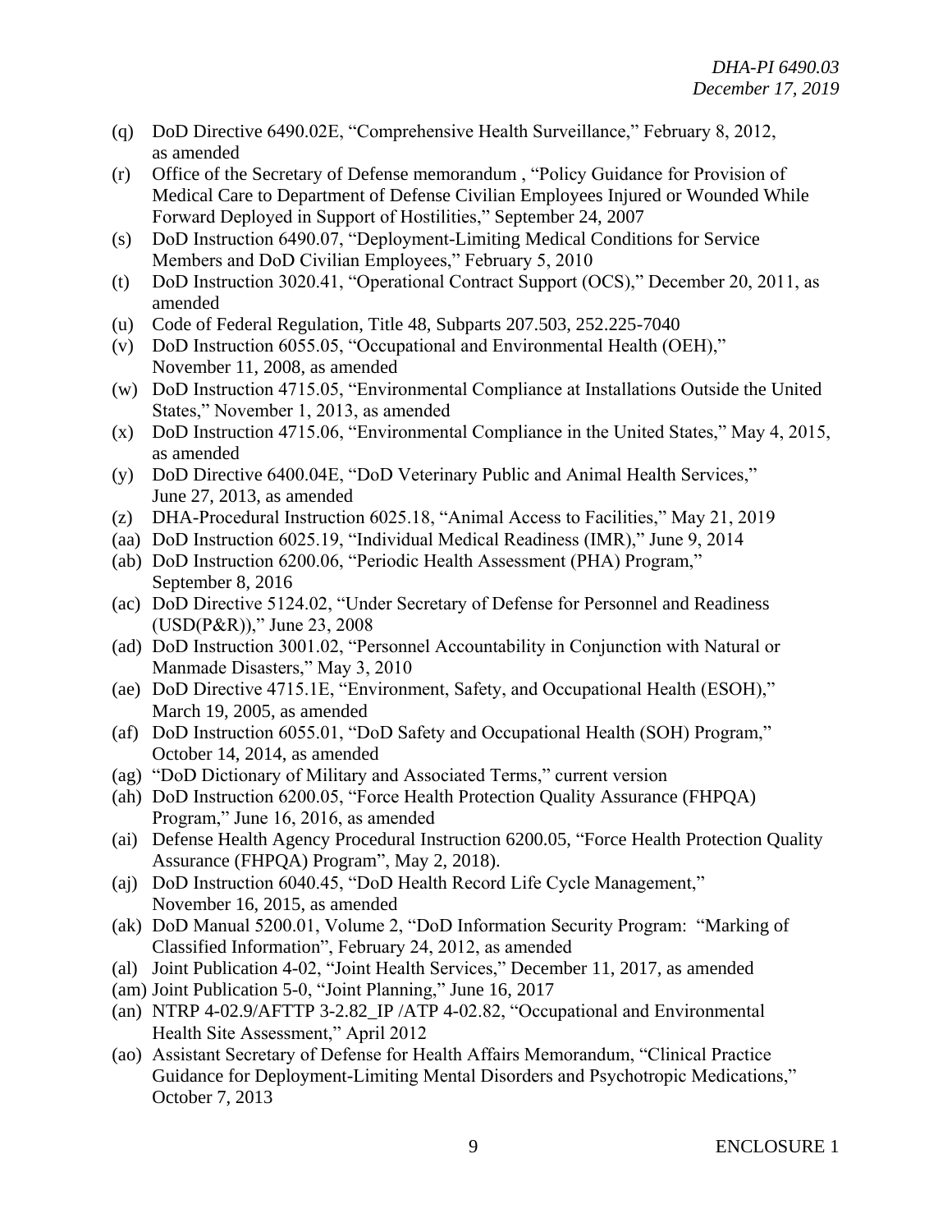(q) DoD Directive 6490.02E, "Comprehensive Health Surveillance," February 8, 2012, as amended

(r) Office of the Secretary of Defense memorandum , "Policy Guidance for Provision of Medical Care to Department of Defense Civilian Employees Injured or Wounded While Forward Deployed in Support of Hostilities," September 24, 2007

(s) DoD Instruction 6490.07, "Deployment-Limiting Medical Conditions for Service Members and DoD Civilian Employees," February 5, 2010

(t) DoD Instruction 3020.41, "Operational Contract Support (OCS)," December 20, 2011, as amended

(u) Code of Federal Regulation, Title 48, Subparts 207.503, 252.225-7040

(v) DoD Instruction 6055.05, "Occupational and Environmental Health (OEH)," November 11, 2008, as amended

(w) DoD Instruction 4715.05, "Environmental Compliance at Installations Outside the United States," November 1, 2013, as amended

(x) DoD Instruction 4715.06, "Environmental Compliance in the United States," May 4, 2015, as amended

(y) DoD Directive 6400.04E, "DoD Veterinary Public and Animal Health Services," June 27, 2013, as amended

(z) DHA-Procedural Instruction 6025.18, "Animal Access to Facilities," May 21, 2019

(aa) DoD Instruction 6025.19, "Individual Medical Readiness (IMR)," June 9, 2014

(ab) DoD Instruction 6200.06, "Periodic Health Assessment (PHA) Program," September 8, 2016

(ac) DoD Directive 5124.02, "Under Secretary of Defense for Personnel and Readiness (USD(P&R))," June 23, 2008

(ad) DoD Instruction 3001.02, "Personnel Accountability in Conjunction with Natural or Manmade Disasters," May 3, 2010

(ae) DoD Directive 4715.1E, "Environment, Safety, and Occupational Health (ESOH)," March 19, 2005, as amended

(af) DoD Instruction 6055.01, "DoD Safety and Occupational Health (SOH) Program," October 14, 2014, as amended

(ag) "DoD Dictionary of Military and Associated Terms," current version

(ah) DoD Instruction 6200.05, "Force Health Protection Quality Assurance (FHPQA) Program," June 16, 2016, as amended

(ai) Defense Health Agency Procedural Instruction 6200.05, "Force Health Protection Quality Assurance (FHPQA) Program", May 2, 2018).

(aj) DoD Instruction 6040.45, "DoD Health Record Life Cycle Management," November 16, 2015, as amended

(ak) DoD Manual 5200.01, Volume 2, "DoD Information Security Program: "Marking of Classified Information", February 24, 2012, as amended

(al) Joint Publication 4-02, "Joint Health Services," December 11, 2017, as amended

(am) Joint Publication 5-0, "Joint Planning," June 16, 2017

(an) NTRP 4-02.9/AFTTP 3-2.82_IP /ATP 4-02.82, "Occupational and Environmental Health Site Assessment," April 2012

(ao) Assistant Secretary of Defense for Health Affairs Memorandum, "Clinical Practice Guidance for Deployment-Limiting Mental Disorders and Psychotropic Medications," October 7, 2013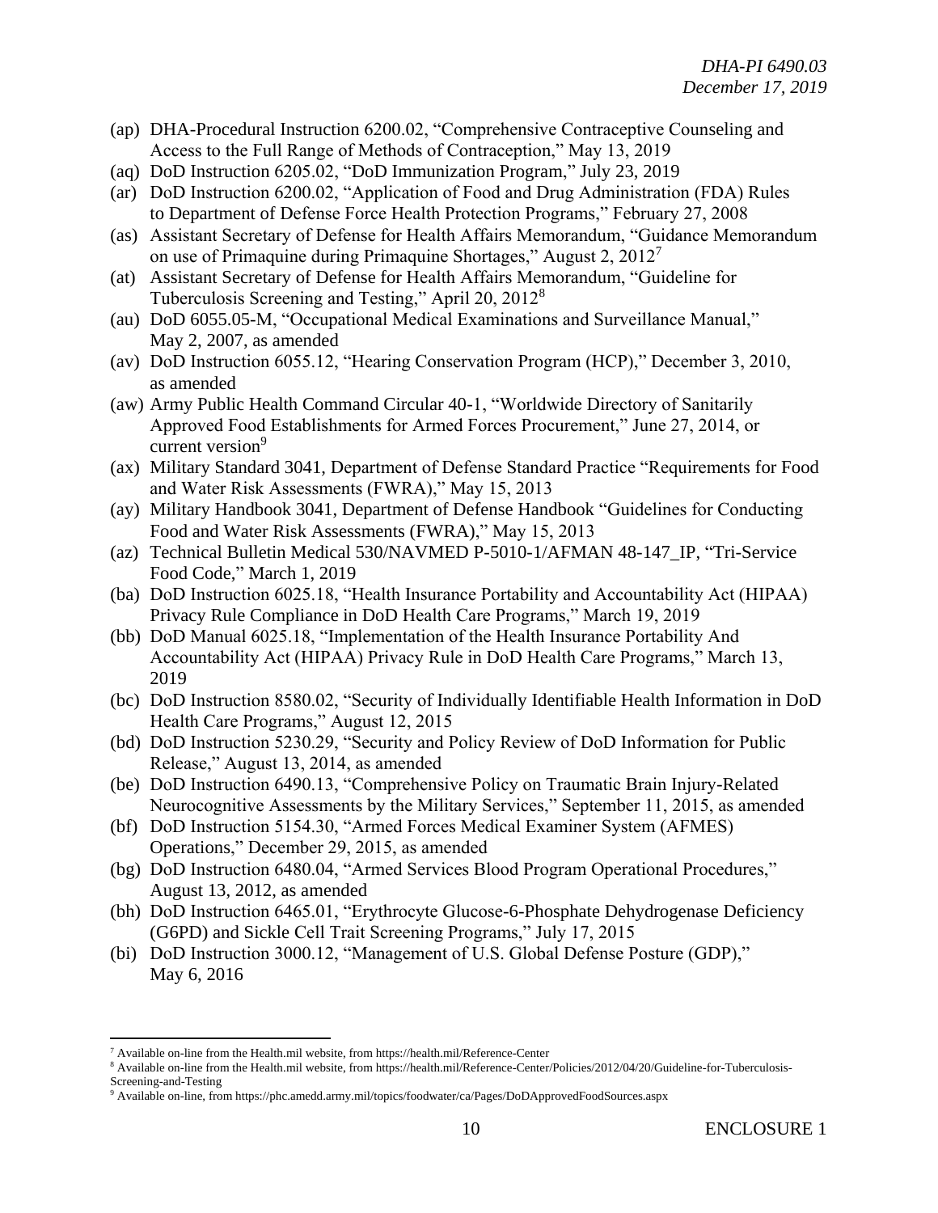(ap) DHA-Procedural Instruction 6200.02, "Comprehensive Contraceptive Counseling and Access to the Full Range of Methods of Contraception," May 13, 2019

(aq) DoD Instruction 6205.02, "DoD Immunization Program," July 23, 2019

(ar) DoD Instruction 6200.02, "Application of Food and Drug Administration (FDA) Rules to Department of Defense Force Health Protection Programs," February 27, 2008

(as) Assistant Secretary of Defense for Health Affairs Memorandum, "Guidance Memorandum on use of Primaquine during Primaquine Shortages," August 2, 2012[7]

(at) Assistant Secretary of Defense for Health Affairs Memorandum, "Guideline for Tuberculosis Screening and Testing," April 20, 2012[8]

(au) DoD 6055.05-M, "Occupational Medical Examinations and Surveillance Manual," May 2, 2007, as amended

(av) DoD Instruction 6055.12, "Hearing Conservation Program (HCP)," December 3, 2010, as amended

(aw) Army Public Health Command Circular 40-1, "Worldwide Directory of Sanitarily Approved Food Establishments for Armed Forces Procurement," June 27, 2014, or current version[9]

(ax) Military Standard 3041, Department of Defense Standard Practice "Requirements for Food and Water Risk Assessments (FWRA)," May 15, 2013

(ay) Military Handbook 3041, Department of Defense Handbook "Guidelines for Conducting Food and Water Risk Assessments (FWRA)," May 15, 2013

(az) Technical Bulletin Medical 530/NAVMED P-5010-1/AFMAN 48-147_IP, "Tri-Service Food Code," March 1, 2019

(ba) DoD Instruction 6025.18, "Health Insurance Portability and Accountability Act (HIPAA) Privacy Rule Compliance in DoD Health Care Programs," March 19, 2019

(bb) DoD Manual 6025.18, "Implementation of the Health Insurance Portability And Accountability Act (HIPAA) Privacy Rule in DoD Health Care Programs," March 13, 2019

(bc) DoD Instruction 8580.02, "Security of Individually Identifiable Health Information in DoD Health Care Programs," August 12, 2015

(bd) DoD Instruction 5230.29, "Security and Policy Review of DoD Information for Public Release," August 13, 2014, as amended

(be) DoD Instruction 6490.13, "Comprehensive Policy on Traumatic Brain Injury-Related Neurocognitive Assessments by the Military Services," September 11, 2015, as amended

(bf) DoD Instruction 5154.30, "Armed Forces Medical Examiner System (AFMES) Operations," December 29, 2015, as amended

(bg) DoD Instruction 6480.04, "Armed Services Blood Program Operational Procedures," August 13, 2012, as amended

(bh) DoD Instruction 6465.01, "Erythrocyte Glucose-6-Phosphate Dehydrogenase Deficiency (G6PD) and Sickle Cell Trait Screening Programs," July 17, 2015

(bi) DoD Instruction 3000.12, "Management of U.S. Global Defense Posture (GDP)," May 6, 2016

---

[7] Available on-line from the Health.mil website, from https://health.mil/Reference-Center

[8] Available on-line from the Health.mil website, from https://health.mil/Reference-Center/Policies/2012/04/20/Guideline-for-Tuberculosis-Screening-and-Testing

[9] Available on-line, from https://phc.amedd.army.mil/topics/foodwater/ca/Pages/DoDApprovedFoodSources.aspx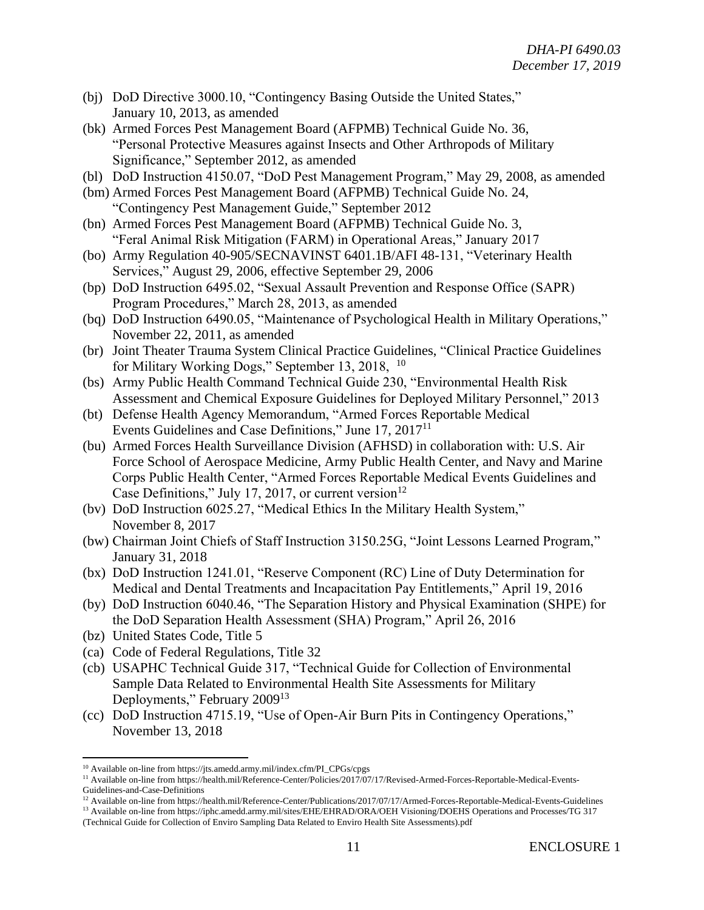(bj) DoD Directive 3000.10, "Contingency Basing Outside the United States," January 10, 2013, as amended

(bk) Armed Forces Pest Management Board (AFPMB) Technical Guide No. 36, "Personal Protective Measures against Insects and Other Arthropods of Military Significance," September 2012, as amended

(bl) DoD Instruction 4150.07, "DoD Pest Management Program," May 29, 2008, as amended

(bm) Armed Forces Pest Management Board (AFPMB) Technical Guide No. 24, "Contingency Pest Management Guide," September 2012

(bn) Armed Forces Pest Management Board (AFPMB) Technical Guide No. 3, "Feral Animal Risk Mitigation (FARM) in Operational Areas," January 2017

(bo) Army Regulation 40-905/SECNAVINST 6401.1B/AFI 48-131, "Veterinary Health Services," August 29, 2006, effective September 29, 2006

(bp) DoD Instruction 6495.02, "Sexual Assault Prevention and Response Office (SAPR) Program Procedures," March 28, 2013, as amended

(bq) DoD Instruction 6490.05, "Maintenance of Psychological Health in Military Operations," November 22, 2011, as amended

(br) Joint Theater Trauma System Clinical Practice Guidelines, "Clinical Practice Guidelines for Military Working Dogs," September 13, 2018, [10]

(bs) Army Public Health Command Technical Guide 230, "Environmental Health Risk Assessment and Chemical Exposure Guidelines for Deployed Military Personnel," 2013

(bt) Defense Health Agency Memorandum, "Armed Forces Reportable Medical Events Guidelines and Case Definitions," June 17, 2017[11]

(bu) Armed Forces Health Surveillance Division (AFHSD) in collaboration with: U.S. Air Force School of Aerospace Medicine, Army Public Health Center, and Navy and Marine Corps Public Health Center, "Armed Forces Reportable Medical Events Guidelines and Case Definitions," July 17, 2017, or current version[12]

(bv) DoD Instruction 6025.27, "Medical Ethics In the Military Health System," November 8, 2017

(bw) Chairman Joint Chiefs of Staff Instruction 3150.25G, "Joint Lessons Learned Program," January 31, 2018

(bx) DoD Instruction 1241.01, "Reserve Component (RC) Line of Duty Determination for Medical and Dental Treatments and Incapacitation Pay Entitlements," April 19, 2016

(by) DoD Instruction 6040.46, "The Separation History and Physical Examination (SHPE) for the DoD Separation Health Assessment (SHA) Program," April 26, 2016

(bz) United States Code, Title 5

(ca) Code of Federal Regulations, Title 32

(cb) USAPHC Technical Guide 317, "Technical Guide for Collection of Environmental Sample Data Related to Environmental Health Site Assessments for Military Deployments," February 2009[13]

(cc) DoD Instruction 4715.19, "Use of Open-Air Burn Pits in Contingency Operations," November 13, 2018

---

[10] Available on-line from https://jts.amedd.army.mil/index.cfm/PI_CPGs/cpgs

[11] Available on-line from https://health.mil/Reference-Center/Policies/2017/07/17/Revised-Armed-Forces-Reportable-Medical-Events-Guidelines-and-Case-Definitions

[12] Available on-line from https://health.mil/Reference-Center/Publications/2017/07/17/Armed-Forces-Reportable-Medical-Events-Guidelines

[13] Available on-line from https://iphc.amedd.army.mil/sites/EHE/EHRAD/ORA/OEH Visioning/DOEHS Operations and Processes/TG 317 (Technical Guide for Collection of Enviro Sampling Data Related to Enviro Health Site Assessments).pdf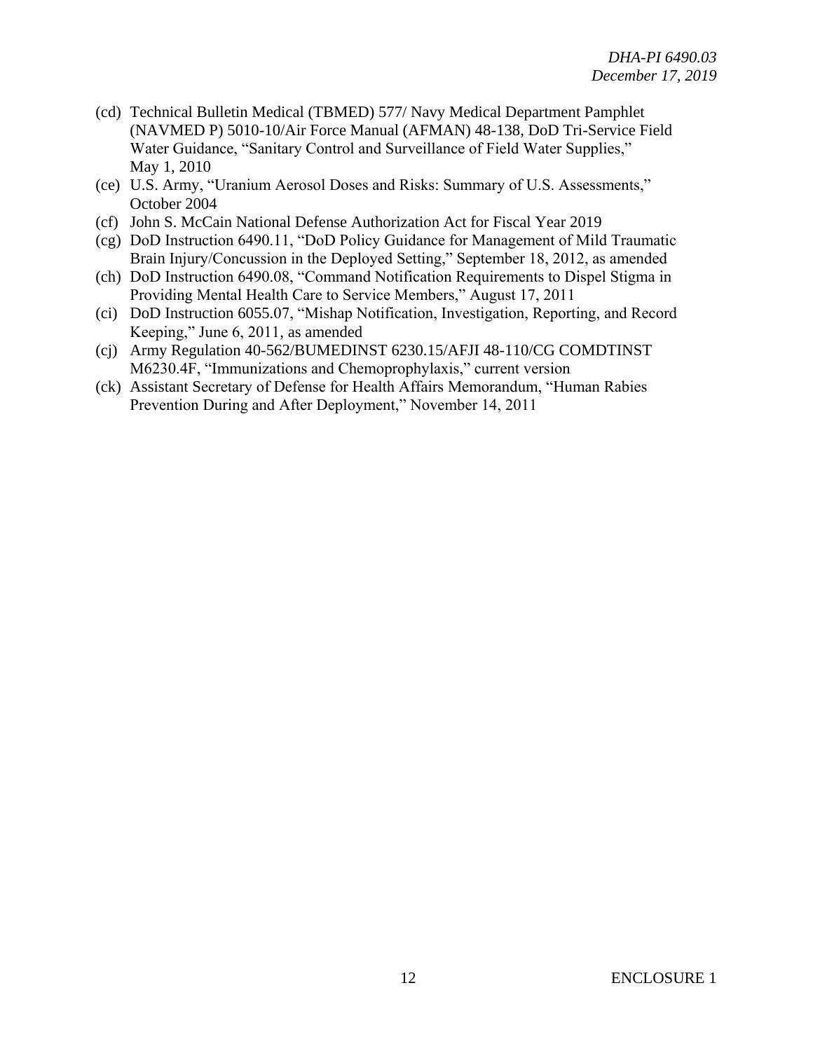(cd) Technical Bulletin Medical (TBMED) 577/ Navy Medical Department Pamphlet (NAVMED P) 5010-10/Air Force Manual (AFMAN) 48-138, DoD Tri-Service Field Water Guidance, "Sanitary Control and Surveillance of Field Water Supplies," May 1, 2010

(ce) U.S. Army, "Uranium Aerosol Doses and Risks: Summary of U.S. Assessments," October 2004

(cf) John S. McCain National Defense Authorization Act for Fiscal Year 2019

(cg) DoD Instruction 6490.11, "DoD Policy Guidance for Management of Mild Traumatic Brain Injury/Concussion in the Deployed Setting," September 18, 2012, as amended

(ch) DoD Instruction 6490.08, "Command Notification Requirements to Dispel Stigma in Providing Mental Health Care to Service Members," August 17, 2011

(ci) DoD Instruction 6055.07, "Mishap Notification, Investigation, Reporting, and Record Keeping," June 6, 2011, as amended

(cj) Army Regulation 40-562/BUMEDINST 6230.15/AFJI 48-110/CG COMDTINST M6230.4F, "Immunizations and Chemoprophylaxis," current version

(ck) Assistant Secretary of Defense for Health Affairs Memorandum, "Human Rabies Prevention During and After Deployment," November 14, 2011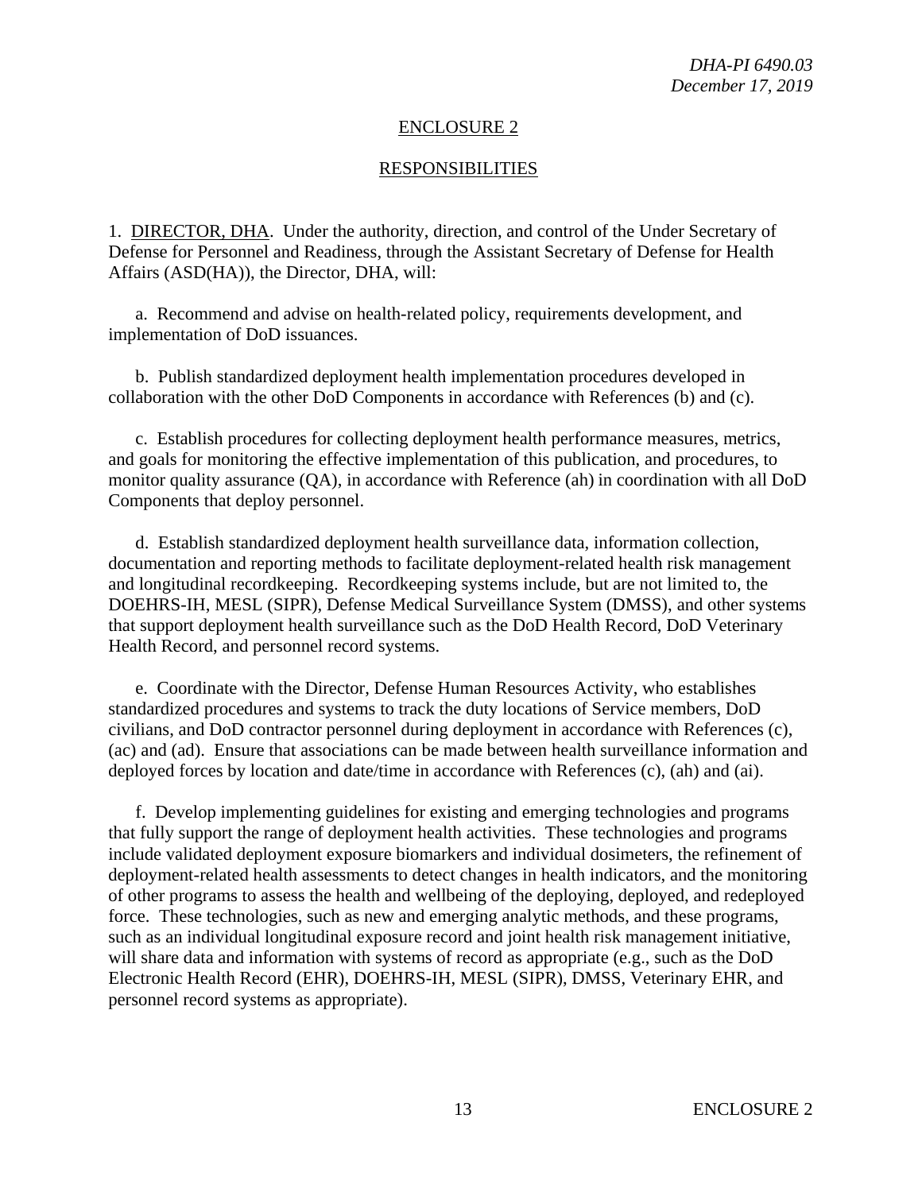## ENCLOSURE 2

## RESPONSIBILITIES

1. DIRECTOR, DHA. Under the authority, direction, and control of the Under Secretary of Defense for Personnel and Readiness, through the Assistant Secretary of Defense for Health Affairs (ASD(HA)), the Director, DHA, will:

a. Recommend and advise on health-related policy, requirements development, and implementation of DoD issuances.

b. Publish standardized deployment health implementation procedures developed in collaboration with the other DoD Components in accordance with References (b) and (c).

c. Establish procedures for collecting deployment health performance measures, metrics, and goals for monitoring the effective implementation of this publication, and procedures, to monitor quality assurance (QA), in accordance with Reference (ah) in coordination with all DoD Components that deploy personnel.

d. Establish standardized deployment health surveillance data, information collection, documentation and reporting methods to facilitate deployment-related health risk management and longitudinal recordkeeping. Recordkeeping systems include, but are not limited to, the DOEHRS-IH, MESL (SIPR), Defense Medical Surveillance System (DMSS), and other systems that support deployment health surveillance such as the DoD Health Record, DoD Veterinary Health Record, and personnel record systems.

e. Coordinate with the Director, Defense Human Resources Activity, who establishes standardized procedures and systems to track the duty locations of Service members, DoD civilians, and DoD contractor personnel during deployment in accordance with References (c), (ac) and (ad). Ensure that associations can be made between health surveillance information and deployed forces by location and date/time in accordance with References (c), (ah) and (ai).

f. Develop implementing guidelines for existing and emerging technologies and programs that fully support the range of deployment health activities. These technologies and programs include validated deployment exposure biomarkers and individual dosimeters, the refinement of deployment-related health assessments to detect changes in health indicators, and the monitoring of other programs to assess the health and wellbeing of the deploying, deployed, and redeployed force. These technologies, such as new and emerging analytic methods, and these programs, such as an individual longitudinal exposure record and joint health risk management initiative, will share data and information with systems of record as appropriate (e.g., such as the DoD Electronic Health Record (EHR), DOEHRS-IH, MESL (SIPR), DMSS, Veterinary EHR, and personnel record systems as appropriate).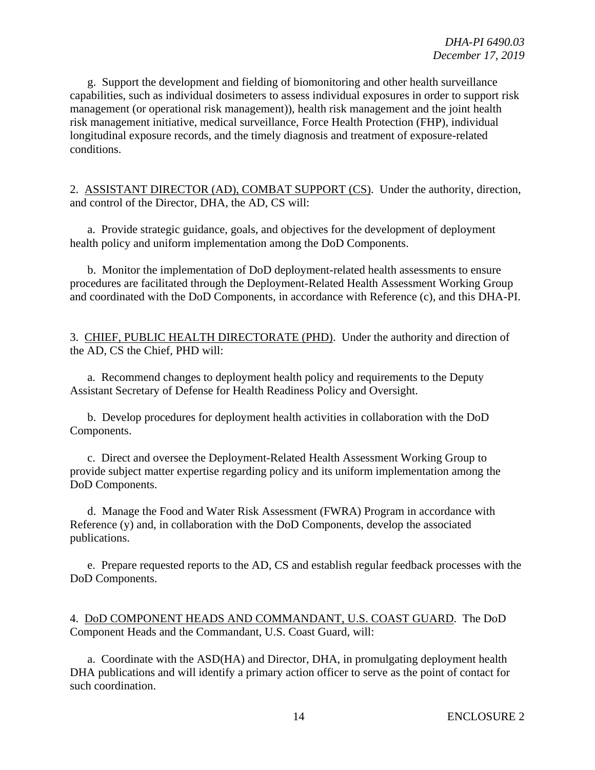g. Support the development and fielding of biomonitoring and other health surveillance capabilities, such as individual dosimeters to assess individual exposures in order to support risk management (or operational risk management)), health risk management and the joint health risk management initiative, medical surveillance, Force Health Protection (FHP), individual longitudinal exposure records, and the timely diagnosis and treatment of exposure-related conditions.

2. ASSISTANT DIRECTOR (AD), COMBAT SUPPORT (CS). Under the authority, direction, and control of the Director, DHA, the AD, CS will:

a. Provide strategic guidance, goals, and objectives for the development of deployment health policy and uniform implementation among the DoD Components.

b. Monitor the implementation of DoD deployment-related health assessments to ensure procedures are facilitated through the Deployment-Related Health Assessment Working Group and coordinated with the DoD Components, in accordance with Reference (c), and this DHA-PI.

3. CHIEF, PUBLIC HEALTH DIRECTORATE (PHD). Under the authority and direction of the AD, CS the Chief, PHD will:

a. Recommend changes to deployment health policy and requirements to the Deputy Assistant Secretary of Defense for Health Readiness Policy and Oversight.

b. Develop procedures for deployment health activities in collaboration with the DoD Components.

c. Direct and oversee the Deployment-Related Health Assessment Working Group to provide subject matter expertise regarding policy and its uniform implementation among the DoD Components.

d. Manage the Food and Water Risk Assessment (FWRA) Program in accordance with Reference (y) and, in collaboration with the DoD Components, develop the associated publications.

e. Prepare requested reports to the AD, CS and establish regular feedback processes with the DoD Components.

4. DoD COMPONENT HEADS AND COMMANDANT, U.S. COAST GUARD. The DoD Component Heads and the Commandant, U.S. Coast Guard, will:

a. Coordinate with the ASD(HA) and Director, DHA, in promulgating deployment health DHA publications and will identify a primary action officer to serve as the point of contact for such coordination.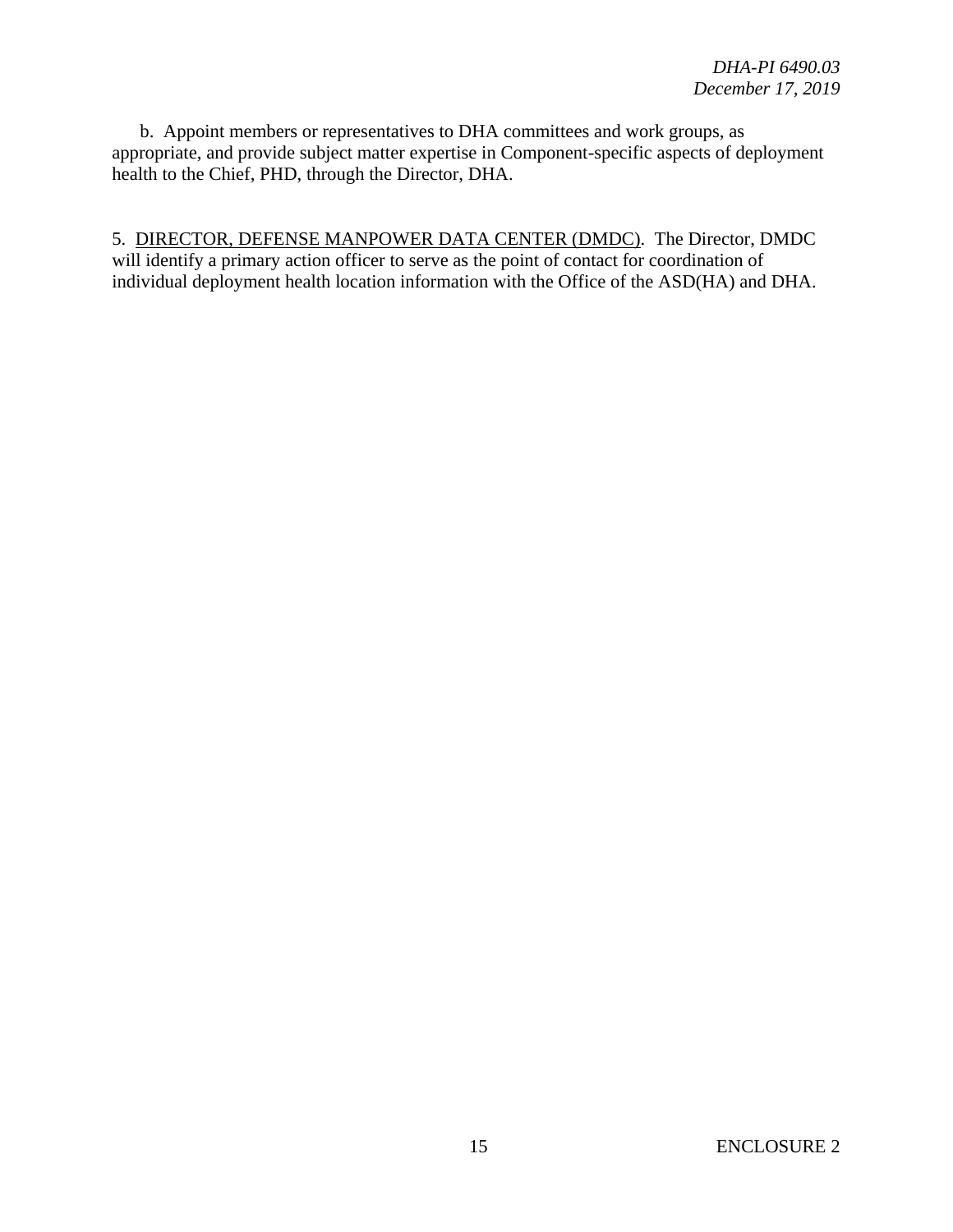b. Appoint members or representatives to DHA committees and work groups, as appropriate, and provide subject matter expertise in Component-specific aspects of deployment health to the Chief, PHD, through the Director, DHA.

5. DIRECTOR, DEFENSE MANPOWER DATA CENTER (DMDC). The Director, DMDC will identify a primary action officer to serve as the point of contact for coordination of individual deployment health location information with the Office of the ASD(HA) and DHA.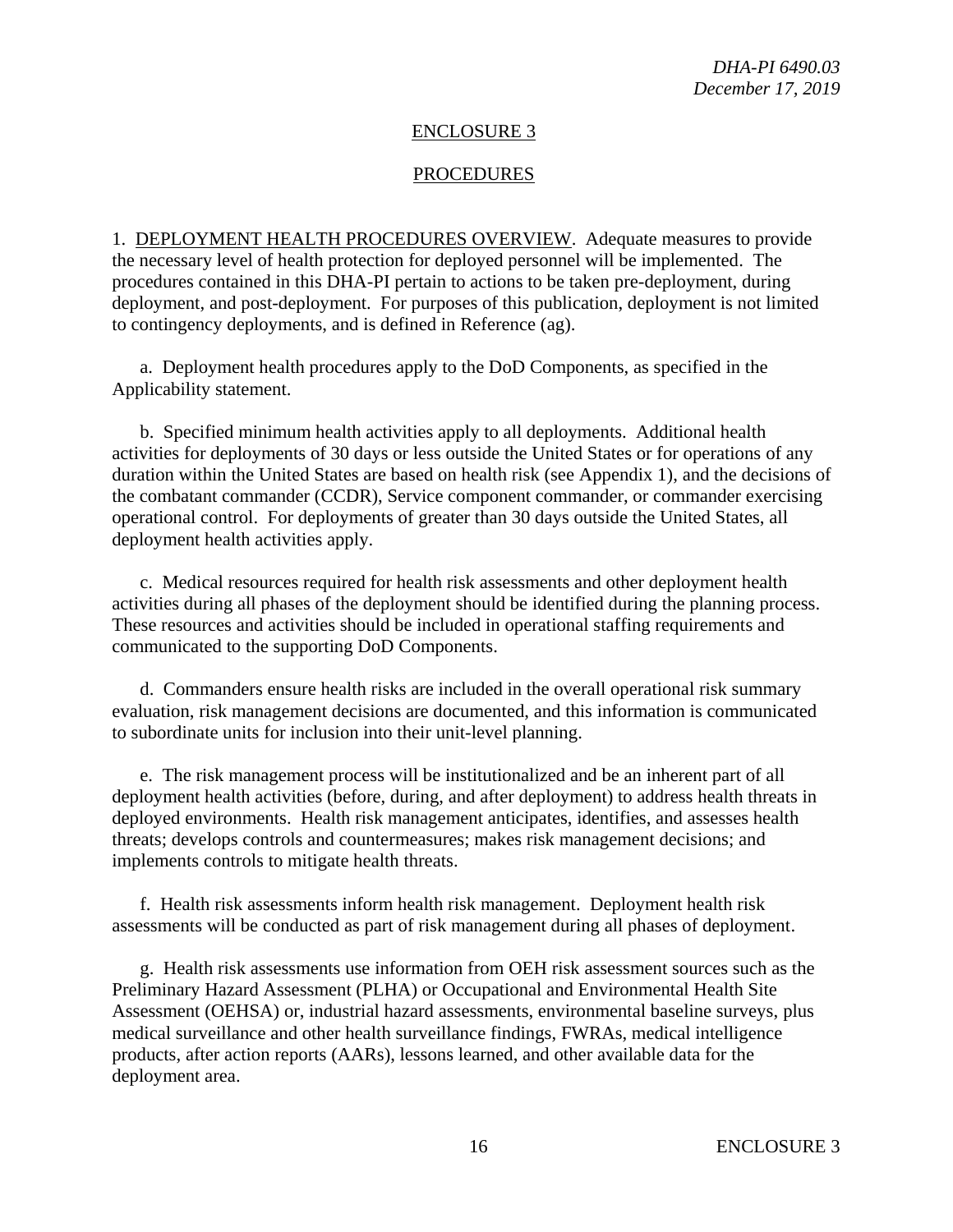## ENCLOSURE 3

## PROCEDURES

1. DEPLOYMENT HEALTH PROCEDURES OVERVIEW. Adequate measures to provide the necessary level of health protection for deployed personnel will be implemented. The procedures contained in this DHA-PI pertain to actions to be taken pre-deployment, during deployment, and post-deployment. For purposes of this publication, deployment is not limited to contingency deployments, and is defined in Reference (ag).

a. Deployment health procedures apply to the DoD Components, as specified in the Applicability statement.

b. Specified minimum health activities apply to all deployments. Additional health activities for deployments of 30 days or less outside the United States or for operations of any duration within the United States are based on health risk (see Appendix 1), and the decisions of the combatant commander (CCDR), Service component commander, or commander exercising operational control. For deployments of greater than 30 days outside the United States, all deployment health activities apply.

c. Medical resources required for health risk assessments and other deployment health activities during all phases of the deployment should be identified during the planning process. These resources and activities should be included in operational staffing requirements and communicated to the supporting DoD Components.

d. Commanders ensure health risks are included in the overall operational risk summary evaluation, risk management decisions are documented, and this information is communicated to subordinate units for inclusion into their unit-level planning.

e. The risk management process will be institutionalized and be an inherent part of all deployment health activities (before, during, and after deployment) to address health threats in deployed environments. Health risk management anticipates, identifies, and assesses health threats; develops controls and countermeasures; makes risk management decisions; and implements controls to mitigate health threats.

f. Health risk assessments inform health risk management. Deployment health risk assessments will be conducted as part of risk management during all phases of deployment.

g. Health risk assessments use information from OEH risk assessment sources such as the Preliminary Hazard Assessment (PLHA) or Occupational and Environmental Health Site Assessment (OEHSA) or, industrial hazard assessments, environmental baseline surveys, plus medical surveillance and other health surveillance findings, FWRAs, medical intelligence products, after action reports (AARs), lessons learned, and other available data for the deployment area.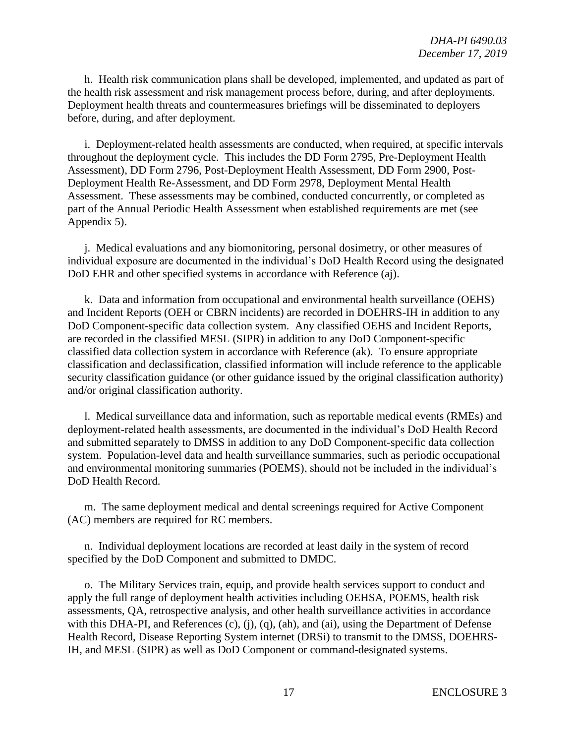h. Health risk communication plans shall be developed, implemented, and updated as part of the health risk assessment and risk management process before, during, and after deployments. Deployment health threats and countermeasures briefings will be disseminated to deployers before, during, and after deployment.

i. Deployment-related health assessments are conducted, when required, at specific intervals throughout the deployment cycle. This includes the DD Form 2795, Pre-Deployment Health Assessment), DD Form 2796, Post-Deployment Health Assessment, DD Form 2900, Post-Deployment Health Re-Assessment, and DD Form 2978, Deployment Mental Health Assessment. These assessments may be combined, conducted concurrently, or completed as part of the Annual Periodic Health Assessment when established requirements are met (see Appendix 5).

j. Medical evaluations and any biomonitoring, personal dosimetry, or other measures of individual exposure are documented in the individual's DoD Health Record using the designated DoD EHR and other specified systems in accordance with Reference (aj).

k. Data and information from occupational and environmental health surveillance (OEHS) and Incident Reports (OEH or CBRN incidents) are recorded in DOEHRS-IH in addition to any DoD Component-specific data collection system. Any classified OEHS and Incident Reports, are recorded in the classified MESL (SIPR) in addition to any DoD Component-specific classified data collection system in accordance with Reference (ak). To ensure appropriate classification and declassification, classified information will include reference to the applicable security classification guidance (or other guidance issued by the original classification authority) and/or original classification authority.

l. Medical surveillance data and information, such as reportable medical events (RMEs) and deployment-related health assessments, are documented in the individual's DoD Health Record and submitted separately to DMSS in addition to any DoD Component-specific data collection system. Population-level data and health surveillance summaries, such as periodic occupational and environmental monitoring summaries (POEMS), should not be included in the individual's DoD Health Record.

m. The same deployment medical and dental screenings required for Active Component (AC) members are required for RC members.

n. Individual deployment locations are recorded at least daily in the system of record specified by the DoD Component and submitted to DMDC.

o. The Military Services train, equip, and provide health services support to conduct and apply the full range of deployment health activities including OEHSA, POEMS, health risk assessments, QA, retrospective analysis, and other health surveillance activities in accordance with this DHA-PI, and References (c), (j), (q), (ah), and (ai), using the Department of Defense Health Record, Disease Reporting System internet (DRSi) to transmit to the DMSS, DOEHRS-IH, and MESL (SIPR) as well as DoD Component or command-designated systems.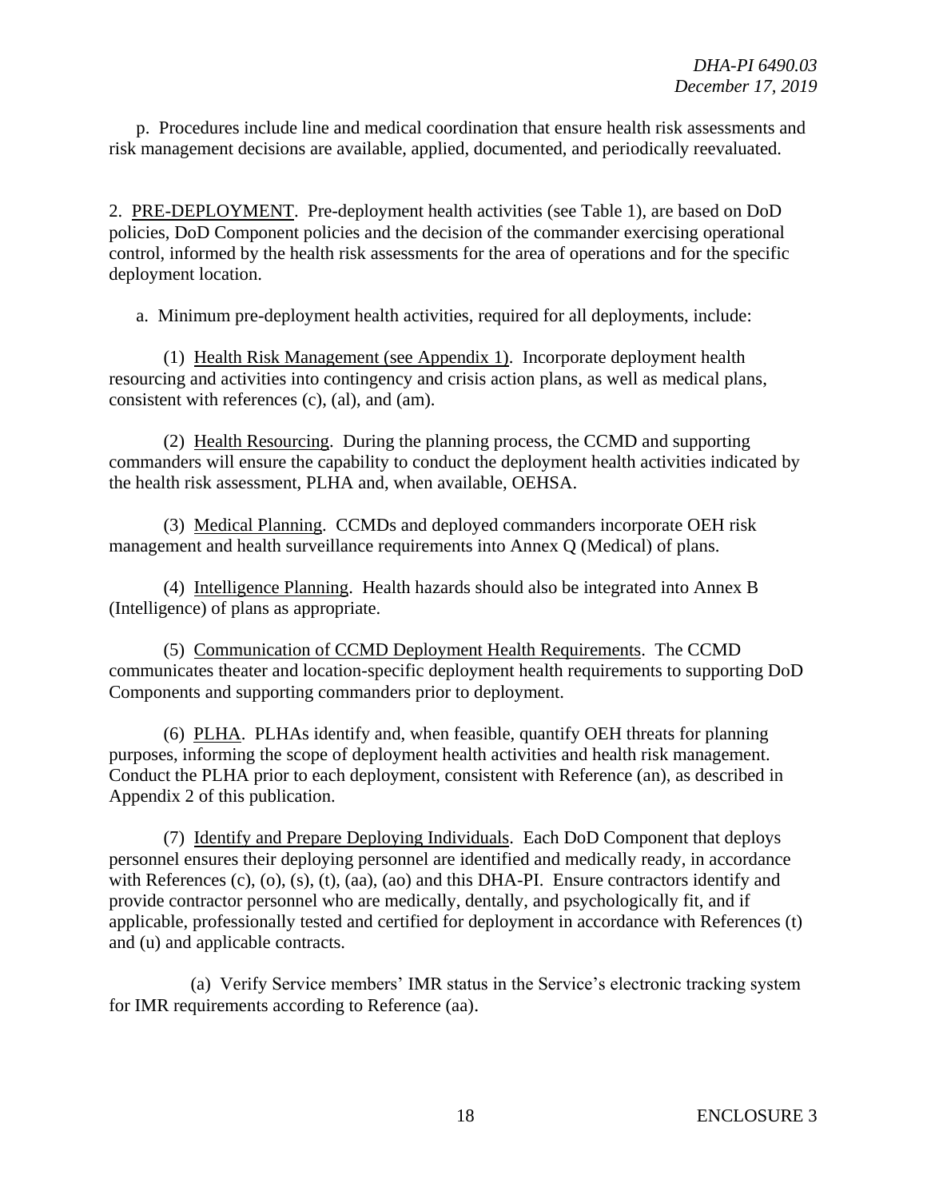p. Procedures include line and medical coordination that ensure health risk assessments and risk management decisions are available, applied, documented, and periodically reevaluated.

2. PRE-DEPLOYMENT. Pre-deployment health activities (see Table 1), are based on DoD policies, DoD Component policies and the decision of the commander exercising operational control, informed by the health risk assessments for the area of operations and for the specific deployment location.

a. Minimum pre-deployment health activities, required for all deployments, include:

(1) Health Risk Management (see Appendix 1). Incorporate deployment health resourcing and activities into contingency and crisis action plans, as well as medical plans, consistent with references (c), (al), and (am).

(2) Health Resourcing. During the planning process, the CCMD and supporting commanders will ensure the capability to conduct the deployment health activities indicated by the health risk assessment, PLHA and, when available, OEHSA.

(3) Medical Planning. CCMDs and deployed commanders incorporate OEH risk management and health surveillance requirements into Annex Q (Medical) of plans.

(4) Intelligence Planning. Health hazards should also be integrated into Annex B (Intelligence) of plans as appropriate.

(5) Communication of CCMD Deployment Health Requirements. The CCMD communicates theater and location-specific deployment health requirements to supporting DoD Components and supporting commanders prior to deployment.

(6) PLHA. PLHAs identify and, when feasible, quantify OEH threats for planning purposes, informing the scope of deployment health activities and health risk management. Conduct the PLHA prior to each deployment, consistent with Reference (an), as described in Appendix 2 of this publication.

(7) Identify and Prepare Deploying Individuals. Each DoD Component that deploys personnel ensures their deploying personnel are identified and medically ready, in accordance with References (c), (o), (s), (t), (aa), (ao) and this DHA-PI. Ensure contractors identify and provide contractor personnel who are medically, dentally, and psychologically fit, and if applicable, professionally tested and certified for deployment in accordance with References (t) and (u) and applicable contracts.

(a) Verify Service members' IMR status in the Service's electronic tracking system for IMR requirements according to Reference (aa).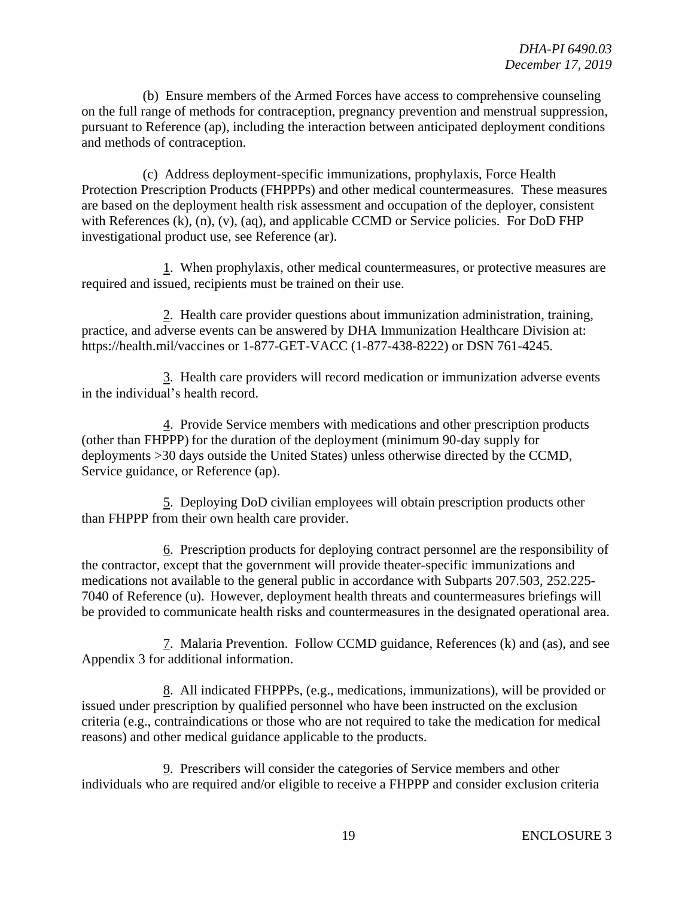(b) Ensure members of the Armed Forces have access to comprehensive counseling on the full range of methods for contraception, pregnancy prevention and menstrual suppression, pursuant to Reference (ap), including the interaction between anticipated deployment conditions and methods of contraception.

(c) Address deployment-specific immunizations, prophylaxis, Force Health Protection Prescription Products (FHPPPs) and other medical countermeasures. These measures are based on the deployment health risk assessment and occupation of the deployer, consistent with References (k), (n), (v), (aq), and applicable CCMD or Service policies. For DoD FHP investigational product use, see Reference (ar).

1. When prophylaxis, other medical countermeasures, or protective measures are required and issued, recipients must be trained on their use.

2. Health care provider questions about immunization administration, training, practice, and adverse events can be answered by DHA Immunization Healthcare Division at: https://health.mil/vaccines or 1-877-GET-VACC (1-877-438-8222) or DSN 761-4245.

3. Health care providers will record medication or immunization adverse events in the individual's health record.

4. Provide Service members with medications and other prescription products (other than FHPPP) for the duration of the deployment (minimum 90-day supply for deployments >30 days outside the United States) unless otherwise directed by the CCMD, Service guidance, or Reference (ap).

5. Deploying DoD civilian employees will obtain prescription products other than FHPPP from their own health care provider.

6. Prescription products for deploying contract personnel are the responsibility of the contractor, except that the government will provide theater-specific immunizations and medications not available to the general public in accordance with Subparts 207.503, 252.225-7040 of Reference (u). However, deployment health threats and countermeasures briefings will be provided to communicate health risks and countermeasures in the designated operational area.

7. Malaria Prevention. Follow CCMD guidance, References (k) and (as), and see Appendix 3 for additional information.

8. All indicated FHPPPs, (e.g., medications, immunizations), will be provided or issued under prescription by qualified personnel who have been instructed on the exclusion criteria (e.g., contraindications or those who are not required to take the medication for medical reasons) and other medical guidance applicable to the products.

9. Prescribers will consider the categories of Service members and other individuals who are required and/or eligible to receive a FHPPP and consider exclusion criteria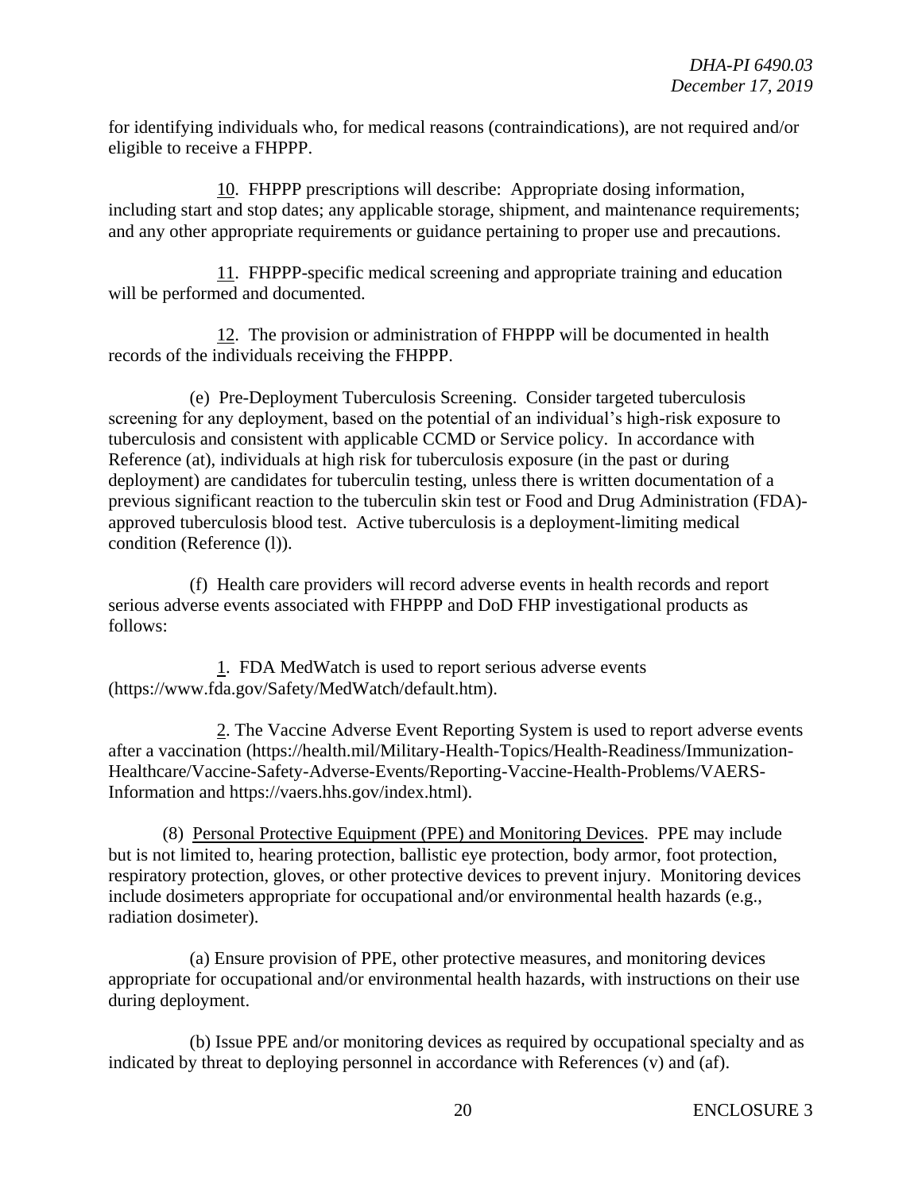for identifying individuals who, for medical reasons (contraindications), are not required and/or eligible to receive a FHPPP.

10. FHPPP prescriptions will describe: Appropriate dosing information, including start and stop dates; any applicable storage, shipment, and maintenance requirements; and any other appropriate requirements or guidance pertaining to proper use and precautions.

11. FHPPP-specific medical screening and appropriate training and education will be performed and documented.

12. The provision or administration of FHPPP will be documented in health records of the individuals receiving the FHPPP.

(e) Pre-Deployment Tuberculosis Screening. Consider targeted tuberculosis screening for any deployment, based on the potential of an individual's high-risk exposure to tuberculosis and consistent with applicable CCMD or Service policy. In accordance with Reference (at), individuals at high risk for tuberculosis exposure (in the past or during deployment) are candidates for tuberculin testing, unless there is written documentation of a previous significant reaction to the tuberculin skin test or Food and Drug Administration (FDA)-approved tuberculosis blood test. Active tuberculosis is a deployment-limiting medical condition (Reference (l)).

(f) Health care providers will record adverse events in health records and report serious adverse events associated with FHPPP and DoD FHP investigational products as follows:

1. FDA MedWatch is used to report serious adverse events (https://www.fda.gov/Safety/MedWatch/default.htm).

2. The Vaccine Adverse Event Reporting System is used to report adverse events after a vaccination (https://health.mil/Military-Health-Topics/Health-Readiness/Immunization-Healthcare/Vaccine-Safety-Adverse-Events/Reporting-Vaccine-Health-Problems/VAERS-Information and https://vaers.hhs.gov/index.html).

(8) Personal Protective Equipment (PPE) and Monitoring Devices. PPE may include but is not limited to, hearing protection, ballistic eye protection, body armor, foot protection, respiratory protection, gloves, or other protective devices to prevent injury. Monitoring devices include dosimeters appropriate for occupational and/or environmental health hazards (e.g., radiation dosimeter).

(a) Ensure provision of PPE, other protective measures, and monitoring devices appropriate for occupational and/or environmental health hazards, with instructions on their use during deployment.

(b) Issue PPE and/or monitoring devices as required by occupational specialty and as indicated by threat to deploying personnel in accordance with References (v) and (af).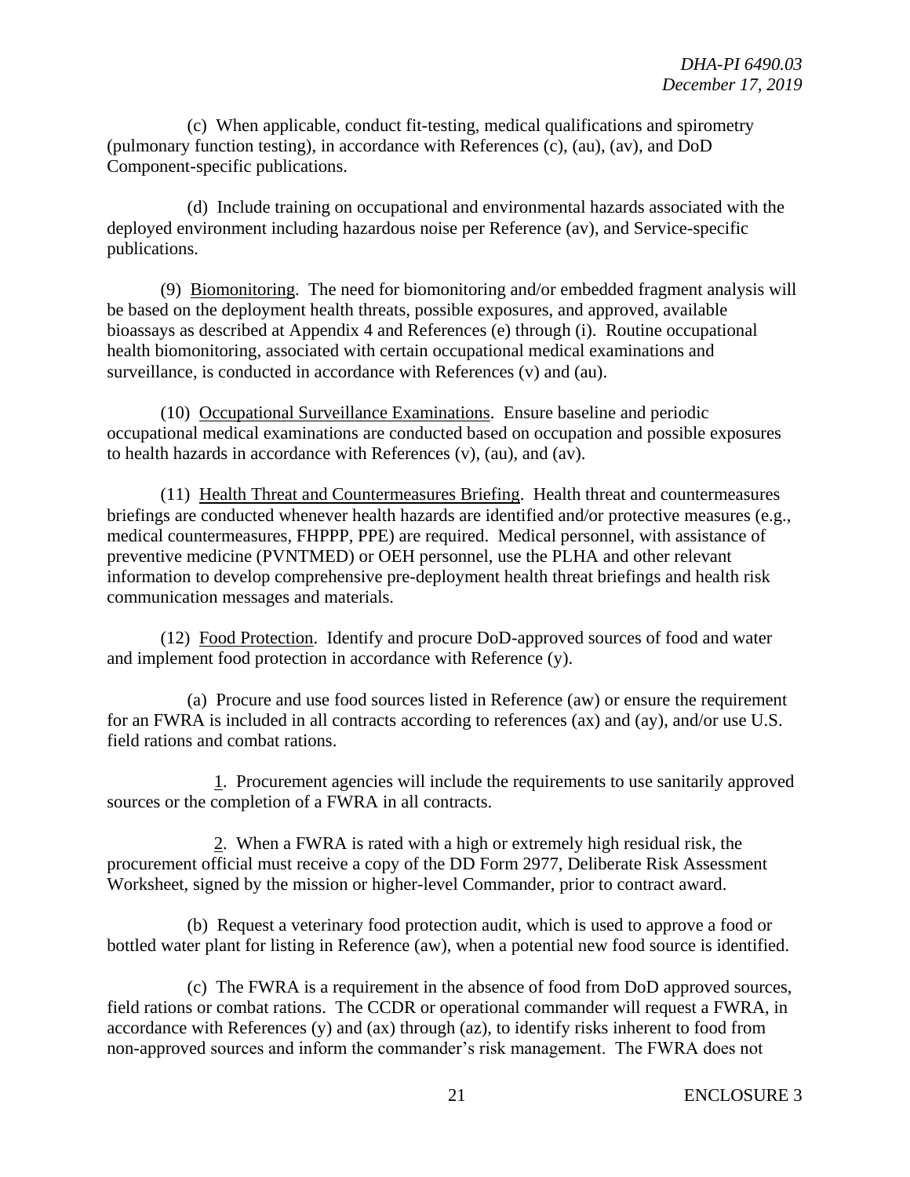(c) When applicable, conduct fit-testing, medical qualifications and spirometry (pulmonary function testing), in accordance with References (c), (au), (av), and DoD Component-specific publications.

(d) Include training on occupational and environmental hazards associated with the deployed environment including hazardous noise per Reference (av), and Service-specific publications.

(9) Biomonitoring. The need for biomonitoring and/or embedded fragment analysis will be based on the deployment health threats, possible exposures, and approved, available bioassays as described at Appendix 4 and References (e) through (i). Routine occupational health biomonitoring, associated with certain occupational medical examinations and surveillance, is conducted in accordance with References (v) and (au).

(10) Occupational Surveillance Examinations. Ensure baseline and periodic occupational medical examinations are conducted based on occupation and possible exposures to health hazards in accordance with References (v), (au), and (av).

(11) Health Threat and Countermeasures Briefing. Health threat and countermeasures briefings are conducted whenever health hazards are identified and/or protective measures (e.g., medical countermeasures, FHPPP, PPE) are required. Medical personnel, with assistance of preventive medicine (PVNTMED) or OEH personnel, use the PLHA and other relevant information to develop comprehensive pre-deployment health threat briefings and health risk communication messages and materials.

(12) Food Protection. Identify and procure DoD-approved sources of food and water and implement food protection in accordance with Reference (y).

(a) Procure and use food sources listed in Reference (aw) or ensure the requirement for an FWRA is included in all contracts according to references (ax) and (ay), and/or use U.S. field rations and combat rations.

1. Procurement agencies will include the requirements to use sanitarily approved sources or the completion of a FWRA in all contracts.

2. When a FWRA is rated with a high or extremely high residual risk, the procurement official must receive a copy of the DD Form 2977, Deliberate Risk Assessment Worksheet, signed by the mission or higher-level Commander, prior to contract award.

(b) Request a veterinary food protection audit, which is used to approve a food or bottled water plant for listing in Reference (aw), when a potential new food source is identified.

(c) The FWRA is a requirement in the absence of food from DoD approved sources, field rations or combat rations. The CCDR or operational commander will request a FWRA, in accordance with References (y) and (ax) through (az), to identify risks inherent to food from non-approved sources and inform the commander's risk management. The FWRA does not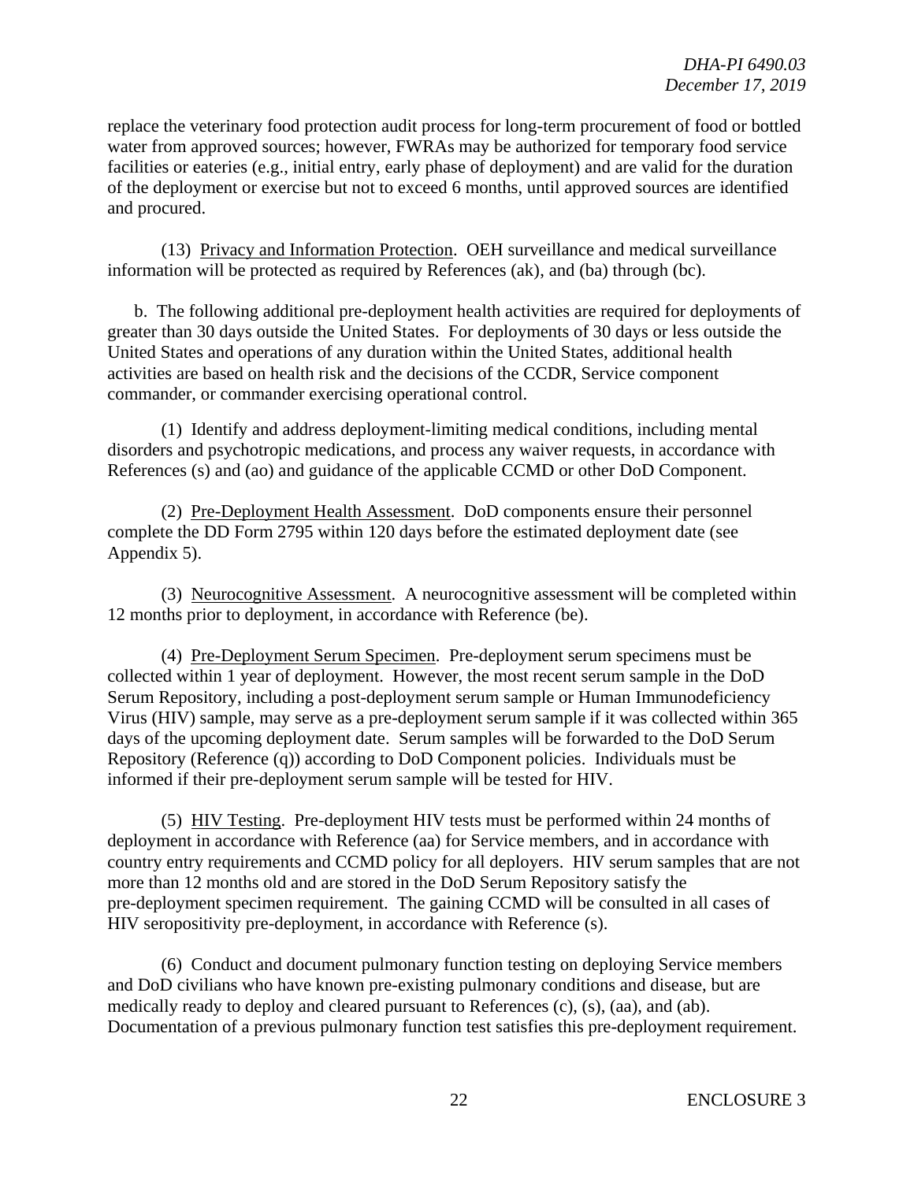replace the veterinary food protection audit process for long-term procurement of food or bottled water from approved sources; however, FWRAs may be authorized for temporary food service facilities or eateries (e.g., initial entry, early phase of deployment) and are valid for the duration of the deployment or exercise but not to exceed 6 months, until approved sources are identified and procured.

(13) Privacy and Information Protection. OEH surveillance and medical surveillance information will be protected as required by References (ak), and (ba) through (bc).

b. The following additional pre-deployment health activities are required for deployments of greater than 30 days outside the United States. For deployments of 30 days or less outside the United States and operations of any duration within the United States, additional health activities are based on health risk and the decisions of the CCDR, Service component commander, or commander exercising operational control.

(1) Identify and address deployment-limiting medical conditions, including mental disorders and psychotropic medications, and process any waiver requests, in accordance with References (s) and (ao) and guidance of the applicable CCMD or other DoD Component.

(2) Pre-Deployment Health Assessment. DoD components ensure their personnel complete the DD Form 2795 within 120 days before the estimated deployment date (see Appendix 5).

(3) Neurocognitive Assessment. A neurocognitive assessment will be completed within 12 months prior to deployment, in accordance with Reference (be).

(4) Pre-Deployment Serum Specimen. Pre-deployment serum specimens must be collected within 1 year of deployment. However, the most recent serum sample in the DoD Serum Repository, including a post-deployment serum sample or Human Immunodeficiency Virus (HIV) sample, may serve as a pre-deployment serum sample if it was collected within 365 days of the upcoming deployment date. Serum samples will be forwarded to the DoD Serum Repository (Reference (q)) according to DoD Component policies. Individuals must be informed if their pre-deployment serum sample will be tested for HIV.

(5) HIV Testing. Pre-deployment HIV tests must be performed within 24 months of deployment in accordance with Reference (aa) for Service members, and in accordance with country entry requirements and CCMD policy for all deployers. HIV serum samples that are not more than 12 months old and are stored in the DoD Serum Repository satisfy the pre-deployment specimen requirement. The gaining CCMD will be consulted in all cases of HIV seropositivity pre-deployment, in accordance with Reference (s).

(6) Conduct and document pulmonary function testing on deploying Service members and DoD civilians who have known pre-existing pulmonary conditions and disease, but are medically ready to deploy and cleared pursuant to References (c), (s), (aa), and (ab). Documentation of a previous pulmonary function test satisfies this pre-deployment requirement.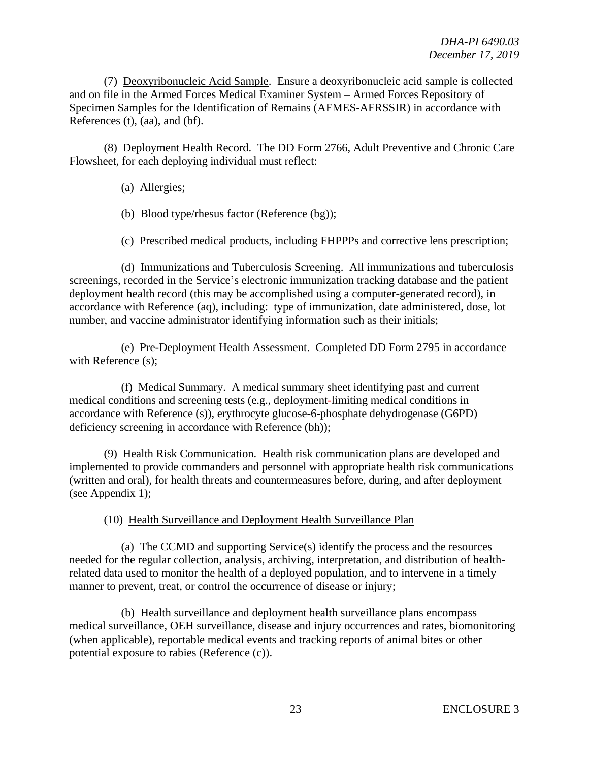(7) Deoxyribonucleic Acid Sample. Ensure a deoxyribonucleic acid sample is collected and on file in the Armed Forces Medical Examiner System – Armed Forces Repository of Specimen Samples for the Identification of Remains (AFMES-AFRSSIR) in accordance with References (t), (aa), and (bf).

(8) Deployment Health Record. The DD Form 2766, Adult Preventive and Chronic Care Flowsheet, for each deploying individual must reflect:

(a) Allergies;

(b) Blood type/rhesus factor (Reference (bg));

(c) Prescribed medical products, including FHPPPs and corrective lens prescription;

(d) Immunizations and Tuberculosis Screening. All immunizations and tuberculosis screenings, recorded in the Service's electronic immunization tracking database and the patient deployment health record (this may be accomplished using a computer-generated record), in accordance with Reference (aq), including: type of immunization, date administered, dose, lot number, and vaccine administrator identifying information such as their initials;

(e) Pre-Deployment Health Assessment. Completed DD Form 2795 in accordance with Reference (s);

(f) Medical Summary. A medical summary sheet identifying past and current medical conditions and screening tests (e.g., deployment-limiting medical conditions in accordance with Reference (s)), erythrocyte glucose-6-phosphate dehydrogenase (G6PD) deficiency screening in accordance with Reference (bh));

(9) Health Risk Communication. Health risk communication plans are developed and implemented to provide commanders and personnel with appropriate health risk communications (written and oral), for health threats and countermeasures before, during, and after deployment (see Appendix 1);

(10) Health Surveillance and Deployment Health Surveillance Plan

(a) The CCMD and supporting Service(s) identify the process and the resources needed for the regular collection, analysis, archiving, interpretation, and distribution of health-related data used to monitor the health of a deployed population, and to intervene in a timely manner to prevent, treat, or control the occurrence of disease or injury;

(b) Health surveillance and deployment health surveillance plans encompass medical surveillance, OEH surveillance, disease and injury occurrences and rates, biomonitoring (when applicable), reportable medical events and tracking reports of animal bites or other potential exposure to rabies (Reference (c)).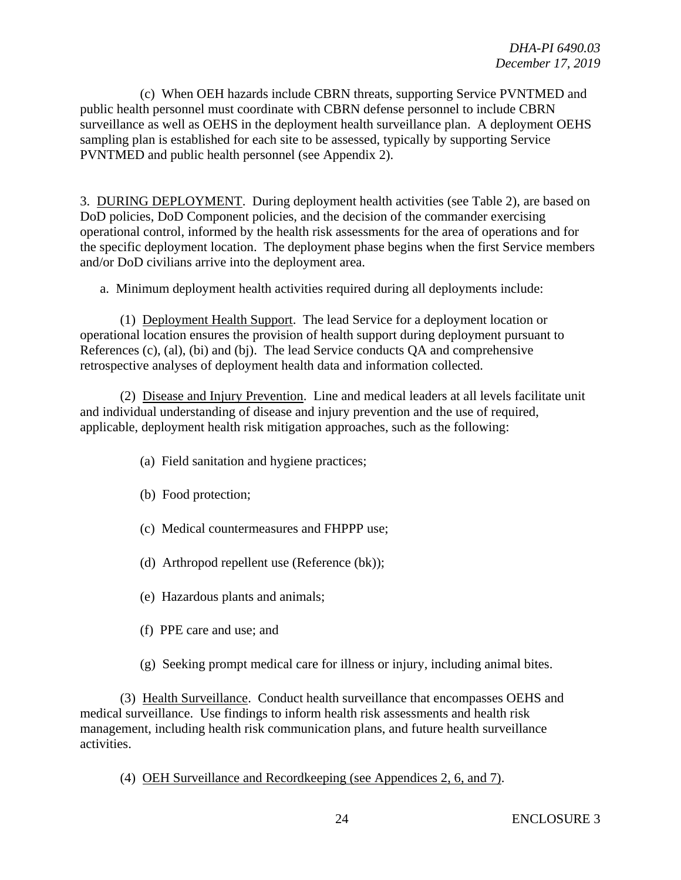(c) When OEH hazards include CBRN threats, supporting Service PVNTMED and public health personnel must coordinate with CBRN defense personnel to include CBRN surveillance as well as OEHS in the deployment health surveillance plan. A deployment OEHS sampling plan is established for each site to be assessed, typically by supporting Service PVNTMED and public health personnel (see Appendix 2).

3. <u>DURING DEPLOYMENT</u>. During deployment health activities (see Table 2), are based on DoD policies, DoD Component policies, and the decision of the commander exercising operational control, informed by the health risk assessments for the area of operations and for the specific deployment location. The deployment phase begins when the first Service members and/or DoD civilians arrive into the deployment area.

a. Minimum deployment health activities required during all deployments include:

(1) <u>Deployment Health Support</u>. The lead Service for a deployment location or operational location ensures the provision of health support during deployment pursuant to References (c), (al), (bi) and (bj). The lead Service conducts QA and comprehensive retrospective analyses of deployment health data and information collected.

(2) <u>Disease and Injury Prevention</u>. Line and medical leaders at all levels facilitate unit and individual understanding of disease and injury prevention and the use of required, applicable, deployment health risk mitigation approaches, such as the following:

(a) Field sanitation and hygiene practices;

(b) Food protection;

(c) Medical countermeasures and FHPPP use;

(d) Arthropod repellent use (Reference (bk));

(e) Hazardous plants and animals;

(f) PPE care and use; and

(g) Seeking prompt medical care for illness or injury, including animal bites.

(3) <u>Health Surveillance</u>. Conduct health surveillance that encompasses OEHS and medical surveillance. Use findings to inform health risk assessments and health risk management, including health risk communication plans, and future health surveillance activities.

(4) <u>OEH Surveillance and Recordkeeping (see Appendices 2, 6, and 7)</u>.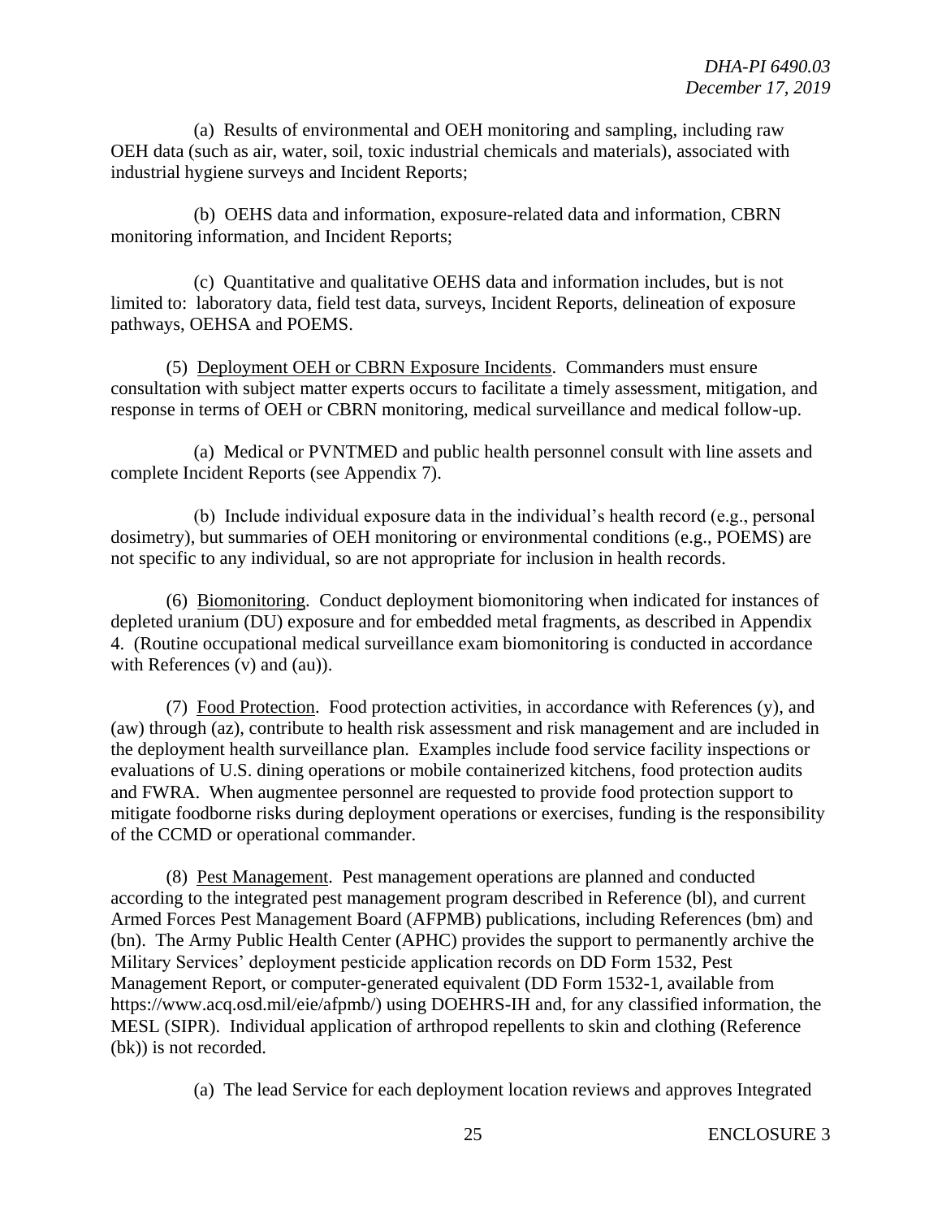(a) Results of environmental and OEH monitoring and sampling, including raw OEH data (such as air, water, soil, toxic industrial chemicals and materials), associated with industrial hygiene surveys and Incident Reports;

(b) OEHS data and information, exposure-related data and information, CBRN monitoring information, and Incident Reports;

(c) Quantitative and qualitative OEHS data and information includes, but is not limited to: laboratory data, field test data, surveys, Incident Reports, delineation of exposure pathways, OEHSA and POEMS.

(5) <u>Deployment OEH or CBRN Exposure Incidents</u>. Commanders must ensure consultation with subject matter experts occurs to facilitate a timely assessment, mitigation, and response in terms of OEH or CBRN monitoring, medical surveillance and medical follow-up.

(a) Medical or PVNTMED and public health personnel consult with line assets and complete Incident Reports (see Appendix 7).

(b) Include individual exposure data in the individual's health record (e.g., personal dosimetry), but summaries of OEH monitoring or environmental conditions (e.g., POEMS) are not specific to any individual, so are not appropriate for inclusion in health records.

(6) <u>Biomonitoring</u>. Conduct deployment biomonitoring when indicated for instances of depleted uranium (DU) exposure and for embedded metal fragments, as described in Appendix 4. (Routine occupational medical surveillance exam biomonitoring is conducted in accordance with References (v) and (au)).

(7) <u>Food Protection</u>. Food protection activities, in accordance with References (y), and (aw) through (az), contribute to health risk assessment and risk management and are included in the deployment health surveillance plan. Examples include food service facility inspections or evaluations of U.S. dining operations or mobile containerized kitchens, food protection audits and FWRA. When augmentee personnel are requested to provide food protection support to mitigate foodborne risks during deployment operations or exercises, funding is the responsibility of the CCMD or operational commander.

(8) <u>Pest Management</u>. Pest management operations are planned and conducted according to the integrated pest management program described in Reference (bl), and current Armed Forces Pest Management Board (AFPMB) publications, including References (bm) and (bn). The Army Public Health Center (APHC) provides the support to permanently archive the Military Services' deployment pesticide application records on DD Form 1532, Pest Management Report, or computer-generated equivalent (DD Form 1532-1, available from https://www.acq.osd.mil/eie/afpmb/) using DOEHRS-IH and, for any classified information, the MESL (SIPR). Individual application of arthropod repellents to skin and clothing (Reference (bk)) is not recorded.

(a) The lead Service for each deployment location reviews and approves Integrated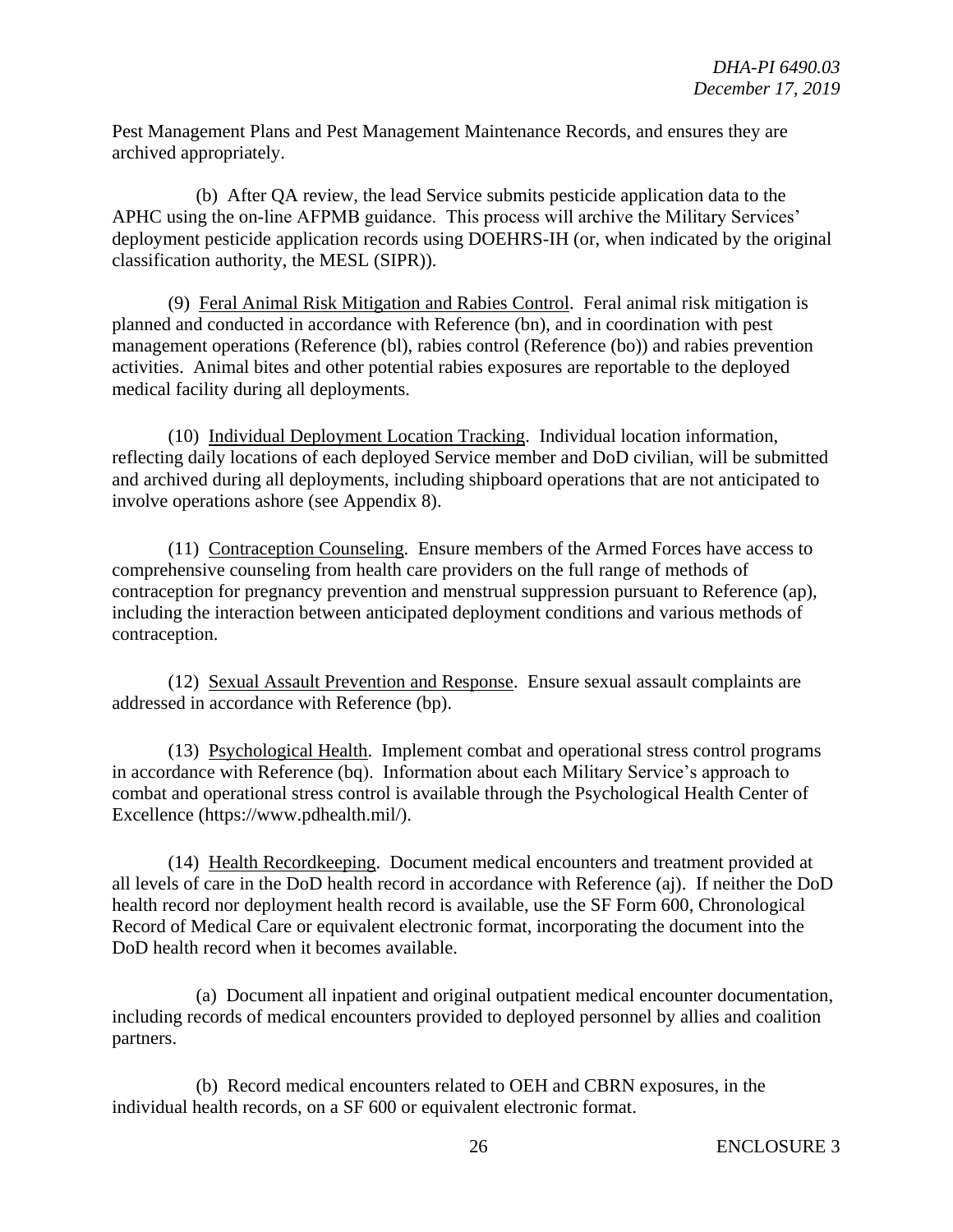Pest Management Plans and Pest Management Maintenance Records, and ensures they are archived appropriately.

(b) After QA review, the lead Service submits pesticide application data to the APHC using the on-line AFPMB guidance. This process will archive the Military Services' deployment pesticide application records using DOEHRS-IH (or, when indicated by the original classification authority, the MESL (SIPR)).

(9) Feral Animal Risk Mitigation and Rabies Control. Feral animal risk mitigation is planned and conducted in accordance with Reference (bn), and in coordination with pest management operations (Reference (bl), rabies control (Reference (bo)) and rabies prevention activities. Animal bites and other potential rabies exposures are reportable to the deployed medical facility during all deployments.

(10) Individual Deployment Location Tracking. Individual location information, reflecting daily locations of each deployed Service member and DoD civilian, will be submitted and archived during all deployments, including shipboard operations that are not anticipated to involve operations ashore (see Appendix 8).

(11) Contraception Counseling. Ensure members of the Armed Forces have access to comprehensive counseling from health care providers on the full range of methods of contraception for pregnancy prevention and menstrual suppression pursuant to Reference (ap), including the interaction between anticipated deployment conditions and various methods of contraception.

(12) Sexual Assault Prevention and Response. Ensure sexual assault complaints are addressed in accordance with Reference (bp).

(13) Psychological Health. Implement combat and operational stress control programs in accordance with Reference (bq). Information about each Military Service's approach to combat and operational stress control is available through the Psychological Health Center of Excellence (https://www.pdhealth.mil/).

(14) Health Recordkeeping. Document medical encounters and treatment provided at all levels of care in the DoD health record in accordance with Reference (aj). If neither the DoD health record nor deployment health record is available, use the SF Form 600, Chronological Record of Medical Care or equivalent electronic format, incorporating the document into the DoD health record when it becomes available.

(a) Document all inpatient and original outpatient medical encounter documentation, including records of medical encounters provided to deployed personnel by allies and coalition partners.

(b) Record medical encounters related to OEH and CBRN exposures, in the individual health records, on a SF 600 or equivalent electronic format.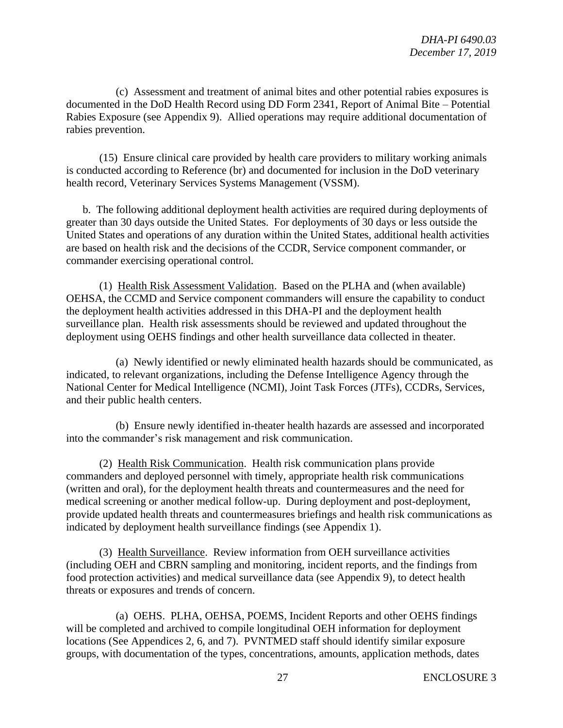(c) Assessment and treatment of animal bites and other potential rabies exposures is documented in the DoD Health Record using DD Form 2341, Report of Animal Bite – Potential Rabies Exposure (see Appendix 9). Allied operations may require additional documentation of rabies prevention.

(15) Ensure clinical care provided by health care providers to military working animals is conducted according to Reference (br) and documented for inclusion in the DoD veterinary health record, Veterinary Services Systems Management (VSSM).

b. The following additional deployment health activities are required during deployments of greater than 30 days outside the United States. For deployments of 30 days or less outside the United States and operations of any duration within the United States, additional health activities are based on health risk and the decisions of the CCDR, Service component commander, or commander exercising operational control.

(1) Health Risk Assessment Validation. Based on the PLHA and (when available) OEHSA, the CCMD and Service component commanders will ensure the capability to conduct the deployment health activities addressed in this DHA-PI and the deployment health surveillance plan. Health risk assessments should be reviewed and updated throughout the deployment using OEHS findings and other health surveillance data collected in theater.

(a) Newly identified or newly eliminated health hazards should be communicated, as indicated, to relevant organizations, including the Defense Intelligence Agency through the National Center for Medical Intelligence (NCMI), Joint Task Forces (JTFs), CCDRs, Services, and their public health centers.

(b) Ensure newly identified in-theater health hazards are assessed and incorporated into the commander's risk management and risk communication.

(2) Health Risk Communication. Health risk communication plans provide commanders and deployed personnel with timely, appropriate health risk communications (written and oral), for the deployment health threats and countermeasures and the need for medical screening or another medical follow-up. During deployment and post-deployment, provide updated health threats and countermeasures briefings and health risk communications as indicated by deployment health surveillance findings (see Appendix 1).

(3) Health Surveillance. Review information from OEH surveillance activities (including OEH and CBRN sampling and monitoring, incident reports, and the findings from food protection activities) and medical surveillance data (see Appendix 9), to detect health threats or exposures and trends of concern.

(a) OEHS. PLHA, OEHSA, POEMS, Incident Reports and other OEHS findings will be completed and archived to compile longitudinal OEH information for deployment locations (See Appendices 2, 6, and 7). PVNTMED staff should identify similar exposure groups, with documentation of the types, concentrations, amounts, application methods, dates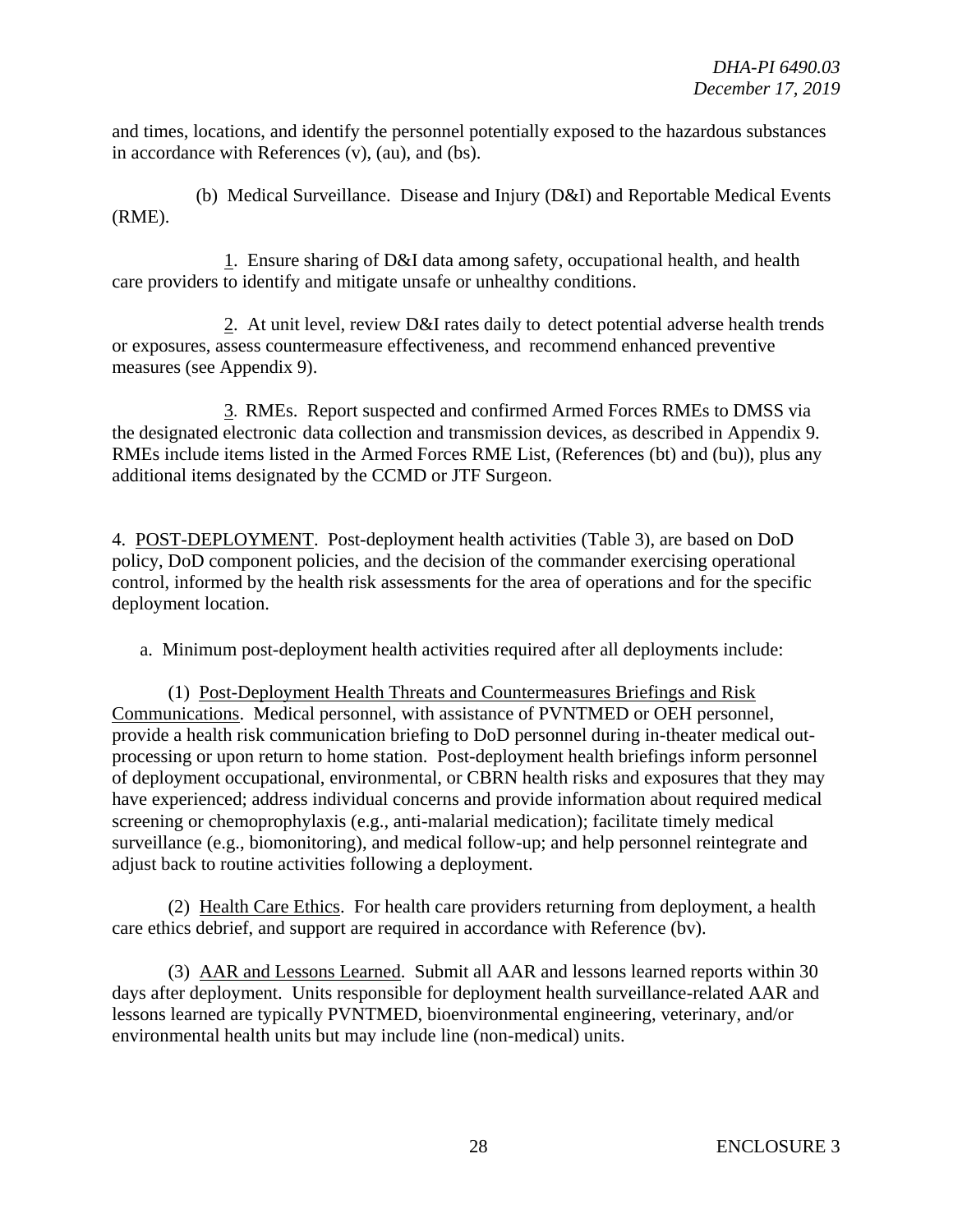and times, locations, and identify the personnel potentially exposed to the hazardous substances in accordance with References (v), (au), and (bs).

(b) Medical Surveillance. Disease and Injury (D&I) and Reportable Medical Events (RME).

1. Ensure sharing of D&I data among safety, occupational health, and health care providers to identify and mitigate unsafe or unhealthy conditions.

2. At unit level, review D&I rates daily to detect potential adverse health trends or exposures, assess countermeasure effectiveness, and recommend enhanced preventive measures (see Appendix 9).

3. RMEs. Report suspected and confirmed Armed Forces RMEs to DMSS via the designated electronic data collection and transmission devices, as described in Appendix 9. RMEs include items listed in the Armed Forces RME List, (References (bt) and (bu)), plus any additional items designated by the CCMD or JTF Surgeon.

4. POST-DEPLOYMENT. Post-deployment health activities (Table 3), are based on DoD policy, DoD component policies, and the decision of the commander exercising operational control, informed by the health risk assessments for the area of operations and for the specific deployment location.

a. Minimum post-deployment health activities required after all deployments include:

(1) Post-Deployment Health Threats and Countermeasures Briefings and Risk Communications. Medical personnel, with assistance of PVNTMED or OEH personnel, provide a health risk communication briefing to DoD personnel during in-theater medical out-processing or upon return to home station. Post-deployment health briefings inform personnel of deployment occupational, environmental, or CBRN health risks and exposures that they may have experienced; address individual concerns and provide information about required medical screening or chemoprophylaxis (e.g., anti-malarial medication); facilitate timely medical surveillance (e.g., biomonitoring), and medical follow-up; and help personnel reintegrate and adjust back to routine activities following a deployment.

(2) Health Care Ethics. For health care providers returning from deployment, a health care ethics debrief, and support are required in accordance with Reference (bv).

(3) AAR and Lessons Learned. Submit all AAR and lessons learned reports within 30 days after deployment. Units responsible for deployment health surveillance-related AAR and lessons learned are typically PVNTMED, bioenvironmental engineering, veterinary, and/or environmental health units but may include line (non-medical) units.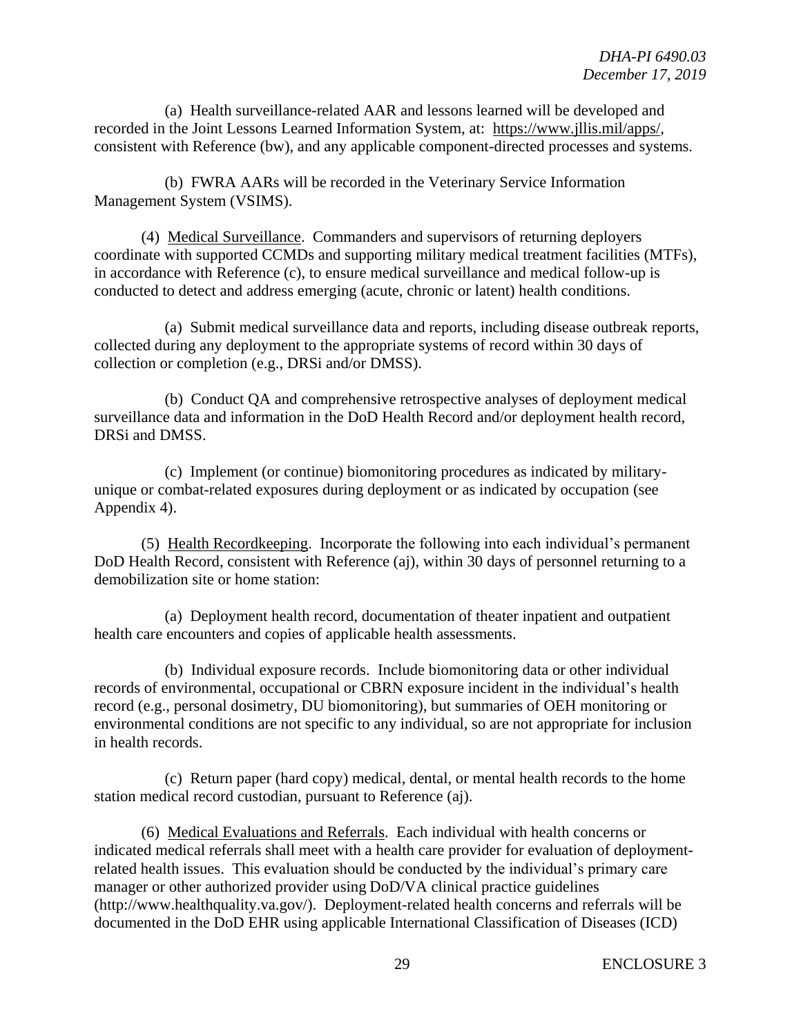(a) Health surveillance-related AAR and lessons learned will be developed and recorded in the Joint Lessons Learned Information System, at: https://www.jllis.mil/apps/, consistent with Reference (bw), and any applicable component-directed processes and systems.

(b) FWRA AARs will be recorded in the Veterinary Service Information Management System (VSIMS).

(4) Medical Surveillance. Commanders and supervisors of returning deployers coordinate with supported CCMDs and supporting military medical treatment facilities (MTFs), in accordance with Reference (c), to ensure medical surveillance and medical follow-up is conducted to detect and address emerging (acute, chronic or latent) health conditions.

(a) Submit medical surveillance data and reports, including disease outbreak reports, collected during any deployment to the appropriate systems of record within 30 days of collection or completion (e.g., DRSi and/or DMSS).

(b) Conduct QA and comprehensive retrospective analyses of deployment medical surveillance data and information in the DoD Health Record and/or deployment health record, DRSi and DMSS.

(c) Implement (or continue) biomonitoring procedures as indicated by military-unique or combat-related exposures during deployment or as indicated by occupation (see Appendix 4).

(5) Health Recordkeeping. Incorporate the following into each individual's permanent DoD Health Record, consistent with Reference (aj), within 30 days of personnel returning to a demobilization site or home station:

(a) Deployment health record, documentation of theater inpatient and outpatient health care encounters and copies of applicable health assessments.

(b) Individual exposure records. Include biomonitoring data or other individual records of environmental, occupational or CBRN exposure incident in the individual's health record (e.g., personal dosimetry, DU biomonitoring), but summaries of OEH monitoring or environmental conditions are not specific to any individual, so are not appropriate for inclusion in health records.

(c) Return paper (hard copy) medical, dental, or mental health records to the home station medical record custodian, pursuant to Reference (aj).

(6) Medical Evaluations and Referrals. Each individual with health concerns or indicated medical referrals shall meet with a health care provider for evaluation of deployment-related health issues. This evaluation should be conducted by the individual's primary care manager or other authorized provider using DoD/VA clinical practice guidelines (http://www.healthquality.va.gov/). Deployment-related health concerns and referrals will be documented in the DoD EHR using applicable International Classification of Diseases (ICD)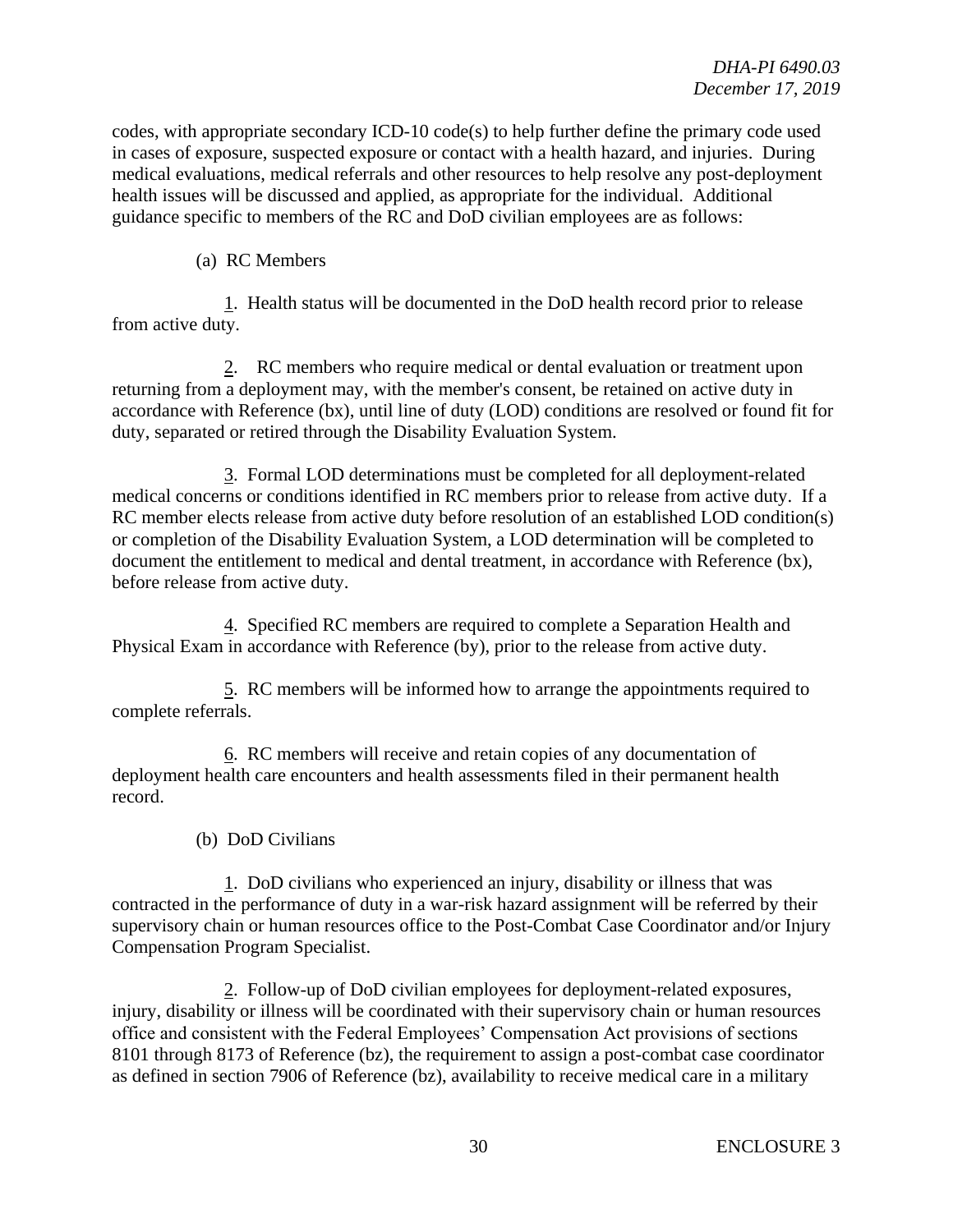codes, with appropriate secondary ICD-10 code(s) to help further define the primary code used in cases of exposure, suspected exposure or contact with a health hazard, and injuries. During medical evaluations, medical referrals and other resources to help resolve any post-deployment health issues will be discussed and applied, as appropriate for the individual. Additional guidance specific to members of the RC and DoD civilian employees are as follows:

(a) RC Members

1. Health status will be documented in the DoD health record prior to release from active duty.

2. RC members who require medical or dental evaluation or treatment upon returning from a deployment may, with the member's consent, be retained on active duty in accordance with Reference (bx), until line of duty (LOD) conditions are resolved or found fit for duty, separated or retired through the Disability Evaluation System.

3. Formal LOD determinations must be completed for all deployment-related medical concerns or conditions identified in RC members prior to release from active duty. If a RC member elects release from active duty before resolution of an established LOD condition(s) or completion of the Disability Evaluation System, a LOD determination will be completed to document the entitlement to medical and dental treatment, in accordance with Reference (bx), before release from active duty.

4. Specified RC members are required to complete a Separation Health and Physical Exam in accordance with Reference (by), prior to the release from active duty.

5. RC members will be informed how to arrange the appointments required to complete referrals.

6. RC members will receive and retain copies of any documentation of deployment health care encounters and health assessments filed in their permanent health record.

(b) DoD Civilians

1. DoD civilians who experienced an injury, disability or illness that was contracted in the performance of duty in a war-risk hazard assignment will be referred by their supervisory chain or human resources office to the Post-Combat Case Coordinator and/or Injury Compensation Program Specialist.

2. Follow-up of DoD civilian employees for deployment-related exposures, injury, disability or illness will be coordinated with their supervisory chain or human resources office and consistent with the Federal Employees' Compensation Act provisions of sections 8101 through 8173 of Reference (bz), the requirement to assign a post-combat case coordinator as defined in section 7906 of Reference (bz), availability to receive medical care in a military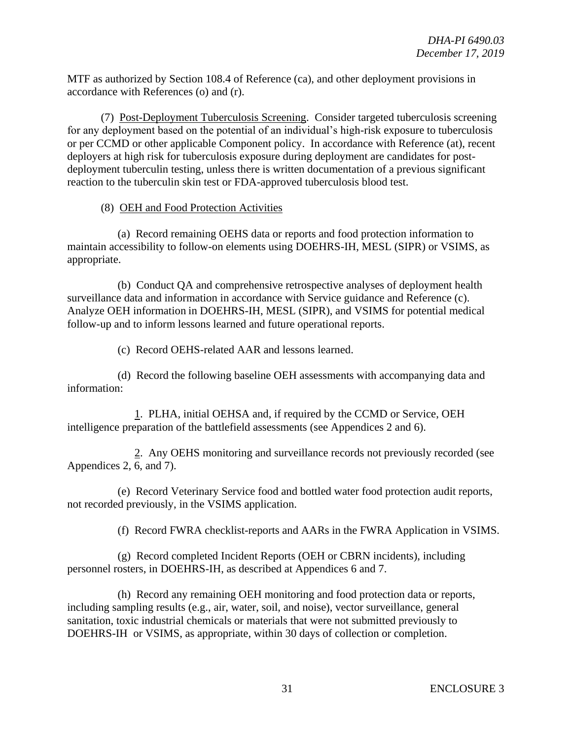MTF as authorized by Section 108.4 of Reference (ca), and other deployment provisions in accordance with References (o) and (r).

(7) Post-Deployment Tuberculosis Screening. Consider targeted tuberculosis screening for any deployment based on the potential of an individual's high-risk exposure to tuberculosis or per CCMD or other applicable Component policy. In accordance with Reference (at), recent deployers at high risk for tuberculosis exposure during deployment are candidates for post-deployment tuberculin testing, unless there is written documentation of a previous significant reaction to the tuberculin skin test or FDA-approved tuberculosis blood test.

(8) OEH and Food Protection Activities

(a) Record remaining OEHS data or reports and food protection information to maintain accessibility to follow-on elements using DOEHRS-IH, MESL (SIPR) or VSIMS, as appropriate.

(b) Conduct QA and comprehensive retrospective analyses of deployment health surveillance data and information in accordance with Service guidance and Reference (c). Analyze OEH information in DOEHRS-IH, MESL (SIPR), and VSIMS for potential medical follow-up and to inform lessons learned and future operational reports.

(c) Record OEHS-related AAR and lessons learned.

(d) Record the following baseline OEH assessments with accompanying data and information:

1. PLHA, initial OEHSA and, if required by the CCMD or Service, OEH intelligence preparation of the battlefield assessments (see Appendices 2 and 6).

2. Any OEHS monitoring and surveillance records not previously recorded (see Appendices 2, 6, and 7).

(e) Record Veterinary Service food and bottled water food protection audit reports, not recorded previously, in the VSIMS application.

(f) Record FWRA checklist-reports and AARs in the FWRA Application in VSIMS.

(g) Record completed Incident Reports (OEH or CBRN incidents), including personnel rosters, in DOEHRS-IH, as described at Appendices 6 and 7.

(h) Record any remaining OEH monitoring and food protection data or reports, including sampling results (e.g., air, water, soil, and noise), vector surveillance, general sanitation, toxic industrial chemicals or materials that were not submitted previously to DOEHRS-IH or VSIMS, as appropriate, within 30 days of collection or completion.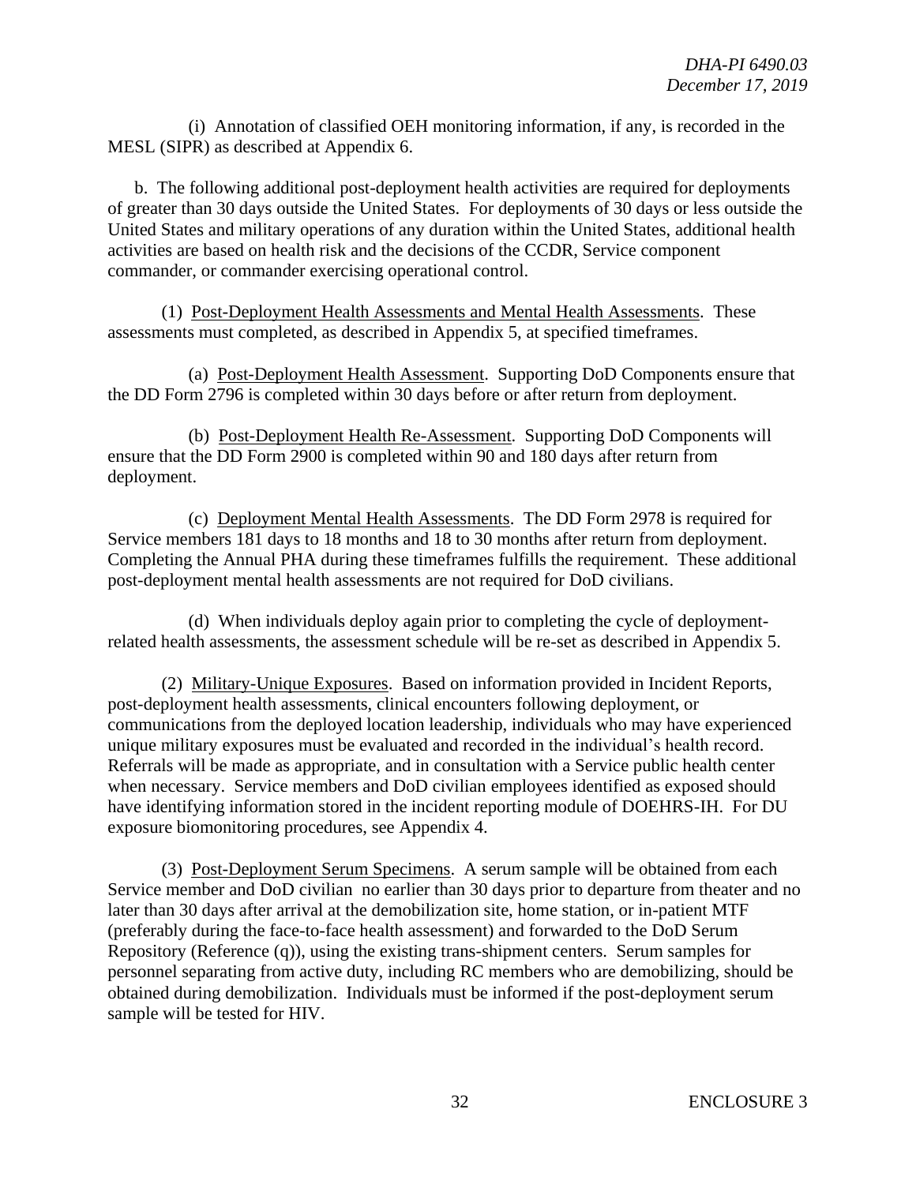(i) Annotation of classified OEH monitoring information, if any, is recorded in the MESL (SIPR) as described at Appendix 6.

b. The following additional post-deployment health activities are required for deployments of greater than 30 days outside the United States. For deployments of 30 days or less outside the United States and military operations of any duration within the United States, additional health activities are based on health risk and the decisions of the CCDR, Service component commander, or commander exercising operational control.

(1) Post-Deployment Health Assessments and Mental Health Assessments. These assessments must completed, as described in Appendix 5, at specified timeframes.

(a) Post-Deployment Health Assessment. Supporting DoD Components ensure that the DD Form 2796 is completed within 30 days before or after return from deployment.

(b) Post-Deployment Health Re-Assessment. Supporting DoD Components will ensure that the DD Form 2900 is completed within 90 and 180 days after return from deployment.

(c) Deployment Mental Health Assessments. The DD Form 2978 is required for Service members 181 days to 18 months and 18 to 30 months after return from deployment. Completing the Annual PHA during these timeframes fulfills the requirement. These additional post-deployment mental health assessments are not required for DoD civilians.

(d) When individuals deploy again prior to completing the cycle of deployment-related health assessments, the assessment schedule will be re-set as described in Appendix 5.

(2) Military-Unique Exposures. Based on information provided in Incident Reports, post-deployment health assessments, clinical encounters following deployment, or communications from the deployed location leadership, individuals who may have experienced unique military exposures must be evaluated and recorded in the individual's health record. Referrals will be made as appropriate, and in consultation with a Service public health center when necessary. Service members and DoD civilian employees identified as exposed should have identifying information stored in the incident reporting module of DOEHRS-IH. For DU exposure biomonitoring procedures, see Appendix 4.

(3) Post-Deployment Serum Specimens. A serum sample will be obtained from each Service member and DoD civilian no earlier than 30 days prior to departure from theater and no later than 30 days after arrival at the demobilization site, home station, or in-patient MTF (preferably during the face-to-face health assessment) and forwarded to the DoD Serum Repository (Reference (q)), using the existing trans-shipment centers. Serum samples for personnel separating from active duty, including RC members who are demobilizing, should be obtained during demobilization. Individuals must be informed if the post-deployment serum sample will be tested for HIV.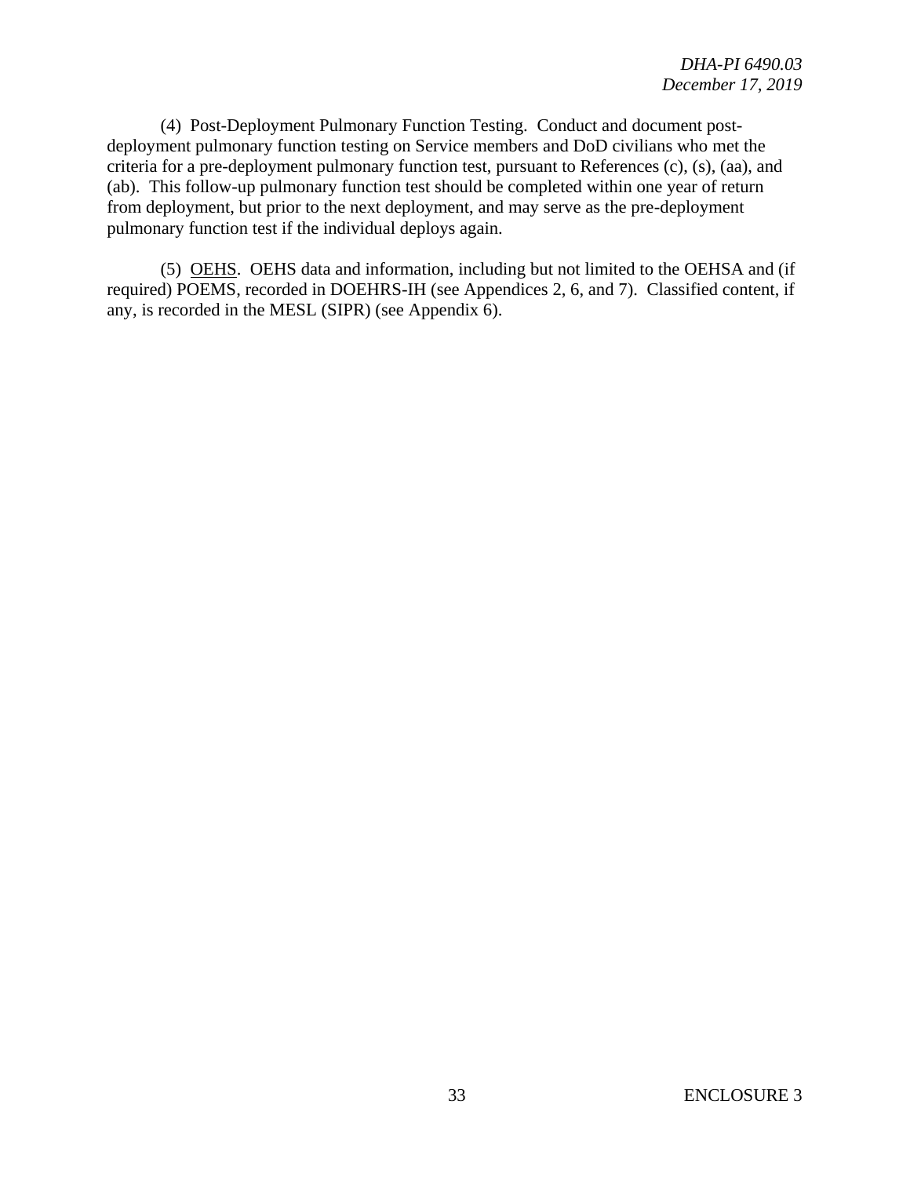(4) Post-Deployment Pulmonary Function Testing. Conduct and document post-deployment pulmonary function testing on Service members and DoD civilians who met the criteria for a pre-deployment pulmonary function test, pursuant to References (c), (s), (aa), and (ab). This follow-up pulmonary function test should be completed within one year of return from deployment, but prior to the next deployment, and may serve as the pre-deployment pulmonary function test if the individual deploys again.

(5) <u>OEHS</u>. OEHS data and information, including but not limited to the OEHSA and (if required) POEMS, recorded in DOEHRS-IH (see Appendices 2, 6, and 7). Classified content, if any, is recorded in the MESL (SIPR) (see Appendix 6).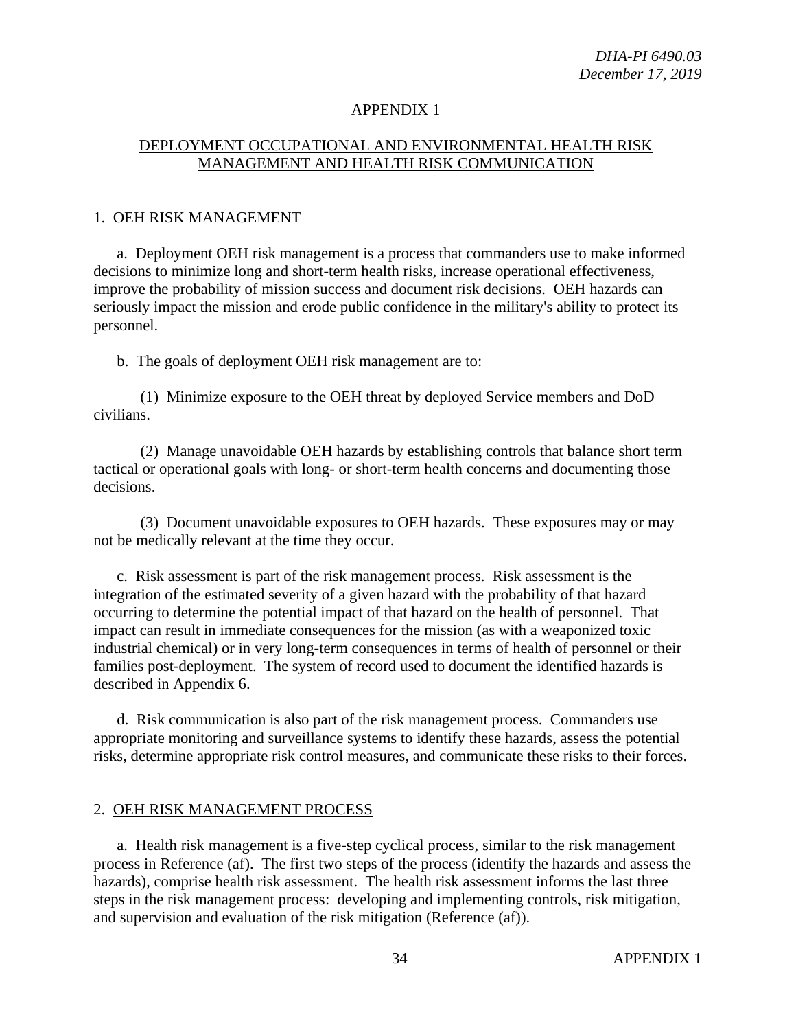# APPENDIX 1

## DEPLOYMENT OCCUPATIONAL AND ENVIRONMENTAL HEALTH RISK MANAGEMENT AND HEALTH RISK COMMUNICATION

### 1. OEH RISK MANAGEMENT

a. Deployment OEH risk management is a process that commanders use to make informed decisions to minimize long and short-term health risks, increase operational effectiveness, improve the probability of mission success and document risk decisions. OEH hazards can seriously impact the mission and erode public confidence in the military's ability to protect its personnel.

b. The goals of deployment OEH risk management are to:

(1) Minimize exposure to the OEH threat by deployed Service members and DoD civilians.

(2) Manage unavoidable OEH hazards by establishing controls that balance short term tactical or operational goals with long- or short-term health concerns and documenting those decisions.

(3) Document unavoidable exposures to OEH hazards. These exposures may or may not be medically relevant at the time they occur.

c. Risk assessment is part of the risk management process. Risk assessment is the integration of the estimated severity of a given hazard with the probability of that hazard occurring to determine the potential impact of that hazard on the health of personnel. That impact can result in immediate consequences for the mission (as with a weaponized toxic industrial chemical) or in very long-term consequences in terms of health of personnel or their families post-deployment. The system of record used to document the identified hazards is described in Appendix 6.

d. Risk communication is also part of the risk management process. Commanders use appropriate monitoring and surveillance systems to identify these hazards, assess the potential risks, determine appropriate risk control measures, and communicate these risks to their forces.

### 2. OEH RISK MANAGEMENT PROCESS

a. Health risk management is a five-step cyclical process, similar to the risk management process in Reference (af). The first two steps of the process (identify the hazards and assess the hazards), comprise health risk assessment. The health risk assessment informs the last three steps in the risk management process: developing and implementing controls, risk mitigation, and supervision and evaluation of the risk mitigation (Reference (af)).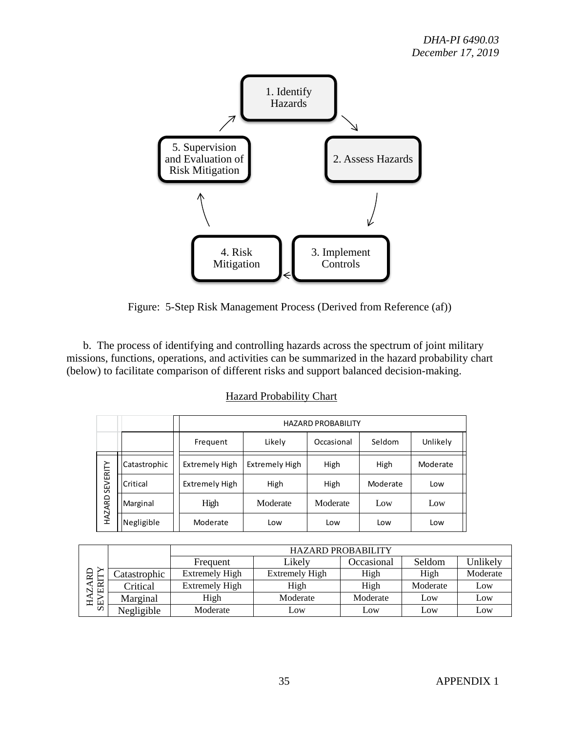1. Identify Hazards → 2. Assess Hazards → 3. Implement Controls → 4. Risk Mitigation → 5. Supervision and Evaluation of Risk Mitigation → 1. Identify Hazards

Figure: 5-Step Risk Management Process (Derived from Reference (af))

b. The process of identifying and controlling hazards across the spectrum of joint military missions, functions, operations, and activities can be summarized in the hazard probability chart (below) to facilitate comparison of different risks and support balanced decision-making.

Hazard Probability Chart

| HAZARD SEVERITY | | HAZARD PROBABILITY | | | | |
|---|---|---|---|---|---|---|
| | | Frequent | Likely | Occasional | Seldom | Unlikely |
| | Catastrophic | Extremely High | Extremely High | High | High | Moderate |
| | Critical | Extremely High | High | High | Moderate | Low |
| | Marginal | High | Moderate | Moderate | Low | Low |
| | Negligible | Moderate | Low | Low | Low | Low |

| HAZARD SEVERITY | | HAZARD PROBABILITY | | | | |
|---|---|---|---|---|---|---|
| | | Frequent | Likely | Occasional | Seldom | Unlikely |
| | Catastrophic | Extremely High | Extremely High | High | High | Moderate |
| | Critical | Extremely High | High | High | Moderate | Low |
| | Marginal | High | Moderate | Moderate | Low | Low |
| | Negligible | Moderate | Low | Low | Low | Low |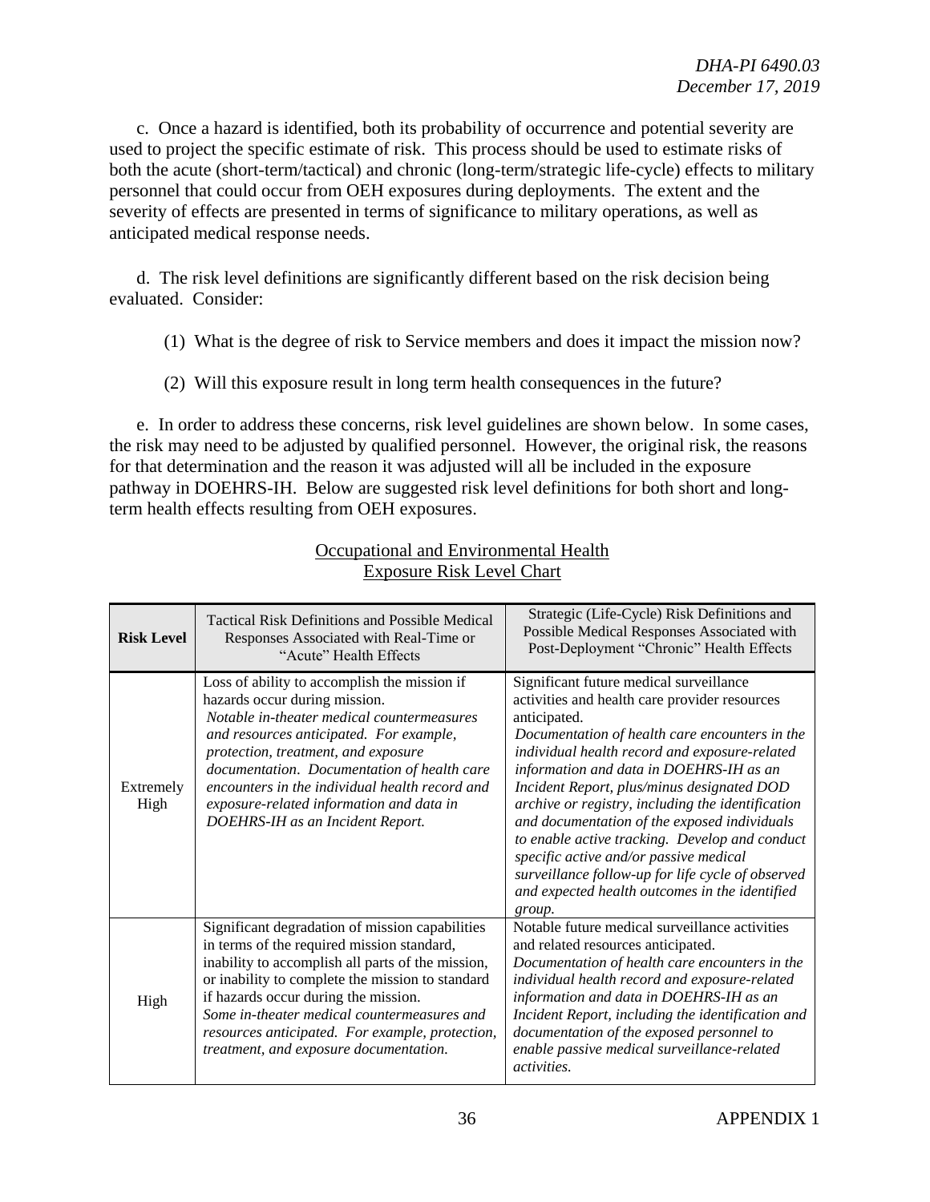c. Once a hazard is identified, both its probability of occurrence and potential severity are used to project the specific estimate of risk. This process should be used to estimate risks of both the acute (short-term/tactical) and chronic (long-term/strategic life-cycle) effects to military personnel that could occur from OEH exposures during deployments. The extent and the severity of effects are presented in terms of significance to military operations, as well as anticipated medical response needs.

d. The risk level definitions are significantly different based on the risk decision being evaluated. Consider:

(1) What is the degree of risk to Service members and does it impact the mission now?

(2) Will this exposure result in long term health consequences in the future?

e. In order to address these concerns, risk level guidelines are shown below. In some cases, the risk may need to be adjusted by qualified personnel. However, the original risk, the reasons for that determination and the reason it was adjusted will all be included in the exposure pathway in DOEHRS-IH. Below are suggested risk level definitions for both short and long-term health effects resulting from OEH exposures.

Occupational and Environmental Health Exposure Risk Level Chart

| **Risk Level** | Tactical Risk Definitions and Possible Medical Responses Associated with Real-Time or "Acute" Health Effects | Strategic (Life-Cycle) Risk Definitions and Possible Medical Responses Associated with Post-Deployment "Chronic" Health Effects |
|---|---|---|
| Extremely High | Loss of ability to accomplish the mission if hazards occur during mission. *Notable in-theater medical countermeasures and resources anticipated. For example, protection, treatment, and exposure documentation. Documentation of health care encounters in the individual health record and exposure-related information and data in DOEHRS-IH as an Incident Report.* | Significant future medical surveillance activities and health care provider resources anticipated. *Documentation of health care encounters in the individual health record and exposure-related information and data in DOEHRS-IH as an Incident Report, plus/minus designated DOD archive or registry, including the identification and documentation of the exposed individuals to enable active tracking. Develop and conduct specific active and/or passive medical surveillance follow-up for life cycle of observed and expected health outcomes in the identified group.* |
| High | Significant degradation of mission capabilities in terms of the required mission standard, inability to accomplish all parts of the mission, or inability to complete the mission to standard if hazards occur during the mission. *Some in-theater medical countermeasures and resources anticipated. For example, protection, treatment, and exposure documentation.* | Notable future medical surveillance activities and related resources anticipated. *Documentation of health care encounters in the individual health record and exposure-related information and data in DOEHRS-IH as an Incident Report, including the identification and documentation of the exposed personnel to enable passive medical surveillance-related activities.* |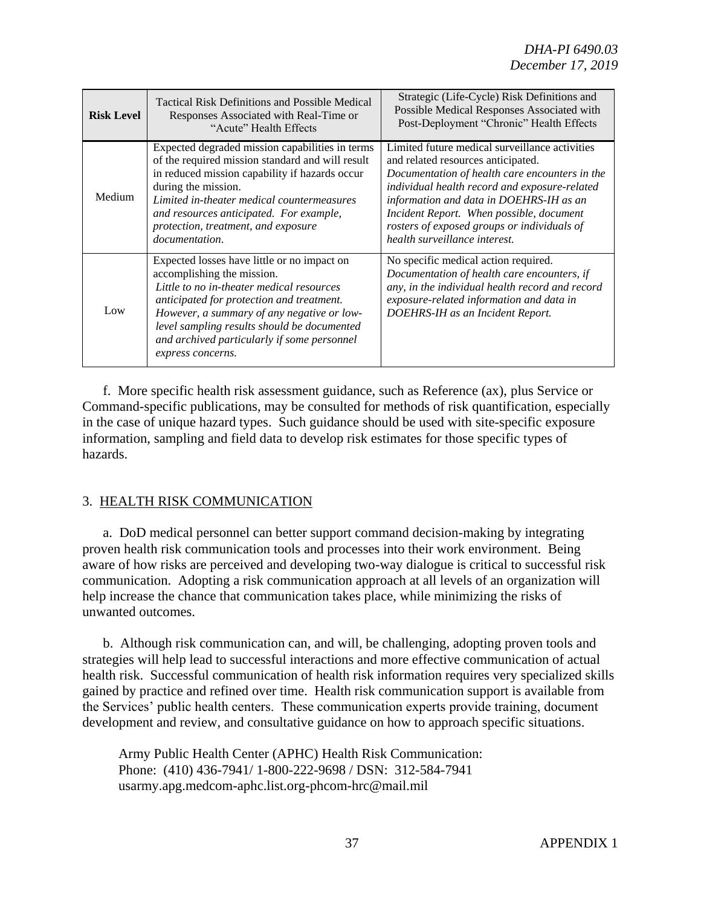| Risk Level | Tactical Risk Definitions and Possible Medical Responses Associated with Real-Time or "Acute" Health Effects | Strategic (Life-Cycle) Risk Definitions and Possible Medical Responses Associated with Post-Deployment "Chronic" Health Effects |
|---|---|---|
| Medium | Expected degraded mission capabilities in terms of the required mission standard and will result in reduced mission capability if hazards occur during the mission. *Limited in-theater medical countermeasures and resources anticipated. For example, protection, treatment, and exposure documentation.* | Limited future medical surveillance activities and related resources anticipated. *Documentation of health care encounters in the individual health record and exposure-related information and data in DOEHRS-IH as an Incident Report. When possible, document rosters of exposed groups or individuals of health surveillance interest.* |
| Low | Expected losses have little or no impact on accomplishing the mission. *Little to no in-theater medical resources anticipated for protection and treatment. However, a summary of any negative or low-level sampling results should be documented and archived particularly if some personnel express concerns.* | No specific medical action required. *Documentation of health care encounters, if any, in the individual health record and record exposure-related information and data in DOEHRS-IH as an Incident Report.* |

f. More specific health risk assessment guidance, such as Reference (ax), plus Service or Command-specific publications, may be consulted for methods of risk quantification, especially in the case of unique hazard types. Such guidance should be used with site-specific exposure information, sampling and field data to develop risk estimates for those specific types of hazards.

## 3. HEALTH RISK COMMUNICATION

a. DoD medical personnel can better support command decision-making by integrating proven health risk communication tools and processes into their work environment. Being aware of how risks are perceived and developing two-way dialogue is critical to successful risk communication. Adopting a risk communication approach at all levels of an organization will help increase the chance that communication takes place, while minimizing the risks of unwanted outcomes.

b. Although risk communication can, and will, be challenging, adopting proven tools and strategies will help lead to successful interactions and more effective communication of actual health risk. Successful communication of health risk information requires very specialized skills gained by practice and refined over time. Health risk communication support is available from the Services' public health centers. These communication experts provide training, document development and review, and consultative guidance on how to approach specific situations.

Army Public Health Center (APHC) Health Risk Communication:
Phone: (410) 436-7941/ 1-800-222-9698 / DSN: 312-584-7941
usarmy.apg.medcom-aphc.list.org-phcom-hrc@mail.mil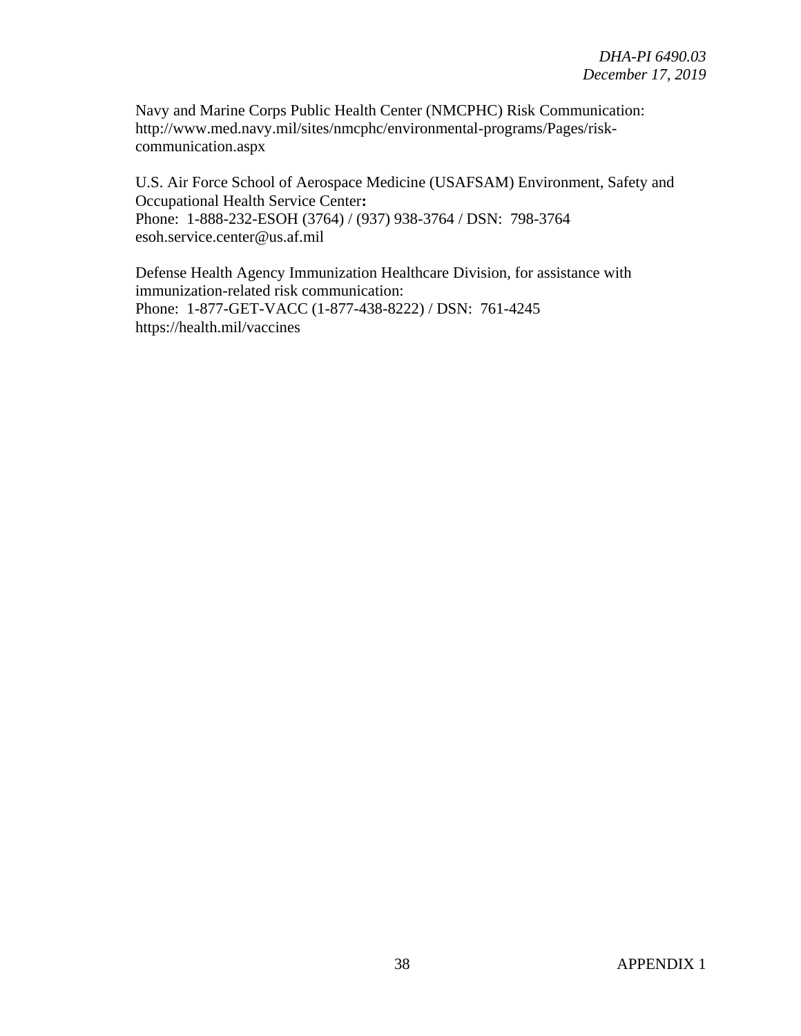Navy and Marine Corps Public Health Center (NMCPHC) Risk Communication:
http://www.med.navy.mil/sites/nmcphc/environmental-programs/Pages/risk-communication.aspx

U.S. Air Force School of Aerospace Medicine (USAFSAM) Environment, Safety and Occupational Health Service Center**:**
Phone:  1-888-232-ESOH (3764) / (937) 938-3764 / DSN:  798-3764
esoh.service.center@us.af.mil

Defense Health Agency Immunization Healthcare Division, for assistance with immunization-related risk communication:
Phone:  1-877-GET-VACC (1-877-438-8222) / DSN:  761-4245
https://health.mil/vaccines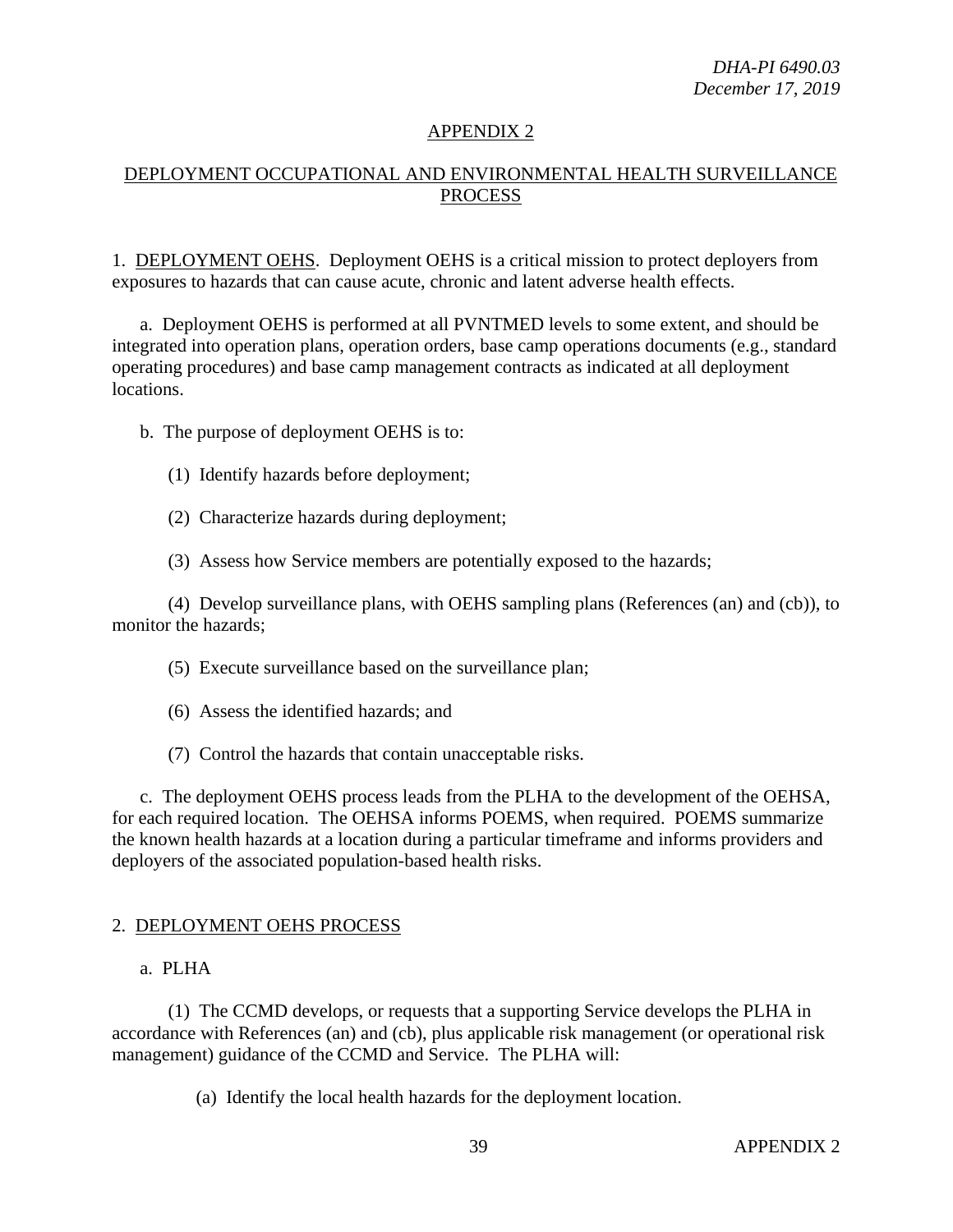## APPENDIX 2

## DEPLOYMENT OCCUPATIONAL AND ENVIRONMENTAL HEALTH SURVEILLANCE PROCESS

1. DEPLOYMENT OEHS. Deployment OEHS is a critical mission to protect deployers from exposures to hazards that can cause acute, chronic and latent adverse health effects.

a. Deployment OEHS is performed at all PVNTMED levels to some extent, and should be integrated into operation plans, operation orders, base camp operations documents (e.g., standard operating procedures) and base camp management contracts as indicated at all deployment locations.

b. The purpose of deployment OEHS is to:

(1) Identify hazards before deployment;

(2) Characterize hazards during deployment;

(3) Assess how Service members are potentially exposed to the hazards;

(4) Develop surveillance plans, with OEHS sampling plans (References (an) and (cb)), to monitor the hazards;

(5) Execute surveillance based on the surveillance plan;

(6) Assess the identified hazards; and

(7) Control the hazards that contain unacceptable risks.

c. The deployment OEHS process leads from the PLHA to the development of the OEHSA, for each required location. The OEHSA informs POEMS, when required. POEMS summarize the known health hazards at a location during a particular timeframe and informs providers and deployers of the associated population-based health risks.

2. DEPLOYMENT OEHS PROCESS

a. PLHA

(1) The CCMD develops, or requests that a supporting Service develops the PLHA in accordance with References (an) and (cb), plus applicable risk management (or operational risk management) guidance of the CCMD and Service. The PLHA will:

(a) Identify the local health hazards for the deployment location.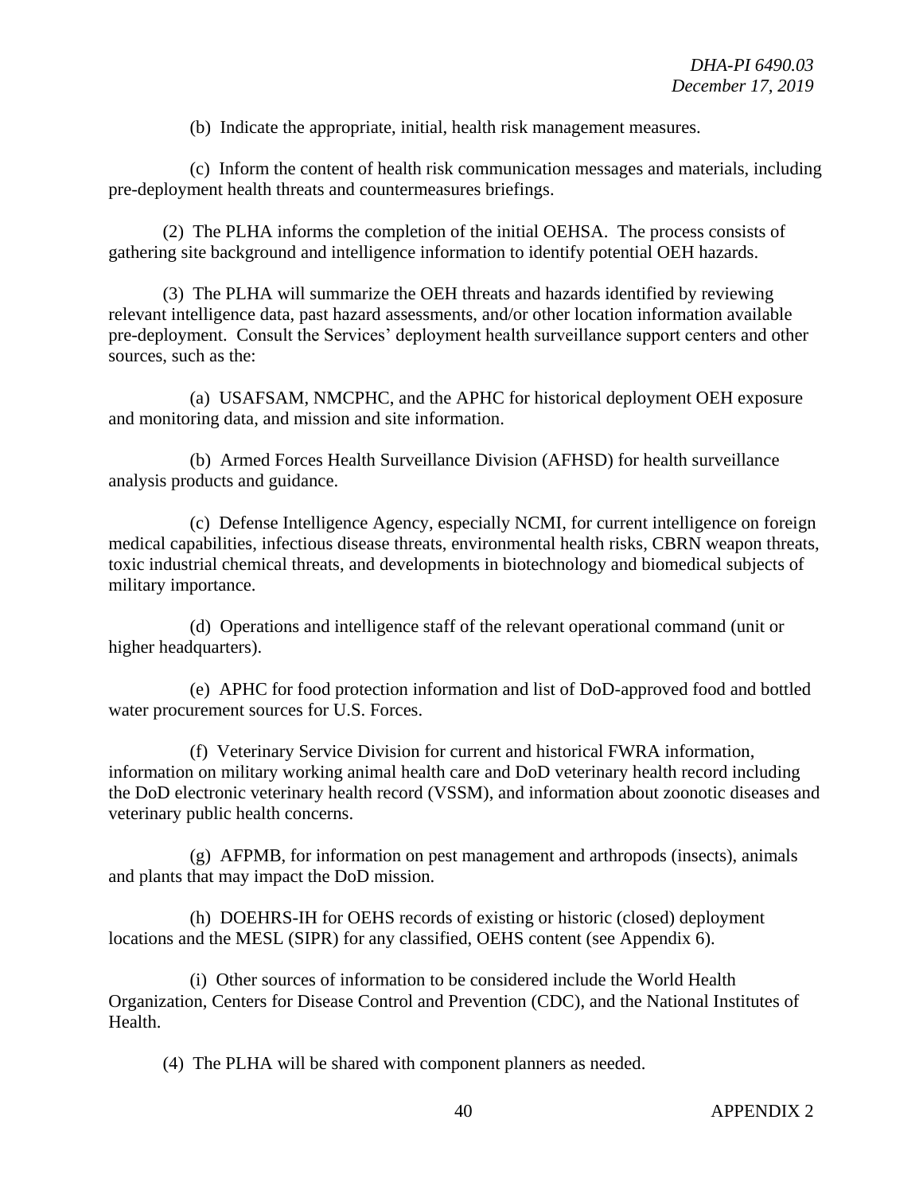(b) Indicate the appropriate, initial, health risk management measures.

(c) Inform the content of health risk communication messages and materials, including pre-deployment health threats and countermeasures briefings.

(2) The PLHA informs the completion of the initial OEHSA. The process consists of gathering site background and intelligence information to identify potential OEH hazards.

(3) The PLHA will summarize the OEH threats and hazards identified by reviewing relevant intelligence data, past hazard assessments, and/or other location information available pre-deployment. Consult the Services' deployment health surveillance support centers and other sources, such as the:

(a) USAFSAM, NMCPHC, and the APHC for historical deployment OEH exposure and monitoring data, and mission and site information.

(b) Armed Forces Health Surveillance Division (AFHSD) for health surveillance analysis products and guidance.

(c) Defense Intelligence Agency, especially NCMI, for current intelligence on foreign medical capabilities, infectious disease threats, environmental health risks, CBRN weapon threats, toxic industrial chemical threats, and developments in biotechnology and biomedical subjects of military importance.

(d) Operations and intelligence staff of the relevant operational command (unit or higher headquarters).

(e) APHC for food protection information and list of DoD-approved food and bottled water procurement sources for U.S. Forces.

(f) Veterinary Service Division for current and historical FWRA information, information on military working animal health care and DoD veterinary health record including the DoD electronic veterinary health record (VSSM), and information about zoonotic diseases and veterinary public health concerns.

(g) AFPMB, for information on pest management and arthropods (insects), animals and plants that may impact the DoD mission.

(h) DOEHRS-IH for OEHS records of existing or historic (closed) deployment locations and the MESL (SIPR) for any classified, OEHS content (see Appendix 6).

(i) Other sources of information to be considered include the World Health Organization, Centers for Disease Control and Prevention (CDC), and the National Institutes of Health.

(4) The PLHA will be shared with component planners as needed.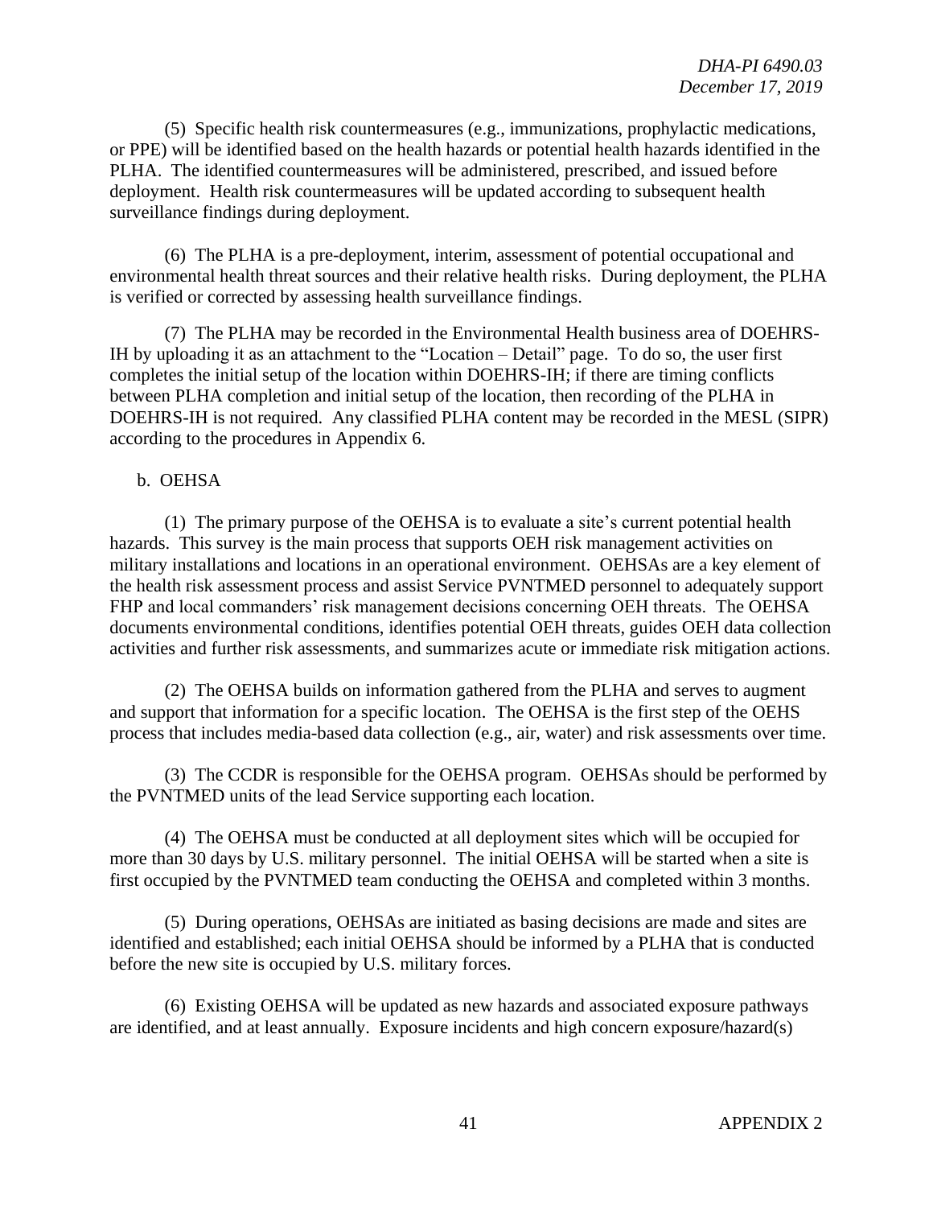(5) Specific health risk countermeasures (e.g., immunizations, prophylactic medications, or PPE) will be identified based on the health hazards or potential health hazards identified in the PLHA. The identified countermeasures will be administered, prescribed, and issued before deployment. Health risk countermeasures will be updated according to subsequent health surveillance findings during deployment.

(6) The PLHA is a pre-deployment, interim, assessment of potential occupational and environmental health threat sources and their relative health risks. During deployment, the PLHA is verified or corrected by assessing health surveillance findings.

(7) The PLHA may be recorded in the Environmental Health business area of DOEHRS-IH by uploading it as an attachment to the "Location – Detail" page. To do so, the user first completes the initial setup of the location within DOEHRS-IH; if there are timing conflicts between PLHA completion and initial setup of the location, then recording of the PLHA in DOEHRS-IH is not required. Any classified PLHA content may be recorded in the MESL (SIPR) according to the procedures in Appendix 6.

b. OEHSA

(1) The primary purpose of the OEHSA is to evaluate a site's current potential health hazards. This survey is the main process that supports OEH risk management activities on military installations and locations in an operational environment. OEHSAs are a key element of the health risk assessment process and assist Service PVNTMED personnel to adequately support FHP and local commanders' risk management decisions concerning OEH threats. The OEHSA documents environmental conditions, identifies potential OEH threats, guides OEH data collection activities and further risk assessments, and summarizes acute or immediate risk mitigation actions.

(2) The OEHSA builds on information gathered from the PLHA and serves to augment and support that information for a specific location. The OEHSA is the first step of the OEHS process that includes media-based data collection (e.g., air, water) and risk assessments over time.

(3) The CCDR is responsible for the OEHSA program. OEHSAs should be performed by the PVNTMED units of the lead Service supporting each location.

(4) The OEHSA must be conducted at all deployment sites which will be occupied for more than 30 days by U.S. military personnel. The initial OEHSA will be started when a site is first occupied by the PVNTMED team conducting the OEHSA and completed within 3 months.

(5) During operations, OEHSAs are initiated as basing decisions are made and sites are identified and established; each initial OEHSA should be informed by a PLHA that is conducted before the new site is occupied by U.S. military forces.

(6) Existing OEHSA will be updated as new hazards and associated exposure pathways are identified, and at least annually. Exposure incidents and high concern exposure/hazard(s)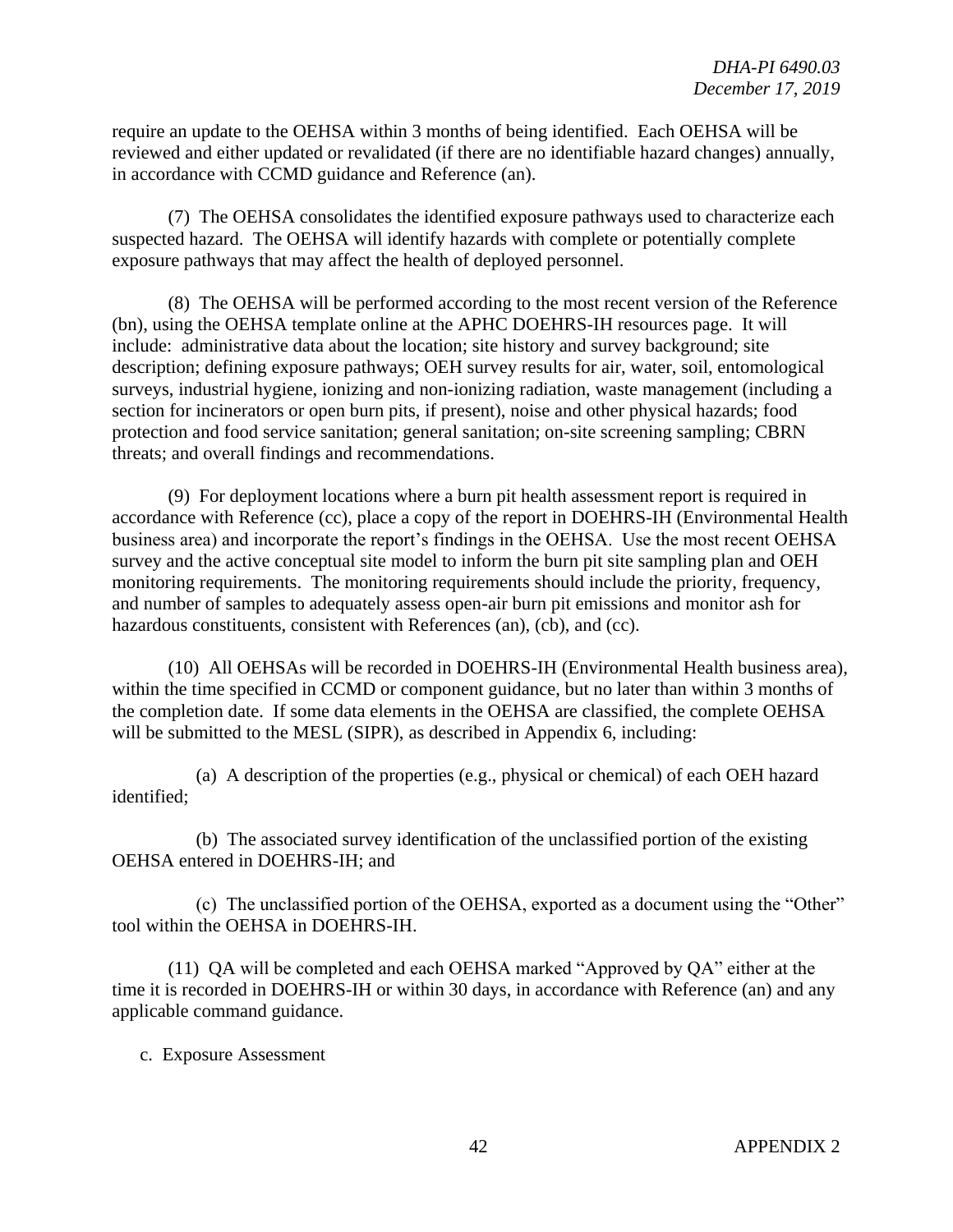require an update to the OEHSA within 3 months of being identified. Each OEHSA will be reviewed and either updated or revalidated (if there are no identifiable hazard changes) annually, in accordance with CCMD guidance and Reference (an).

(7) The OEHSA consolidates the identified exposure pathways used to characterize each suspected hazard. The OEHSA will identify hazards with complete or potentially complete exposure pathways that may affect the health of deployed personnel.

(8) The OEHSA will be performed according to the most recent version of the Reference (bn), using the OEHSA template online at the APHC DOEHRS-IH resources page. It will include: administrative data about the location; site history and survey background; site description; defining exposure pathways; OEH survey results for air, water, soil, entomological surveys, industrial hygiene, ionizing and non-ionizing radiation, waste management (including a section for incinerators or open burn pits, if present), noise and other physical hazards; food protection and food service sanitation; general sanitation; on-site screening sampling; CBRN threats; and overall findings and recommendations.

(9) For deployment locations where a burn pit health assessment report is required in accordance with Reference (cc), place a copy of the report in DOEHRS-IH (Environmental Health business area) and incorporate the report's findings in the OEHSA. Use the most recent OEHSA survey and the active conceptual site model to inform the burn pit site sampling plan and OEH monitoring requirements. The monitoring requirements should include the priority, frequency, and number of samples to adequately assess open-air burn pit emissions and monitor ash for hazardous constituents, consistent with References (an), (cb), and (cc).

(10) All OEHSAs will be recorded in DOEHRS-IH (Environmental Health business area), within the time specified in CCMD or component guidance, but no later than within 3 months of the completion date. If some data elements in the OEHSA are classified, the complete OEHSA will be submitted to the MESL (SIPR), as described in Appendix 6, including:

(a) A description of the properties (e.g., physical or chemical) of each OEH hazard identified;

(b) The associated survey identification of the unclassified portion of the existing OEHSA entered in DOEHRS-IH; and

(c) The unclassified portion of the OEHSA, exported as a document using the "Other" tool within the OEHSA in DOEHRS-IH.

(11) QA will be completed and each OEHSA marked "Approved by QA" either at the time it is recorded in DOEHRS-IH or within 30 days, in accordance with Reference (an) and any applicable command guidance.

c. Exposure Assessment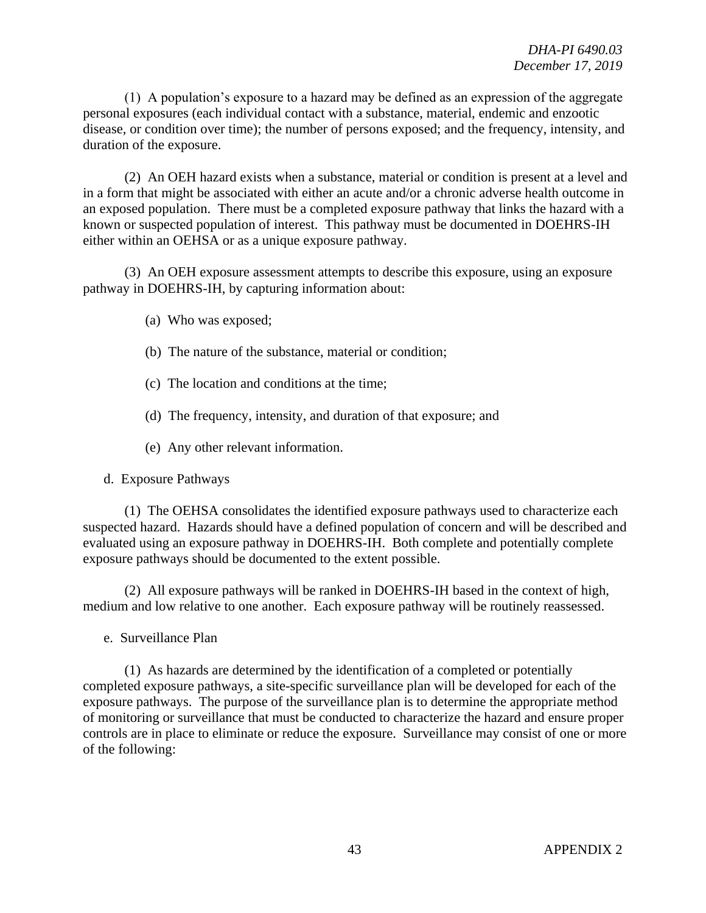(1) A population's exposure to a hazard may be defined as an expression of the aggregate personal exposures (each individual contact with a substance, material, endemic and enzootic disease, or condition over time); the number of persons exposed; and the frequency, intensity, and duration of the exposure.

(2) An OEH hazard exists when a substance, material or condition is present at a level and in a form that might be associated with either an acute and/or a chronic adverse health outcome in an exposed population. There must be a completed exposure pathway that links the hazard with a known or suspected population of interest. This pathway must be documented in DOEHRS-IH either within an OEHSA or as a unique exposure pathway.

(3) An OEH exposure assessment attempts to describe this exposure, using an exposure pathway in DOEHRS-IH, by capturing information about:

(a) Who was exposed;

(b) The nature of the substance, material or condition;

(c) The location and conditions at the time;

(d) The frequency, intensity, and duration of that exposure; and

(e) Any other relevant information.

d. Exposure Pathways

(1) The OEHSA consolidates the identified exposure pathways used to characterize each suspected hazard. Hazards should have a defined population of concern and will be described and evaluated using an exposure pathway in DOEHRS-IH. Both complete and potentially complete exposure pathways should be documented to the extent possible.

(2) All exposure pathways will be ranked in DOEHRS-IH based in the context of high, medium and low relative to one another. Each exposure pathway will be routinely reassessed.

e. Surveillance Plan

(1) As hazards are determined by the identification of a completed or potentially completed exposure pathways, a site-specific surveillance plan will be developed for each of the exposure pathways. The purpose of the surveillance plan is to determine the appropriate method of monitoring or surveillance that must be conducted to characterize the hazard and ensure proper controls are in place to eliminate or reduce the exposure. Surveillance may consist of one or more of the following: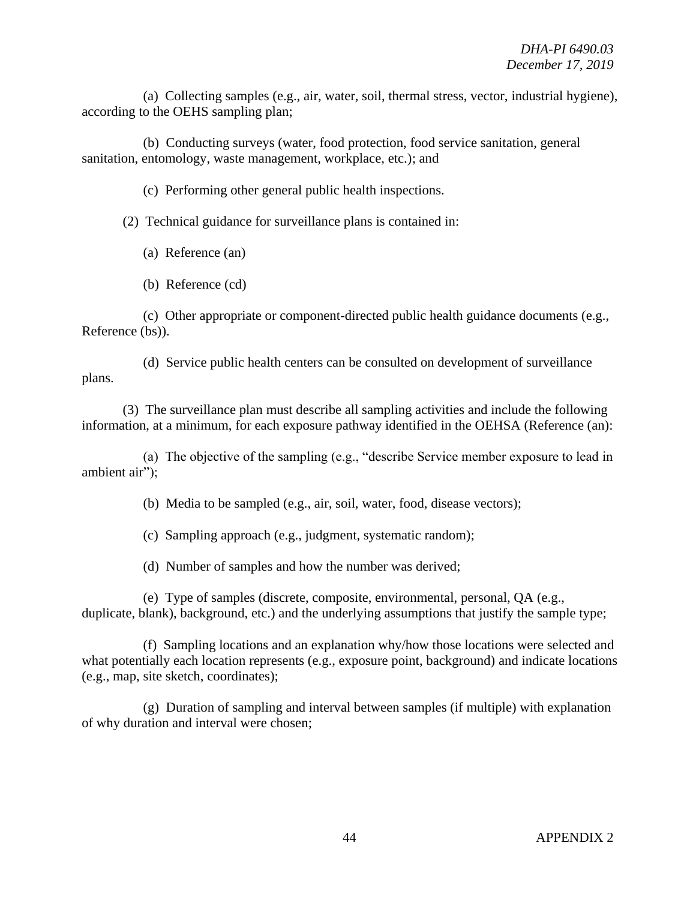(a) Collecting samples (e.g., air, water, soil, thermal stress, vector, industrial hygiene), according to the OEHS sampling plan;

(b) Conducting surveys (water, food protection, food service sanitation, general sanitation, entomology, waste management, workplace, etc.); and

(c) Performing other general public health inspections.

(2) Technical guidance for surveillance plans is contained in:

(a) Reference (an)

(b) Reference (cd)

(c) Other appropriate or component-directed public health guidance documents (e.g., Reference (bs)).

(d) Service public health centers can be consulted on development of surveillance plans.

(3) The surveillance plan must describe all sampling activities and include the following information, at a minimum, for each exposure pathway identified in the OEHSA (Reference (an):

(a) The objective of the sampling (e.g., "describe Service member exposure to lead in ambient air");

(b) Media to be sampled (e.g., air, soil, water, food, disease vectors);

(c) Sampling approach (e.g., judgment, systematic random);

(d) Number of samples and how the number was derived;

(e) Type of samples (discrete, composite, environmental, personal, QA (e.g., duplicate, blank), background, etc.) and the underlying assumptions that justify the sample type;

(f) Sampling locations and an explanation why/how those locations were selected and what potentially each location represents (e.g., exposure point, background) and indicate locations (e.g., map, site sketch, coordinates);

(g) Duration of sampling and interval between samples (if multiple) with explanation of why duration and interval were chosen;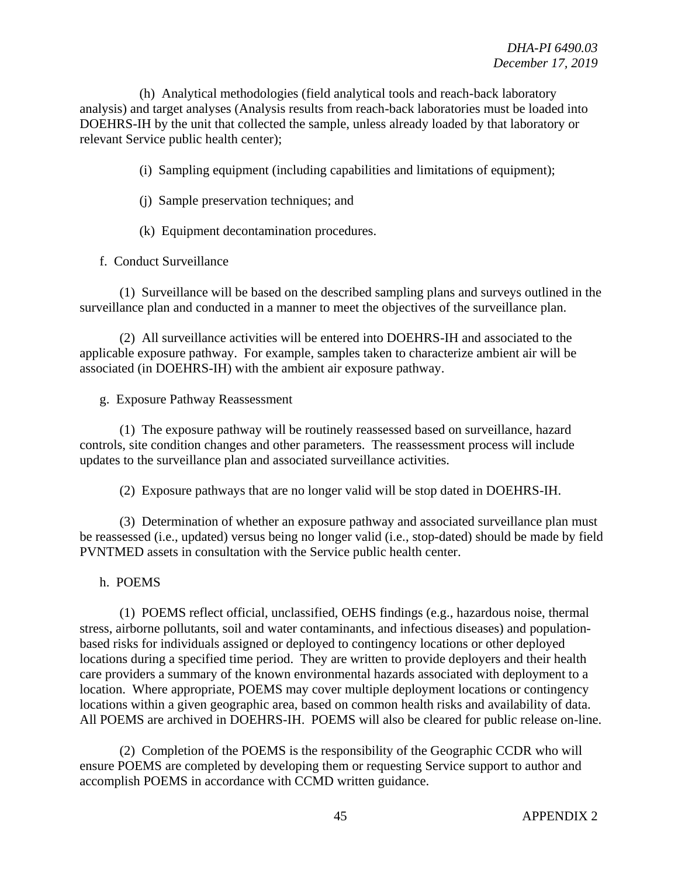(h) Analytical methodologies (field analytical tools and reach-back laboratory analysis) and target analyses (Analysis results from reach-back laboratories must be loaded into DOEHRS-IH by the unit that collected the sample, unless already loaded by that laboratory or relevant Service public health center);

(i) Sampling equipment (including capabilities and limitations of equipment);

(j) Sample preservation techniques; and

(k) Equipment decontamination procedures.

f. Conduct Surveillance

(1) Surveillance will be based on the described sampling plans and surveys outlined in the surveillance plan and conducted in a manner to meet the objectives of the surveillance plan.

(2) All surveillance activities will be entered into DOEHRS-IH and associated to the applicable exposure pathway. For example, samples taken to characterize ambient air will be associated (in DOEHRS-IH) with the ambient air exposure pathway.

g. Exposure Pathway Reassessment

(1) The exposure pathway will be routinely reassessed based on surveillance, hazard controls, site condition changes and other parameters. The reassessment process will include updates to the surveillance plan and associated surveillance activities.

(2) Exposure pathways that are no longer valid will be stop dated in DOEHRS-IH.

(3) Determination of whether an exposure pathway and associated surveillance plan must be reassessed (i.e., updated) versus being no longer valid (i.e., stop-dated) should be made by field PVNTMED assets in consultation with the Service public health center.

h. POEMS

(1) POEMS reflect official, unclassified, OEHS findings (e.g., hazardous noise, thermal stress, airborne pollutants, soil and water contaminants, and infectious diseases) and population-based risks for individuals assigned or deployed to contingency locations or other deployed locations during a specified time period. They are written to provide deployers and their health care providers a summary of the known environmental hazards associated with deployment to a location. Where appropriate, POEMS may cover multiple deployment locations or contingency locations within a given geographic area, based on common health risks and availability of data. All POEMS are archived in DOEHRS-IH. POEMS will also be cleared for public release on-line.

(2) Completion of the POEMS is the responsibility of the Geographic CCDR who will ensure POEMS are completed by developing them or requesting Service support to author and accomplish POEMS in accordance with CCMD written guidance.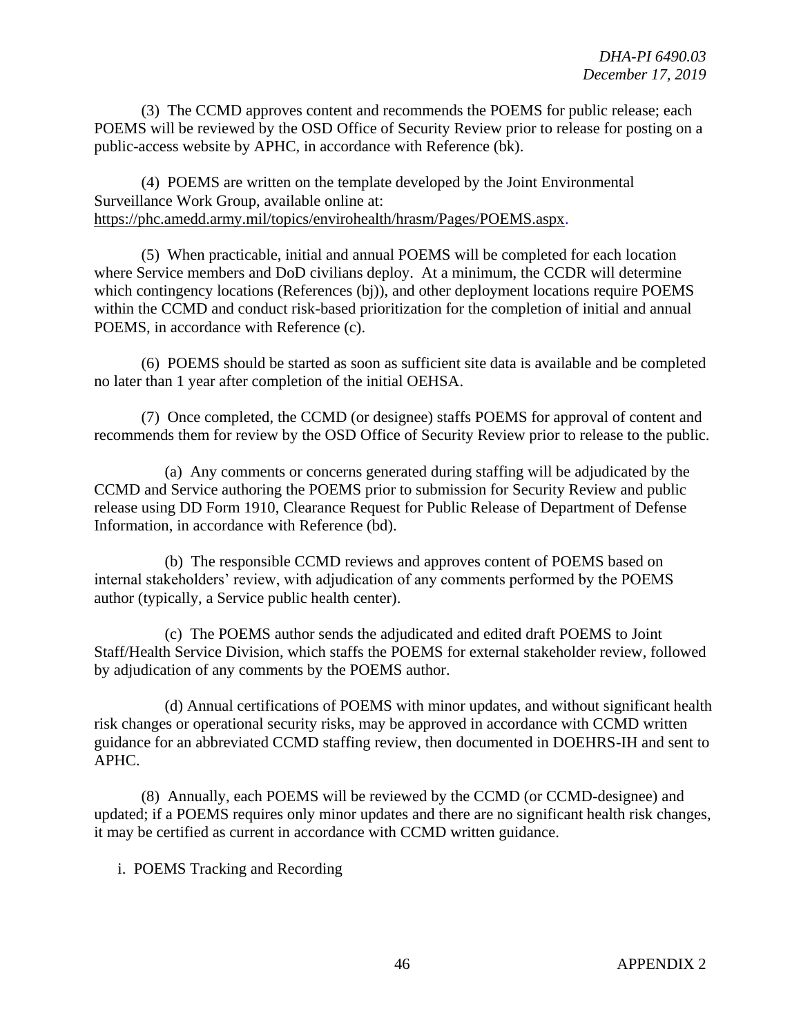(3) The CCMD approves content and recommends the POEMS for public release; each POEMS will be reviewed by the OSD Office of Security Review prior to release for posting on a public-access website by APHC, in accordance with Reference (bk).

(4) POEMS are written on the template developed by the Joint Environmental Surveillance Work Group, available online at: https://phc.amedd.army.mil/topics/envirohealth/hrasm/Pages/POEMS.aspx.

(5) When practicable, initial and annual POEMS will be completed for each location where Service members and DoD civilians deploy. At a minimum, the CCDR will determine which contingency locations (References (bj)), and other deployment locations require POEMS within the CCMD and conduct risk-based prioritization for the completion of initial and annual POEMS, in accordance with Reference (c).

(6) POEMS should be started as soon as sufficient site data is available and be completed no later than 1 year after completion of the initial OEHSA.

(7) Once completed, the CCMD (or designee) staffs POEMS for approval of content and recommends them for review by the OSD Office of Security Review prior to release to the public.

(a) Any comments or concerns generated during staffing will be adjudicated by the CCMD and Service authoring the POEMS prior to submission for Security Review and public release using DD Form 1910, Clearance Request for Public Release of Department of Defense Information, in accordance with Reference (bd).

(b) The responsible CCMD reviews and approves content of POEMS based on internal stakeholders' review, with adjudication of any comments performed by the POEMS author (typically, a Service public health center).

(c) The POEMS author sends the adjudicated and edited draft POEMS to Joint Staff/Health Service Division, which staffs the POEMS for external stakeholder review, followed by adjudication of any comments by the POEMS author.

(d) Annual certifications of POEMS with minor updates, and without significant health risk changes or operational security risks, may be approved in accordance with CCMD written guidance for an abbreviated CCMD staffing review, then documented in DOEHRS-IH and sent to APHC.

(8) Annually, each POEMS will be reviewed by the CCMD (or CCMD-designee) and updated; if a POEMS requires only minor updates and there are no significant health risk changes, it may be certified as current in accordance with CCMD written guidance.

i. POEMS Tracking and Recording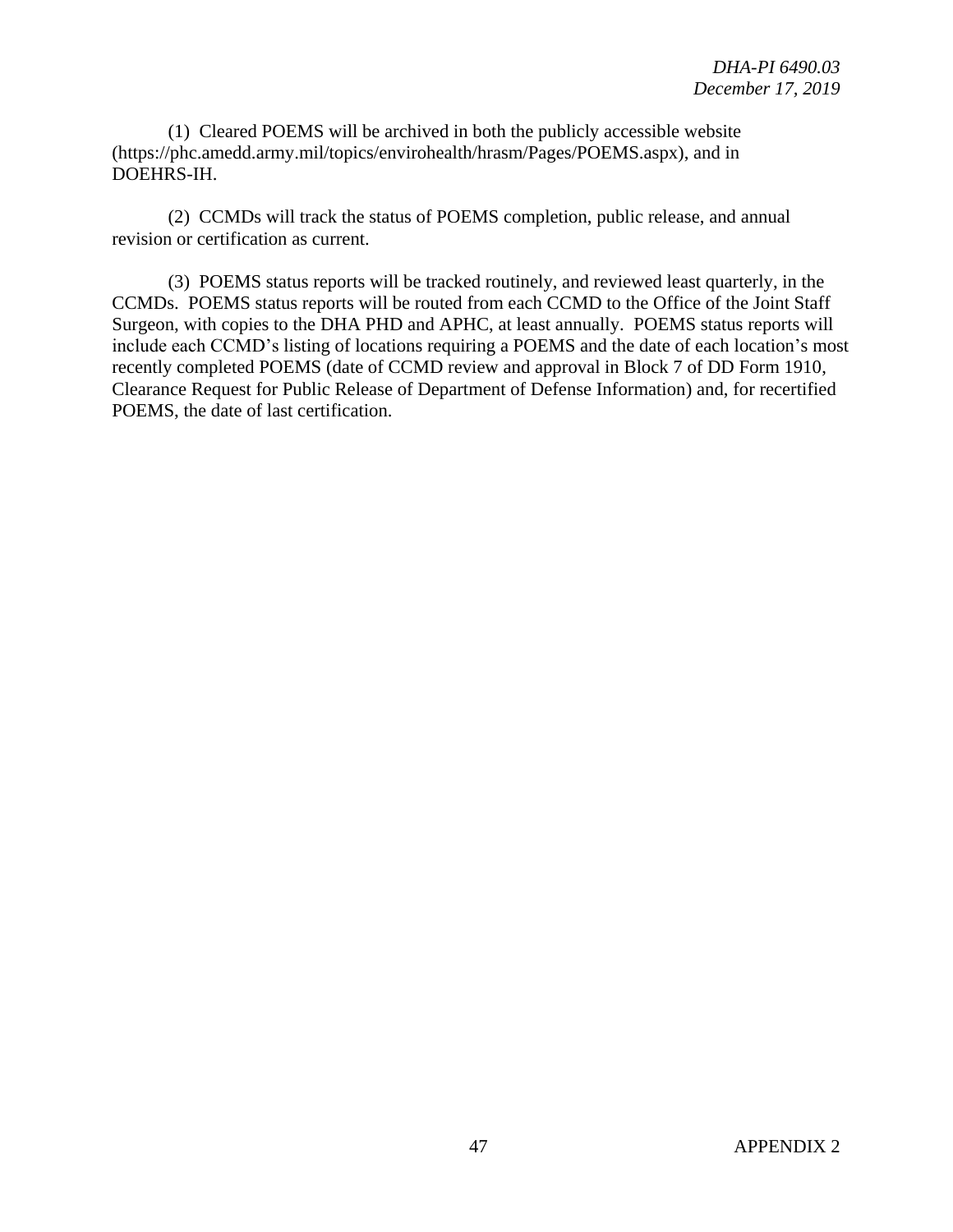(1) Cleared POEMS will be archived in both the publicly accessible website (https://phc.amedd.army.mil/topics/envirohealth/hrasm/Pages/POEMS.aspx), and in DOEHRS-IH.

(2) CCMDs will track the status of POEMS completion, public release, and annual revision or certification as current.

(3) POEMS status reports will be tracked routinely, and reviewed least quarterly, in the CCMDs. POEMS status reports will be routed from each CCMD to the Office of the Joint Staff Surgeon, with copies to the DHA PHD and APHC, at least annually. POEMS status reports will include each CCMD's listing of locations requiring a POEMS and the date of each location's most recently completed POEMS (date of CCMD review and approval in Block 7 of DD Form 1910, Clearance Request for Public Release of Department of Defense Information) and, for recertified POEMS, the date of last certification.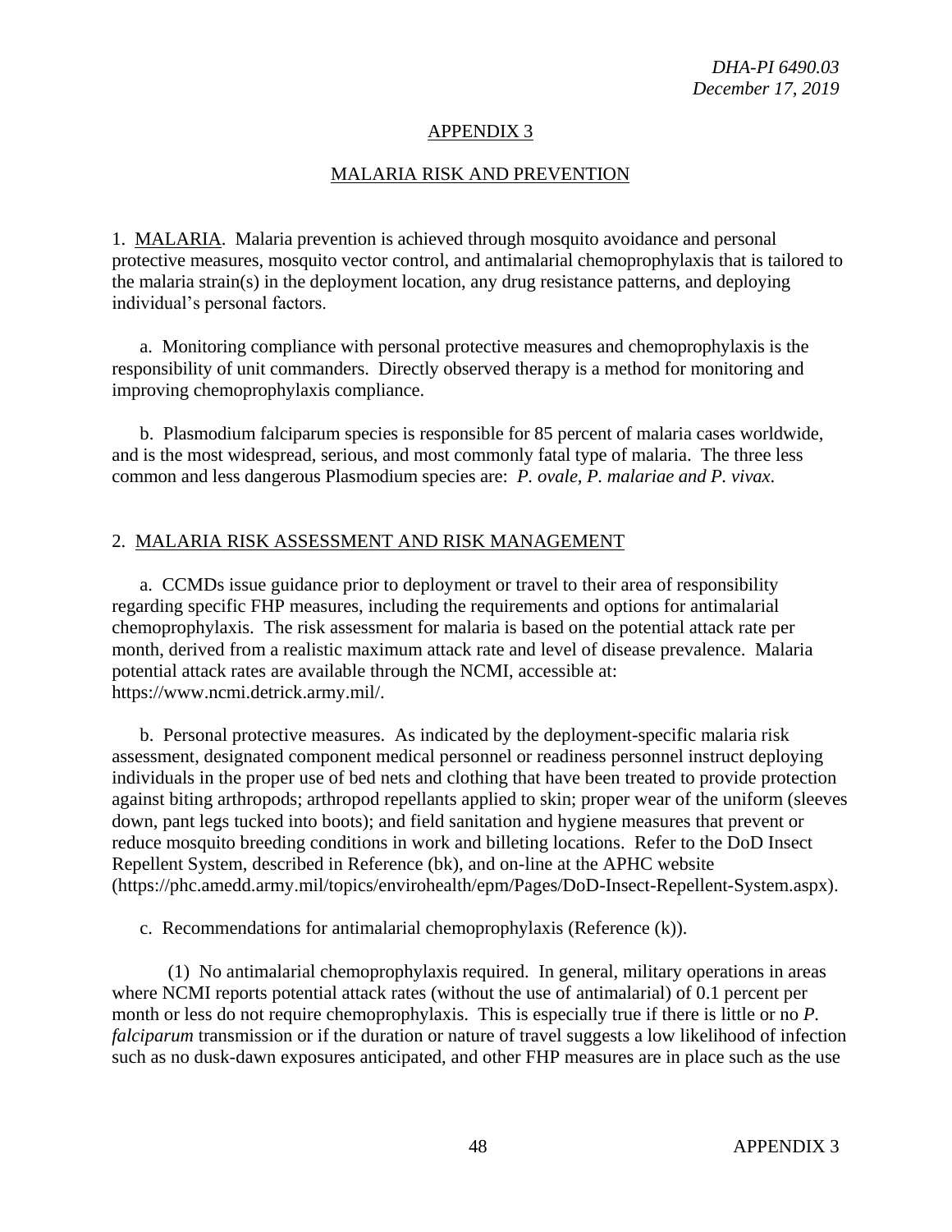## APPENDIX 3

## MALARIA RISK AND PREVENTION

1. MALARIA. Malaria prevention is achieved through mosquito avoidance and personal protective measures, mosquito vector control, and antimalarial chemoprophylaxis that is tailored to the malaria strain(s) in the deployment location, any drug resistance patterns, and deploying individual's personal factors.

a. Monitoring compliance with personal protective measures and chemoprophylaxis is the responsibility of unit commanders. Directly observed therapy is a method for monitoring and improving chemoprophylaxis compliance.

b. Plasmodium falciparum species is responsible for 85 percent of malaria cases worldwide, and is the most widespread, serious, and most commonly fatal type of malaria. The three less common and less dangerous Plasmodium species are: *P. ovale, P. malariae and P. vivax*.

2. MALARIA RISK ASSESSMENT AND RISK MANAGEMENT

a. CCMDs issue guidance prior to deployment or travel to their area of responsibility regarding specific FHP measures, including the requirements and options for antimalarial chemoprophylaxis. The risk assessment for malaria is based on the potential attack rate per month, derived from a realistic maximum attack rate and level of disease prevalence. Malaria potential attack rates are available through the NCMI, accessible at: https://www.ncmi.detrick.army.mil/.

b. Personal protective measures. As indicated by the deployment-specific malaria risk assessment, designated component medical personnel or readiness personnel instruct deploying individuals in the proper use of bed nets and clothing that have been treated to provide protection against biting arthropods; arthropod repellants applied to skin; proper wear of the uniform (sleeves down, pant legs tucked into boots); and field sanitation and hygiene measures that prevent or reduce mosquito breeding conditions in work and billeting locations. Refer to the DoD Insect Repellent System, described in Reference (bk), and on-line at the APHC website (https://phc.amedd.army.mil/topics/envirohealth/epm/Pages/DoD-Insect-Repellent-System.aspx).

c. Recommendations for antimalarial chemoprophylaxis (Reference (k)).

(1) No antimalarial chemoprophylaxis required. In general, military operations in areas where NCMI reports potential attack rates (without the use of antimalarial) of 0.1 percent per month or less do not require chemoprophylaxis. This is especially true if there is little or no *P. falciparum* transmission or if the duration or nature of travel suggests a low likelihood of infection such as no dusk-dawn exposures anticipated, and other FHP measures are in place such as the use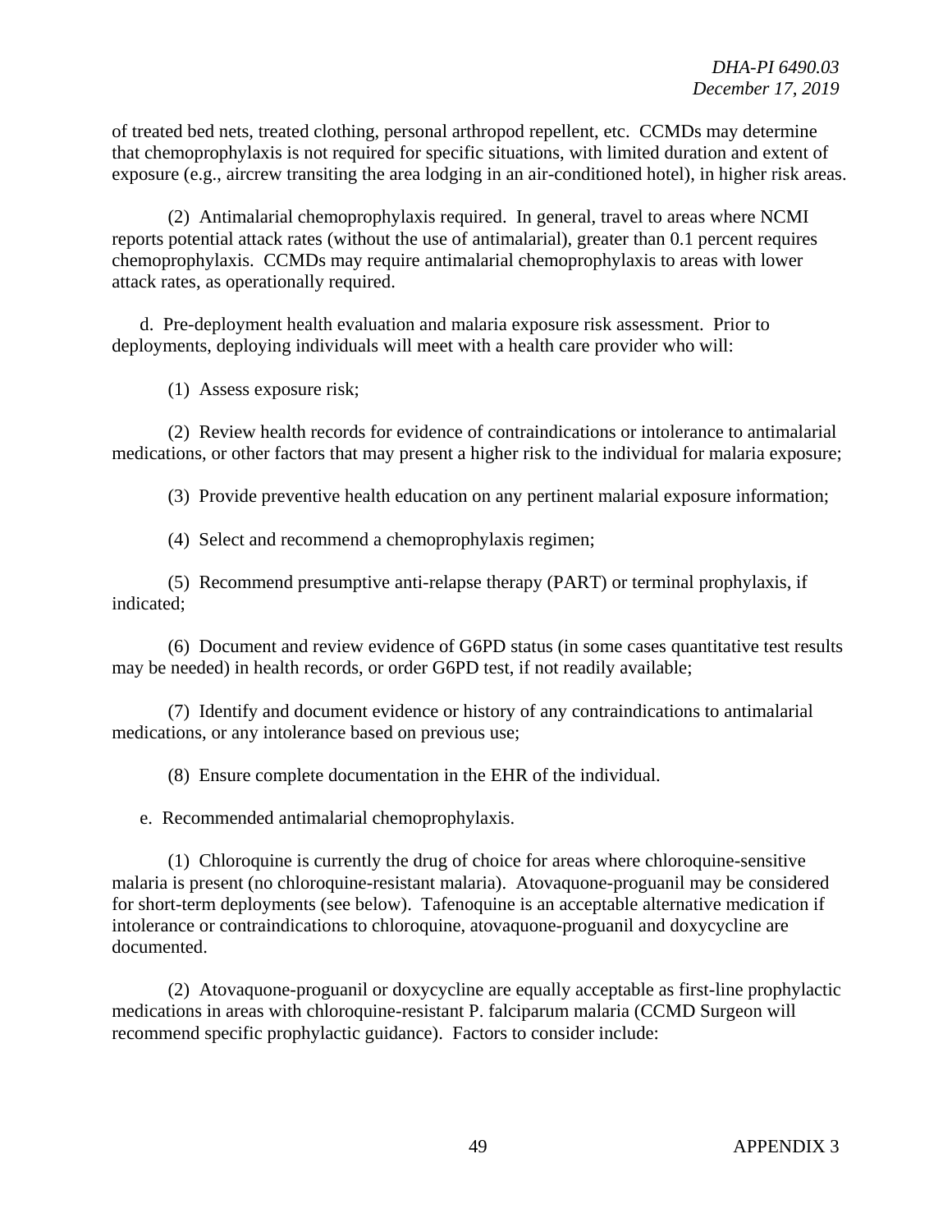of treated bed nets, treated clothing, personal arthropod repellent, etc. CCMDs may determine that chemoprophylaxis is not required for specific situations, with limited duration and extent of exposure (e.g., aircrew transiting the area lodging in an air-conditioned hotel), in higher risk areas.

(2) Antimalarial chemoprophylaxis required. In general, travel to areas where NCMI reports potential attack rates (without the use of antimalarial), greater than 0.1 percent requires chemoprophylaxis. CCMDs may require antimalarial chemoprophylaxis to areas with lower attack rates, as operationally required.

d. Pre-deployment health evaluation and malaria exposure risk assessment. Prior to deployments, deploying individuals will meet with a health care provider who will:

(1) Assess exposure risk;

(2) Review health records for evidence of contraindications or intolerance to antimalarial medications, or other factors that may present a higher risk to the individual for malaria exposure;

(3) Provide preventive health education on any pertinent malarial exposure information;

(4) Select and recommend a chemoprophylaxis regimen;

(5) Recommend presumptive anti-relapse therapy (PART) or terminal prophylaxis, if indicated;

(6) Document and review evidence of G6PD status (in some cases quantitative test results may be needed) in health records, or order G6PD test, if not readily available;

(7) Identify and document evidence or history of any contraindications to antimalarial medications, or any intolerance based on previous use;

(8) Ensure complete documentation in the EHR of the individual.

e. Recommended antimalarial chemoprophylaxis.

(1) Chloroquine is currently the drug of choice for areas where chloroquine-sensitive malaria is present (no chloroquine-resistant malaria). Atovaquone-proguanil may be considered for short-term deployments (see below). Tafenoquine is an acceptable alternative medication if intolerance or contraindications to chloroquine, atovaquone-proguanil and doxycycline are documented.

(2) Atovaquone-proguanil or doxycycline are equally acceptable as first-line prophylactic medications in areas with chloroquine-resistant P. falciparum malaria (CCMD Surgeon will recommend specific prophylactic guidance). Factors to consider include: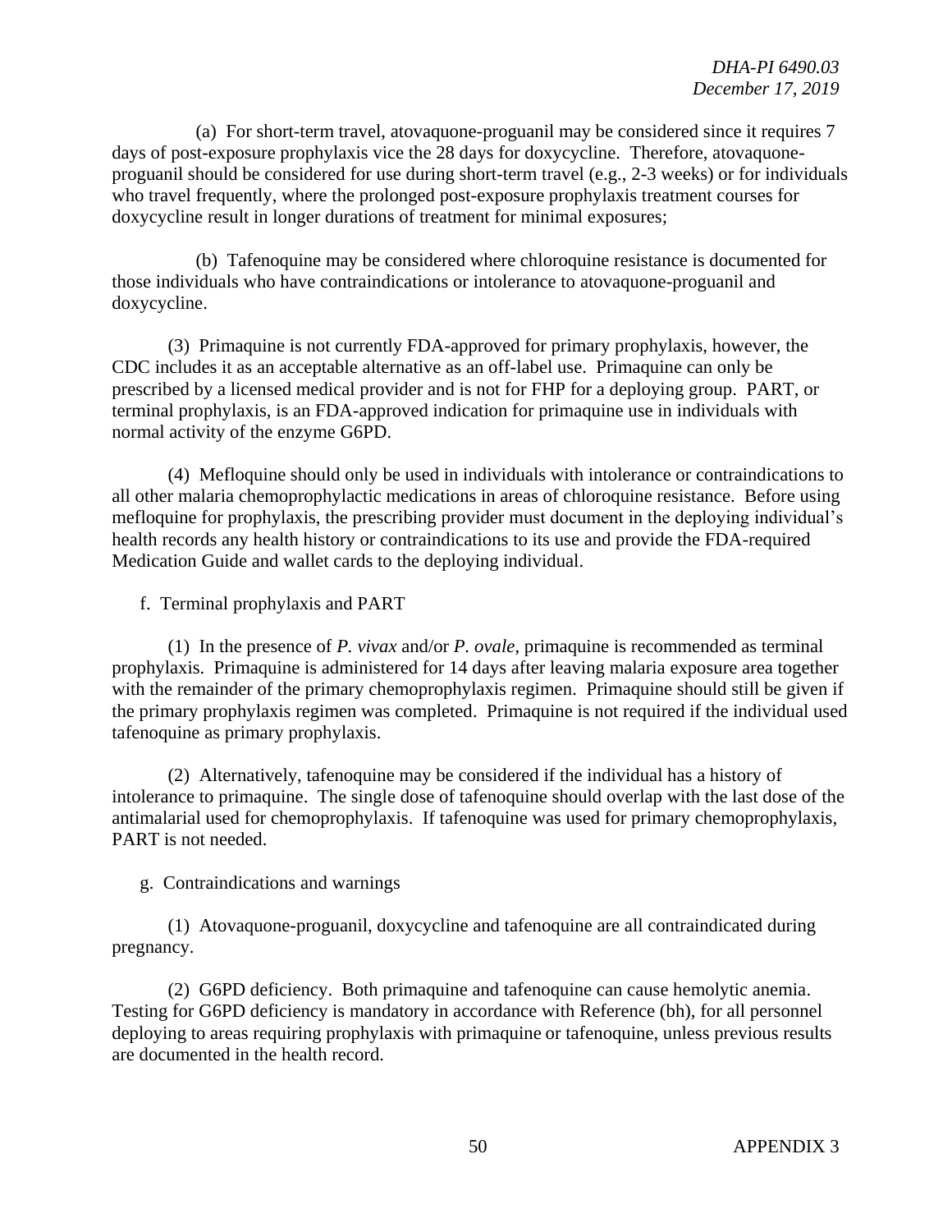(a) For short-term travel, atovaquone-proguanil may be considered since it requires 7 days of post-exposure prophylaxis vice the 28 days for doxycycline. Therefore, atovaquone-proguanil should be considered for use during short-term travel (e.g., 2-3 weeks) or for individuals who travel frequently, where the prolonged post-exposure prophylaxis treatment courses for doxycycline result in longer durations of treatment for minimal exposures;

(b) Tafenoquine may be considered where chloroquine resistance is documented for those individuals who have contraindications or intolerance to atovaquone-proguanil and doxycycline.

(3) Primaquine is not currently FDA-approved for primary prophylaxis, however, the CDC includes it as an acceptable alternative as an off-label use. Primaquine can only be prescribed by a licensed medical provider and is not for FHP for a deploying group. PART, or terminal prophylaxis, is an FDA-approved indication for primaquine use in individuals with normal activity of the enzyme G6PD.

(4) Mefloquine should only be used in individuals with intolerance or contraindications to all other malaria chemoprophylactic medications in areas of chloroquine resistance. Before using mefloquine for prophylaxis, the prescribing provider must document in the deploying individual's health records any health history or contraindications to its use and provide the FDA-required Medication Guide and wallet cards to the deploying individual.

f. Terminal prophylaxis and PART

(1) In the presence of *P. vivax* and/or *P. ovale*, primaquine is recommended as terminal prophylaxis. Primaquine is administered for 14 days after leaving malaria exposure area together with the remainder of the primary chemoprophylaxis regimen. Primaquine should still be given if the primary prophylaxis regimen was completed. Primaquine is not required if the individual used tafenoquine as primary prophylaxis.

(2) Alternatively, tafenoquine may be considered if the individual has a history of intolerance to primaquine. The single dose of tafenoquine should overlap with the last dose of the antimalarial used for chemoprophylaxis. If tafenoquine was used for primary chemoprophylaxis, PART is not needed.

g. Contraindications and warnings

(1) Atovaquone-proguanil, doxycycline and tafenoquine are all contraindicated during pregnancy.

(2) G6PD deficiency. Both primaquine and tafenoquine can cause hemolytic anemia. Testing for G6PD deficiency is mandatory in accordance with Reference (bh), for all personnel deploying to areas requiring prophylaxis with primaquine or tafenoquine, unless previous results are documented in the health record.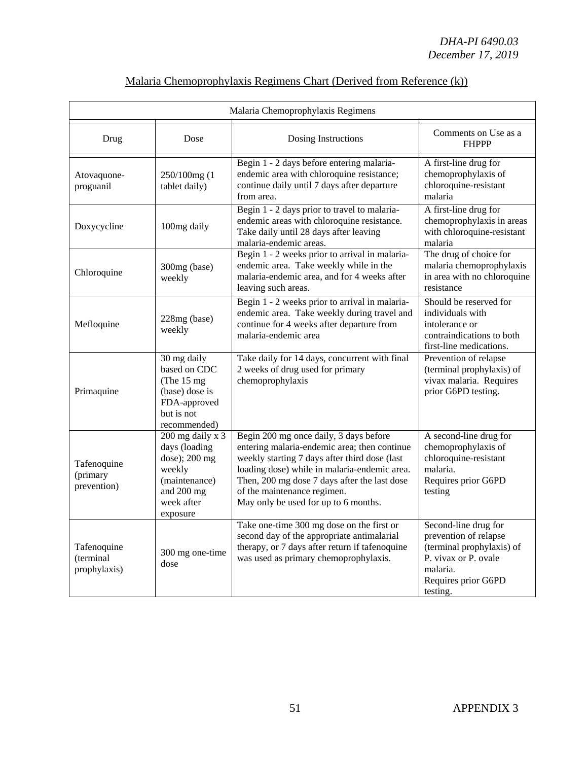Malara Chemoprophylaxis Regimens Chart (Derived from Reference (k))

| Malaria Chemoprophylaxis Regimens | | | |
|---|---|---|---|
| Drug | Dose | Dosing Instructions | Comments on Use as a FHPPP |
| Atovaquone-proguanil | 250/100mg (1 tablet daily) | Begin 1 - 2 days before entering malaria-endemic area with chloroquine resistance; continue daily until 7 days after departure from area. | A first-line drug for chemoprophylaxis of chloroquine-resistant malaria |
| Doxycycline | 100mg daily | Begin 1 - 2 days prior to travel to malaria-endemic areas with chloroquine resistance. Take daily until 28 days after leaving malaria-endemic areas. | A first-line drug for chemoprophylaxis in areas with chloroquine-resistant malaria |
| Chloroquine | 300mg (base) weekly | Begin 1 - 2 weeks prior to arrival in malaria-endemic area. Take weekly while in the malaria-endemic area, and for 4 weeks after leaving such areas. | The drug of choice for malaria chemoprophylaxis in area with no chloroquine resistance |
| Mefloquine | 228mg (base) weekly | Begin 1 - 2 weeks prior to arrival in malaria-endemic area. Take weekly during travel and continue for 4 weeks after departure from malaria-endemic area | Should be reserved for individuals with intolerance or contraindications to both first-line medications. |
| Primaquine | 30 mg daily based on CDC (The 15 mg (base) dose is FDA-approved but is not recommended) | Take daily for 14 days, concurrent with final 2 weeks of drug used for primary chemoprophylaxis | Prevention of relapse (terminal prophylaxis) of vivax malaria. Requires prior G6PD testing. |
| Tafenoquine (primary prevention) | 200 mg daily x 3 days (loading dose); 200 mg weekly (maintenance) and 200 mg week after exposure | Begin 200 mg once daily, 3 days before entering malaria-endemic area; then continue weekly starting 7 days after third dose (last loading dose) while in malaria-endemic area. Then, 200 mg dose 7 days after the last dose of the maintenance regimen. May only be used for up to 6 months. | A second-line drug for chemoprophylaxis of chloroquine-resistant malaria. Requires prior G6PD testing |
| Tafenoquine (terminal prophylaxis) | 300 mg one-time dose | Take one-time 300 mg dose on the first or second day of the appropriate antimalarial therapy, or 7 days after return if tafenoquine was used as primary chemoprophylaxis. | Second-line drug for prevention of relapse (terminal prophylaxis) of P. vivax or P. ovale malaria. Requires prior G6PD testing. |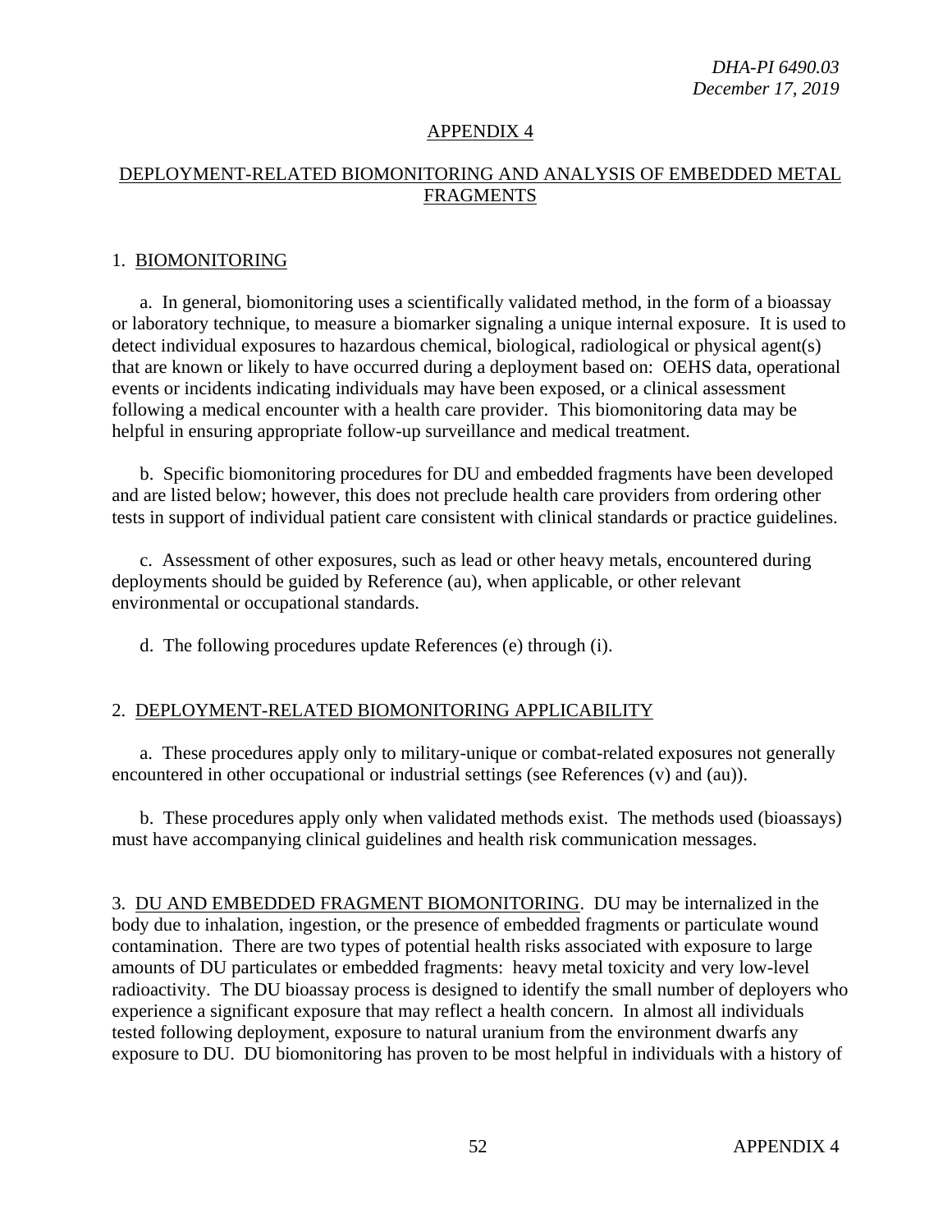## APPENDIX 4

## DEPLOYMENT-RELATED BIOMONITORING AND ANALYSIS OF EMBEDDED METAL FRAGMENTS

### 1. BIOMONITORING

a. In general, biomonitoring uses a scientifically validated method, in the form of a bioassay or laboratory technique, to measure a biomarker signaling a unique internal exposure. It is used to detect individual exposures to hazardous chemical, biological, radiological or physical agent(s) that are known or likely to have occurred during a deployment based on: OEHS data, operational events or incidents indicating individuals may have been exposed, or a clinical assessment following a medical encounter with a health care provider. This biomonitoring data may be helpful in ensuring appropriate follow-up surveillance and medical treatment.

b. Specific biomonitoring procedures for DU and embedded fragments have been developed and are listed below; however, this does not preclude health care providers from ordering other tests in support of individual patient care consistent with clinical standards or practice guidelines.

c. Assessment of other exposures, such as lead or other heavy metals, encountered during deployments should be guided by Reference (au), when applicable, or other relevant environmental or occupational standards.

d. The following procedures update References (e) through (i).

### 2. DEPLOYMENT-RELATED BIOMONITORING APPLICABILITY

a. These procedures apply only to military-unique or combat-related exposures not generally encountered in other occupational or industrial settings (see References (v) and (au)).

b. These procedures apply only when validated methods exist. The methods used (bioassays) must have accompanying clinical guidelines and health risk communication messages.

3. DU AND EMBEDDED FRAGMENT BIOMONITORING. DU may be internalized in the body due to inhalation, ingestion, or the presence of embedded fragments or particulate wound contamination. There are two types of potential health risks associated with exposure to large amounts of DU particulates or embedded fragments: heavy metal toxicity and very low-level radioactivity. The DU bioassay process is designed to identify the small number of deployers who experience a significant exposure that may reflect a health concern. In almost all individuals tested following deployment, exposure to natural uranium from the environment dwarfs any exposure to DU. DU biomonitoring has proven to be most helpful in individuals with a history of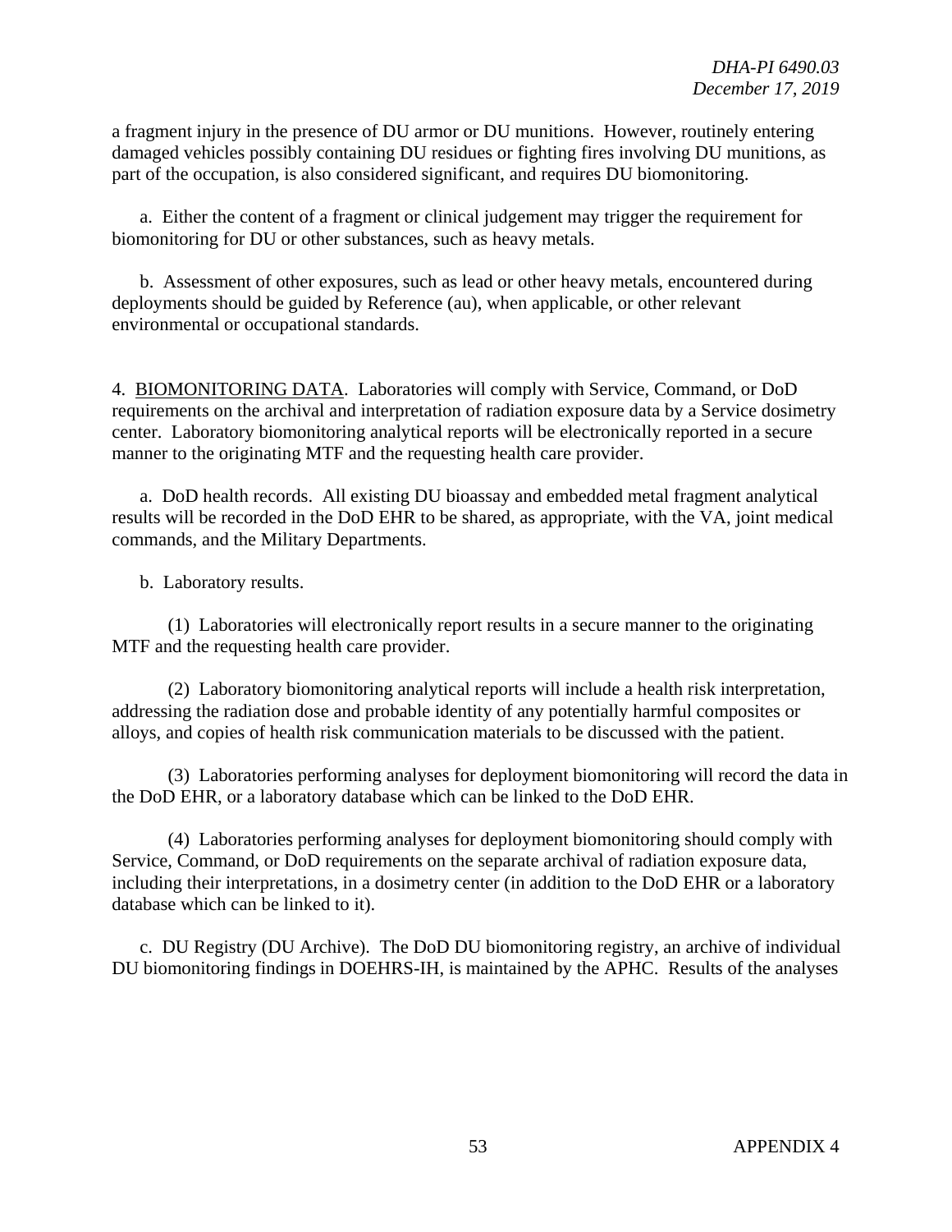a fragment injury in the presence of DU armor or DU munitions. However, routinely entering damaged vehicles possibly containing DU residues or fighting fires involving DU munitions, as part of the occupation, is also considered significant, and requires DU biomonitoring.

a. Either the content of a fragment or clinical judgement may trigger the requirement for biomonitoring for DU or other substances, such as heavy metals.

b. Assessment of other exposures, such as lead or other heavy metals, encountered during deployments should be guided by Reference (au), when applicable, or other relevant environmental or occupational standards.

4. BIOMONITORING DATA. Laboratories will comply with Service, Command, or DoD requirements on the archival and interpretation of radiation exposure data by a Service dosimetry center. Laboratory biomonitoring analytical reports will be electronically reported in a secure manner to the originating MTF and the requesting health care provider.

a. DoD health records. All existing DU bioassay and embedded metal fragment analytical results will be recorded in the DoD EHR to be shared, as appropriate, with the VA, joint medical commands, and the Military Departments.

b. Laboratory results.

(1) Laboratories will electronically report results in a secure manner to the originating MTF and the requesting health care provider.

(2) Laboratory biomonitoring analytical reports will include a health risk interpretation, addressing the radiation dose and probable identity of any potentially harmful composites or alloys, and copies of health risk communication materials to be discussed with the patient.

(3) Laboratories performing analyses for deployment biomonitoring will record the data in the DoD EHR, or a laboratory database which can be linked to the DoD EHR.

(4) Laboratories performing analyses for deployment biomonitoring should comply with Service, Command, or DoD requirements on the separate archival of radiation exposure data, including their interpretations, in a dosimetry center (in addition to the DoD EHR or a laboratory database which can be linked to it).

c. DU Registry (DU Archive). The DoD DU biomonitoring registry, an archive of individual DU biomonitoring findings in DOEHRS-IH, is maintained by the APHC. Results of the analyses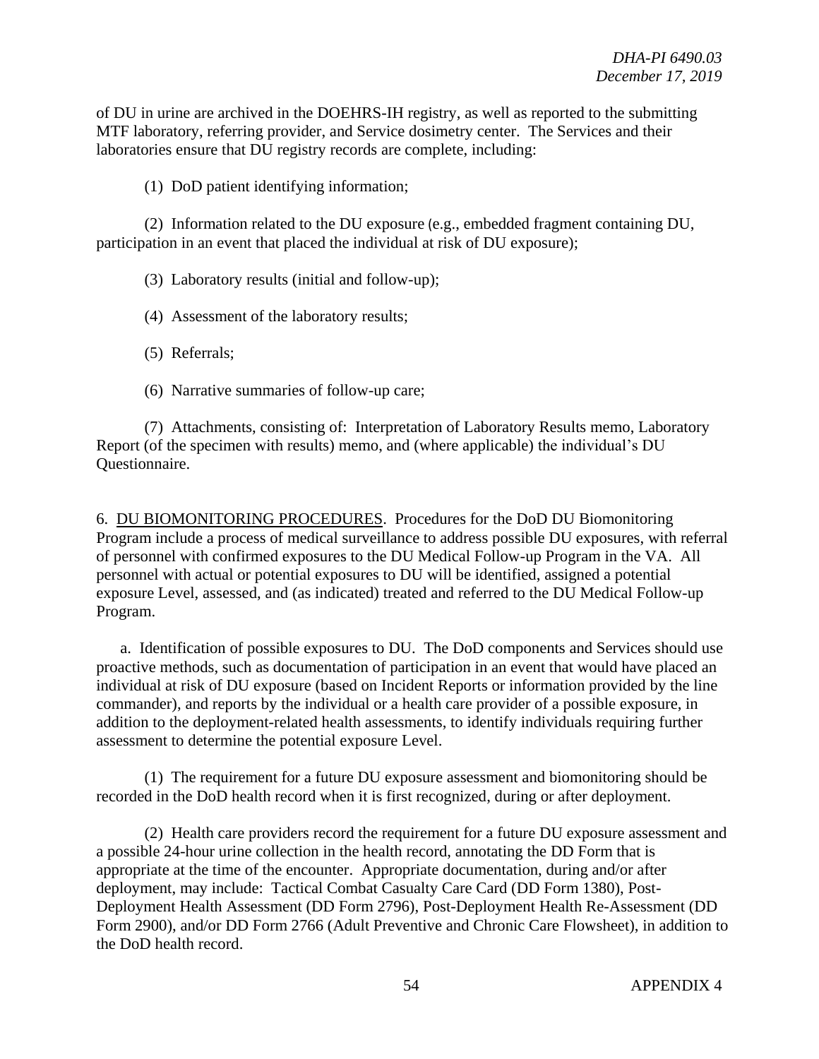of DU in urine are archived in the DOEHRS-IH registry, as well as reported to the submitting MTF laboratory, referring provider, and Service dosimetry center. The Services and their laboratories ensure that DU registry records are complete, including:

(1) DoD patient identifying information;

(2) Information related to the DU exposure (e.g., embedded fragment containing DU, participation in an event that placed the individual at risk of DU exposure);

(3) Laboratory results (initial and follow-up);

(4) Assessment of the laboratory results;

(5) Referrals;

(6) Narrative summaries of follow-up care;

(7) Attachments, consisting of: Interpretation of Laboratory Results memo, Laboratory Report (of the specimen with results) memo, and (where applicable) the individual's DU Questionnaire.

6. <u>DU BIOMONITORING PROCEDURES</u>. Procedures for the DoD DU Biomonitoring Program include a process of medical surveillance to address possible DU exposures, with referral of personnel with confirmed exposures to the DU Medical Follow-up Program in the VA. All personnel with actual or potential exposures to DU will be identified, assigned a potential exposure Level, assessed, and (as indicated) treated and referred to the DU Medical Follow-up Program.

a. Identification of possible exposures to DU. The DoD components and Services should use proactive methods, such as documentation of participation in an event that would have placed an individual at risk of DU exposure (based on Incident Reports or information provided by the line commander), and reports by the individual or a health care provider of a possible exposure, in addition to the deployment-related health assessments, to identify individuals requiring further assessment to determine the potential exposure Level.

(1) The requirement for a future DU exposure assessment and biomonitoring should be recorded in the DoD health record when it is first recognized, during or after deployment.

(2) Health care providers record the requirement for a future DU exposure assessment and a possible 24-hour urine collection in the health record, annotating the DD Form that is appropriate at the time of the encounter. Appropriate documentation, during and/or after deployment, may include: Tactical Combat Casualty Care Card (DD Form 1380), Post-Deployment Health Assessment (DD Form 2796), Post-Deployment Health Re-Assessment (DD Form 2900), and/or DD Form 2766 (Adult Preventive and Chronic Care Flowsheet), in addition to the DoD health record.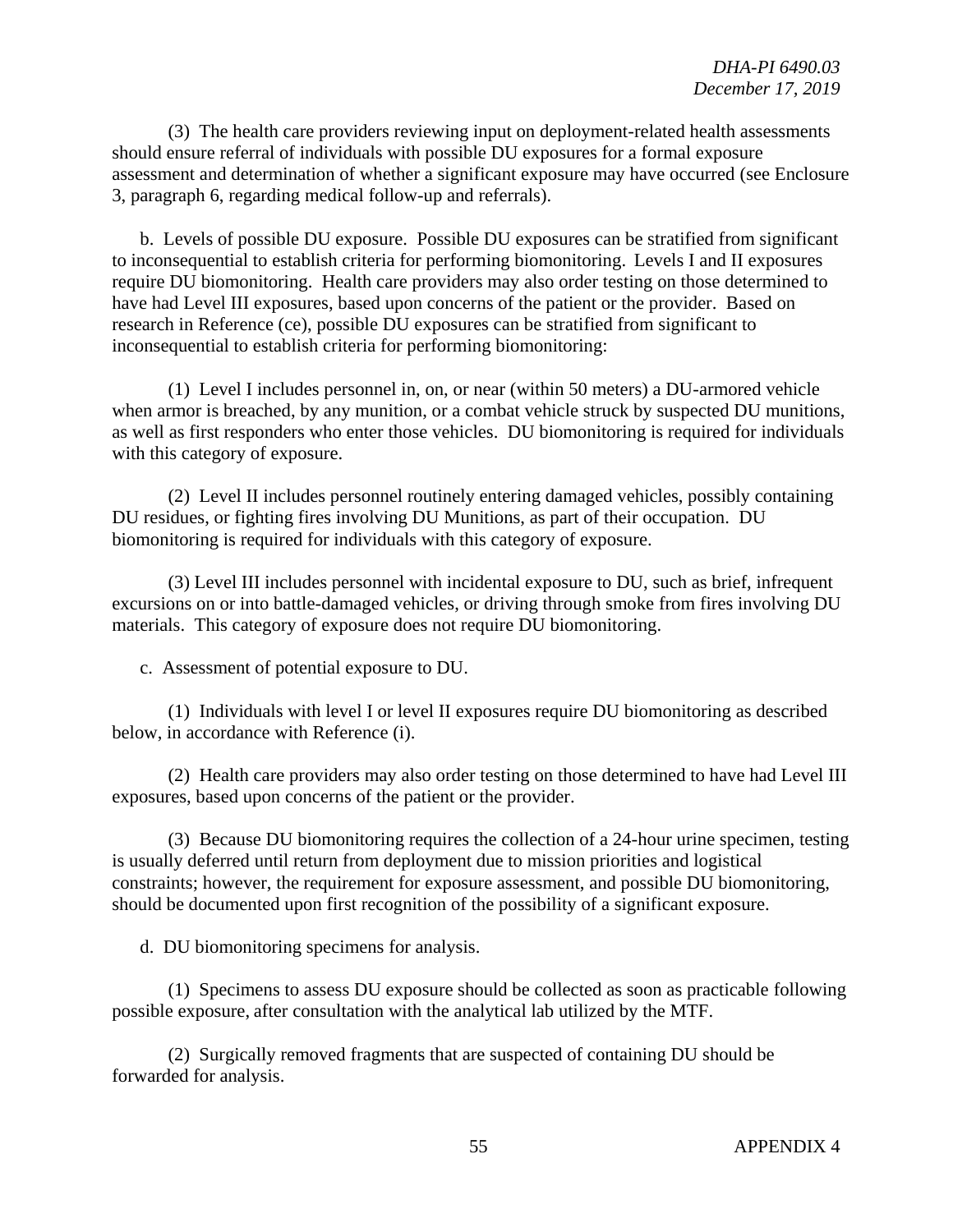(3) The health care providers reviewing input on deployment-related health assessments should ensure referral of individuals with possible DU exposures for a formal exposure assessment and determination of whether a significant exposure may have occurred (see Enclosure 3, paragraph 6, regarding medical follow-up and referrals).

b. Levels of possible DU exposure. Possible DU exposures can be stratified from significant to inconsequential to establish criteria for performing biomonitoring. Levels I and II exposures require DU biomonitoring. Health care providers may also order testing on those determined to have had Level III exposures, based upon concerns of the patient or the provider. Based on research in Reference (ce), possible DU exposures can be stratified from significant to inconsequential to establish criteria for performing biomonitoring:

(1) Level I includes personnel in, on, or near (within 50 meters) a DU-armored vehicle when armor is breached, by any munition, or a combat vehicle struck by suspected DU munitions, as well as first responders who enter those vehicles. DU biomonitoring is required for individuals with this category of exposure.

(2) Level II includes personnel routinely entering damaged vehicles, possibly containing DU residues, or fighting fires involving DU Munitions, as part of their occupation. DU biomonitoring is required for individuals with this category of exposure.

(3) Level III includes personnel with incidental exposure to DU, such as brief, infrequent excursions on or into battle-damaged vehicles, or driving through smoke from fires involving DU materials. This category of exposure does not require DU biomonitoring.

c. Assessment of potential exposure to DU.

(1) Individuals with level I or level II exposures require DU biomonitoring as described below, in accordance with Reference (i).

(2) Health care providers may also order testing on those determined to have had Level III exposures, based upon concerns of the patient or the provider.

(3) Because DU biomonitoring requires the collection of a 24-hour urine specimen, testing is usually deferred until return from deployment due to mission priorities and logistical constraints; however, the requirement for exposure assessment, and possible DU biomonitoring, should be documented upon first recognition of the possibility of a significant exposure.

d. DU biomonitoring specimens for analysis.

(1) Specimens to assess DU exposure should be collected as soon as practicable following possible exposure, after consultation with the analytical lab utilized by the MTF.

(2) Surgically removed fragments that are suspected of containing DU should be forwarded for analysis.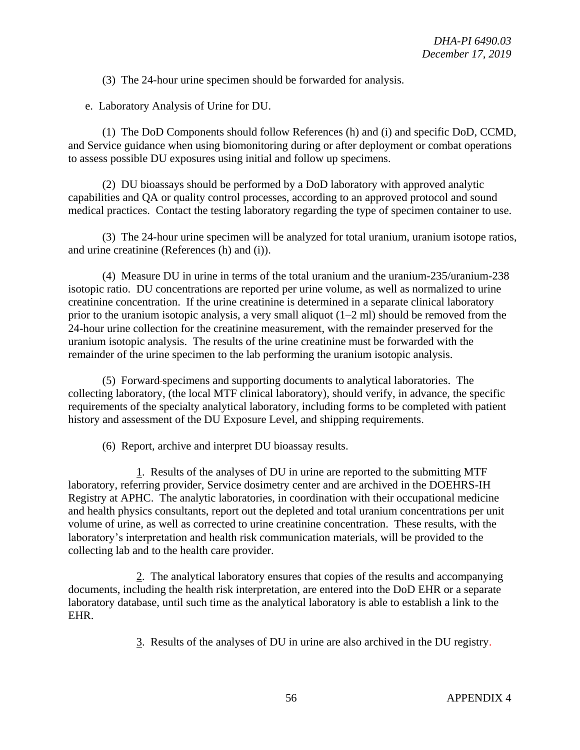(3) The 24-hour urine specimen should be forwarded for analysis.

e. Laboratory Analysis of Urine for DU.

(1) The DoD Components should follow References (h) and (i) and specific DoD, CCMD, and Service guidance when using biomonitoring during or after deployment or combat operations to assess possible DU exposures using initial and follow up specimens.

(2) DU bioassays should be performed by a DoD laboratory with approved analytic capabilities and QA or quality control processes, according to an approved protocol and sound medical practices. Contact the testing laboratory regarding the type of specimen container to use.

(3) The 24-hour urine specimen will be analyzed for total uranium, uranium isotope ratios, and urine creatinine (References (h) and (i)).

(4) Measure DU in urine in terms of the total uranium and the uranium-235/uranium-238 isotopic ratio. DU concentrations are reported per urine volume, as well as normalized to urine creatinine concentration. If the urine creatinine is determined in a separate clinical laboratory prior to the uranium isotopic analysis, a very small aliquot (1–2 ml) should be removed from the 24-hour urine collection for the creatinine measurement, with the remainder preserved for the uranium isotopic analysis. The results of the urine creatinine must be forwarded with the remainder of the urine specimen to the lab performing the uranium isotopic analysis.

(5) Forward specimens and supporting documents to analytical laboratories. The collecting laboratory, (the local MTF clinical laboratory), should verify, in advance, the specific requirements of the specialty analytical laboratory, including forms to be completed with patient history and assessment of the DU Exposure Level, and shipping requirements.

(6) Report, archive and interpret DU bioassay results.

1. Results of the analyses of DU in urine are reported to the submitting MTF laboratory, referring provider, Service dosimetry center and are archived in the DOEHRS-IH Registry at APHC. The analytic laboratories, in coordination with their occupational medicine and health physics consultants, report out the depleted and total uranium concentrations per unit volume of urine, as well as corrected to urine creatinine concentration. These results, with the laboratory's interpretation and health risk communication materials, will be provided to the collecting lab and to the health care provider.

2. The analytical laboratory ensures that copies of the results and accompanying documents, including the health risk interpretation, are entered into the DoD EHR or a separate laboratory database, until such time as the analytical laboratory is able to establish a link to the EHR.

3. Results of the analyses of DU in urine are also archived in the DU registry.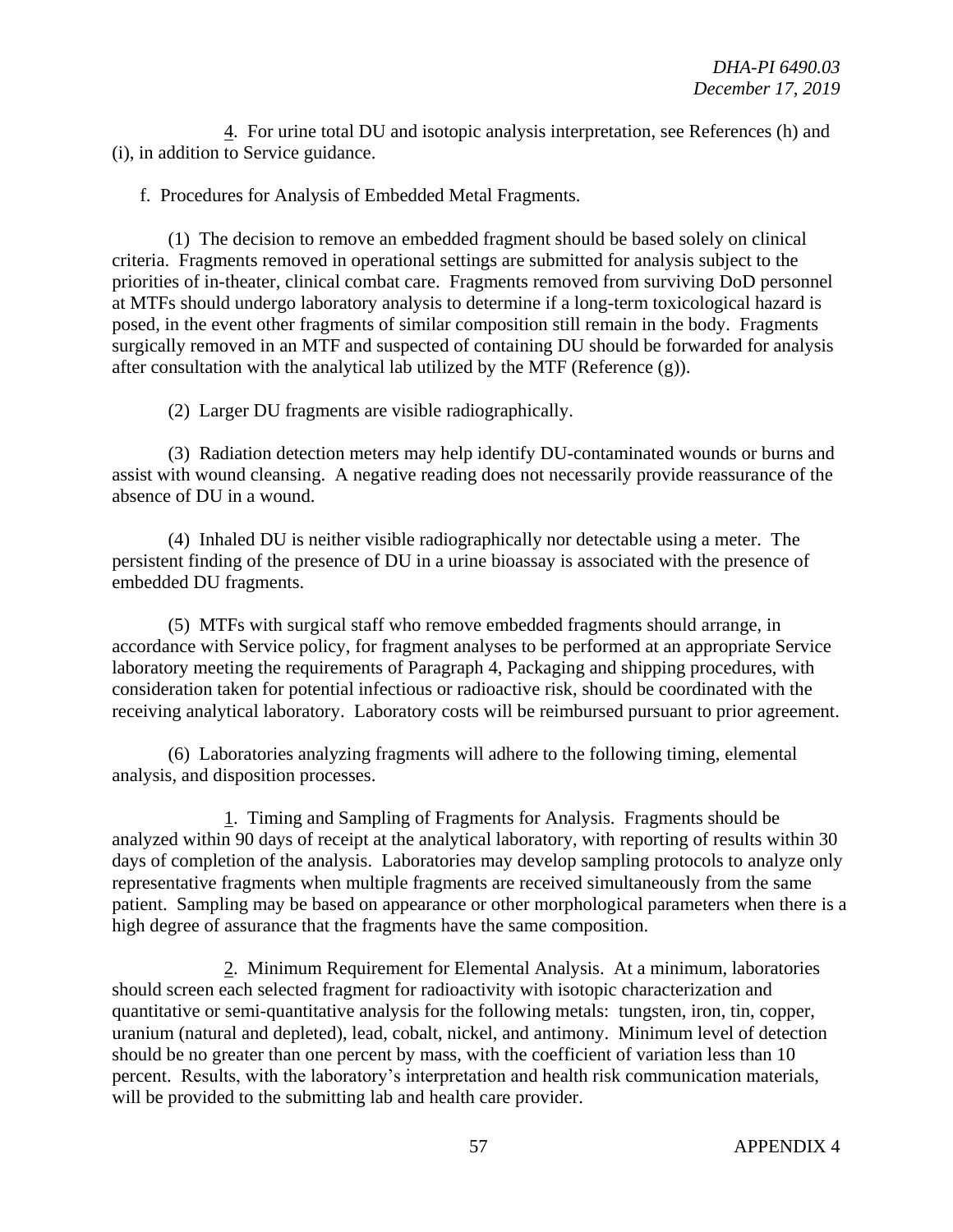4. For urine total DU and isotopic analysis interpretation, see References (h) and (i), in addition to Service guidance.

f. Procedures for Analysis of Embedded Metal Fragments.

(1) The decision to remove an embedded fragment should be based solely on clinical criteria. Fragments removed in operational settings are submitted for analysis subject to the priorities of in-theater, clinical combat care. Fragments removed from surviving DoD personnel at MTFs should undergo laboratory analysis to determine if a long-term toxicological hazard is posed, in the event other fragments of similar composition still remain in the body. Fragments surgically removed in an MTF and suspected of containing DU should be forwarded for analysis after consultation with the analytical lab utilized by the MTF (Reference (g)).

(2) Larger DU fragments are visible radiographically.

(3) Radiation detection meters may help identify DU-contaminated wounds or burns and assist with wound cleansing. A negative reading does not necessarily provide reassurance of the absence of DU in a wound.

(4) Inhaled DU is neither visible radiographically nor detectable using a meter. The persistent finding of the presence of DU in a urine bioassay is associated with the presence of embedded DU fragments.

(5) MTFs with surgical staff who remove embedded fragments should arrange, in accordance with Service policy, for fragment analyses to be performed at an appropriate Service laboratory meeting the requirements of Paragraph 4, Packaging and shipping procedures, with consideration taken for potential infectious or radioactive risk, should be coordinated with the receiving analytical laboratory. Laboratory costs will be reimbursed pursuant to prior agreement.

(6) Laboratories analyzing fragments will adhere to the following timing, elemental analysis, and disposition processes.

1. Timing and Sampling of Fragments for Analysis. Fragments should be analyzed within 90 days of receipt at the analytical laboratory, with reporting of results within 30 days of completion of the analysis. Laboratories may develop sampling protocols to analyze only representative fragments when multiple fragments are received simultaneously from the same patient. Sampling may be based on appearance or other morphological parameters when there is a high degree of assurance that the fragments have the same composition.

2. Minimum Requirement for Elemental Analysis. At a minimum, laboratories should screen each selected fragment for radioactivity with isotopic characterization and quantitative or semi-quantitative analysis for the following metals: tungsten, iron, tin, copper, uranium (natural and depleted), lead, cobalt, nickel, and antimony. Minimum level of detection should be no greater than one percent by mass, with the coefficient of variation less than 10 percent. Results, with the laboratory's interpretation and health risk communication materials, will be provided to the submitting lab and health care provider.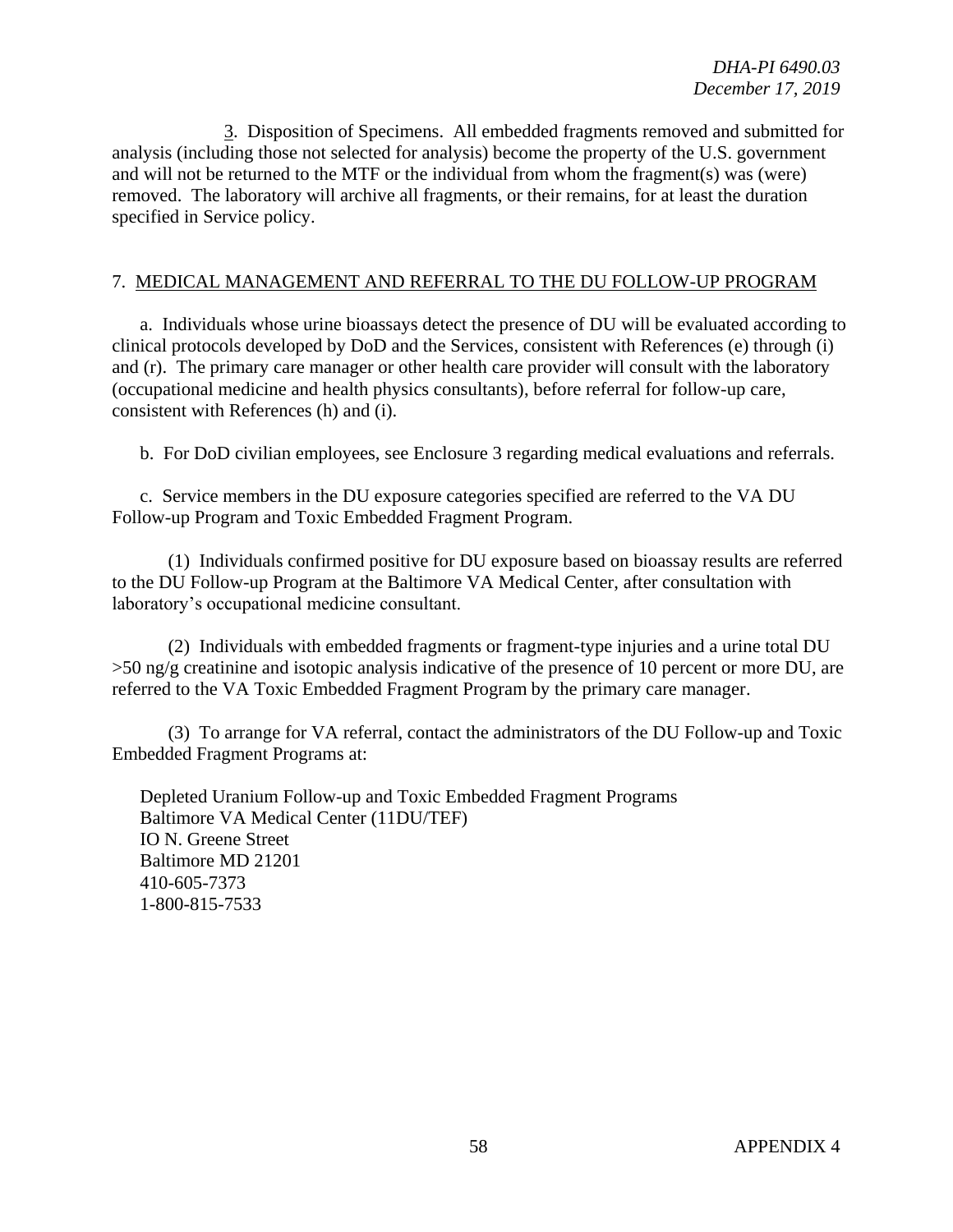3. Disposition of Specimens. All embedded fragments removed and submitted for analysis (including those not selected for analysis) become the property of the U.S. government and will not be returned to the MTF or the individual from whom the fragment(s) was (were) removed. The laboratory will archive all fragments, or their remains, for at least the duration specified in Service policy.

## 7. MEDICAL MANAGEMENT AND REFERRAL TO THE DU FOLLOW-UP PROGRAM

a. Individuals whose urine bioassays detect the presence of DU will be evaluated according to clinical protocols developed by DoD and the Services, consistent with References (e) through (i) and (r). The primary care manager or other health care provider will consult with the laboratory (occupational medicine and health physics consultants), before referral for follow-up care, consistent with References (h) and (i).

b. For DoD civilian employees, see Enclosure 3 regarding medical evaluations and referrals.

c. Service members in the DU exposure categories specified are referred to the VA DU Follow-up Program and Toxic Embedded Fragment Program.

(1) Individuals confirmed positive for DU exposure based on bioassay results are referred to the DU Follow-up Program at the Baltimore VA Medical Center, after consultation with laboratory's occupational medicine consultant.

(2) Individuals with embedded fragments or fragment-type injuries and a urine total DU >50 ng/g creatinine and isotopic analysis indicative of the presence of 10 percent or more DU, are referred to the VA Toxic Embedded Fragment Program by the primary care manager.

(3) To arrange for VA referral, contact the administrators of the DU Follow-up and Toxic Embedded Fragment Programs at:

Depleted Uranium Follow-up and Toxic Embedded Fragment Programs
Baltimore VA Medical Center (11DU/TEF)
IO N. Greene Street
Baltimore MD 21201
410-605-7373
1-800-815-7533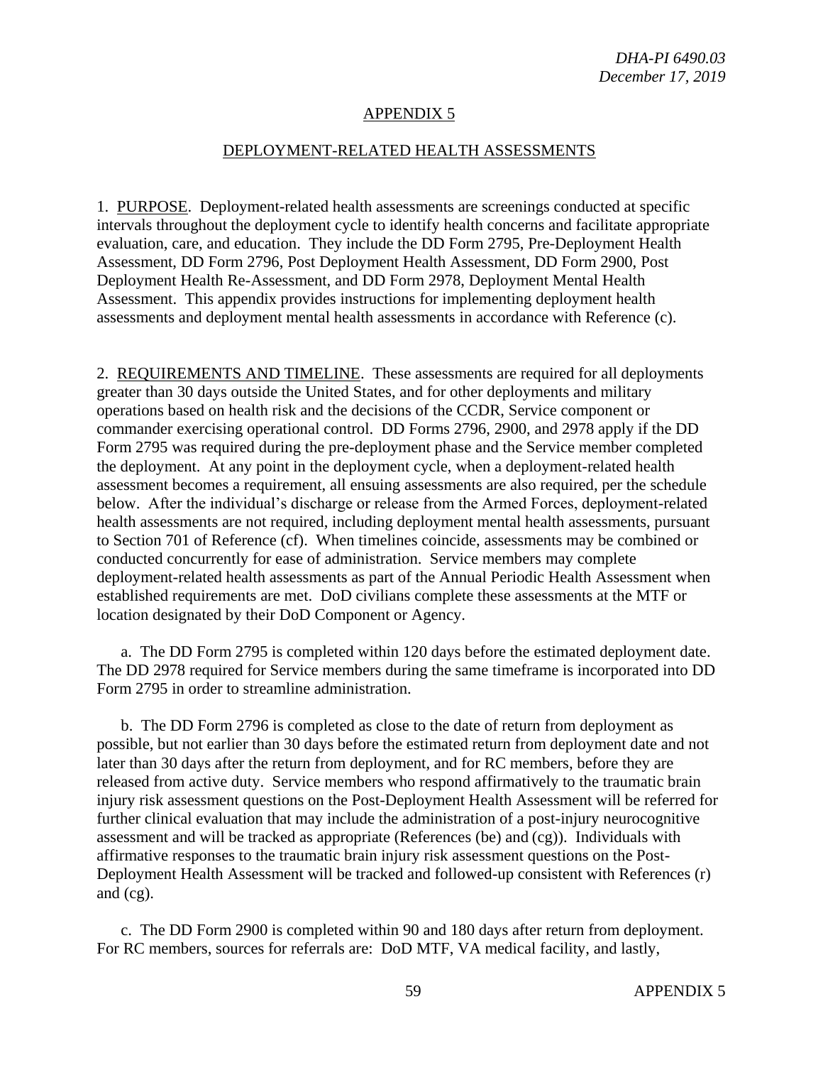# APPENDIX 5

## DEPLOYMENT-RELATED HEALTH ASSESSMENTS

1. PURPOSE. Deployment-related health assessments are screenings conducted at specific intervals throughout the deployment cycle to identify health concerns and facilitate appropriate evaluation, care, and education. They include the DD Form 2795, Pre-Deployment Health Assessment, DD Form 2796, Post Deployment Health Assessment, DD Form 2900, Post Deployment Health Re-Assessment, and DD Form 2978, Deployment Mental Health Assessment. This appendix provides instructions for implementing deployment health assessments and deployment mental health assessments in accordance with Reference (c).

2. REQUIREMENTS AND TIMELINE. These assessments are required for all deployments greater than 30 days outside the United States, and for other deployments and military operations based on health risk and the decisions of the CCDR, Service component or commander exercising operational control. DD Forms 2796, 2900, and 2978 apply if the DD Form 2795 was required during the pre-deployment phase and the Service member completed the deployment. At any point in the deployment cycle, when a deployment-related health assessment becomes a requirement, all ensuing assessments are also required, per the schedule below. After the individual's discharge or release from the Armed Forces, deployment-related health assessments are not required, including deployment mental health assessments, pursuant to Section 701 of Reference (cf). When timelines coincide, assessments may be combined or conducted concurrently for ease of administration. Service members may complete deployment-related health assessments as part of the Annual Periodic Health Assessment when established requirements are met. DoD civilians complete these assessments at the MTF or location designated by their DoD Component or Agency.

a. The DD Form 2795 is completed within 120 days before the estimated deployment date. The DD 2978 required for Service members during the same timeframe is incorporated into DD Form 2795 in order to streamline administration.

b. The DD Form 2796 is completed as close to the date of return from deployment as possible, but not earlier than 30 days before the estimated return from deployment date and not later than 30 days after the return from deployment, and for RC members, before they are released from active duty. Service members who respond affirmatively to the traumatic brain injury risk assessment questions on the Post-Deployment Health Assessment will be referred for further clinical evaluation that may include the administration of a post-injury neurocognitive assessment and will be tracked as appropriate (References (be) and (cg)). Individuals with affirmative responses to the traumatic brain injury risk assessment questions on the Post-Deployment Health Assessment will be tracked and followed-up consistent with References (r) and (cg).

c. The DD Form 2900 is completed within 90 and 180 days after return from deployment. For RC members, sources for referrals are: DoD MTF, VA medical facility, and lastly,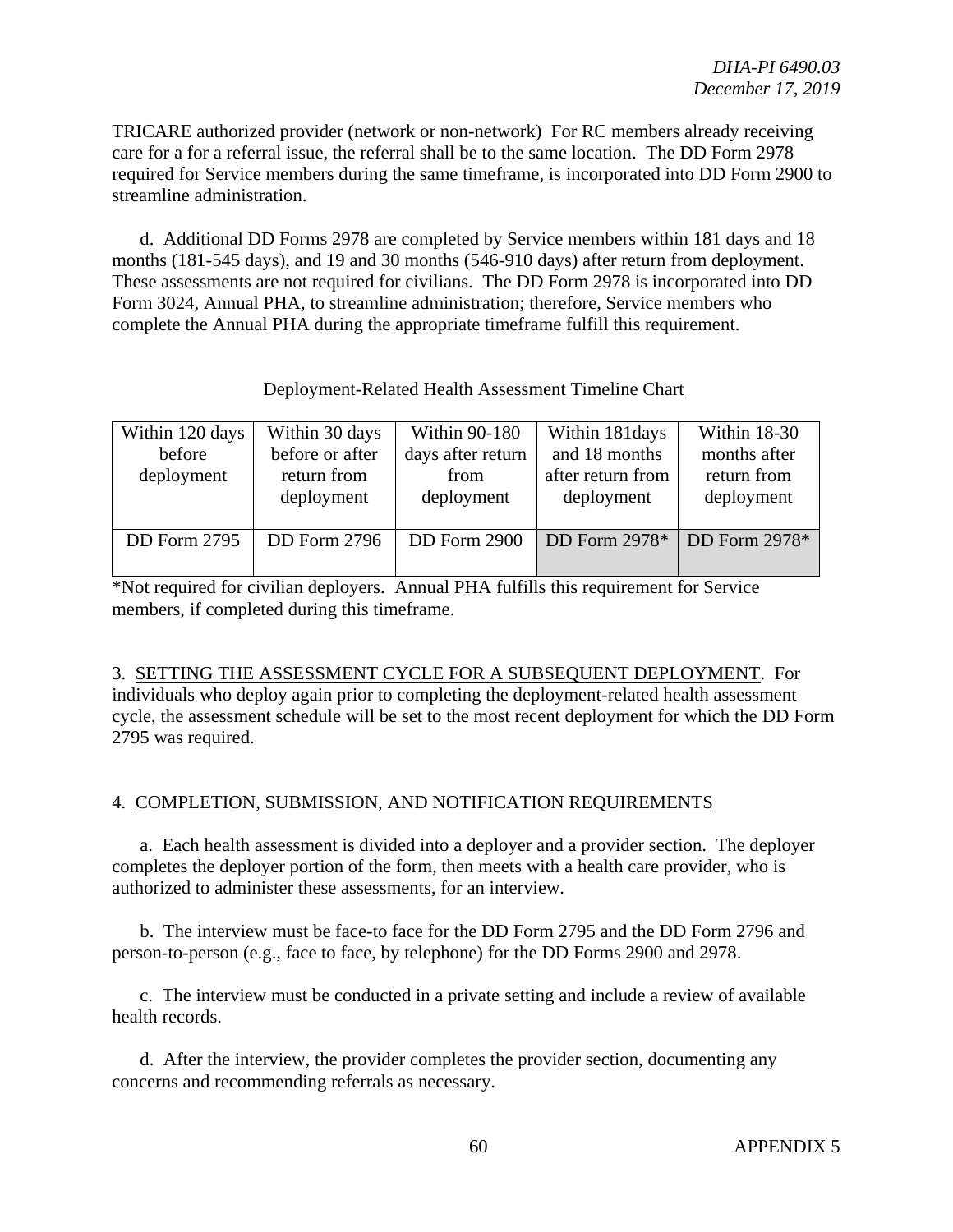TRICARE authorized provider (network or non-network) For RC members already receiving care for a for a referral issue, the referral shall be to the same location. The DD Form 2978 required for Service members during the same timeframe, is incorporated into DD Form 2900 to streamline administration.

d. Additional DD Forms 2978 are completed by Service members within 181 days and 18 months (181-545 days), and 19 and 30 months (546-910 days) after return from deployment. These assessments are not required for civilians. The DD Form 2978 is incorporated into DD Form 3024, Annual PHA, to streamline administration; therefore, Service members who complete the Annual PHA during the appropriate timeframe fulfill this requirement.

Deployment-Related Health Assessment Timeline Chart

| Within 120 days before deployment | Within 30 days before or after return from deployment | Within 90-180 days after return from deployment | Within 181days and 18 months after return from deployment | Within 18-30 months after return from deployment |
|---|---|---|---|---|
| DD Form 2795 | DD Form 2796 | DD Form 2900 | DD Form 2978* | DD Form 2978* |

*Not required for civilian deployers. Annual PHA fulfills this requirement for Service members, if completed during this timeframe.

3. SETTING THE ASSESSMENT CYCLE FOR A SUBSEQUENT DEPLOYMENT. For individuals who deploy again prior to completing the deployment-related health assessment cycle, the assessment schedule will be set to the most recent deployment for which the DD Form 2795 was required.

4. COMPLETION, SUBMISSION, AND NOTIFICATION REQUIREMENTS

a. Each health assessment is divided into a deployer and a provider section. The deployer completes the deployer portion of the form, then meets with a health care provider, who is authorized to administer these assessments, for an interview.

b. The interview must be face-to face for the DD Form 2795 and the DD Form 2796 and person-to-person (e.g., face to face, by telephone) for the DD Forms 2900 and 2978.

c. The interview must be conducted in a private setting and include a review of available health records.

d. After the interview, the provider completes the provider section, documenting any concerns and recommending referrals as necessary.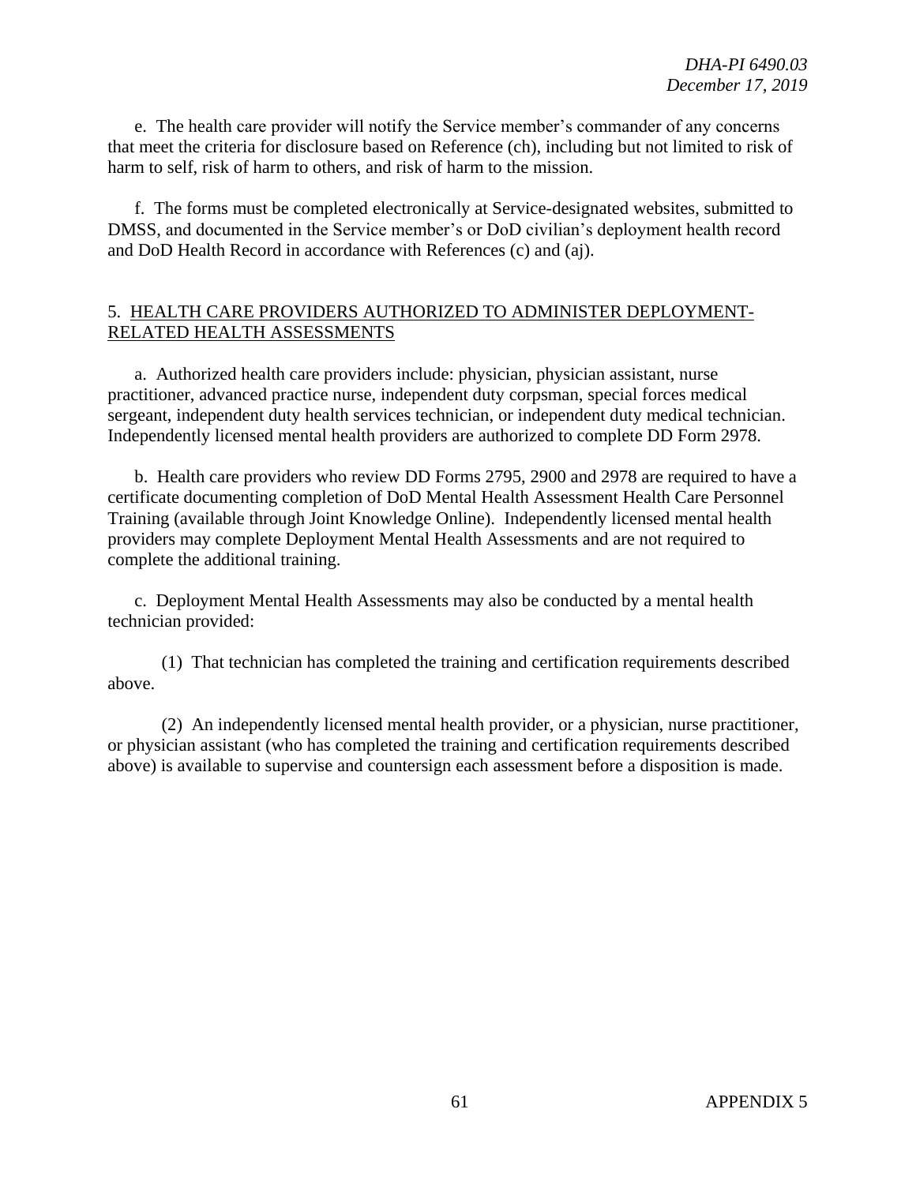e. The health care provider will notify the Service member's commander of any concerns that meet the criteria for disclosure based on Reference (ch), including but not limited to risk of harm to self, risk of harm to others, and risk of harm to the mission.

f. The forms must be completed electronically at Service-designated websites, submitted to DMSS, and documented in the Service member's or DoD civilian's deployment health record and DoD Health Record in accordance with References (c) and (aj).

5. <u>HEALTH CARE PROVIDERS AUTHORIZED TO ADMINISTER DEPLOYMENT-RELATED HEALTH ASSESSMENTS</u>

a. Authorized health care providers include: physician, physician assistant, nurse practitioner, advanced practice nurse, independent duty corpsman, special forces medical sergeant, independent duty health services technician, or independent duty medical technician. Independently licensed mental health providers are authorized to complete DD Form 2978.

b. Health care providers who review DD Forms 2795, 2900 and 2978 are required to have a certificate documenting completion of DoD Mental Health Assessment Health Care Personnel Training (available through Joint Knowledge Online). Independently licensed mental health providers may complete Deployment Mental Health Assessments and are not required to complete the additional training.

c. Deployment Mental Health Assessments may also be conducted by a mental health technician provided:

(1) That technician has completed the training and certification requirements described above.

(2) An independently licensed mental health provider, or a physician, nurse practitioner, or physician assistant (who has completed the training and certification requirements described above) is available to supervise and countersign each assessment before a disposition is made.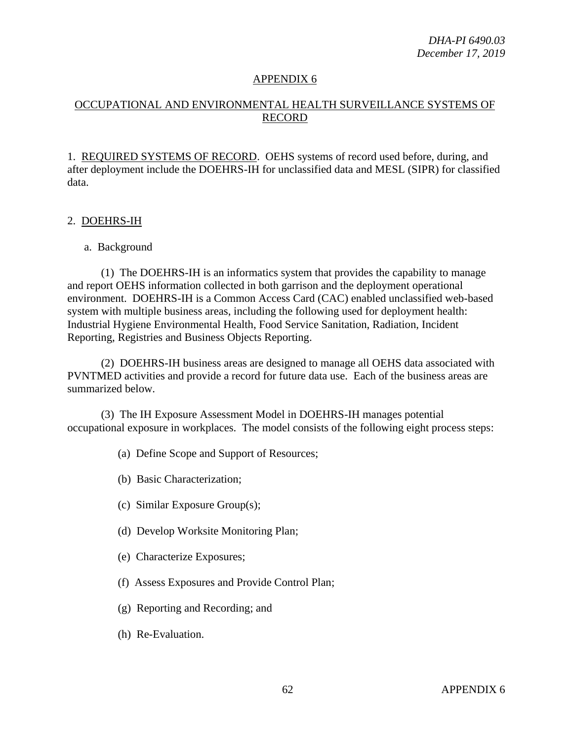## APPENDIX 6

## OCCUPATIONAL AND ENVIRONMENTAL HEALTH SURVEILLANCE SYSTEMS OF RECORD

1. REQUIRED SYSTEMS OF RECORD. OEHS systems of record used before, during, and after deployment include the DOEHRS-IH for unclassified data and MESL (SIPR) for classified data.

2. DOEHRS-IH

a. Background

(1) The DOEHRS-IH is an informatics system that provides the capability to manage and report OEHS information collected in both garrison and the deployment operational environment. DOEHRS-IH is a Common Access Card (CAC) enabled unclassified web-based system with multiple business areas, including the following used for deployment health: Industrial Hygiene Environmental Health, Food Service Sanitation, Radiation, Incident Reporting, Registries and Business Objects Reporting.

(2) DOEHRS-IH business areas are designed to manage all OEHS data associated with PVNTMED activities and provide a record for future data use. Each of the business areas are summarized below.

(3) The IH Exposure Assessment Model in DOEHRS-IH manages potential occupational exposure in workplaces. The model consists of the following eight process steps:

(a) Define Scope and Support of Resources;

(b) Basic Characterization;

(c) Similar Exposure Group(s);

(d) Develop Worksite Monitoring Plan;

(e) Characterize Exposures;

(f) Assess Exposures and Provide Control Plan;

(g) Reporting and Recording; and

(h) Re-Evaluation.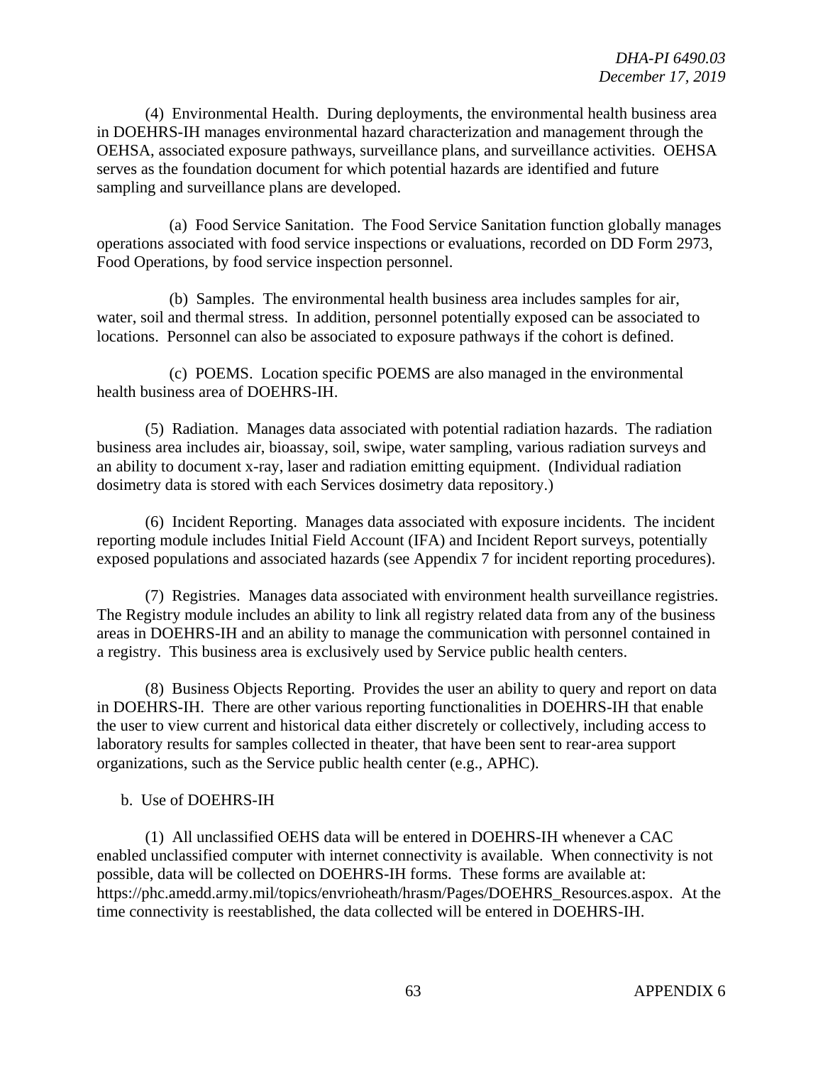(4) Environmental Health. During deployments, the environmental health business area in DOEHRS-IH manages environmental hazard characterization and management through the OEHSA, associated exposure pathways, surveillance plans, and surveillance activities. OEHSA serves as the foundation document for which potential hazards are identified and future sampling and surveillance plans are developed.

(a) Food Service Sanitation. The Food Service Sanitation function globally manages operations associated with food service inspections or evaluations, recorded on DD Form 2973, Food Operations, by food service inspection personnel.

(b) Samples. The environmental health business area includes samples for air, water, soil and thermal stress. In addition, personnel potentially exposed can be associated to locations. Personnel can also be associated to exposure pathways if the cohort is defined.

(c) POEMS. Location specific POEMS are also managed in the environmental health business area of DOEHRS-IH.

(5) Radiation. Manages data associated with potential radiation hazards. The radiation business area includes air, bioassay, soil, swipe, water sampling, various radiation surveys and an ability to document x-ray, laser and radiation emitting equipment. (Individual radiation dosimetry data is stored with each Services dosimetry data repository.)

(6) Incident Reporting. Manages data associated with exposure incidents. The incident reporting module includes Initial Field Account (IFA) and Incident Report surveys, potentially exposed populations and associated hazards (see Appendix 7 for incident reporting procedures).

(7) Registries. Manages data associated with environment health surveillance registries. The Registry module includes an ability to link all registry related data from any of the business areas in DOEHRS-IH and an ability to manage the communication with personnel contained in a registry. This business area is exclusively used by Service public health centers.

(8) Business Objects Reporting. Provides the user an ability to query and report on data in DOEHRS-IH. There are other various reporting functionalities in DOEHRS-IH that enable the user to view current and historical data either discretely or collectively, including access to laboratory results for samples collected in theater, that have been sent to rear-area support organizations, such as the Service public health center (e.g., APHC).

b. Use of DOEHRS-IH

(1) All unclassified OEHS data will be entered in DOEHRS-IH whenever a CAC enabled unclassified computer with internet connectivity is available. When connectivity is not possible, data will be collected on DOEHRS-IH forms. These forms are available at: https://phc.amedd.army.mil/topics/envrioheath/hrasm/Pages/DOEHRS_Resources.aspox. At the time connectivity is reestablished, the data collected will be entered in DOEHRS-IH.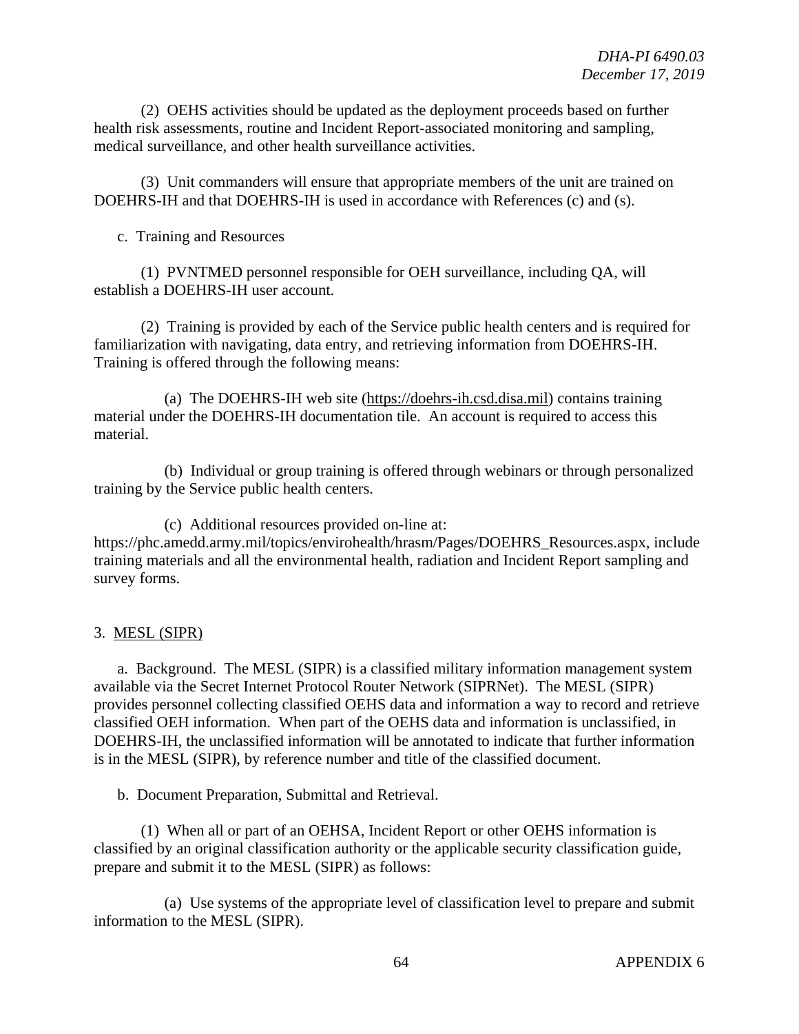(2) OEHS activities should be updated as the deployment proceeds based on further health risk assessments, routine and Incident Report-associated monitoring and sampling, medical surveillance, and other health surveillance activities.

(3) Unit commanders will ensure that appropriate members of the unit are trained on DOEHRS-IH and that DOEHRS-IH is used in accordance with References (c) and (s).

c. Training and Resources

(1) PVNTMED personnel responsible for OEH surveillance, including QA, will establish a DOEHRS-IH user account.

(2) Training is provided by each of the Service public health centers and is required for familiarization with navigating, data entry, and retrieving information from DOEHRS-IH. Training is offered through the following means:

(a) The DOEHRS-IH web site (https://doehrs-ih.csd.disa.mil) contains training material under the DOEHRS-IH documentation tile. An account is required to access this material.

(b) Individual or group training is offered through webinars or through personalized training by the Service public health centers.

(c) Additional resources provided on-line at: https://phc.amedd.army.mil/topics/envirohealth/hrasm/Pages/DOEHRS_Resources.aspx, include training materials and all the environmental health, radiation and Incident Report sampling and survey forms.

3. <u>MESL (SIPR)</u>

a. Background. The MESL (SIPR) is a classified military information management system available via the Secret Internet Protocol Router Network (SIPRNet). The MESL (SIPR) provides personnel collecting classified OEHS data and information a way to record and retrieve classified OEH information. When part of the OEHS data and information is unclassified, in DOEHRS-IH, the unclassified information will be annotated to indicate that further information is in the MESL (SIPR), by reference number and title of the classified document.

b. Document Preparation, Submittal and Retrieval.

(1) When all or part of an OEHSA, Incident Report or other OEHS information is classified by an original classification authority or the applicable security classification guide, prepare and submit it to the MESL (SIPR) as follows:

(a) Use systems of the appropriate level of classification level to prepare and submit information to the MESL (SIPR).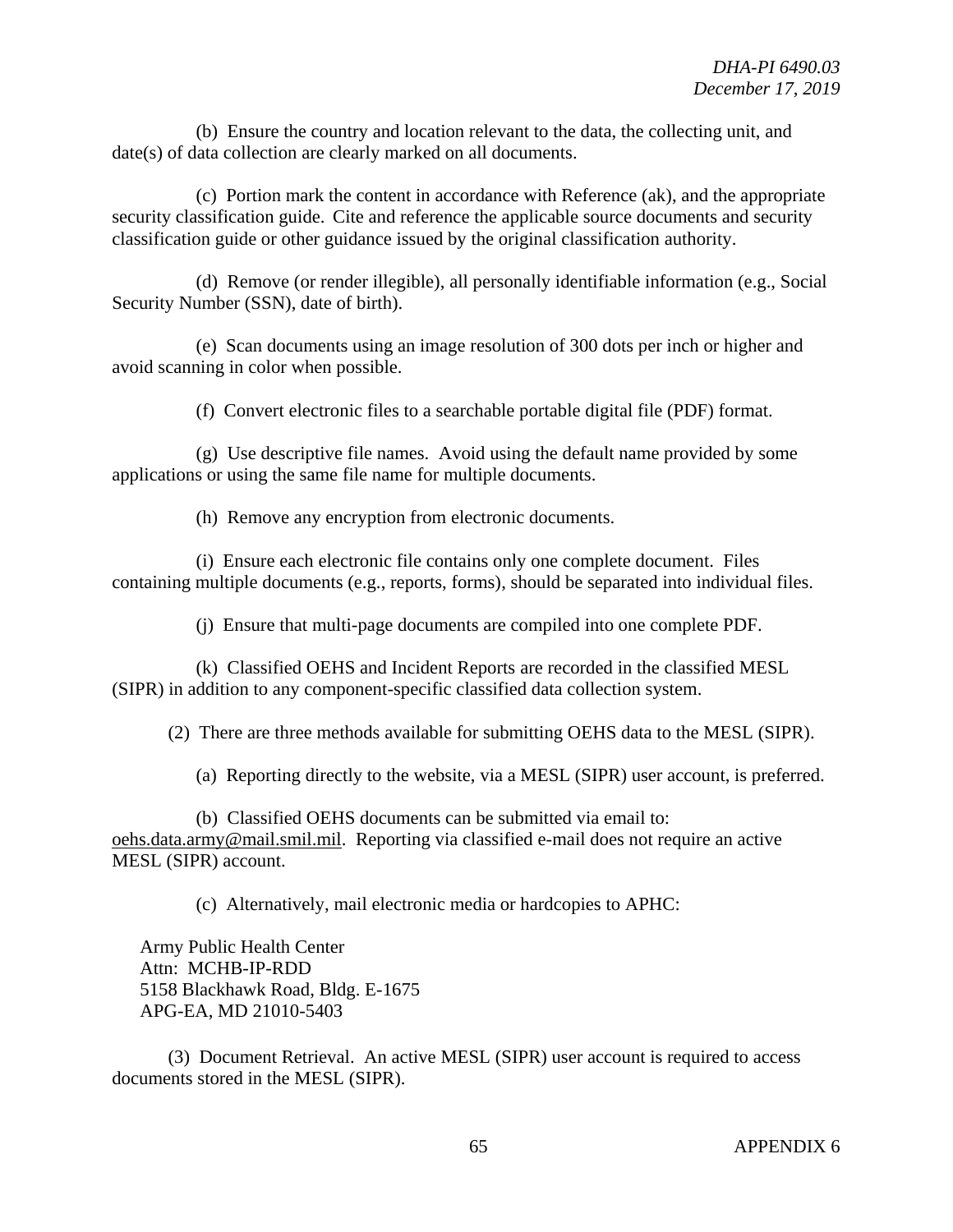(b) Ensure the country and location relevant to the data, the collecting unit, and date(s) of data collection are clearly marked on all documents.

(c) Portion mark the content in accordance with Reference (ak), and the appropriate security classification guide. Cite and reference the applicable source documents and security classification guide or other guidance issued by the original classification authority.

(d) Remove (or render illegible), all personally identifiable information (e.g., Social Security Number (SSN), date of birth).

(e) Scan documents using an image resolution of 300 dots per inch or higher and avoid scanning in color when possible.

(f) Convert electronic files to a searchable portable digital file (PDF) format.

(g) Use descriptive file names. Avoid using the default name provided by some applications or using the same file name for multiple documents.

(h) Remove any encryption from electronic documents.

(i) Ensure each electronic file contains only one complete document. Files containing multiple documents (e.g., reports, forms), should be separated into individual files.

(j) Ensure that multi-page documents are compiled into one complete PDF.

(k) Classified OEHS and Incident Reports are recorded in the classified MESL (SIPR) in addition to any component-specific classified data collection system.

(2) There are three methods available for submitting OEHS data to the MESL (SIPR).

(a) Reporting directly to the website, via a MESL (SIPR) user account, is preferred.

(b) Classified OEHS documents can be submitted via email to: oehs.data.army@mail.smil.mil. Reporting via classified e-mail does not require an active MESL (SIPR) account.

(c) Alternatively, mail electronic media or hardcopies to APHC:

Army Public Health Center
Attn: MCHB-IP-RDD
5158 Blackhawk Road, Bldg. E-1675
APG-EA, MD 21010-5403

(3) Document Retrieval. An active MESL (SIPR) user account is required to access documents stored in the MESL (SIPR).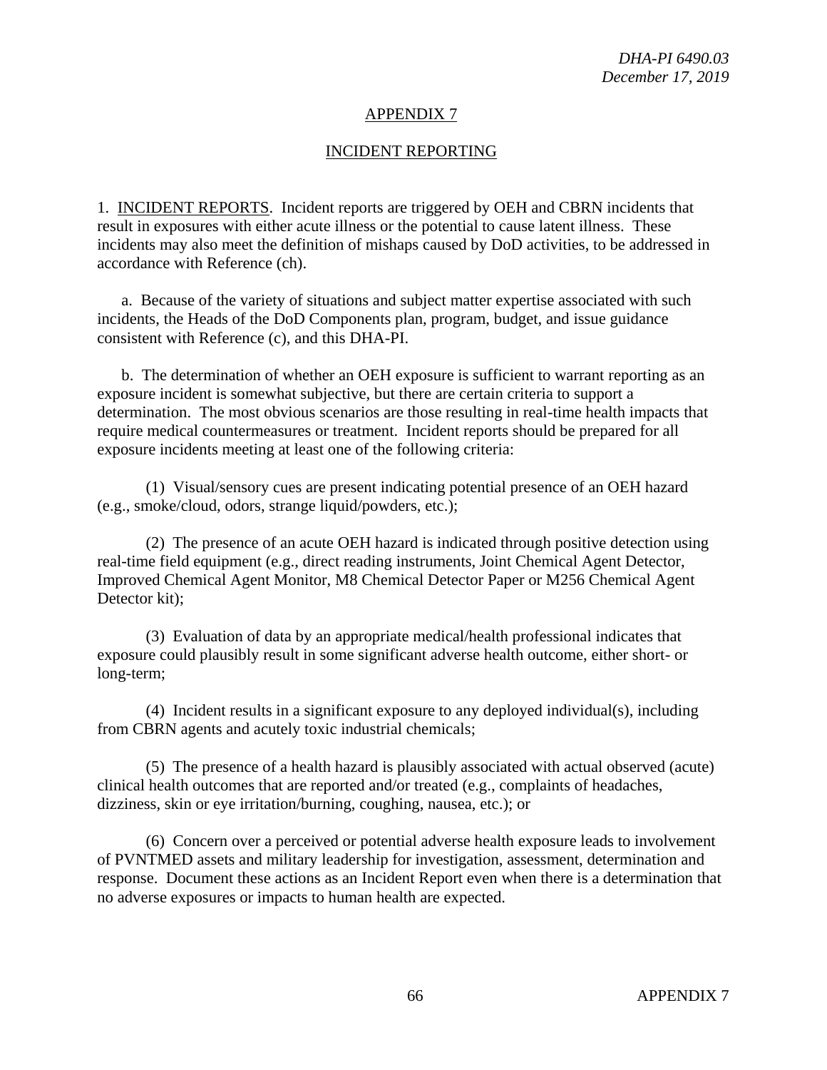# APPENDIX 7

## INCIDENT REPORTING

1. INCIDENT REPORTS. Incident reports are triggered by OEH and CBRN incidents that result in exposures with either acute illness or the potential to cause latent illness. These incidents may also meet the definition of mishaps caused by DoD activities, to be addressed in accordance with Reference (ch).

a. Because of the variety of situations and subject matter expertise associated with such incidents, the Heads of the DoD Components plan, program, budget, and issue guidance consistent with Reference (c), and this DHA-PI.

b. The determination of whether an OEH exposure is sufficient to warrant reporting as an exposure incident is somewhat subjective, but there are certain criteria to support a determination. The most obvious scenarios are those resulting in real-time health impacts that require medical countermeasures or treatment. Incident reports should be prepared for all exposure incidents meeting at least one of the following criteria:

(1) Visual/sensory cues are present indicating potential presence of an OEH hazard (e.g., smoke/cloud, odors, strange liquid/powders, etc.);

(2) The presence of an acute OEH hazard is indicated through positive detection using real-time field equipment (e.g., direct reading instruments, Joint Chemical Agent Detector, Improved Chemical Agent Monitor, M8 Chemical Detector Paper or M256 Chemical Agent Detector kit);

(3) Evaluation of data by an appropriate medical/health professional indicates that exposure could plausibly result in some significant adverse health outcome, either short- or long-term;

(4) Incident results in a significant exposure to any deployed individual(s), including from CBRN agents and acutely toxic industrial chemicals;

(5) The presence of a health hazard is plausibly associated with actual observed (acute) clinical health outcomes that are reported and/or treated (e.g., complaints of headaches, dizziness, skin or eye irritation/burning, coughing, nausea, etc.); or

(6) Concern over a perceived or potential adverse health exposure leads to involvement of PVNTMED assets and military leadership for investigation, assessment, determination and response. Document these actions as an Incident Report even when there is a determination that no adverse exposures or impacts to human health are expected.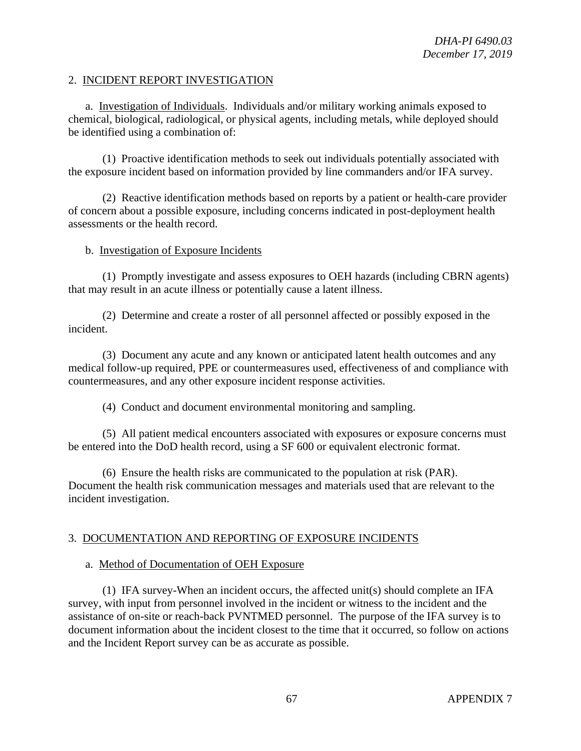## 2. INCIDENT REPORT INVESTIGATION

a. Investigation of Individuals. Individuals and/or military working animals exposed to chemical, biological, radiological, or physical agents, including metals, while deployed should be identified using a combination of:

(1) Proactive identification methods to seek out individuals potentially associated with the exposure incident based on information provided by line commanders and/or IFA survey.

(2) Reactive identification methods based on reports by a patient or health-care provider of concern about a possible exposure, including concerns indicated in post-deployment health assessments or the health record.

b. Investigation of Exposure Incidents

(1) Promptly investigate and assess exposures to OEH hazards (including CBRN agents) that may result in an acute illness or potentially cause a latent illness.

(2) Determine and create a roster of all personnel affected or possibly exposed in the incident.

(3) Document any acute and any known or anticipated latent health outcomes and any medical follow-up required, PPE or countermeasures used, effectiveness of and compliance with countermeasures, and any other exposure incident response activities.

(4) Conduct and document environmental monitoring and sampling.

(5) All patient medical encounters associated with exposures or exposure concerns must be entered into the DoD health record, using a SF 600 or equivalent electronic format.

(6) Ensure the health risks are communicated to the population at risk (PAR). Document the health risk communication messages and materials used that are relevant to the incident investigation.

## 3. DOCUMENTATION AND REPORTING OF EXPOSURE INCIDENTS

a. Method of Documentation of OEH Exposure

(1) IFA survey-When an incident occurs, the affected unit(s) should complete an IFA survey, with input from personnel involved in the incident or witness to the incident and the assistance of on-site or reach-back PVNTMED personnel. The purpose of the IFA survey is to document information about the incident closest to the time that it occurred, so follow on actions and the Incident Report survey can be as accurate as possible.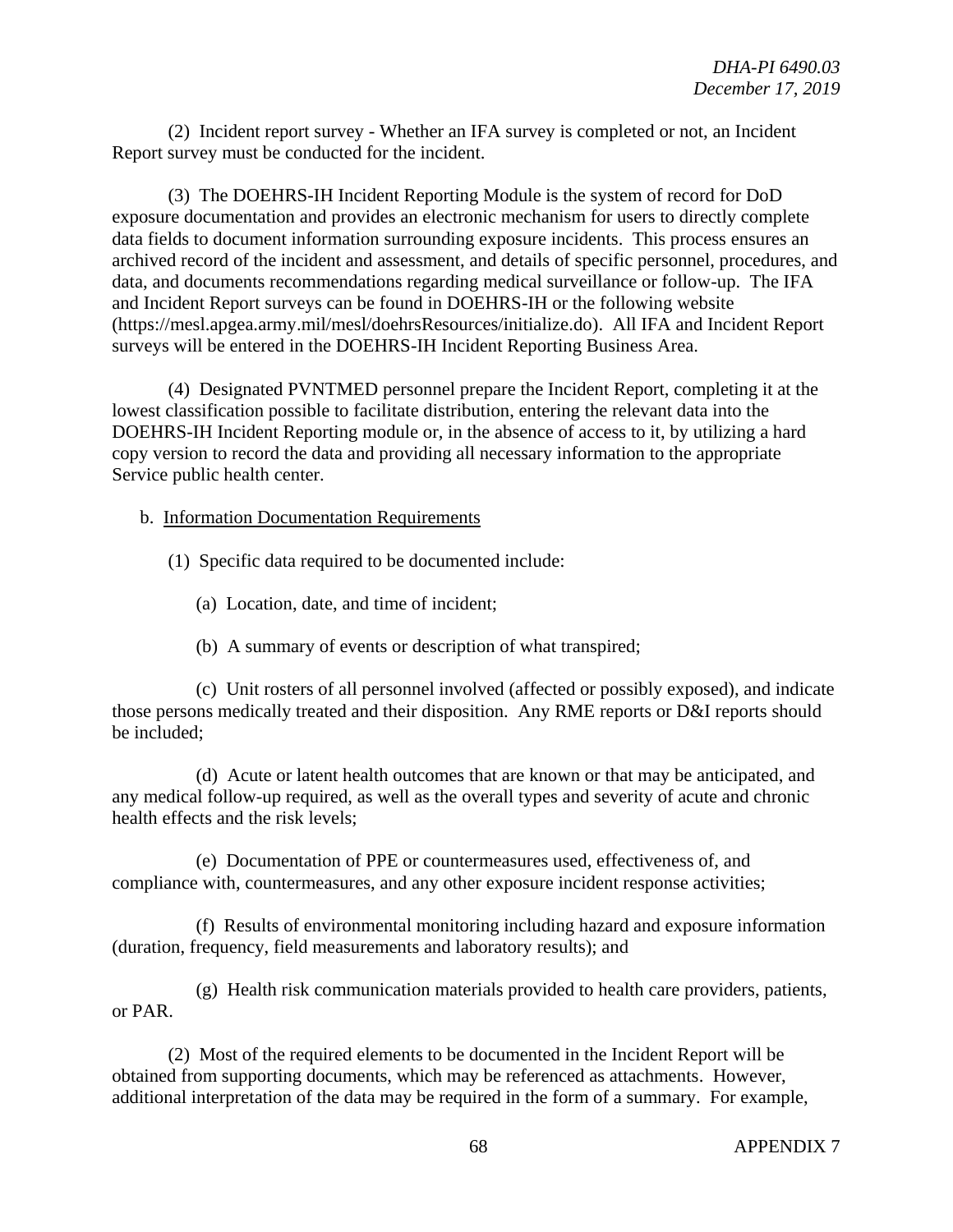(2) Incident report survey - Whether an IFA survey is completed or not, an Incident Report survey must be conducted for the incident.

(3) The DOEHRS-IH Incident Reporting Module is the system of record for DoD exposure documentation and provides an electronic mechanism for users to directly complete data fields to document information surrounding exposure incidents. This process ensures an archived record of the incident and assessment, and details of specific personnel, procedures, and data, and documents recommendations regarding medical surveillance or follow-up. The IFA and Incident Report surveys can be found in DOEHRS-IH or the following website (https://mesl.apgea.army.mil/mesl/doehrsResources/initialize.do). All IFA and Incident Report surveys will be entered in the DOEHRS-IH Incident Reporting Business Area.

(4) Designated PVNTMED personnel prepare the Incident Report, completing it at the lowest classification possible to facilitate distribution, entering the relevant data into the DOEHRS-IH Incident Reporting module or, in the absence of access to it, by utilizing a hard copy version to record the data and providing all necessary information to the appropriate Service public health center.

b. Information Documentation Requirements

(1) Specific data required to be documented include:

(a) Location, date, and time of incident;

(b) A summary of events or description of what transpired;

(c) Unit rosters of all personnel involved (affected or possibly exposed), and indicate those persons medically treated and their disposition. Any RME reports or D&I reports should be included;

(d) Acute or latent health outcomes that are known or that may be anticipated, and any medical follow-up required, as well as the overall types and severity of acute and chronic health effects and the risk levels;

(e) Documentation of PPE or countermeasures used, effectiveness of, and compliance with, countermeasures, and any other exposure incident response activities;

(f) Results of environmental monitoring including hazard and exposure information (duration, frequency, field measurements and laboratory results); and

(g) Health risk communication materials provided to health care providers, patients, or PAR.

(2) Most of the required elements to be documented in the Incident Report will be obtained from supporting documents, which may be referenced as attachments. However, additional interpretation of the data may be required in the form of a summary. For example,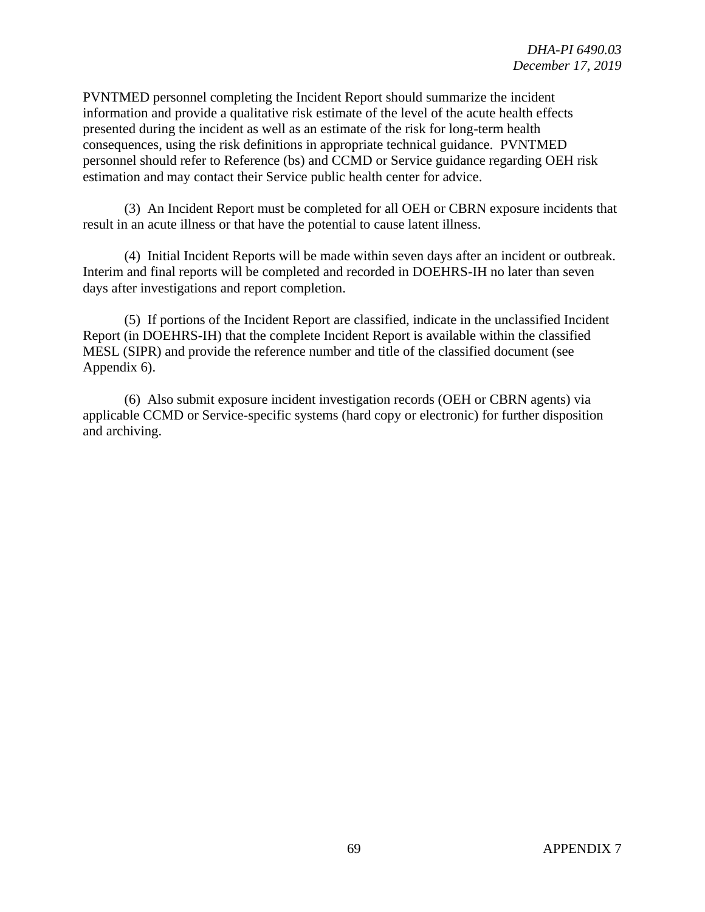PVNTMED personnel completing the Incident Report should summarize the incident information and provide a qualitative risk estimate of the level of the acute health effects presented during the incident as well as an estimate of the risk for long-term health consequences, using the risk definitions in appropriate technical guidance. PVNTMED personnel should refer to Reference (bs) and CCMD or Service guidance regarding OEH risk estimation and may contact their Service public health center for advice.

(3) An Incident Report must be completed for all OEH or CBRN exposure incidents that result in an acute illness or that have the potential to cause latent illness.

(4) Initial Incident Reports will be made within seven days after an incident or outbreak. Interim and final reports will be completed and recorded in DOEHRS-IH no later than seven days after investigations and report completion.

(5) If portions of the Incident Report are classified, indicate in the unclassified Incident Report (in DOEHRS-IH) that the complete Incident Report is available within the classified MESL (SIPR) and provide the reference number and title of the classified document (see Appendix 6).

(6) Also submit exposure incident investigation records (OEH or CBRN agents) via applicable CCMD or Service-specific systems (hard copy or electronic) for further disposition and archiving.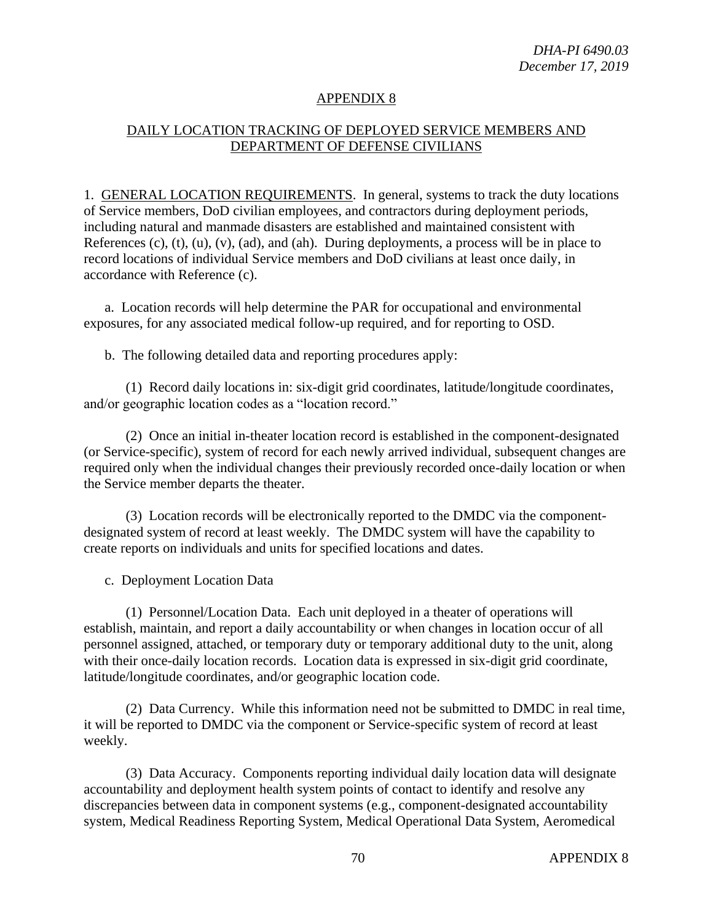## APPENDIX 8

## DAILY LOCATION TRACKING OF DEPLOYED SERVICE MEMBERS AND DEPARTMENT OF DEFENSE CIVILIANS

1. GENERAL LOCATION REQUIREMENTS. In general, systems to track the duty locations of Service members, DoD civilian employees, and contractors during deployment periods, including natural and manmade disasters are established and maintained consistent with References (c), (t), (u), (v), (ad), and (ah). During deployments, a process will be in place to record locations of individual Service members and DoD civilians at least once daily, in accordance with Reference (c).

a. Location records will help determine the PAR for occupational and environmental exposures, for any associated medical follow-up required, and for reporting to OSD.

b. The following detailed data and reporting procedures apply:

(1) Record daily locations in: six-digit grid coordinates, latitude/longitude coordinates, and/or geographic location codes as a "location record."

(2) Once an initial in-theater location record is established in the component-designated (or Service-specific), system of record for each newly arrived individual, subsequent changes are required only when the individual changes their previously recorded once-daily location or when the Service member departs the theater.

(3) Location records will be electronically reported to the DMDC via the component-designated system of record at least weekly. The DMDC system will have the capability to create reports on individuals and units for specified locations and dates.

c. Deployment Location Data

(1) Personnel/Location Data. Each unit deployed in a theater of operations will establish, maintain, and report a daily accountability or when changes in location occur of all personnel assigned, attached, or temporary duty or temporary additional duty to the unit, along with their once-daily location records. Location data is expressed in six-digit grid coordinate, latitude/longitude coordinates, and/or geographic location code.

(2) Data Currency. While this information need not be submitted to DMDC in real time, it will be reported to DMDC via the component or Service-specific system of record at least weekly.

(3) Data Accuracy. Components reporting individual daily location data will designate accountability and deployment health system points of contact to identify and resolve any discrepancies between data in component systems (e.g., component-designated accountability system, Medical Readiness Reporting System, Medical Operational Data System, Aeromedical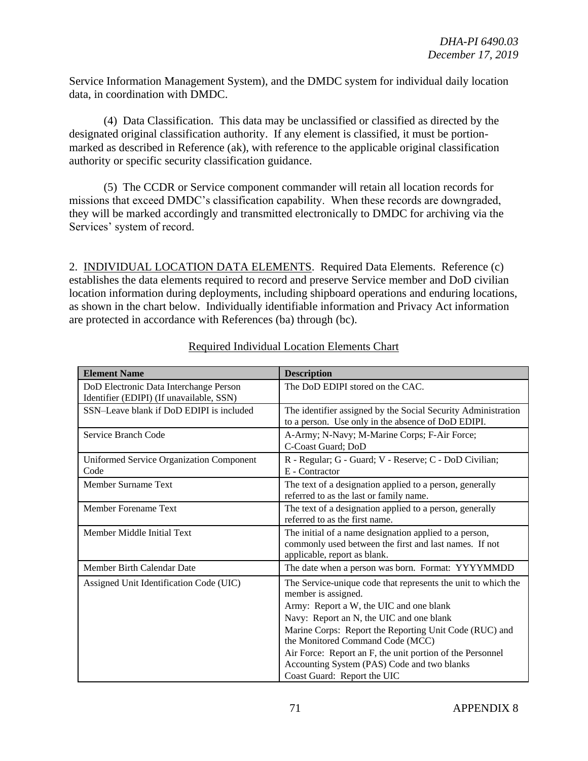Service Information Management System), and the DMDC system for individual daily location data, in coordination with DMDC.

(4) Data Classification. This data may be unclassified or classified as directed by the designated original classification authority. If any element is classified, it must be portion-marked as described in Reference (ak), with reference to the applicable original classification authority or specific security classification guidance.

(5) The CCDR or Service component commander will retain all location records for missions that exceed DMDC's classification capability. When these records are downgraded, they will be marked accordingly and transmitted electronically to DMDC for archiving via the Services' system of record.

2. INDIVIDUAL LOCATION DATA ELEMENTS. Required Data Elements. Reference (c) establishes the data elements required to record and preserve Service member and DoD civilian location information during deployments, including shipboard operations and enduring locations, as shown in the chart below. Individually identifiable information and Privacy Act information are protected in accordance with References (ba) through (bc).

Required Individual Location Elements Chart

| Element Name | Description |
| --- | --- |
| DoD Electronic Data Interchange Person Identifier (EDIPI) (If unavailable, SSN) | The DoD EDIPI stored on the CAC. |
| SSN–Leave blank if DoD EDIPI is included | The identifier assigned by the Social Security Administration to a person. Use only in the absence of DoD EDIPI. |
| Service Branch Code | A-Army; N-Navy; M-Marine Corps; F-Air Force; C-Coast Guard; DoD |
| Uniformed Service Organization Component Code | R - Regular; G - Guard; V - Reserve; C - DoD Civilian; E - Contractor |
| Member Surname Text | The text of a designation applied to a person, generally referred to as the last or family name. |
| Member Forename Text | The text of a designation applied to a person, generally referred to as the first name. |
| Member Middle Initial Text | The initial of a name designation applied to a person, commonly used between the first and last names. If not applicable, report as blank. |
| Member Birth Calendar Date | The date when a person was born. Format: YYYYMMDD |
| Assigned Unit Identification Code (UIC) | The Service-unique code that represents the unit to which the member is assigned.<br>Army: Report a W, the UIC and one blank<br>Navy: Report an N, the UIC and one blank<br>Marine Corps: Report the Reporting Unit Code (RUC) and the Monitored Command Code (MCC)<br>Air Force: Report an F, the unit portion of the Personnel Accounting System (PAS) Code and two blanks<br>Coast Guard: Report the UIC |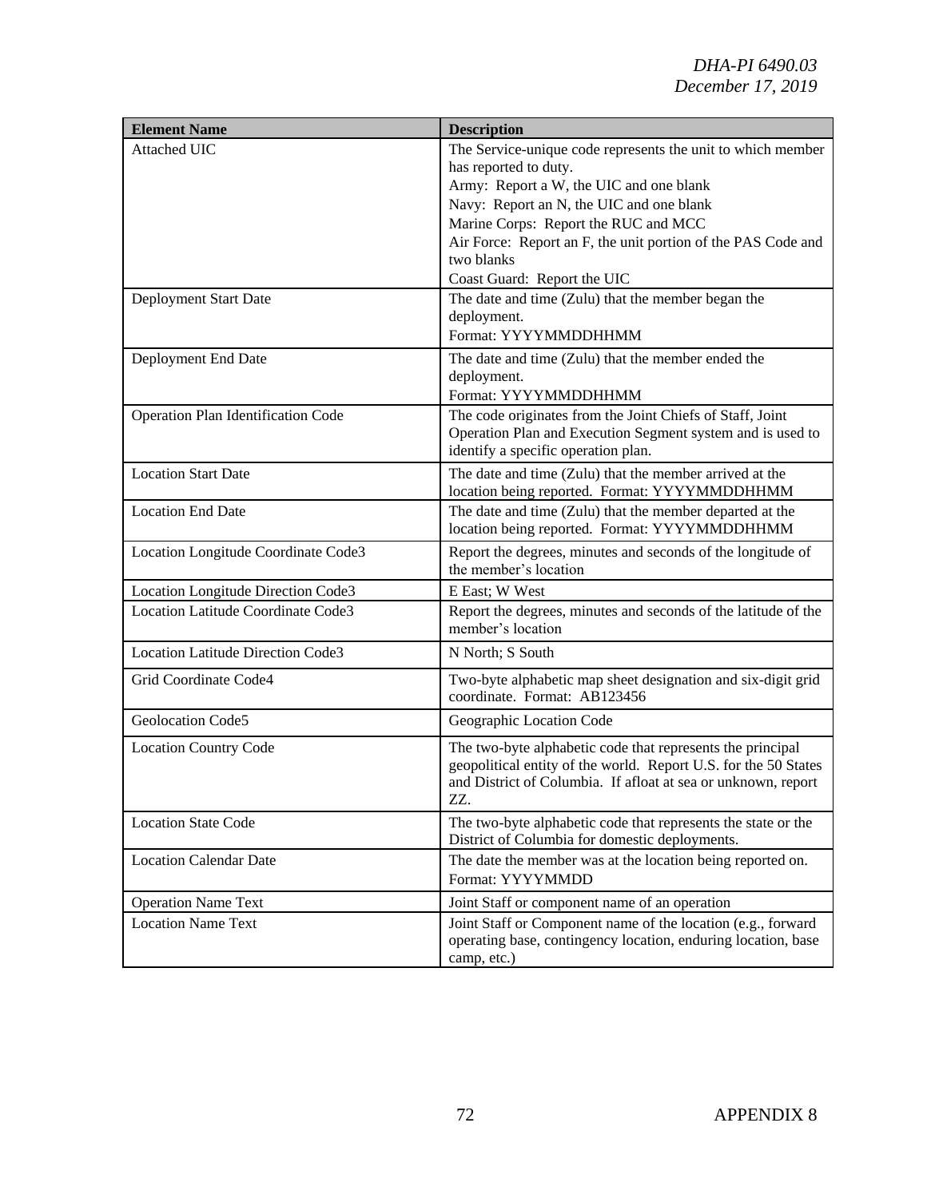| Element Name | Description |
|---|---|
| Attached UIC | The Service-unique code represents the unit to which member has reported to duty.<br>Army: Report a W, the UIC and one blank<br>Navy: Report an N, the UIC and one blank<br>Marine Corps: Report the RUC and MCC<br>Air Force: Report an F, the unit portion of the PAS Code and two blanks<br>Coast Guard: Report the UIC |
| Deployment Start Date | The date and time (Zulu) that the member began the deployment.<br>Format: YYYYMMDDHHMM |
| Deployment End Date | The date and time (Zulu) that the member ended the deployment.<br>Format: YYYYMMDDHHMM |
| Operation Plan Identification Code | The code originates from the Joint Chiefs of Staff, Joint Operation Plan and Execution Segment system and is used to identify a specific operation plan. |
| Location Start Date | The date and time (Zulu) that the member arrived at the location being reported. Format: YYYYMMDDHHMM |
| Location End Date | The date and time (Zulu) that the member departed at the location being reported. Format: YYYYMMDDHHMM |
| Location Longitude Coordinate Code3 | Report the degrees, minutes and seconds of the longitude of the member's location |
| Location Longitude Direction Code3 | E East; W West |
| Location Latitude Coordinate Code3 | Report the degrees, minutes and seconds of the latitude of the member's location |
| Location Latitude Direction Code3 | N North; S South |
| Grid Coordinate Code4 | Two-byte alphabetic map sheet designation and six-digit grid coordinate. Format: AB123456 |
| Geolocation Code5 | Geographic Location Code |
| Location Country Code | The two-byte alphabetic code that represents the principal geopolitical entity of the world. Report U.S. for the 50 States and District of Columbia. If afloat at sea or unknown, report ZZ. |
| Location State Code | The two-byte alphabetic code that represents the state or the District of Columbia for domestic deployments. |
| Location Calendar Date | The date the member was at the location being reported on.<br>Format: YYYYMMDD |
| Operation Name Text | Joint Staff or component name of an operation |
| Location Name Text | Joint Staff or Component name of the location (e.g., forward operating base, contingency location, enduring location, base camp, etc.) |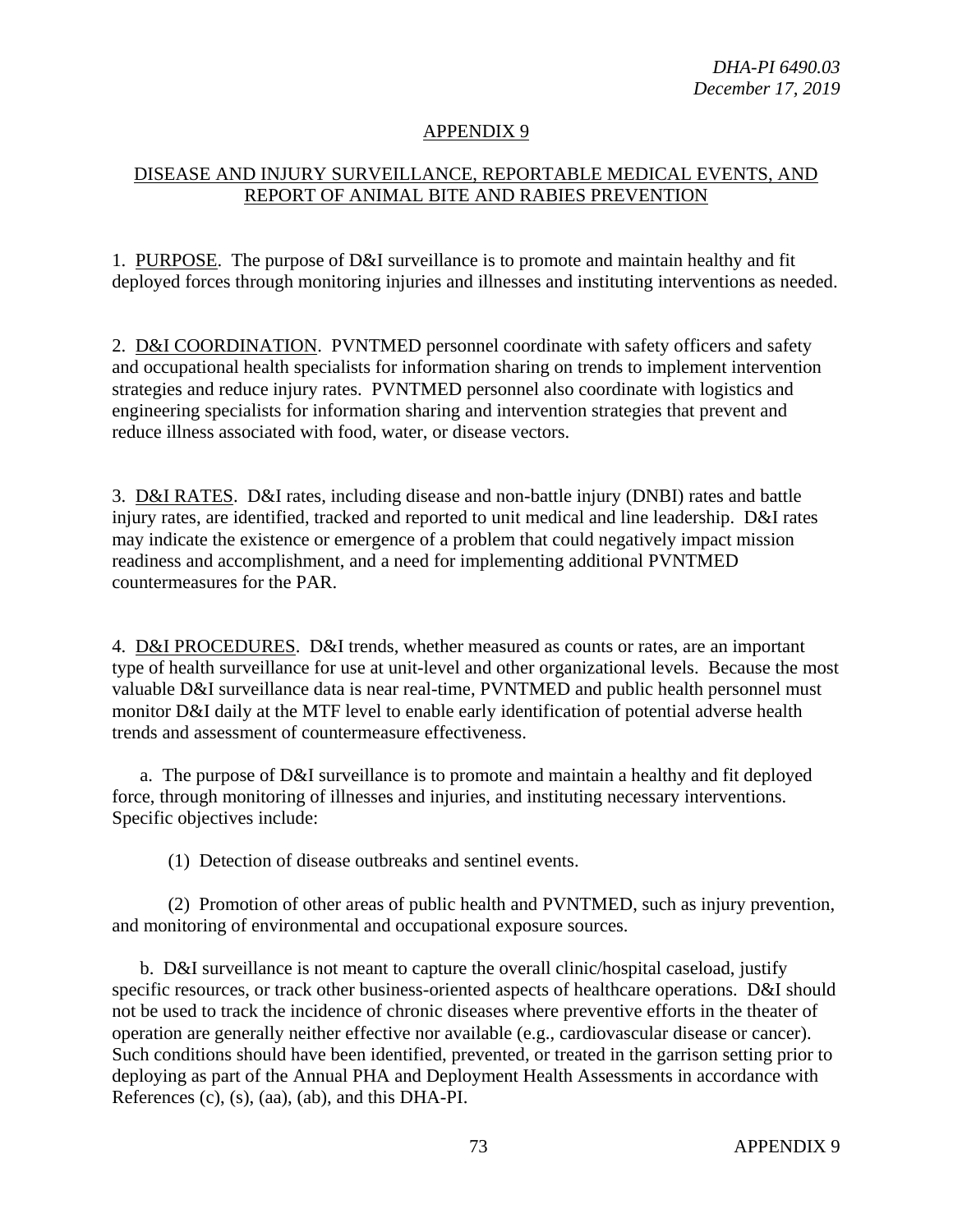# APPENDIX 9

## DISEASE AND INJURY SURVEILLANCE, REPORTABLE MEDICAL EVENTS, AND REPORT OF ANIMAL BITE AND RABIES PREVENTION

1. PURPOSE. The purpose of D&I surveillance is to promote and maintain healthy and fit deployed forces through monitoring injuries and illnesses and instituting interventions as needed.

2. D&I COORDINATION. PVNTMED personnel coordinate with safety officers and safety and occupational health specialists for information sharing on trends to implement intervention strategies and reduce injury rates. PVNTMED personnel also coordinate with logistics and engineering specialists for information sharing and intervention strategies that prevent and reduce illness associated with food, water, or disease vectors.

3. D&I RATES. D&I rates, including disease and non-battle injury (DNBI) rates and battle injury rates, are identified, tracked and reported to unit medical and line leadership. D&I rates may indicate the existence or emergence of a problem that could negatively impact mission readiness and accomplishment, and a need for implementing additional PVNTMED countermeasures for the PAR.

4. D&I PROCEDURES. D&I trends, whether measured as counts or rates, are an important type of health surveillance for use at unit-level and other organizational levels. Because the most valuable D&I surveillance data is near real-time, PVNTMED and public health personnel must monitor D&I daily at the MTF level to enable early identification of potential adverse health trends and assessment of countermeasure effectiveness.

a. The purpose of D&I surveillance is to promote and maintain a healthy and fit deployed force, through monitoring of illnesses and injuries, and instituting necessary interventions. Specific objectives include:

(1) Detection of disease outbreaks and sentinel events.

(2) Promotion of other areas of public health and PVNTMED, such as injury prevention, and monitoring of environmental and occupational exposure sources.

b. D&I surveillance is not meant to capture the overall clinic/hospital caseload, justify specific resources, or track other business-oriented aspects of healthcare operations. D&I should not be used to track the incidence of chronic diseases where preventive efforts in the theater of operation are generally neither effective nor available (e.g., cardiovascular disease or cancer). Such conditions should have been identified, prevented, or treated in the garrison setting prior to deploying as part of the Annual PHA and Deployment Health Assessments in accordance with References (c), (s), (aa), (ab), and this DHA-PI.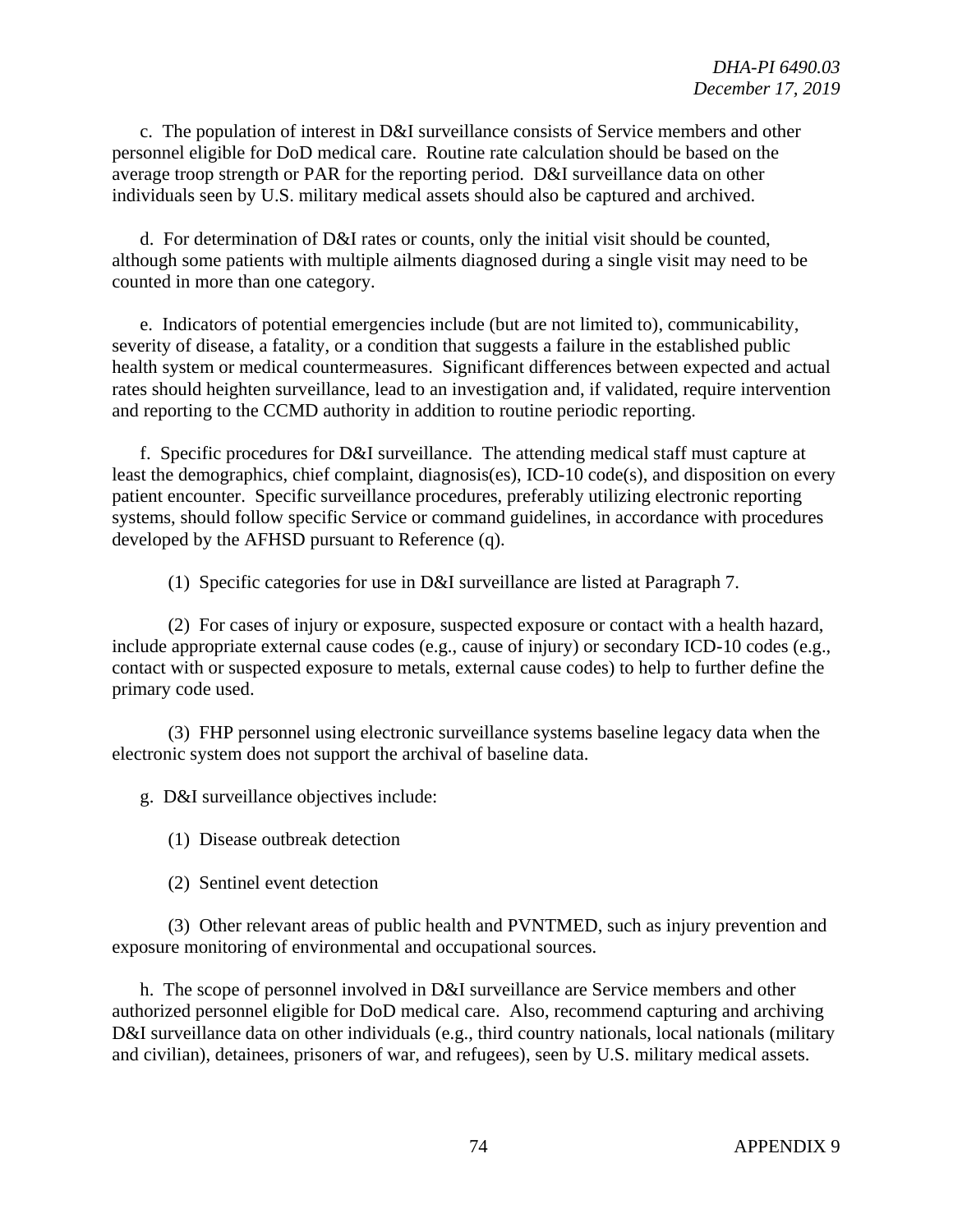c. The population of interest in D&I surveillance consists of Service members and other personnel eligible for DoD medical care. Routine rate calculation should be based on the average troop strength or PAR for the reporting period. D&I surveillance data on other individuals seen by U.S. military medical assets should also be captured and archived.

d. For determination of D&I rates or counts, only the initial visit should be counted, although some patients with multiple ailments diagnosed during a single visit may need to be counted in more than one category.

e. Indicators of potential emergencies include (but are not limited to), communicability, severity of disease, a fatality, or a condition that suggests a failure in the established public health system or medical countermeasures. Significant differences between expected and actual rates should heighten surveillance, lead to an investigation and, if validated, require intervention and reporting to the CCMD authority in addition to routine periodic reporting.

f. Specific procedures for D&I surveillance. The attending medical staff must capture at least the demographics, chief complaint, diagnosis(es), ICD-10 code(s), and disposition on every patient encounter. Specific surveillance procedures, preferably utilizing electronic reporting systems, should follow specific Service or command guidelines, in accordance with procedures developed by the AFHSD pursuant to Reference (q).

(1) Specific categories for use in D&I surveillance are listed at Paragraph 7.

(2) For cases of injury or exposure, suspected exposure or contact with a health hazard, include appropriate external cause codes (e.g., cause of injury) or secondary ICD-10 codes (e.g., contact with or suspected exposure to metals, external cause codes) to help to further define the primary code used.

(3) FHP personnel using electronic surveillance systems baseline legacy data when the electronic system does not support the archival of baseline data.

g. D&I surveillance objectives include:

(1) Disease outbreak detection

(2) Sentinel event detection

(3) Other relevant areas of public health and PVNTMED, such as injury prevention and exposure monitoring of environmental and occupational sources.

h. The scope of personnel involved in D&I surveillance are Service members and other authorized personnel eligible for DoD medical care. Also, recommend capturing and archiving D&I surveillance data on other individuals (e.g., third country nationals, local nationals (military and civilian), detainees, prisoners of war, and refugees), seen by U.S. military medical assets.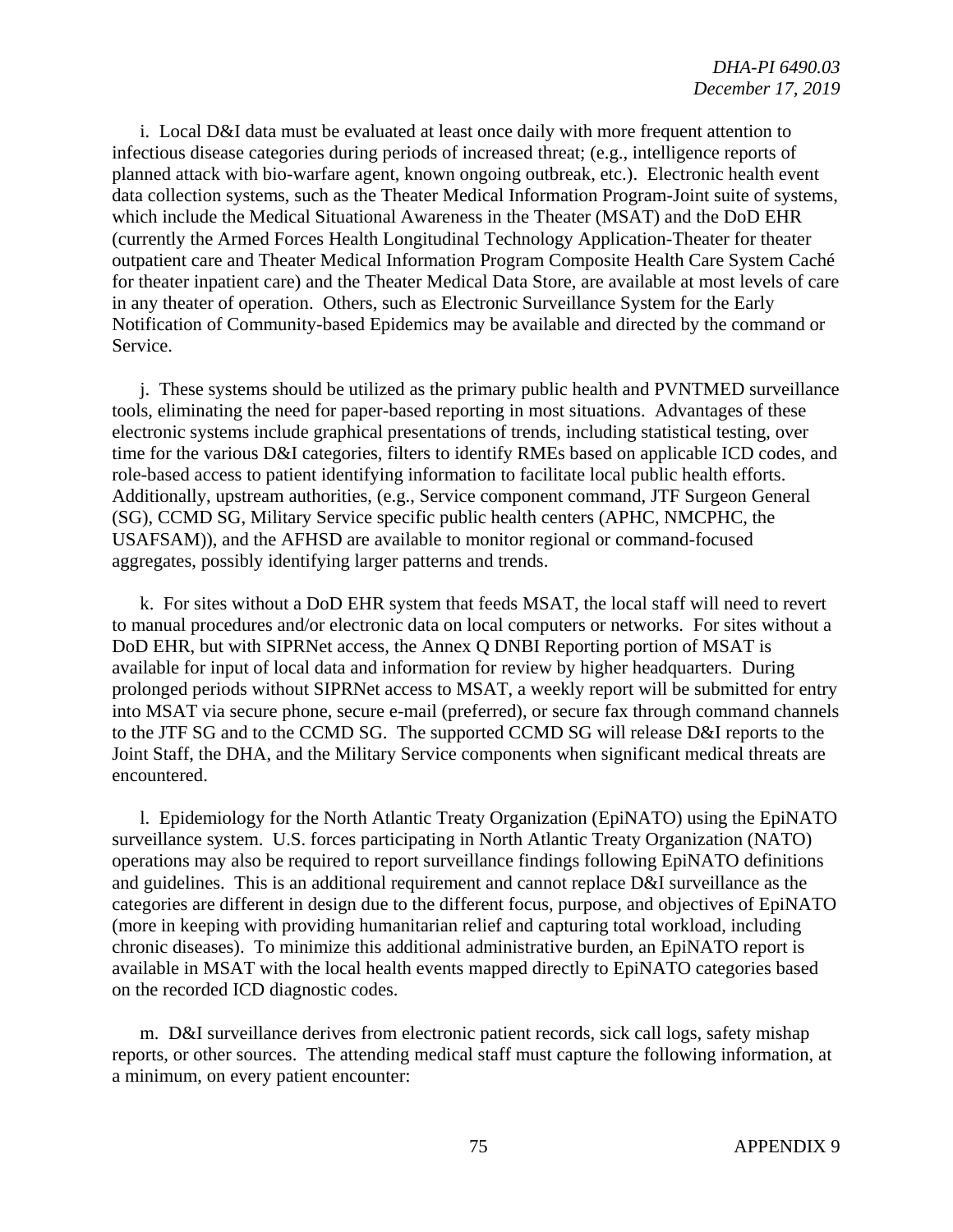i. Local D&I data must be evaluated at least once daily with more frequent attention to infectious disease categories during periods of increased threat; (e.g., intelligence reports of planned attack with bio-warfare agent, known ongoing outbreak, etc.). Electronic health event data collection systems, such as the Theater Medical Information Program-Joint suite of systems, which include the Medical Situational Awareness in the Theater (MSAT) and the DoD EHR (currently the Armed Forces Health Longitudinal Technology Application-Theater for theater outpatient care and Theater Medical Information Program Composite Health Care System Caché for theater inpatient care) and the Theater Medical Data Store, are available at most levels of care in any theater of operation. Others, such as Electronic Surveillance System for the Early Notification of Community-based Epidemics may be available and directed by the command or Service.

j. These systems should be utilized as the primary public health and PVNTMED surveillance tools, eliminating the need for paper-based reporting in most situations. Advantages of these electronic systems include graphical presentations of trends, including statistical testing, over time for the various D&I categories, filters to identify RMEs based on applicable ICD codes, and role-based access to patient identifying information to facilitate local public health efforts. Additionally, upstream authorities, (e.g., Service component command, JTF Surgeon General (SG), CCMD SG, Military Service specific public health centers (APHC, NMCPHC, the USAFSAM)), and the AFHSD are available to monitor regional or command-focused aggregates, possibly identifying larger patterns and trends.

k. For sites without a DoD EHR system that feeds MSAT, the local staff will need to revert to manual procedures and/or electronic data on local computers or networks. For sites without a DoD EHR, but with SIPRNet access, the Annex Q DNBI Reporting portion of MSAT is available for input of local data and information for review by higher headquarters. During prolonged periods without SIPRNet access to MSAT, a weekly report will be submitted for entry into MSAT via secure phone, secure e-mail (preferred), or secure fax through command channels to the JTF SG and to the CCMD SG. The supported CCMD SG will release D&I reports to the Joint Staff, the DHA, and the Military Service components when significant medical threats are encountered.

l. Epidemiology for the North Atlantic Treaty Organization (EpiNATO) using the EpiNATO surveillance system. U.S. forces participating in North Atlantic Treaty Organization (NATO) operations may also be required to report surveillance findings following EpiNATO definitions and guidelines. This is an additional requirement and cannot replace D&I surveillance as the categories are different in design due to the different focus, purpose, and objectives of EpiNATO (more in keeping with providing humanitarian relief and capturing total workload, including chronic diseases). To minimize this additional administrative burden, an EpiNATO report is available in MSAT with the local health events mapped directly to EpiNATO categories based on the recorded ICD diagnostic codes.

m. D&I surveillance derives from electronic patient records, sick call logs, safety mishap reports, or other sources. The attending medical staff must capture the following information, at a minimum, on every patient encounter: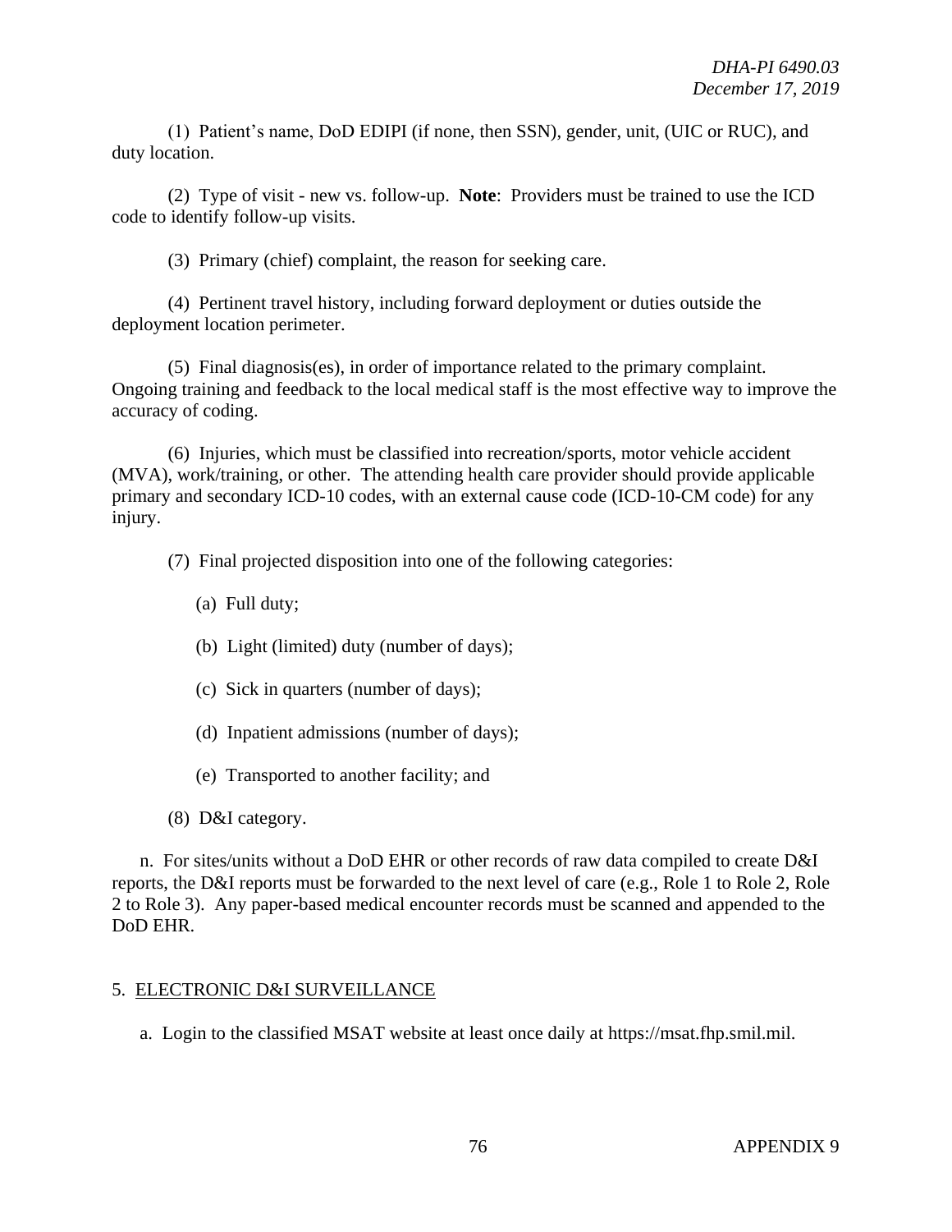(1) Patient's name, DoD EDIPI (if none, then SSN), gender, unit, (UIC or RUC), and duty location.

(2) Type of visit - new vs. follow-up. **Note**: Providers must be trained to use the ICD code to identify follow-up visits.

(3) Primary (chief) complaint, the reason for seeking care.

(4) Pertinent travel history, including forward deployment or duties outside the deployment location perimeter.

(5) Final diagnosis(es), in order of importance related to the primary complaint. Ongoing training and feedback to the local medical staff is the most effective way to improve the accuracy of coding.

(6) Injuries, which must be classified into recreation/sports, motor vehicle accident (MVA), work/training, or other. The attending health care provider should provide applicable primary and secondary ICD-10 codes, with an external cause code (ICD-10-CM code) for any injury.

(7) Final projected disposition into one of the following categories:

(a) Full duty;

(b) Light (limited) duty (number of days);

(c) Sick in quarters (number of days);

(d) Inpatient admissions (number of days);

(e) Transported to another facility; and

(8) D&I category.

n. For sites/units without a DoD EHR or other records of raw data compiled to create D&I reports, the D&I reports must be forwarded to the next level of care (e.g., Role 1 to Role 2, Role 2 to Role 3). Any paper-based medical encounter records must be scanned and appended to the DoD EHR.

5. ELECTRONIC D&I SURVEILLANCE

a. Login to the classified MSAT website at least once daily at https://msat.fhp.smil.mil.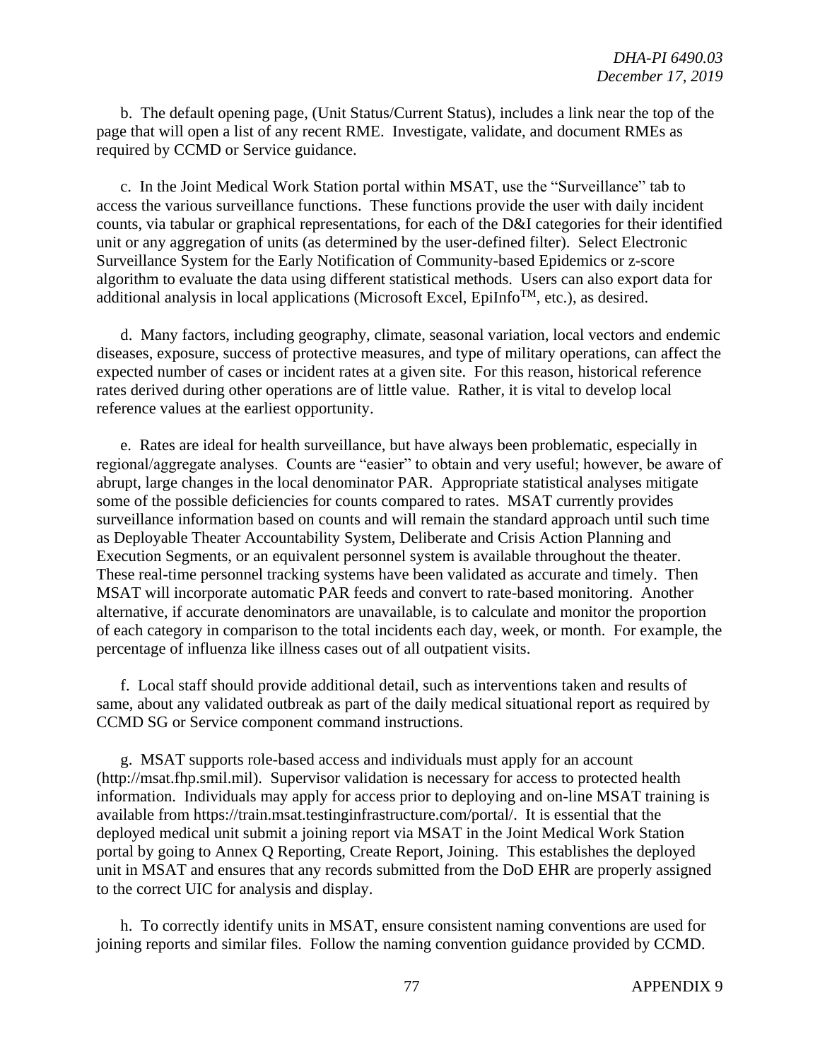b. The default opening page, (Unit Status/Current Status), includes a link near the top of the page that will open a list of any recent RME. Investigate, validate, and document RMEs as required by CCMD or Service guidance.

c. In the Joint Medical Work Station portal within MSAT, use the "Surveillance" tab to access the various surveillance functions. These functions provide the user with daily incident counts, via tabular or graphical representations, for each of the D&I categories for their identified unit or any aggregation of units (as determined by the user-defined filter). Select Electronic Surveillance System for the Early Notification of Community-based Epidemics or z-score algorithm to evaluate the data using different statistical methods. Users can also export data for additional analysis in local applications (Microsoft Excel, EpiInfo™, etc.), as desired.

d. Many factors, including geography, climate, seasonal variation, local vectors and endemic diseases, exposure, success of protective measures, and type of military operations, can affect the expected number of cases or incident rates at a given site. For this reason, historical reference rates derived during other operations are of little value. Rather, it is vital to develop local reference values at the earliest opportunity.

e. Rates are ideal for health surveillance, but have always been problematic, especially in regional/aggregate analyses. Counts are "easier" to obtain and very useful; however, be aware of abrupt, large changes in the local denominator PAR. Appropriate statistical analyses mitigate some of the possible deficiencies for counts compared to rates. MSAT currently provides surveillance information based on counts and will remain the standard approach until such time as Deployable Theater Accountability System, Deliberate and Crisis Action Planning and Execution Segments, or an equivalent personnel system is available throughout the theater. These real-time personnel tracking systems have been validated as accurate and timely. Then MSAT will incorporate automatic PAR feeds and convert to rate-based monitoring. Another alternative, if accurate denominators are unavailable, is to calculate and monitor the proportion of each category in comparison to the total incidents each day, week, or month. For example, the percentage of influenza like illness cases out of all outpatient visits.

f. Local staff should provide additional detail, such as interventions taken and results of same, about any validated outbreak as part of the daily medical situational report as required by CCMD SG or Service component command instructions.

g. MSAT supports role-based access and individuals must apply for an account (http://msat.fhp.smil.mil). Supervisor validation is necessary for access to protected health information. Individuals may apply for access prior to deploying and on-line MSAT training is available from https://train.msat.testinginfrastructure.com/portal/. It is essential that the deployed medical unit submit a joining report via MSAT in the Joint Medical Work Station portal by going to Annex Q Reporting, Create Report, Joining. This establishes the deployed unit in MSAT and ensures that any records submitted from the DoD EHR are properly assigned to the correct UIC for analysis and display.

h. To correctly identify units in MSAT, ensure consistent naming conventions are used for joining reports and similar files. Follow the naming convention guidance provided by CCMD.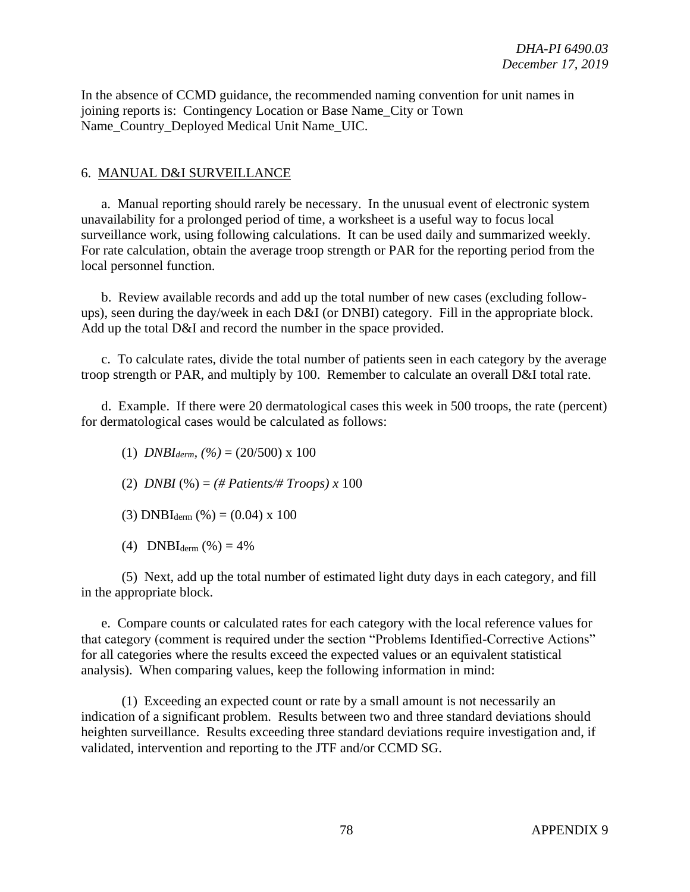In the absence of CCMD guidance, the recommended naming convention for unit names in joining reports is: Contingency Location or Base Name_City or Town Name_Country_Deployed Medical Unit Name_UIC.

6. MANUAL D&I SURVEILLANCE

a. Manual reporting should rarely be necessary. In the unusual event of electronic system unavailability for a prolonged period of time, a worksheet is a useful way to focus local surveillance work, using following calculations. It can be used daily and summarized weekly. For rate calculation, obtain the average troop strength or PAR for the reporting period from the local personnel function.

b. Review available records and add up the total number of new cases (excluding follow-ups), seen during the day/week in each D&I (or DNBI) category. Fill in the appropriate block. Add up the total D&I and record the number in the space provided.

c. To calculate rates, divide the total number of patients seen in each category by the average troop strength or PAR, and multiply by 100. Remember to calculate an overall D&I total rate.

d. Example. If there were 20 dermatological cases this week in 500 troops, the rate (percent) for dermatological cases would be calculated as follows:

(1) $DNBI_{derm}, (\%) = (20/500) \times 100$

(2) $DNBI\ (\%) = (\#\ Patients/\#\ Troops) \times 100$

(3) $DNBI_{derm}\ (\%) = (0.04) \times 100$

(4) $DNBI_{derm}\ (\%) = 4\%$

(5) Next, add up the total number of estimated light duty days in each category, and fill in the appropriate block.

e. Compare counts or calculated rates for each category with the local reference values for that category (comment is required under the section “Problems Identified-Corrective Actions” for all categories where the results exceed the expected values or an equivalent statistical analysis). When comparing values, keep the following information in mind:

(1) Exceeding an expected count or rate by a small amount is not necessarily an indication of a significant problem. Results between two and three standard deviations should heighten surveillance. Results exceeding three standard deviations require investigation and, if validated, intervention and reporting to the JTF and/or CCMD SG.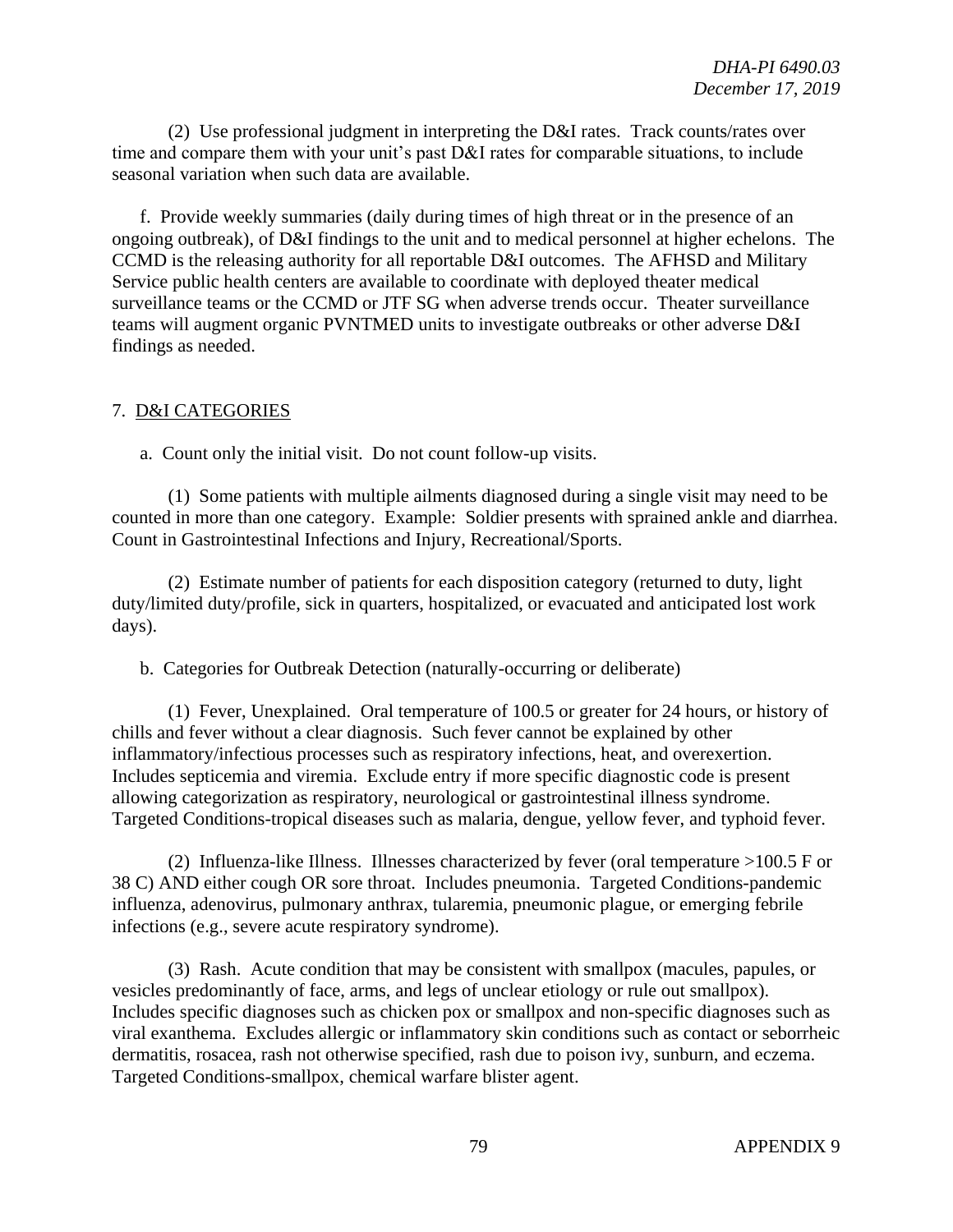(2) Use professional judgment in interpreting the D&I rates. Track counts/rates over time and compare them with your unit's past D&I rates for comparable situations, to include seasonal variation when such data are available.

f. Provide weekly summaries (daily during times of high threat or in the presence of an ongoing outbreak), of D&I findings to the unit and to medical personnel at higher echelons. The CCMD is the releasing authority for all reportable D&I outcomes. The AFHSD and Military Service public health centers are available to coordinate with deployed theater medical surveillance teams or the CCMD or JTF SG when adverse trends occur. Theater surveillance teams will augment organic PVNTMED units to investigate outbreaks or other adverse D&I findings as needed.

## 7. D&I CATEGORIES

a. Count only the initial visit. Do not count follow-up visits.

(1) Some patients with multiple ailments diagnosed during a single visit may need to be counted in more than one category. Example: Soldier presents with sprained ankle and diarrhea. Count in Gastrointestinal Infections and Injury, Recreational/Sports.

(2) Estimate number of patients for each disposition category (returned to duty, light duty/limited duty/profile, sick in quarters, hospitalized, or evacuated and anticipated lost work days).

b. Categories for Outbreak Detection (naturally-occurring or deliberate)

(1) Fever, Unexplained. Oral temperature of 100.5 or greater for 24 hours, or history of chills and fever without a clear diagnosis. Such fever cannot be explained by other inflammatory/infectious processes such as respiratory infections, heat, and overexertion. Includes septicemia and viremia. Exclude entry if more specific diagnostic code is present allowing categorization as respiratory, neurological or gastrointestinal illness syndrome. Targeted Conditions-tropical diseases such as malaria, dengue, yellow fever, and typhoid fever.

(2) Influenza-like Illness. Illnesses characterized by fever (oral temperature >100.5 F or 38 C) AND either cough OR sore throat. Includes pneumonia. Targeted Conditions-pandemic influenza, adenovirus, pulmonary anthrax, tularemia, pneumonic plague, or emerging febrile infections (e.g., severe acute respiratory syndrome).

(3) Rash. Acute condition that may be consistent with smallpox (macules, papules, or vesicles predominantly of face, arms, and legs of unclear etiology or rule out smallpox). Includes specific diagnoses such as chicken pox or smallpox and non-specific diagnoses such as viral exanthema. Excludes allergic or inflammatory skin conditions such as contact or seborrheic dermatitis, rosacea, rash not otherwise specified, rash due to poison ivy, sunburn, and eczema. Targeted Conditions-smallpox, chemical warfare blister agent.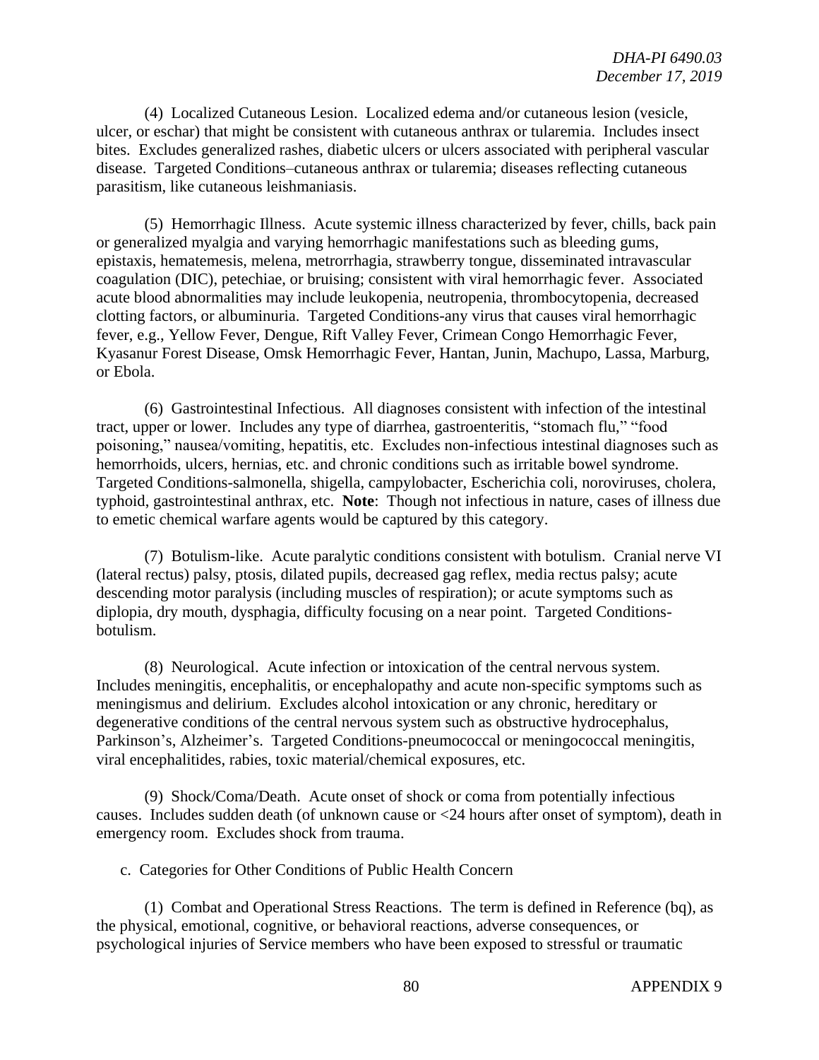(4) Localized Cutaneous Lesion. Localized edema and/or cutaneous lesion (vesicle, ulcer, or eschar) that might be consistent with cutaneous anthrax or tularemia. Includes insect bites. Excludes generalized rashes, diabetic ulcers or ulcers associated with peripheral vascular disease. Targeted Conditions–cutaneous anthrax or tularemia; diseases reflecting cutaneous parasitism, like cutaneous leishmaniasis.

(5) Hemorrhagic Illness. Acute systemic illness characterized by fever, chills, back pain or generalized myalgia and varying hemorrhagic manifestations such as bleeding gums, epistaxis, hematemesis, melena, metrorrhagia, strawberry tongue, disseminated intravascular coagulation (DIC), petechiae, or bruising; consistent with viral hemorrhagic fever. Associated acute blood abnormalities may include leukopenia, neutropenia, thrombocytopenia, decreased clotting factors, or albuminuria. Targeted Conditions-any virus that causes viral hemorrhagic fever, e.g., Yellow Fever, Dengue, Rift Valley Fever, Crimean Congo Hemorrhagic Fever, Kyasanur Forest Disease, Omsk Hemorrhagic Fever, Hantan, Junin, Machupo, Lassa, Marburg, or Ebola.

(6) Gastrointestinal Infectious. All diagnoses consistent with infection of the intestinal tract, upper or lower. Includes any type of diarrhea, gastroenteritis, "stomach flu," "food poisoning," nausea/vomiting, hepatitis, etc. Excludes non-infectious intestinal diagnoses such as hemorrhoids, ulcers, hernias, etc. and chronic conditions such as irritable bowel syndrome. Targeted Conditions-salmonella, shigella, campylobacter, Escherichia coli, noroviruses, cholera, typhoid, gastrointestinal anthrax, etc. **Note**: Though not infectious in nature, cases of illness due to emetic chemical warfare agents would be captured by this category.

(7) Botulism-like. Acute paralytic conditions consistent with botulism. Cranial nerve VI (lateral rectus) palsy, ptosis, dilated pupils, decreased gag reflex, media rectus palsy; acute descending motor paralysis (including muscles of respiration); or acute symptoms such as diplopia, dry mouth, dysphagia, difficulty focusing on a near point. Targeted Conditions-botulism.

(8) Neurological. Acute infection or intoxication of the central nervous system. Includes meningitis, encephalitis, or encephalopathy and acute non-specific symptoms such as meningismus and delirium. Excludes alcohol intoxication or any chronic, hereditary or degenerative conditions of the central nervous system such as obstructive hydrocephalus, Parkinson's, Alzheimer's. Targeted Conditions-pneumococcal or meningococcal meningitis, viral encephalitides, rabies, toxic material/chemical exposures, etc.

(9) Shock/Coma/Death. Acute onset of shock or coma from potentially infectious causes. Includes sudden death (of unknown cause or <24 hours after onset of symptom), death in emergency room. Excludes shock from trauma.

c. Categories for Other Conditions of Public Health Concern

(1) Combat and Operational Stress Reactions. The term is defined in Reference (bq), as the physical, emotional, cognitive, or behavioral reactions, adverse consequences, or psychological injuries of Service members who have been exposed to stressful or traumatic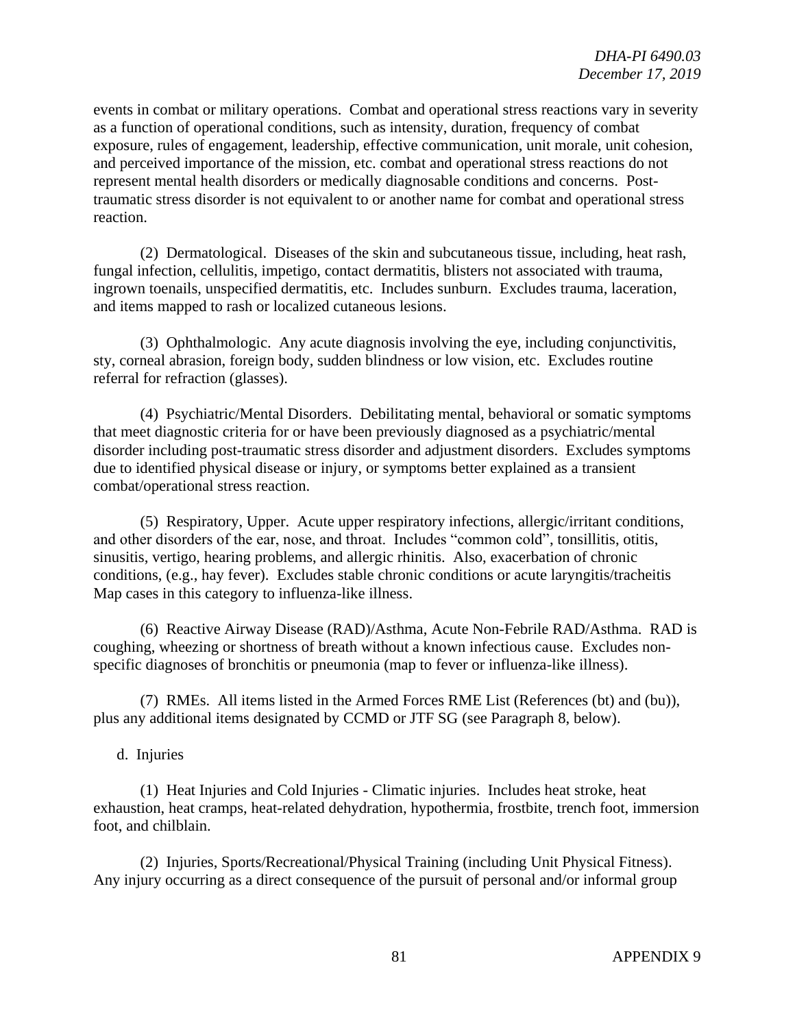events in combat or military operations. Combat and operational stress reactions vary in severity as a function of operational conditions, such as intensity, duration, frequency of combat exposure, rules of engagement, leadership, effective communication, unit morale, unit cohesion, and perceived importance of the mission, etc. combat and operational stress reactions do not represent mental health disorders or medically diagnosable conditions and concerns. Post-traumatic stress disorder is not equivalent to or another name for combat and operational stress reaction.

(2) Dermatological. Diseases of the skin and subcutaneous tissue, including, heat rash, fungal infection, cellulitis, impetigo, contact dermatitis, blisters not associated with trauma, ingrown toenails, unspecified dermatitis, etc. Includes sunburn. Excludes trauma, laceration, and items mapped to rash or localized cutaneous lesions.

(3) Ophthalmologic. Any acute diagnosis involving the eye, including conjunctivitis, sty, corneal abrasion, foreign body, sudden blindness or low vision, etc. Excludes routine referral for refraction (glasses).

(4) Psychiatric/Mental Disorders. Debilitating mental, behavioral or somatic symptoms that meet diagnostic criteria for or have been previously diagnosed as a psychiatric/mental disorder including post-traumatic stress disorder and adjustment disorders. Excludes symptoms due to identified physical disease or injury, or symptoms better explained as a transient combat/operational stress reaction.

(5) Respiratory, Upper. Acute upper respiratory infections, allergic/irritant conditions, and other disorders of the ear, nose, and throat. Includes "common cold", tonsillitis, otitis, sinusitis, vertigo, hearing problems, and allergic rhinitis. Also, exacerbation of chronic conditions, (e.g., hay fever). Excludes stable chronic conditions or acute laryngitis/tracheitis Map cases in this category to influenza-like illness.

(6) Reactive Airway Disease (RAD)/Asthma, Acute Non-Febrile RAD/Asthma. RAD is coughing, wheezing or shortness of breath without a known infectious cause. Excludes non-specific diagnoses of bronchitis or pneumonia (map to fever or influenza-like illness).

(7) RMEs. All items listed in the Armed Forces RME List (References (bt) and (bu)), plus any additional items designated by CCMD or JTF SG (see Paragraph 8, below).

d. Injuries

(1) Heat Injuries and Cold Injuries - Climatic injuries. Includes heat stroke, heat exhaustion, heat cramps, heat-related dehydration, hypothermia, frostbite, trench foot, immersion foot, and chilblain.

(2) Injuries, Sports/Recreational/Physical Training (including Unit Physical Fitness). Any injury occurring as a direct consequence of the pursuit of personal and/or informal group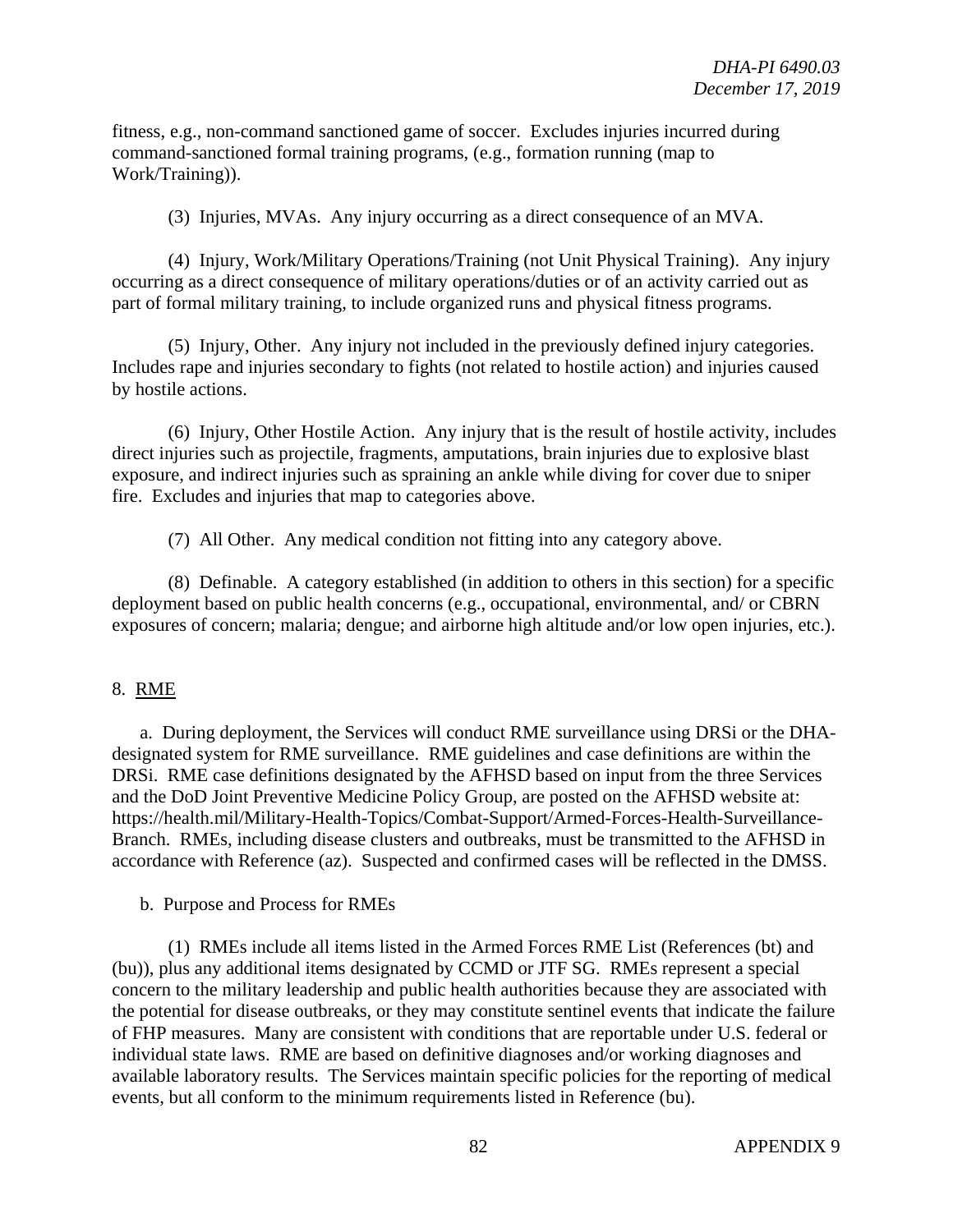fitness, e.g., non-command sanctioned game of soccer. Excludes injuries incurred during command-sanctioned formal training programs, (e.g., formation running (map to Work/Training)).

(3) Injuries, MVAs. Any injury occurring as a direct consequence of an MVA.

(4) Injury, Work/Military Operations/Training (not Unit Physical Training). Any injury occurring as a direct consequence of military operations/duties or of an activity carried out as part of formal military training, to include organized runs and physical fitness programs.

(5) Injury, Other. Any injury not included in the previously defined injury categories. Includes rape and injuries secondary to fights (not related to hostile action) and injuries caused by hostile actions.

(6) Injury, Other Hostile Action. Any injury that is the result of hostile activity, includes direct injuries such as projectile, fragments, amputations, brain injuries due to explosive blast exposure, and indirect injuries such as spraining an ankle while diving for cover due to sniper fire. Excludes and injuries that map to categories above.

(7) All Other. Any medical condition not fitting into any category above.

(8) Definable. A category established (in addition to others in this section) for a specific deployment based on public health concerns (e.g., occupational, environmental, and/ or CBRN exposures of concern; malaria; dengue; and airborne high altitude and/or low open injuries, etc.).

8. RME

a. During deployment, the Services will conduct RME surveillance using DRSi or the DHA-designated system for RME surveillance. RME guidelines and case definitions are within the DRSi. RME case definitions designated by the AFHSD based on input from the three Services and the DoD Joint Preventive Medicine Policy Group, are posted on the AFHSD website at: https://health.mil/Military-Health-Topics/Combat-Support/Armed-Forces-Health-Surveillance-Branch. RMEs, including disease clusters and outbreaks, must be transmitted to the AFHSD in accordance with Reference (az). Suspected and confirmed cases will be reflected in the DMSS.

b. Purpose and Process for RMEs

(1) RMEs include all items listed in the Armed Forces RME List (References (bt) and (bu)), plus any additional items designated by CCMD or JTF SG. RMEs represent a special concern to the military leadership and public health authorities because they are associated with the potential for disease outbreaks, or they may constitute sentinel events that indicate the failure of FHP measures. Many are consistent with conditions that are reportable under U.S. federal or individual state laws. RME are based on definitive diagnoses and/or working diagnoses and available laboratory results. The Services maintain specific policies for the reporting of medical events, but all conform to the minimum requirements listed in Reference (bu).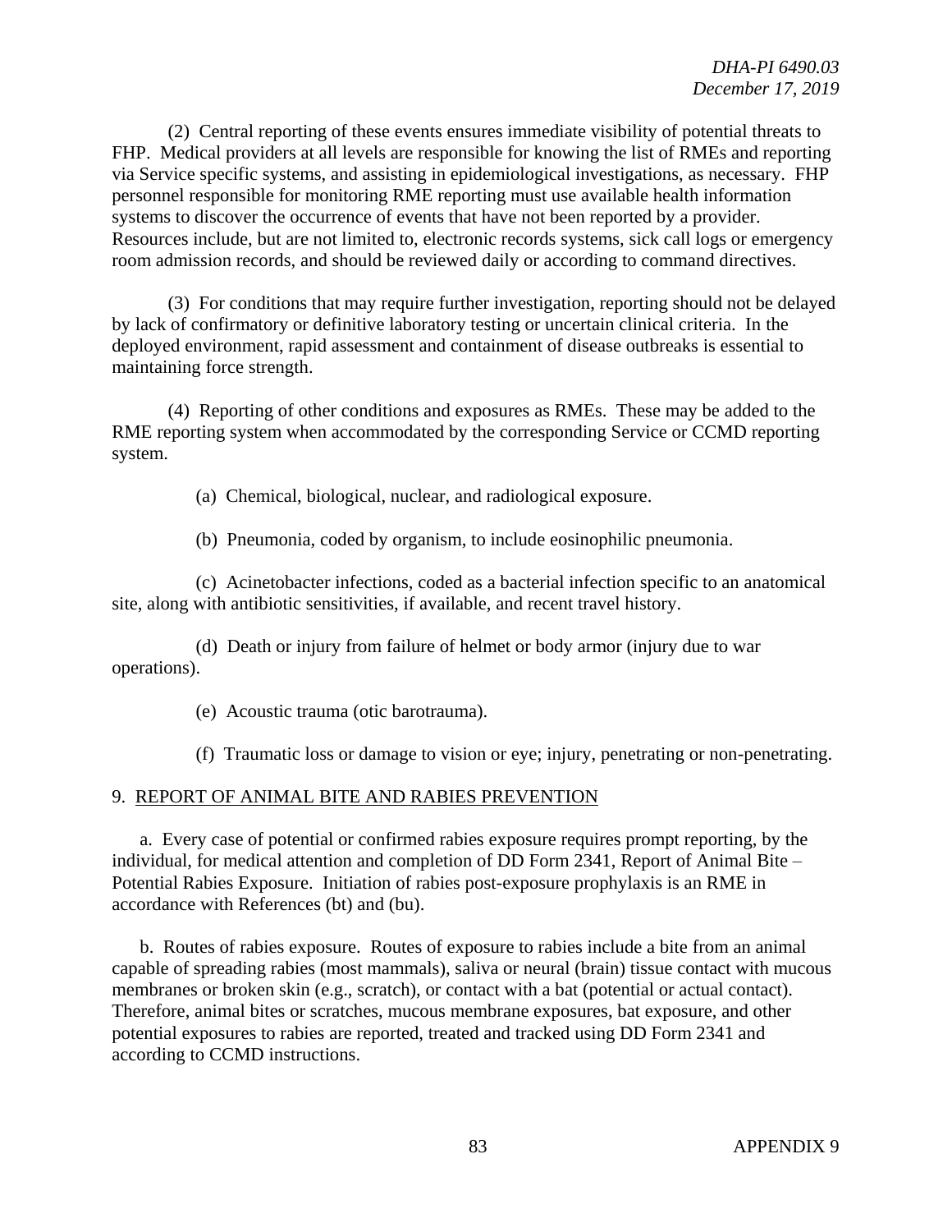(2) Central reporting of these events ensures immediate visibility of potential threats to FHP. Medical providers at all levels are responsible for knowing the list of RMEs and reporting via Service specific systems, and assisting in epidemiological investigations, as necessary. FHP personnel responsible for monitoring RME reporting must use available health information systems to discover the occurrence of events that have not been reported by a provider. Resources include, but are not limited to, electronic records systems, sick call logs or emergency room admission records, and should be reviewed daily or according to command directives.

(3) For conditions that may require further investigation, reporting should not be delayed by lack of confirmatory or definitive laboratory testing or uncertain clinical criteria. In the deployed environment, rapid assessment and containment of disease outbreaks is essential to maintaining force strength.

(4) Reporting of other conditions and exposures as RMEs. These may be added to the RME reporting system when accommodated by the corresponding Service or CCMD reporting system.

(a) Chemical, biological, nuclear, and radiological exposure.

(b) Pneumonia, coded by organism, to include eosinophilic pneumonia.

(c) Acinetobacter infections, coded as a bacterial infection specific to an anatomical site, along with antibiotic sensitivities, if available, and recent travel history.

(d) Death or injury from failure of helmet or body armor (injury due to war operations).

(e) Acoustic trauma (otic barotrauma).

(f) Traumatic loss or damage to vision or eye; injury, penetrating or non-penetrating.

## 9. REPORT OF ANIMAL BITE AND RABIES PREVENTION

a. Every case of potential or confirmed rabies exposure requires prompt reporting, by the individual, for medical attention and completion of DD Form 2341, Report of Animal Bite – Potential Rabies Exposure. Initiation of rabies post-exposure prophylaxis is an RME in accordance with References (bt) and (bu).

b. Routes of rabies exposure. Routes of exposure to rabies include a bite from an animal capable of spreading rabies (most mammals), saliva or neural (brain) tissue contact with mucous membranes or broken skin (e.g., scratch), or contact with a bat (potential or actual contact). Therefore, animal bites or scratches, mucous membrane exposures, bat exposure, and other potential exposures to rabies are reported, treated and tracked using DD Form 2341 and according to CCMD instructions.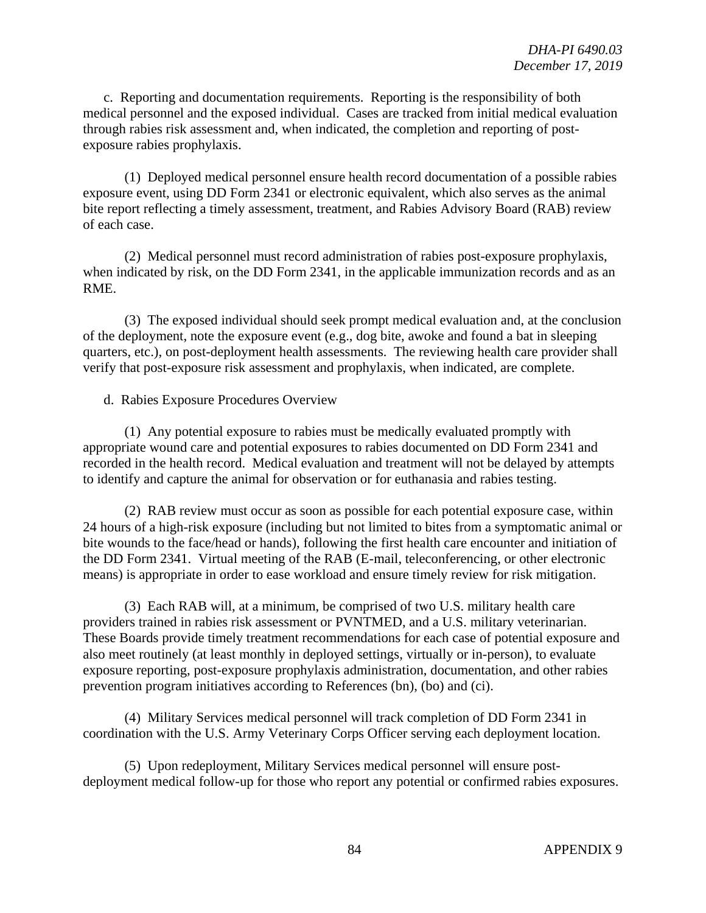c. Reporting and documentation requirements. Reporting is the responsibility of both medical personnel and the exposed individual. Cases are tracked from initial medical evaluation through rabies risk assessment and, when indicated, the completion and reporting of post-exposure rabies prophylaxis.

(1) Deployed medical personnel ensure health record documentation of a possible rabies exposure event, using DD Form 2341 or electronic equivalent, which also serves as the animal bite report reflecting a timely assessment, treatment, and Rabies Advisory Board (RAB) review of each case.

(2) Medical personnel must record administration of rabies post-exposure prophylaxis, when indicated by risk, on the DD Form 2341, in the applicable immunization records and as an RME.

(3) The exposed individual should seek prompt medical evaluation and, at the conclusion of the deployment, note the exposure event (e.g., dog bite, awoke and found a bat in sleeping quarters, etc.), on post-deployment health assessments. The reviewing health care provider shall verify that post-exposure risk assessment and prophylaxis, when indicated, are complete.

d. Rabies Exposure Procedures Overview

(1) Any potential exposure to rabies must be medically evaluated promptly with appropriate wound care and potential exposures to rabies documented on DD Form 2341 and recorded in the health record. Medical evaluation and treatment will not be delayed by attempts to identify and capture the animal for observation or for euthanasia and rabies testing.

(2) RAB review must occur as soon as possible for each potential exposure case, within 24 hours of a high-risk exposure (including but not limited to bites from a symptomatic animal or bite wounds to the face/head or hands), following the first health care encounter and initiation of the DD Form 2341. Virtual meeting of the RAB (E-mail, teleconferencing, or other electronic means) is appropriate in order to ease workload and ensure timely review for risk mitigation.

(3) Each RAB will, at a minimum, be comprised of two U.S. military health care providers trained in rabies risk assessment or PVNTMED, and a U.S. military veterinarian. These Boards provide timely treatment recommendations for each case of potential exposure and also meet routinely (at least monthly in deployed settings, virtually or in-person), to evaluate exposure reporting, post-exposure prophylaxis administration, documentation, and other rabies prevention program initiatives according to References (bn), (bo) and (ci).

(4) Military Services medical personnel will track completion of DD Form 2341 in coordination with the U.S. Army Veterinary Corps Officer serving each deployment location.

(5) Upon redeployment, Military Services medical personnel will ensure post-deployment medical follow-up for those who report any potential or confirmed rabies exposures.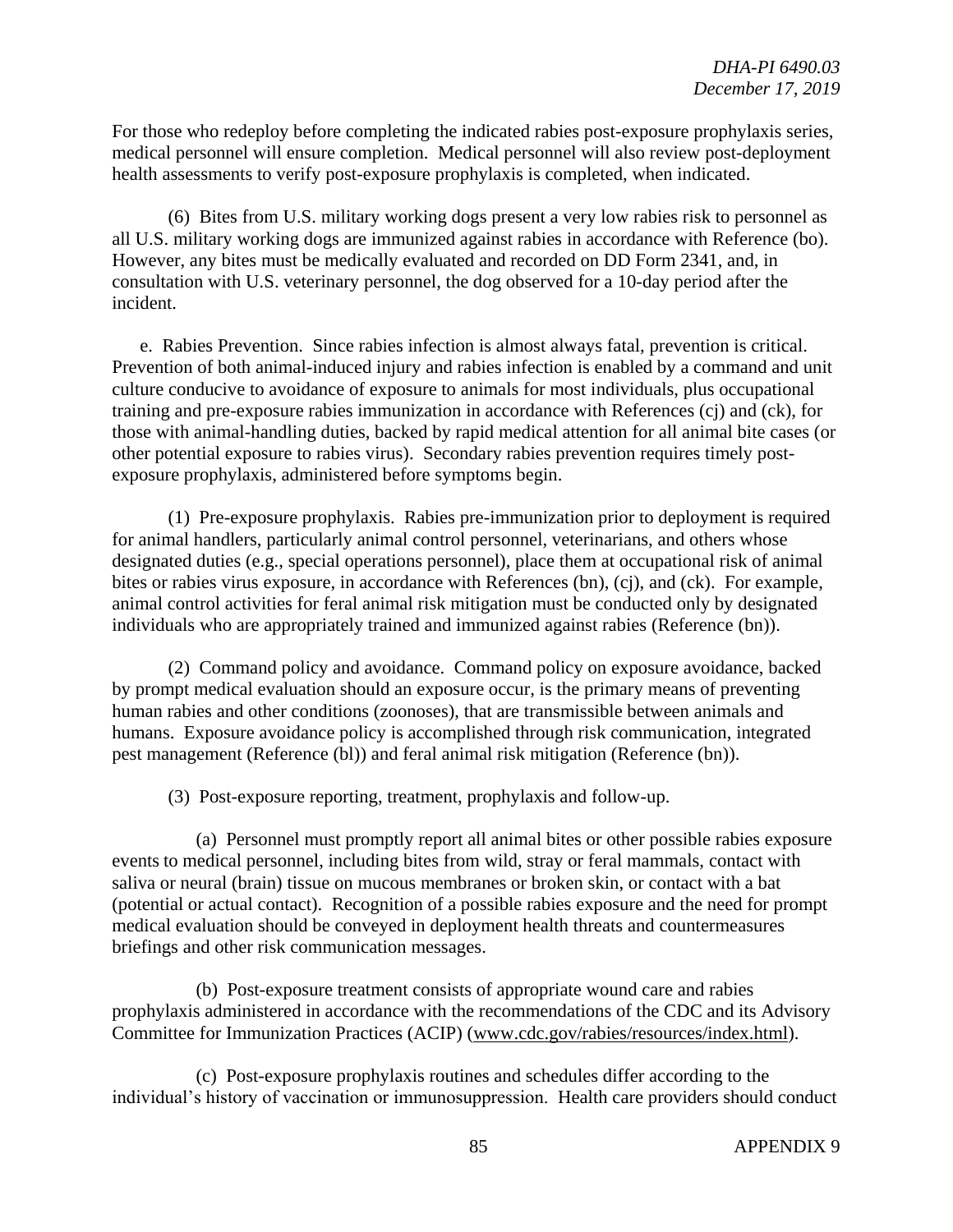For those who redeploy before completing the indicated rabies post-exposure prophylaxis series, medical personnel will ensure completion. Medical personnel will also review post-deployment health assessments to verify post-exposure prophylaxis is completed, when indicated.

(6) Bites from U.S. military working dogs present a very low rabies risk to personnel as all U.S. military working dogs are immunized against rabies in accordance with Reference (bo). However, any bites must be medically evaluated and recorded on DD Form 2341, and, in consultation with U.S. veterinary personnel, the dog observed for a 10-day period after the incident.

e. Rabies Prevention. Since rabies infection is almost always fatal, prevention is critical. Prevention of both animal-induced injury and rabies infection is enabled by a command and unit culture conducive to avoidance of exposure to animals for most individuals, plus occupational training and pre-exposure rabies immunization in accordance with References (cj) and (ck), for those with animal-handling duties, backed by rapid medical attention for all animal bite cases (or other potential exposure to rabies virus). Secondary rabies prevention requires timely post-exposure prophylaxis, administered before symptoms begin.

(1) Pre-exposure prophylaxis. Rabies pre-immunization prior to deployment is required for animal handlers, particularly animal control personnel, veterinarians, and others whose designated duties (e.g., special operations personnel), place them at occupational risk of animal bites or rabies virus exposure, in accordance with References (bn), (cj), and (ck). For example, animal control activities for feral animal risk mitigation must be conducted only by designated individuals who are appropriately trained and immunized against rabies (Reference (bn)).

(2) Command policy and avoidance. Command policy on exposure avoidance, backed by prompt medical evaluation should an exposure occur, is the primary means of preventing human rabies and other conditions (zoonoses), that are transmissible between animals and humans. Exposure avoidance policy is accomplished through risk communication, integrated pest management (Reference (bl)) and feral animal risk mitigation (Reference (bn)).

(3) Post-exposure reporting, treatment, prophylaxis and follow-up.

(a) Personnel must promptly report all animal bites or other possible rabies exposure events to medical personnel, including bites from wild, stray or feral mammals, contact with saliva or neural (brain) tissue on mucous membranes or broken skin, or contact with a bat (potential or actual contact). Recognition of a possible rabies exposure and the need for prompt medical evaluation should be conveyed in deployment health threats and countermeasures briefings and other risk communication messages.

(b) Post-exposure treatment consists of appropriate wound care and rabies prophylaxis administered in accordance with the recommendations of the CDC and its Advisory Committee for Immunization Practices (ACIP) (www.cdc.gov/rabies/resources/index.html).

(c) Post-exposure prophylaxis routines and schedules differ according to the individual's history of vaccination or immunosuppression. Health care providers should conduct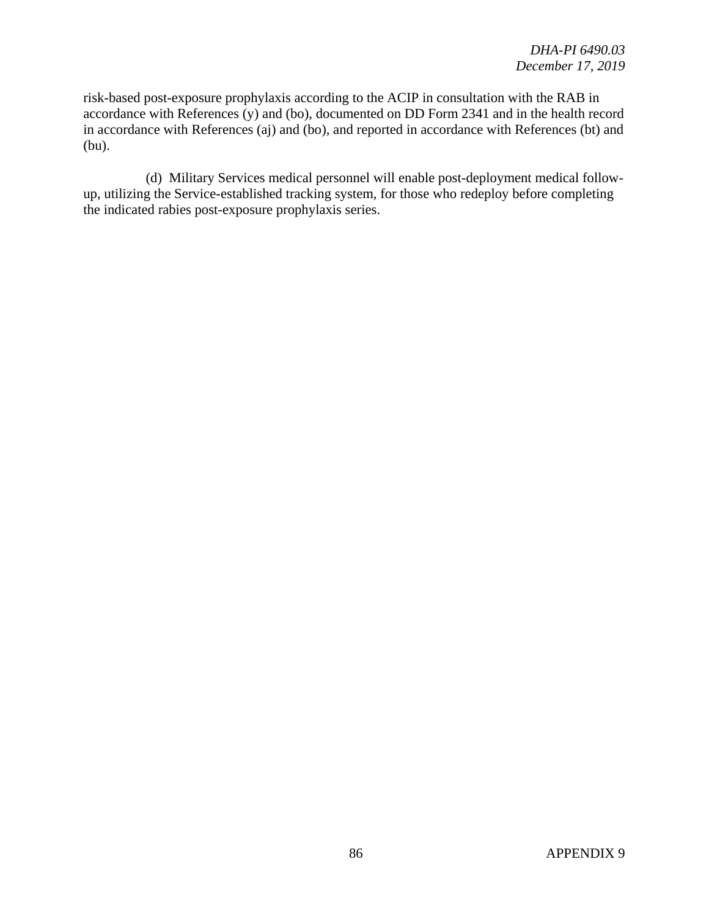risk-based post-exposure prophylaxis according to the ACIP in consultation with the RAB in accordance with References (y) and (bo), documented on DD Form 2341 and in the health record in accordance with References (aj) and (bo), and reported in accordance with References (bt) and (bu).

(d) Military Services medical personnel will enable post-deployment medical follow-up, utilizing the Service-established tracking system, for those who redeploy before completing the indicated rabies post-exposure prophylaxis series.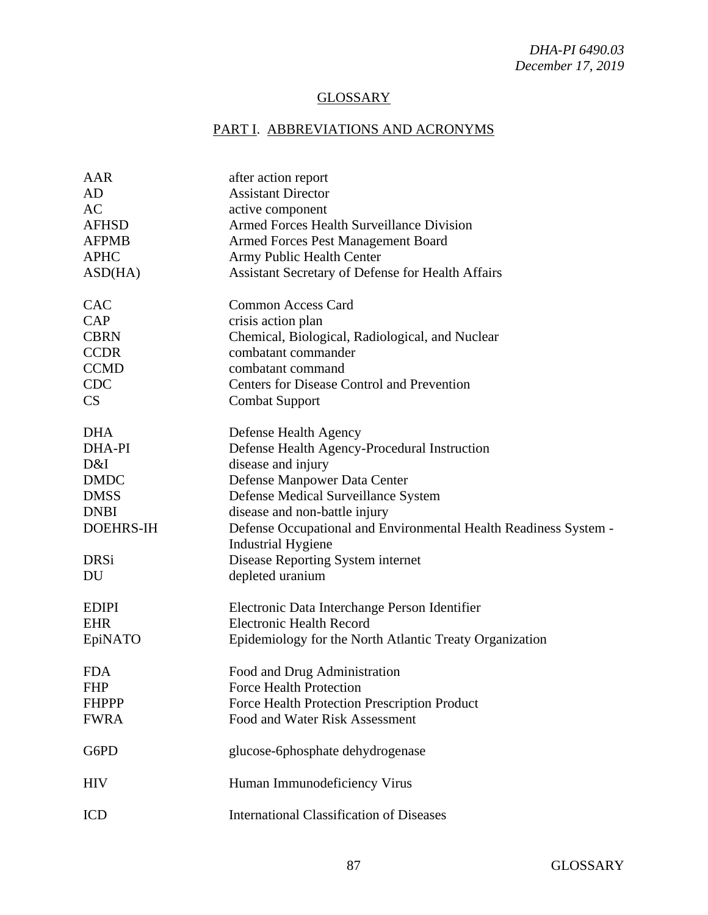# GLOSSARY

## PART I. ABBREVIATIONS AND ACRONYMS

| | |
|---|---|
| AAR | after action report |
| AD | Assistant Director |
| AC | active component |
| AFHSD | Armed Forces Health Surveillance Division |
| AFPMB | Armed Forces Pest Management Board |
| APHC | Army Public Health Center |
| ASD(HA) | Assistant Secretary of Defense for Health Affairs |
| CAC | Common Access Card |
| CAP | crisis action plan |
| CBRN | Chemical, Biological, Radiological, and Nuclear |
| CCDR | combatant commander |
| CCMD | combatant command |
| CDC | Centers for Disease Control and Prevention |
| CS | Combat Support |
| DHA | Defense Health Agency |
| DHA-PI | Defense Health Agency-Procedural Instruction |
| D&I | disease and injury |
| DMDC | Defense Manpower Data Center |
| DMSS | Defense Medical Surveillance System |
| DNBI | disease and non-battle injury |
| DOEHRS-IH | Defense Occupational and Environmental Health Readiness System - Industrial Hygiene |
| DRSi | Disease Reporting System internet |
| DU | depleted uranium |
| EDIPI | Electronic Data Interchange Person Identifier |
| EHR | Electronic Health Record |
| EpiNATO | Epidemiology for the North Atlantic Treaty Organization |
| FDA | Food and Drug Administration |
| FHP | Force Health Protection |
| FHPPP | Force Health Protection Prescription Product |
| FWRA | Food and Water Risk Assessment |
| G6PD | glucose-6phosphate dehydrogenase |
| HIV | Human Immunodeficiency Virus |
| ICD | International Classification of Diseases |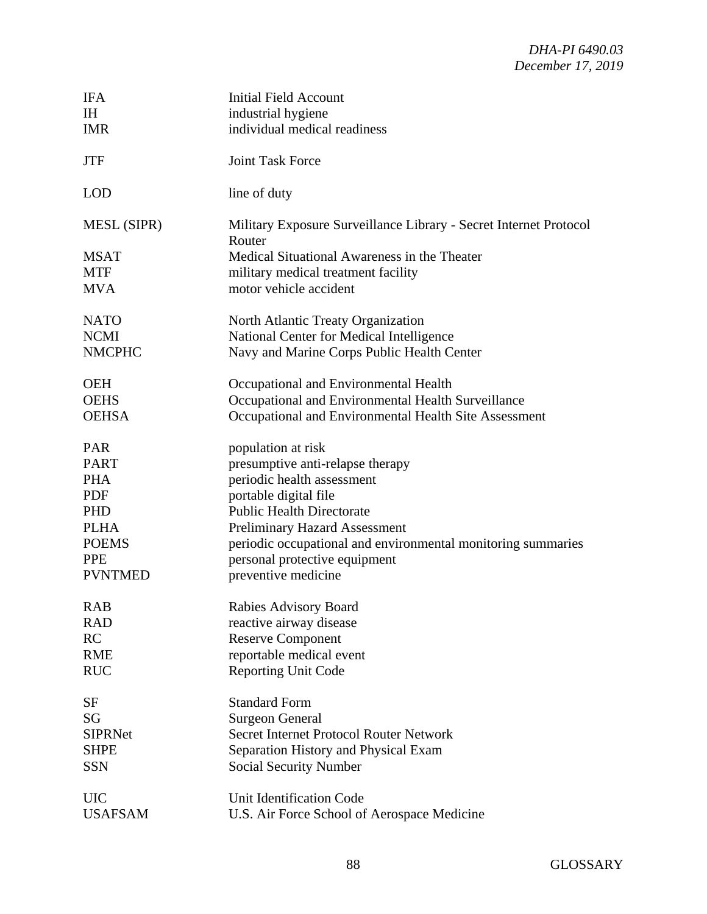| | |
|---|---|
| IFA | Initial Field Account |
| IH | industrial hygiene |
| IMR | individual medical readiness |
| | |
| JTF | Joint Task Force |
| | |
| LOD | line of duty |
| | |
| MESL (SIPR) | Military Exposure Surveillance Library - Secret Internet Protocol Router |
| MSAT | Medical Situational Awareness in the Theater |
| MTF | military medical treatment facility |
| MVA | motor vehicle accident |
| | |
| NATO | North Atlantic Treaty Organization |
| NCMI | National Center for Medical Intelligence |
| NMCPHC | Navy and Marine Corps Public Health Center |
| | |
| OEH | Occupational and Environmental Health |
| OEHS | Occupational and Environmental Health Surveillance |
| OEHSA | Occupational and Environmental Health Site Assessment |
| | |
| PAR | population at risk |
| PART | presumptive anti-relapse therapy |
| PHA | periodic health assessment |
| PDF | portable digital file |
| PHD | Public Health Directorate |
| PLHA | Preliminary Hazard Assessment |
| POEMS | periodic occupational and environmental monitoring summaries |
| PPE | personal protective equipment |
| PVNTMED | preventive medicine |
| | |
| RAB | Rabies Advisory Board |
| RAD | reactive airway disease |
| RC | Reserve Component |
| RME | reportable medical event |
| RUC | Reporting Unit Code |
| | |
| SF | Standard Form |
| SG | Surgeon General |
| SIPRNet | Secret Internet Protocol Router Network |
| SHPE | Separation History and Physical Exam |
| SSN | Social Security Number |
| | |
| UIC | Unit Identification Code |
| USAFSAM | U.S. Air Force School of Aerospace Medicine |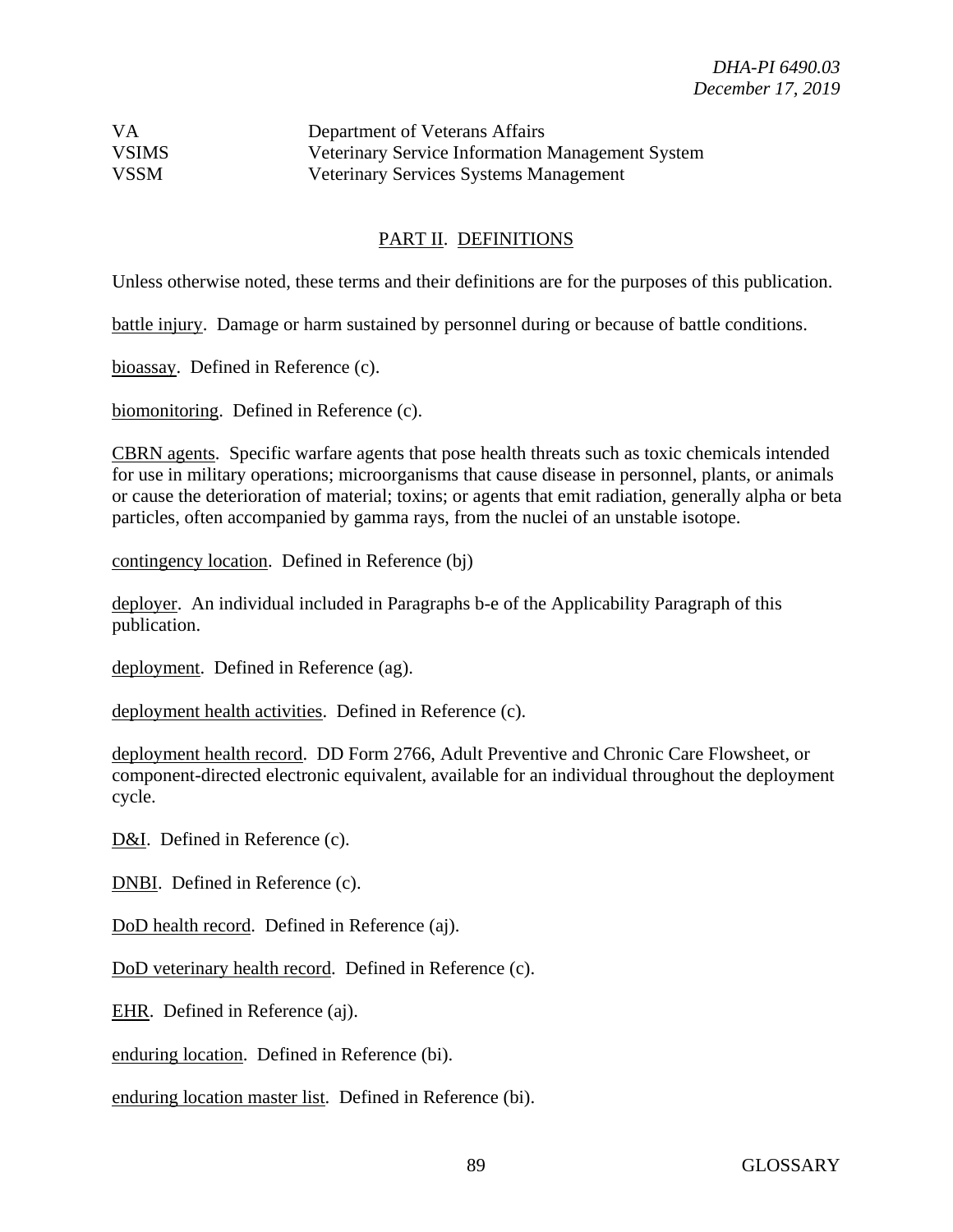| | |
|---|---|
| VA | Department of Veterans Affairs |
| VSIMS | Veterinary Service Information Management System |
| VSSM | Veterinary Services Systems Management |

## PART II. DEFINITIONS

Unless otherwise noted, these terms and their definitions are for the purposes of this publication.

battle injury. Damage or harm sustained by personnel during or because of battle conditions.

bioassay. Defined in Reference (c).

biomonitoring. Defined in Reference (c).

CBRN agents. Specific warfare agents that pose health threats such as toxic chemicals intended for use in military operations; microorganisms that cause disease in personnel, plants, or animals or cause the deterioration of material; toxins; or agents that emit radiation, generally alpha or beta particles, often accompanied by gamma rays, from the nuclei of an unstable isotope.

contingency location. Defined in Reference (bj)

deployer. An individual included in Paragraphs b-e of the Applicability Paragraph of this publication.

deployment. Defined in Reference (ag).

deployment health activities. Defined in Reference (c).

deployment health record. DD Form 2766, Adult Preventive and Chronic Care Flowsheet, or component-directed electronic equivalent, available for an individual throughout the deployment cycle.

D&I. Defined in Reference (c).

DNBI. Defined in Reference (c).

DoD health record. Defined in Reference (aj).

DoD veterinary health record. Defined in Reference (c).

EHR. Defined in Reference (aj).

enduring location. Defined in Reference (bi).

enduring location master list. Defined in Reference (bi).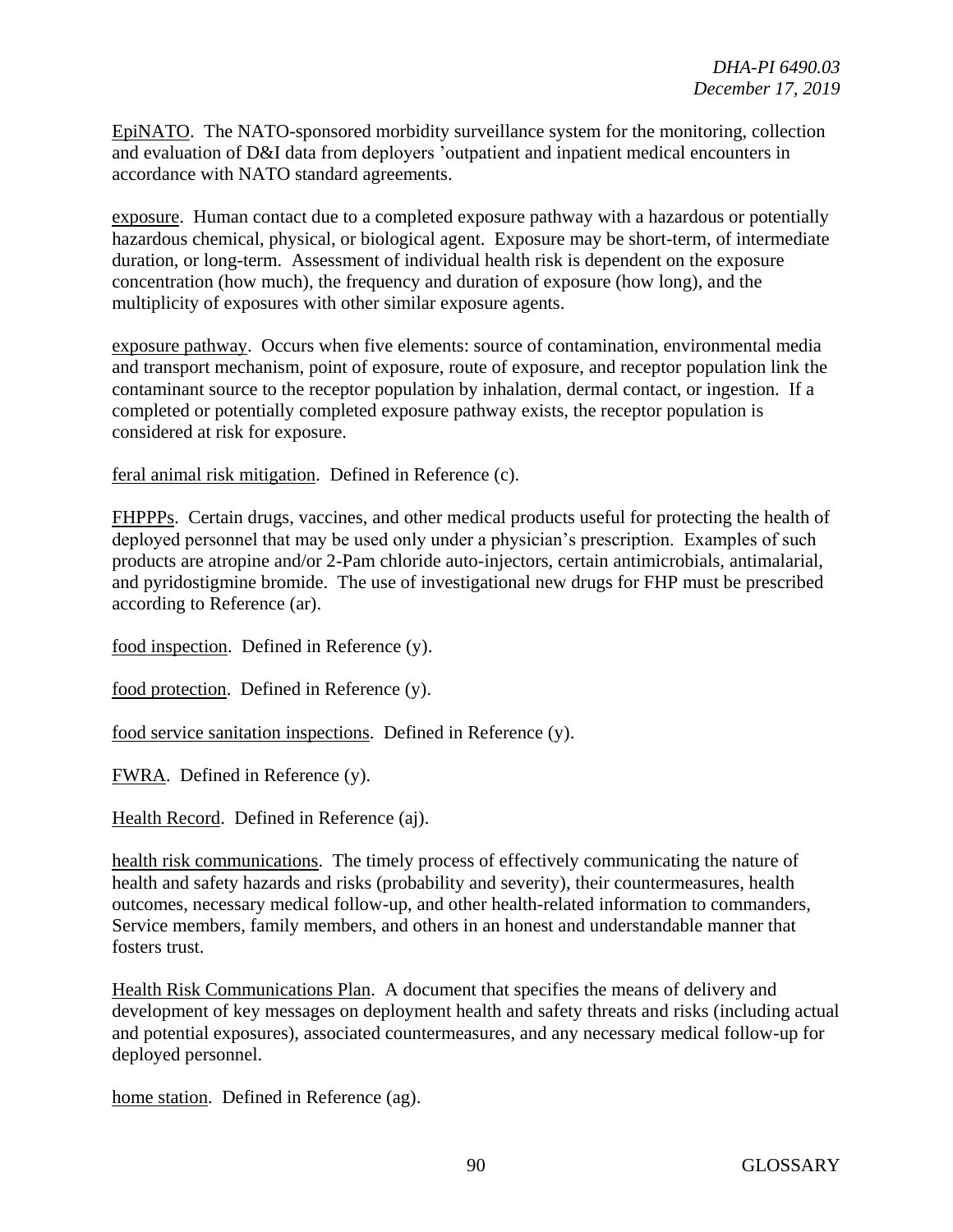EpiNATO. The NATO-sponsored morbidity surveillance system for the monitoring, collection and evaluation of D&I data from deployers 'outpatient and inpatient medical encounters in accordance with NATO standard agreements.

exposure. Human contact due to a completed exposure pathway with a hazardous or potentially hazardous chemical, physical, or biological agent. Exposure may be short-term, of intermediate duration, or long-term. Assessment of individual health risk is dependent on the exposure concentration (how much), the frequency and duration of exposure (how long), and the multiplicity of exposures with other similar exposure agents.

exposure pathway. Occurs when five elements: source of contamination, environmental media and transport mechanism, point of exposure, route of exposure, and receptor population link the contaminant source to the receptor population by inhalation, dermal contact, or ingestion. If a completed or potentially completed exposure pathway exists, the receptor population is considered at risk for exposure.

feral animal risk mitigation. Defined in Reference (c).

FHPPPs. Certain drugs, vaccines, and other medical products useful for protecting the health of deployed personnel that may be used only under a physician's prescription. Examples of such products are atropine and/or 2-Pam chloride auto-injectors, certain antimicrobials, antimalarial, and pyridostigmine bromide. The use of investigational new drugs for FHP must be prescribed according to Reference (ar).

food inspection. Defined in Reference (y).

food protection. Defined in Reference (y).

food service sanitation inspections. Defined in Reference (y).

FWRA. Defined in Reference (y).

Health Record. Defined in Reference (aj).

health risk communications. The timely process of effectively communicating the nature of health and safety hazards and risks (probability and severity), their countermeasures, health outcomes, necessary medical follow-up, and other health-related information to commanders, Service members, family members, and others in an honest and understandable manner that fosters trust.

Health Risk Communications Plan. A document that specifies the means of delivery and development of key messages on deployment health and safety threats and risks (including actual and potential exposures), associated countermeasures, and any necessary medical follow-up for deployed personnel.

home station. Defined in Reference (ag).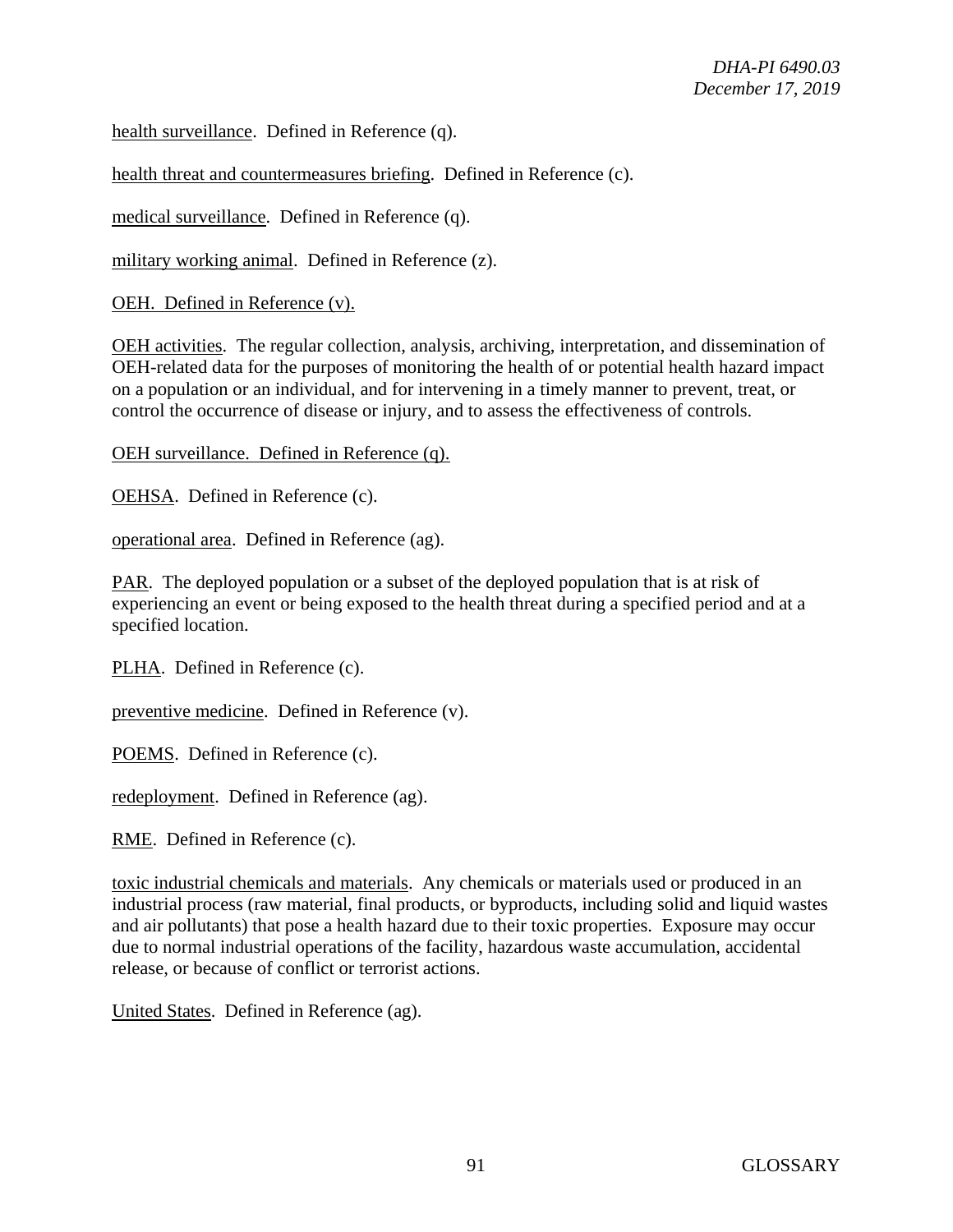health surveillance. Defined in Reference (q).

health threat and countermeasures briefing. Defined in Reference (c).

medical surveillance. Defined in Reference (q).

military working animal. Defined in Reference (z).

OEH. Defined in Reference (v).

OEH activities. The regular collection, analysis, archiving, interpretation, and dissemination of OEH-related data for the purposes of monitoring the health of or potential health hazard impact on a population or an individual, and for intervening in a timely manner to prevent, treat, or control the occurrence of disease or injury, and to assess the effectiveness of controls.

OEH surveillance. Defined in Reference (q).

OEHSA. Defined in Reference (c).

operational area. Defined in Reference (ag).

PAR. The deployed population or a subset of the deployed population that is at risk of experiencing an event or being exposed to the health threat during a specified period and at a specified location.

PLHA. Defined in Reference (c).

preventive medicine. Defined in Reference (v).

POEMS. Defined in Reference (c).

redeployment. Defined in Reference (ag).

RME. Defined in Reference (c).

toxic industrial chemicals and materials. Any chemicals or materials used or produced in an industrial process (raw material, final products, or byproducts, including solid and liquid wastes and air pollutants) that pose a health hazard due to their toxic properties. Exposure may occur due to normal industrial operations of the facility, hazardous waste accumulation, accidental release, or because of conflict or terrorist actions.

United States. Defined in Reference (ag).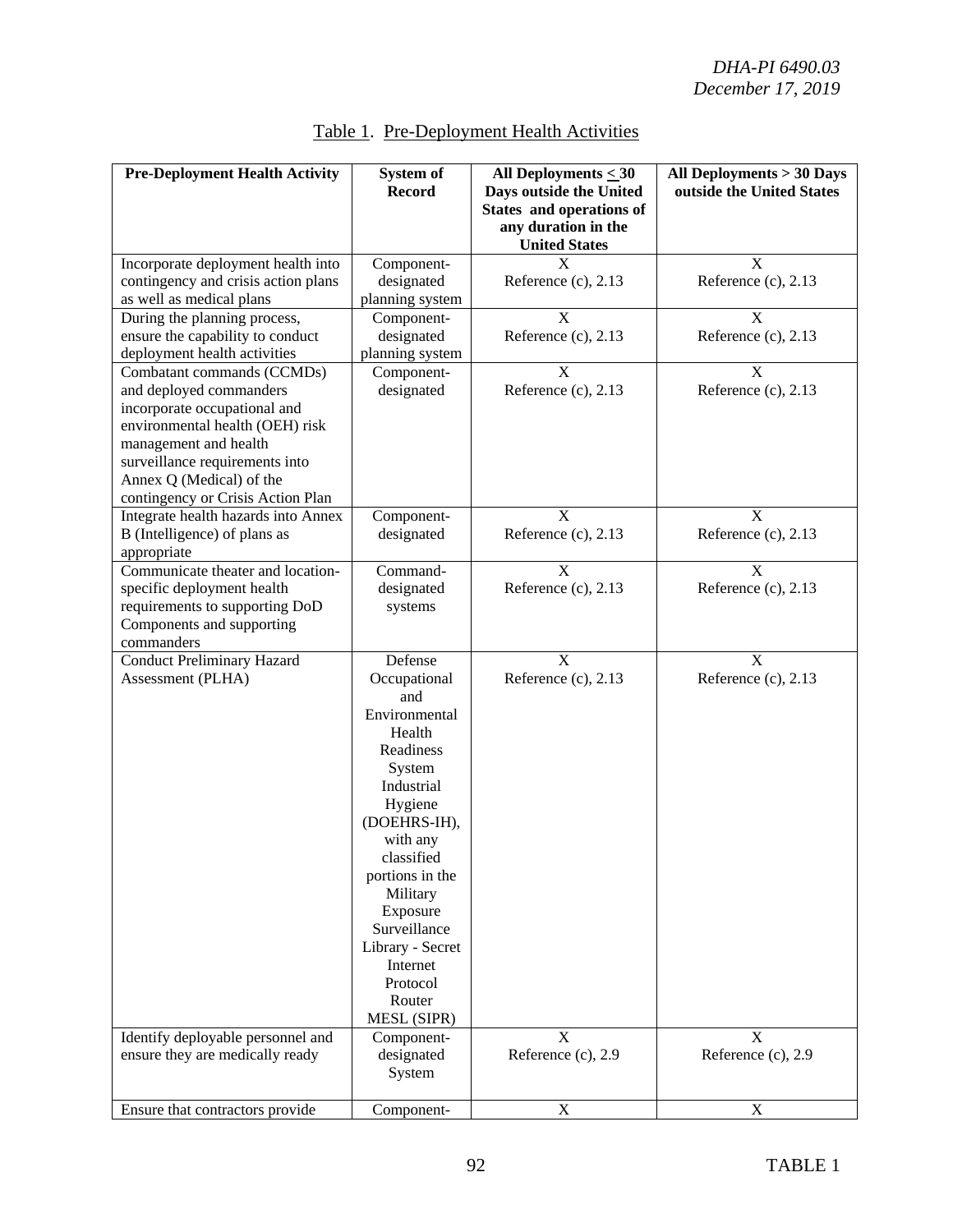## Table 1. Pre-Deployment Health Activities

| Pre-Deployment Health Activity | System of Record | All Deployments ≤ 30 Days outside the United States and operations of any duration in the United States | All Deployments > 30 Days outside the United States |
|---|---|---|---|
| Incorporate deployment health into contingency and crisis action plans as well as medical plans | Component-designated planning system | X Reference (c), 2.13 | X Reference (c), 2.13 |
| During the planning process, ensure the capability to conduct deployment health activities | Component-designated planning system | X Reference (c), 2.13 | X Reference (c), 2.13 |
| Combatant commands (CCMDs) and deployed commanders incorporate occupational and environmental health (OEH) risk management and health surveillance requirements into Annex Q (Medical) of the contingency or Crisis Action Plan | Component-designated | X Reference (c), 2.13 | X Reference (c), 2.13 |
| Integrate health hazards into Annex B (Intelligence) of plans as appropriate | Component-designated | X Reference (c), 2.13 | X Reference (c), 2.13 |
| Communicate theater and location-specific deployment health requirements to supporting DoD Components and supporting commanders | Command-designated systems | X Reference (c), 2.13 | X Reference (c), 2.13 |
| Conduct Preliminary Hazard Assessment (PLHA) | Defense Occupational and Environmental Health Readiness System Industrial Hygiene (DOEHRS-IH), with any classified portions in the Military Exposure Surveillance Library - Secret Internet Protocol Router MESL (SIPR) | X Reference (c), 2.13 | X Reference (c), 2.13 |
| Identify deployable personnel and ensure they are medically ready | Component-designated System | X Reference (c), 2.9 | X Reference (c), 2.9 |
| Ensure that contractors provide | Component- | X | X |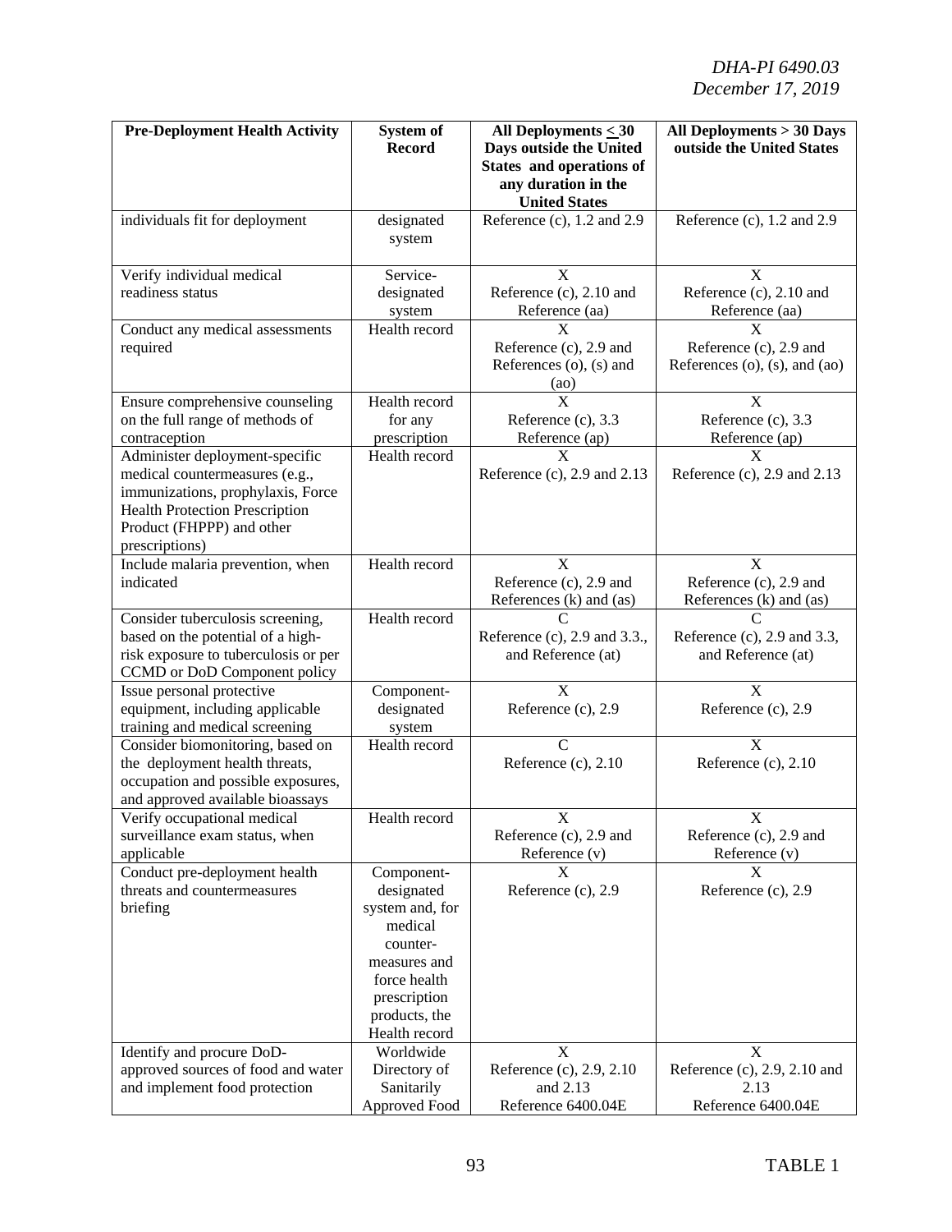| Pre-Deployment Health Activity | System of Record | All Deployments ≤ 30 Days outside the United States and operations of any duration in the United States | All Deployments > 30 Days outside the United States |
|---|---|---|---|
| individuals fit for deployment | designated system | Reference (c), 1.2 and 2.9 | Reference (c), 1.2 and 2.9 |
| Verify individual medical readiness status | Service-designated system | X<br>Reference (c), 2.10 and Reference (aa) | X<br>Reference (c), 2.10 and Reference (aa) |
| Conduct any medical assessments required | Health record | X<br>Reference (c), 2.9 and References (o), (s) and (ao) | X<br>Reference (c), 2.9 and References (o), (s), and (ao) |
| Ensure comprehensive counseling on the full range of methods of contraception | Health record for any prescription | X<br>Reference (c), 3.3<br>Reference (ap) | X<br>Reference (c), 3.3<br>Reference (ap) |
| Administer deployment-specific medical countermeasures (e.g., immunizations, prophylaxis, Force Health Protection Prescription Product (FHPPP) and other prescriptions) | Health record | X<br>Reference (c), 2.9 and 2.13 | X<br>Reference (c), 2.9 and 2.13 |
| Include malaria prevention, when indicated | Health record | X<br>Reference (c), 2.9 and References (k) and (as) | X<br>Reference (c), 2.9 and References (k) and (as) |
| Consider tuberculosis screening, based on the potential of a high-risk exposure to tuberculosis or per CCMD or DoD Component policy | Health record | C<br>Reference (c), 2.9 and 3.3., and Reference (at) | C<br>Reference (c), 2.9 and 3.3, and Reference (at) |
| Issue personal protective equipment, including applicable training and medical screening | Component-designated system | X<br>Reference (c), 2.9 | X<br>Reference (c), 2.9 |
| Consider biomonitoring, based on the deployment health threats, occupation and possible exposures, and approved available bioassays | Health record | C<br>Reference (c), 2.10 | X<br>Reference (c), 2.10 |
| Verify occupational medical surveillance exam status, when applicable | Health record | X<br>Reference (c), 2.9 and Reference (v) | X<br>Reference (c), 2.9 and Reference (v) |
| Conduct pre-deployment health threats and countermeasures briefing | Component-designated system and, for medical counter-measures and force health prescription products, the Health record | X<br>Reference (c), 2.9 | X<br>Reference (c), 2.9 |
| Identify and procure DoD-approved sources of food and water and implement food protection | Worldwide Directory of Sanitarily Approved Food | X<br>Reference (c), 2.9, 2.10 and 2.13<br>Reference 6400.04E | X<br>Reference (c), 2.9, 2.10 and 2.13<br>Reference 6400.04E |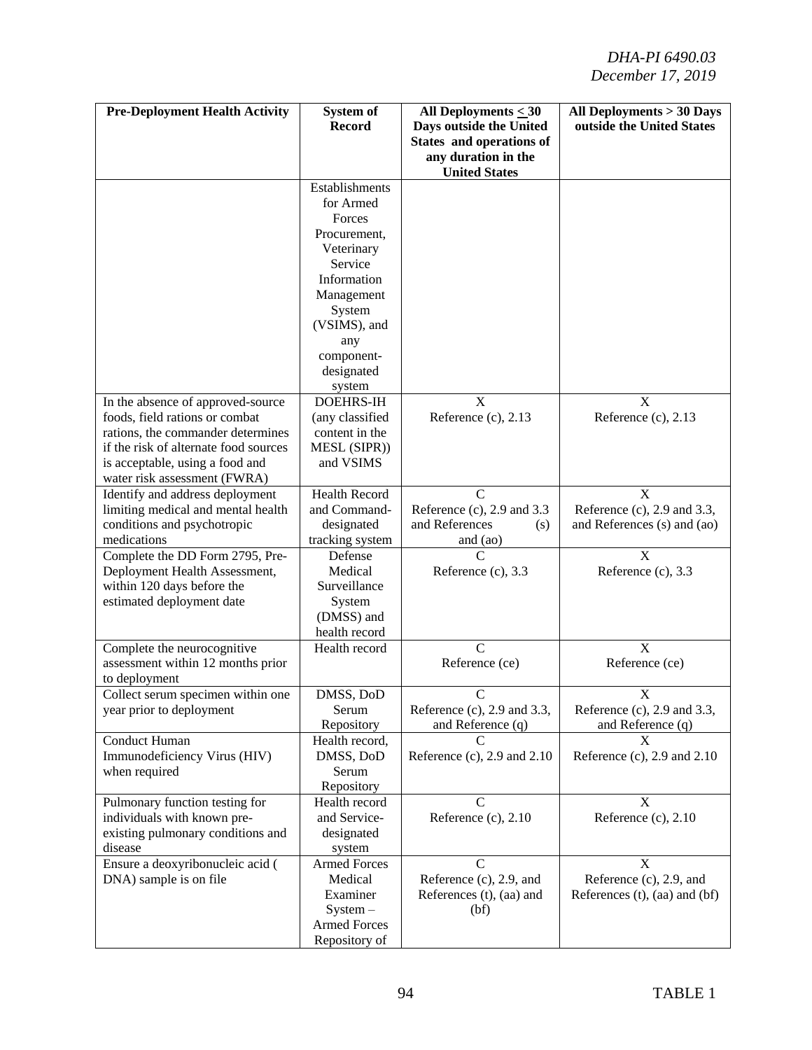| Pre-Deployment Health Activity | System of Record | All Deployments ≤ 30 Days outside the United States and operations of any duration in the United States | All Deployments > 30 Days outside the United States |
|---|---|---|---|
| | Establishments for Armed Forces Procurement, Veterinary Service Information Management System (VSIMS), and any component-designated system | | |
| In the absence of approved-source foods, field rations or combat rations, the commander determines if the risk of alternate food sources is acceptable, using a food and water risk assessment (FWRA) | DOEHRS-IH (any classified content in the MESL (SIPR)) and VSIMS | X<br>Reference (c), 2.13 | X<br>Reference (c), 2.13 |
| Identify and address deployment limiting medical and mental health conditions and psychotropic medications | Health Record and Command-designated tracking system | C<br>Reference (c), 2.9 and 3.3 and References (s) and (ao) | X<br>Reference (c), 2.9 and 3.3, and References (s) and (ao) |
| Complete the DD Form 2795, Pre-Deployment Health Assessment, within 120 days before the estimated deployment date | Defense Medical Surveillance System (DMSS) and health record | C<br>Reference (c), 3.3 | X<br>Reference (c), 3.3 |
| Complete the neurocognitive assessment within 12 months prior to deployment | Health record | C<br>Reference (ce) | X<br>Reference (ce) |
| Collect serum specimen within one year prior to deployment | DMSS, DoD Serum Repository | C<br>Reference (c), 2.9 and 3.3, and Reference (q) | X<br>Reference (c), 2.9 and 3.3, and Reference (q) |
| Conduct Human Immunodeficiency Virus (HIV) when required | Health record, DMSS, DoD Serum Repository | C<br>Reference (c), 2.9 and 2.10 | X<br>Reference (c), 2.9 and 2.10 |
| Pulmonary function testing for individuals with known pre-existing pulmonary conditions and disease | Health record and Service-designated system | C<br>Reference (c), 2.10 | X<br>Reference (c), 2.10 |
| Ensure a deoxyribonucleic acid ( DNA) sample is on file | Armed Forces Medical Examiner System – Armed Forces Repository of | C<br>Reference (c), 2.9, and References (t), (aa) and (bf) | X<br>Reference (c), 2.9, and References (t), (aa) and (bf) |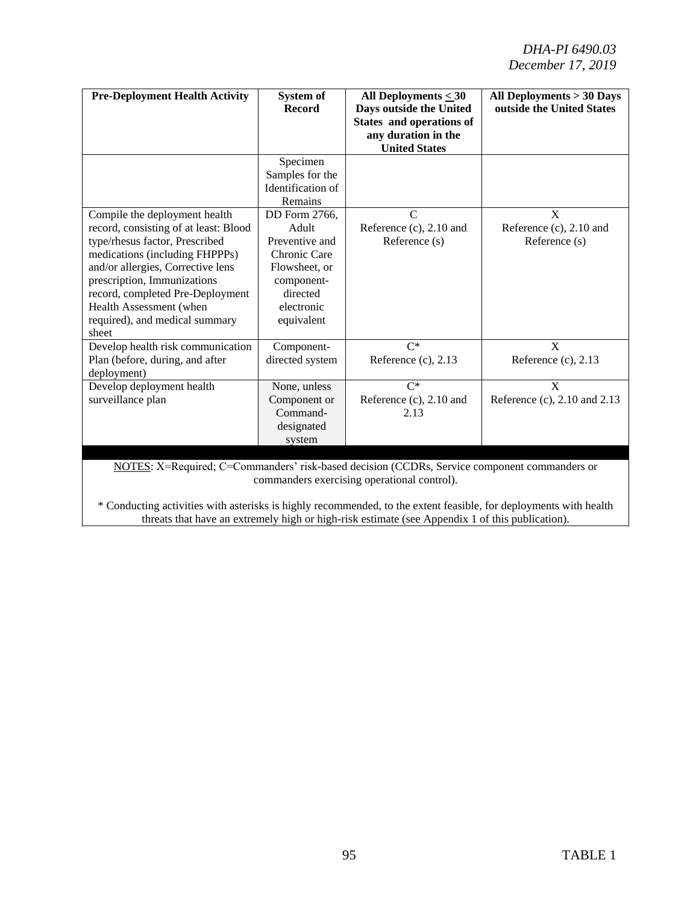| Pre-Deployment Health Activity | System of Record | All Deployments ≤ 30 Days outside the United States and operations of any duration in the United States | All Deployments > 30 Days outside the United States |
|---|---|---|---|
| | Specimen Samples for the Identification of Remains | | |
| Compile the deployment health record, consisting of at least: Blood type/rhesus factor, Prescribed medications (including FHPPPs) and/or allergies, Corrective lens prescription, Immunizations record, completed Pre-Deployment Health Assessment (when required), and medical summary sheet | DD Form 2766, Adult Preventive and Chronic Care Flowsheet, or component-directed electronic equivalent | C<br>Reference (c), 2.10 and Reference (s) | X<br>Reference (c), 2.10 and Reference (s) |
| Develop health risk communication Plan (before, during, and after deployment) | Component-directed system | C*<br>Reference (c), 2.13 | X<br>Reference (c), 2.13 |
| Develop deployment health surveillance plan | None, unless Component or Command-designated system | C*<br>Reference (c), 2.10 and 2.13 | X<br>Reference (c), 2.10 and 2.13 |

NOTES: X=Required; C=Commanders' risk-based decision (CCDRs, Service component commanders or commanders exercising operational control).

* Conducting activities with asterisks is highly recommended, to the extent feasible, for deployments with health threats that have an extremely high or high-risk estimate (see Appendix 1 of this publication).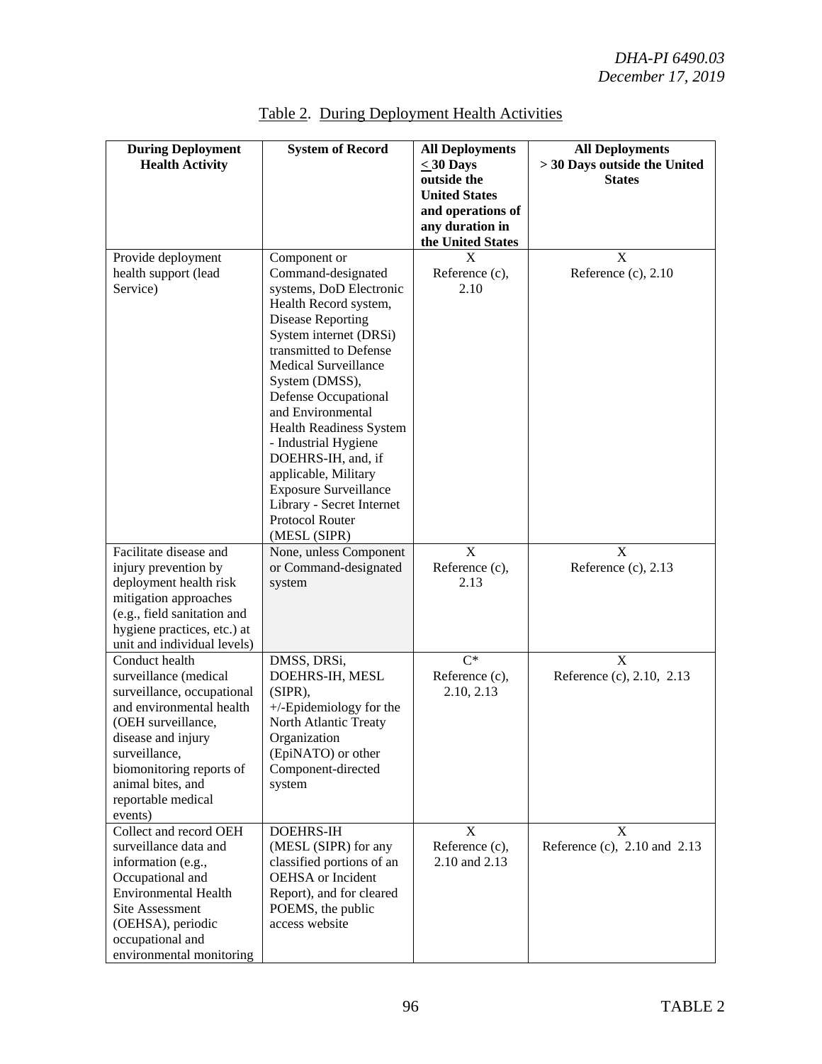Table 2. During Deployment Health Activities

| During Deployment Health Activity | System of Record | All Deployments ≤ 30 Days outside the United States and operations of any duration in the United States | All Deployments > 30 Days outside the United States |
|---|---|---|---|
| Provide deployment health support (lead Service) | Component or Command-designated systems, DoD Electronic Health Record system, Disease Reporting System internet (DRSi) transmitted to Defense Medical Surveillance System (DMSS), Defense Occupational and Environmental Health Readiness System - Industrial Hygiene DOEHRS-IH, and, if applicable, Military Exposure Surveillance Library - Secret Internet Protocol Router (MESL (SIPR) | X Reference (c), 2.10 | X Reference (c), 2.10 |
| Facilitate disease and injury prevention by deployment health risk mitigation approaches (e.g., field sanitation and hygiene practices, etc.) at unit and individual levels) | None, unless Component or Command-designated system | X Reference (c), 2.13 | X Reference (c), 2.13 |
| Conduct health surveillance (medical surveillance, occupational and environmental health (OEH surveillance, disease and injury surveillance, biomonitoring reports of animal bites, and reportable medical events) | DMSS, DRSi, DOEHRS-IH, MESL (SIPR), +/-Epidemiology for the North Atlantic Treaty Organization (EpiNATO) or other Component-directed system | C* Reference (c), 2.10, 2.13 | X Reference (c), 2.10, 2.13 |
| Collect and record OEH surveillance data and information (e.g., Occupational and Environmental Health Site Assessment (OEHSA), periodic occupational and environmental monitoring | DOEHRS-IH (MESL (SIPR) for any classified portions of an OEHSA or Incident Report), and for cleared POEMS, the public access website | X Reference (c), 2.10 and 2.13 | X Reference (c), 2.10 and 2.13 |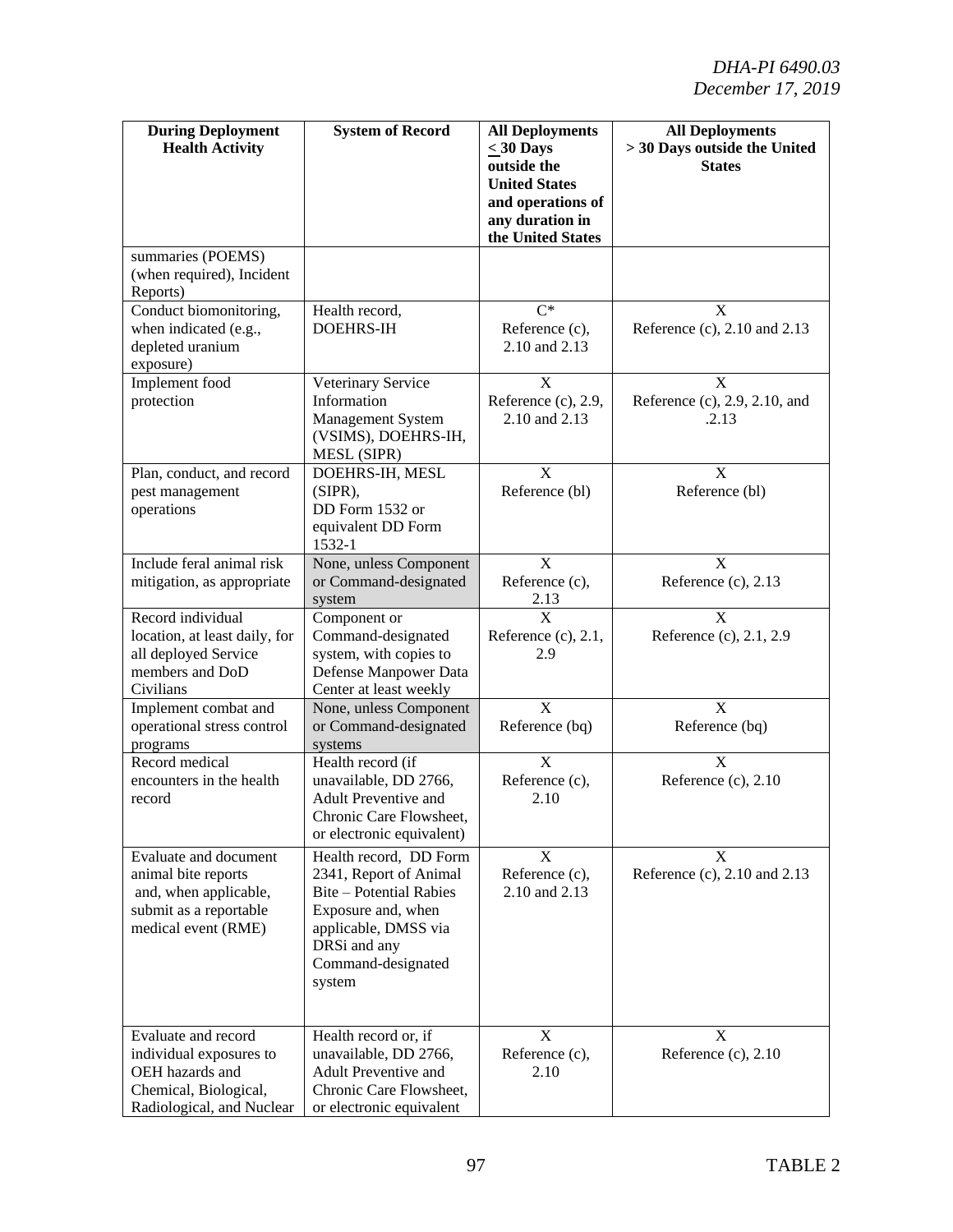| During Deployment Health Activity | System of Record | All Deployments < 30 Days outside the United States and operations of any duration in the United States | All Deployments > 30 Days outside the United States |
|---|---|---|---|
| summaries (POEMS) (when required), Incident Reports) | | | |
| Conduct biomonitoring, when indicated (e.g., depleted uranium exposure) | Health record, DOEHRS-IH | C* Reference (c), 2.10 and 2.13 | X Reference (c), 2.10 and 2.13 |
| Implement food protection | Veterinary Service Information Management System (VSIMS), DOEHRS-IH, MESL (SIPR) | X Reference (c), 2.9, 2.10 and 2.13 | X Reference (c), 2.9, 2.10, and .2.13 |
| Plan, conduct, and record pest management operations | DOEHRS-IH, MESL (SIPR), DD Form 1532 or equivalent DD Form 1532-1 | X Reference (bl) | X Reference (bl) |
| Include feral animal risk mitigation, as appropriate | None, unless Component or Command-designated system | X Reference (c), 2.13 | X Reference (c), 2.13 |
| Record individual location, at least daily, for all deployed Service members and DoD Civilians | Component or Command-designated system, with copies to Defense Manpower Data Center at least weekly | X Reference (c), 2.1, 2.9 | X Reference (c), 2.1, 2.9 |
| Implement combat and operational stress control programs | None, unless Component or Command-designated systems | X Reference (bq) | X Reference (bq) |
| Record medical encounters in the health record | Health record (if unavailable, DD 2766, Adult Preventive and Chronic Care Flowsheet, or electronic equivalent) | X Reference (c), 2.10 | X Reference (c), 2.10 |
| Evaluate and document animal bite reports and, when applicable, submit as a reportable medical event (RME) | Health record, DD Form 2341, Report of Animal Bite – Potential Rabies Exposure and, when applicable, DMSS via DRSi and any Command-designated system | X Reference (c), 2.10 and 2.13 | X Reference (c), 2.10 and 2.13 |
| Evaluate and record individual exposures to OEH hazards and Chemical, Biological, Radiological, and Nuclear | Health record or, if unavailable, DD 2766, Adult Preventive and Chronic Care Flowsheet, or electronic equivalent | X Reference (c), 2.10 | X Reference (c), 2.10 |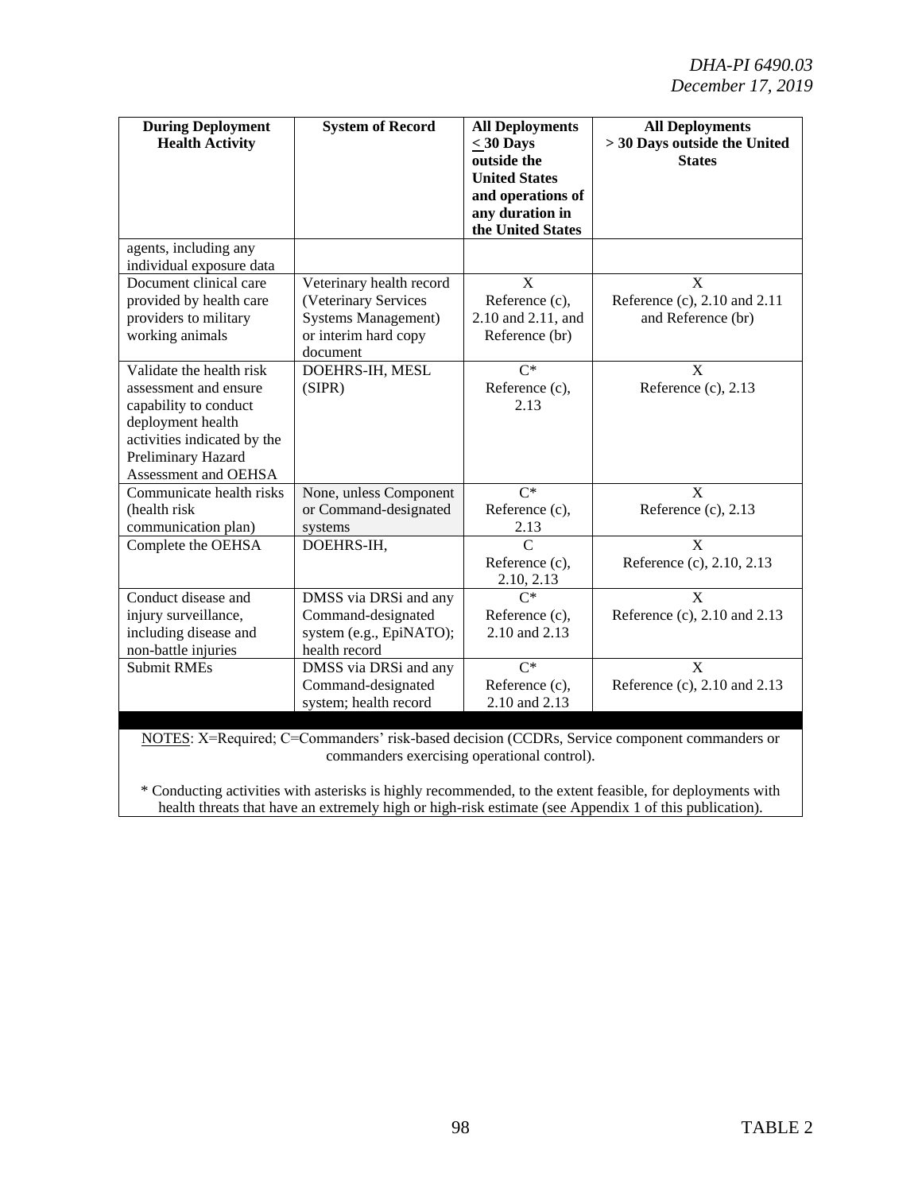| During Deployment Health Activity | System of Record | All Deployments ≤ 30 Days outside the United States and operations of any duration in the United States | All Deployments > 30 Days outside the United States |
|---|---|---|---|
| agents, including any individual exposure data | | | |
| Document clinical care provided by health care providers to military working animals | Veterinary health record (Veterinary Services Systems Management) or interim hard copy document | X<br>Reference (c), 2.10 and 2.11, and Reference (br) | X<br>Reference (c), 2.10 and 2.11 and Reference (br) |
| Validate the health risk assessment and ensure capability to conduct deployment health activities indicated by the Preliminary Hazard Assessment and OEHSA | DOEHRS-IH, MESL (SIPR) | C*<br>Reference (c), 2.13 | X<br>Reference (c), 2.13 |
| Communicate health risks (health risk communication plan) | None, unless Component or Command-designated systems | C*<br>Reference (c), 2.13 | X<br>Reference (c), 2.13 |
| Complete the OEHSA | DOEHRS-IH, | C<br>Reference (c), 2.10, 2.13 | X<br>Reference (c), 2.10, 2.13 |
| Conduct disease and injury surveillance, including disease and non-battle injuries | DMSS via DRSi and any Command-designated system (e.g., EpiNATO); health record | C*<br>Reference (c), 2.10 and 2.13 | X<br>Reference (c), 2.10 and 2.13 |
| Submit RMEs | DMSS via DRSi and any Command-designated system; health record | C*<br>Reference (c), 2.10 and 2.13 | X<br>Reference (c), 2.10 and 2.13 |

NOTES: X=Required; C=Commanders' risk-based decision (CCDRs, Service component commanders or commanders exercising operational control).

* Conducting activities with asterisks is highly recommended, to the extent feasible, for deployments with health threats that have an extremely high or high-risk estimate (see Appendix 1 of this publication).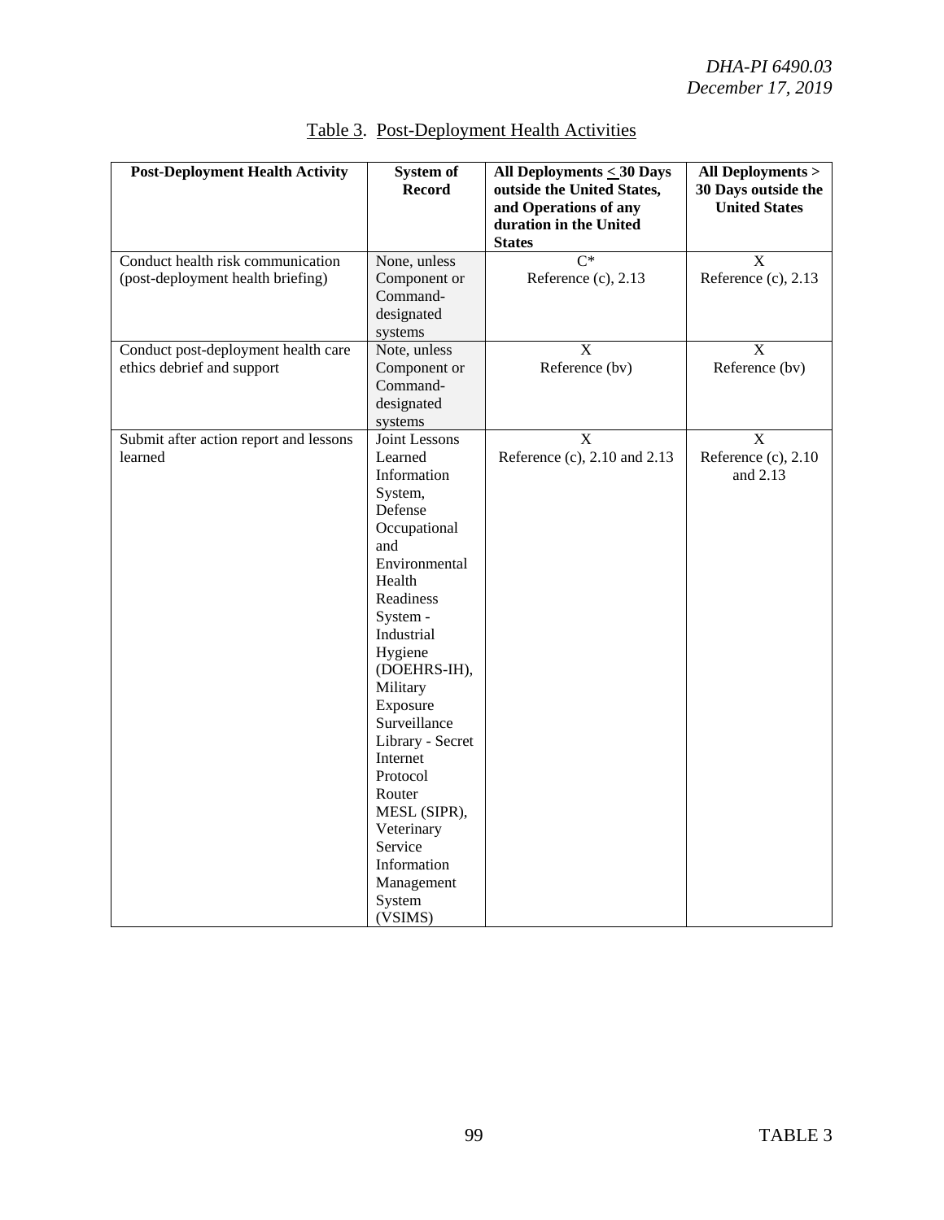Table 3. Post-Deployment Health Activities

| Post-Deployment Health Activity | System of Record | All Deployments < 30 Days outside the United States, and Operations of any duration in the United States | All Deployments > 30 Days outside the United States |
|---|---|---|---|
| Conduct health risk communication (post-deployment health briefing) | None, unless Component or Command-designated systems | C* Reference (c), 2.13 | X Reference (c), 2.13 |
| Conduct post-deployment health care ethics debrief and support | Note, unless Component or Command-designated systems | X Reference (bv) | X Reference (bv) |
| Submit after action report and lessons learned | Joint Lessons Learned Information System, Defense Occupational and Environmental Health Readiness System - Industrial Hygiene (DOEHRS-IH), Military Exposure Surveillance Library - Secret Internet Protocol Router MESL (SIPR), Veterinary Service Information Management System (VSIMS) | X Reference (c), 2.10 and 2.13 | X Reference (c), 2.10 and 2.13 |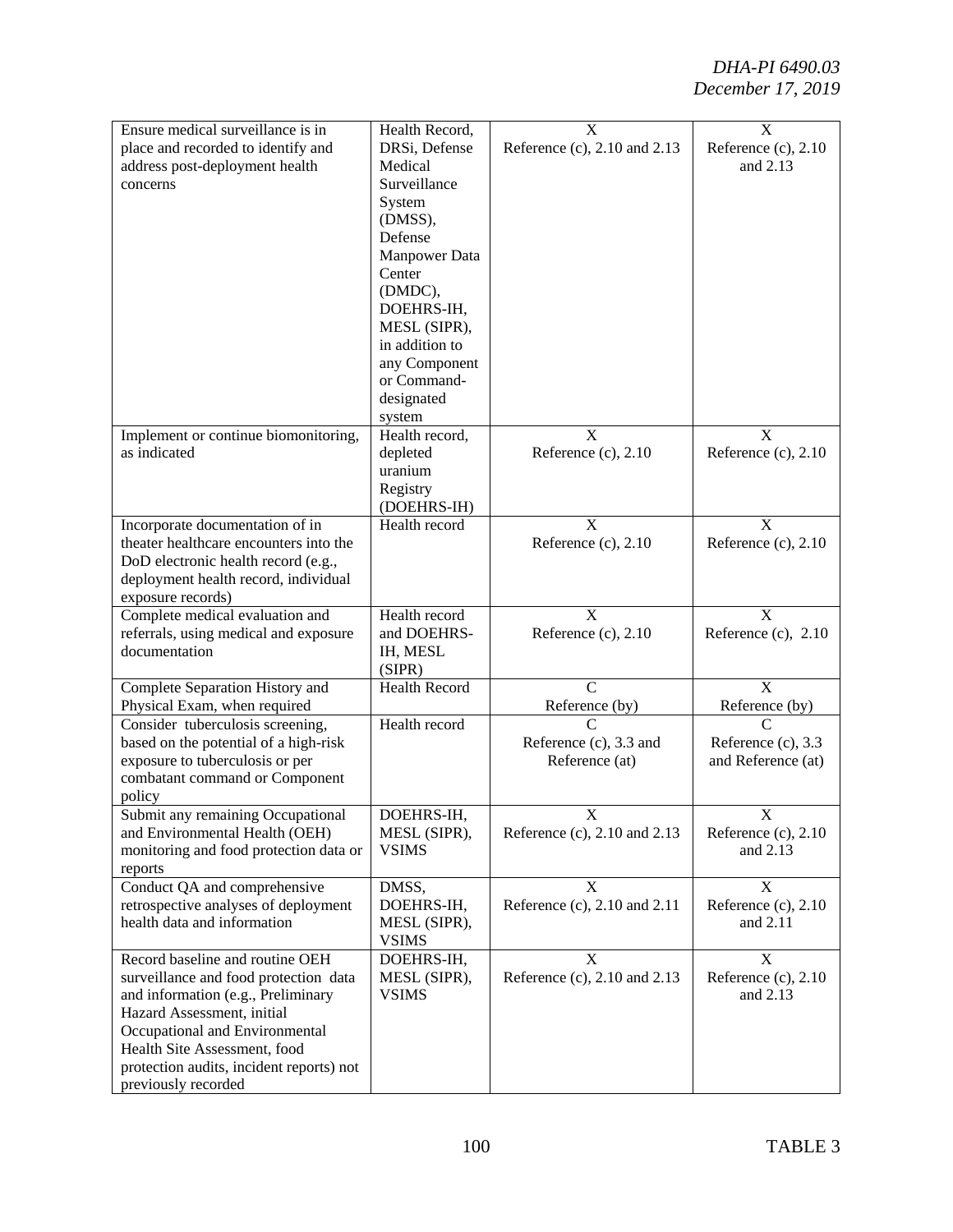| | | | |
|---|---|---|---|
| Ensure medical surveillance is in place and recorded to identify and address post-deployment health concerns | Health Record, DRSi, Defense Medical Surveillance System (DMSS), Defense Manpower Data Center (DMDC), DOEHRS-IH, MESL (SIPR), in addition to any Component or Command-designated system | X Reference (c), 2.10 and 2.13 | X Reference (c), 2.10 and 2.13 |
| Implement or continue biomonitoring, as indicated | Health record, depleted uranium Registry (DOEHRS-IH) | X Reference (c), 2.10 | X Reference (c), 2.10 |
| Incorporate documentation of in theater healthcare encounters into the DoD electronic health record (e.g., deployment health record, individual exposure records) | Health record | X Reference (c), 2.10 | X Reference (c), 2.10 |
| Complete medical evaluation and referrals, using medical and exposure documentation | Health record and DOEHRS-IH, MESL (SIPR) | X Reference (c), 2.10 | X Reference (c), 2.10 |
| Complete Separation History and Physical Exam, when required | Health Record | C Reference (by) | X Reference (by) |
| Consider tuberculosis screening, based on the potential of a high-risk exposure to tuberculosis or per combatant command or Component policy | Health record | C Reference (c), 3.3 and Reference (at) | C Reference (c), 3.3 and Reference (at) |
| Submit any remaining Occupational and Environmental Health (OEH) monitoring and food protection data or reports | DOEHRS-IH, MESL (SIPR), VSIMS | X Reference (c), 2.10 and 2.13 | X Reference (c), 2.10 and 2.13 |
| Conduct QA and comprehensive retrospective analyses of deployment health data and information | DMSS, DOEHRS-IH, MESL (SIPR), VSIMS | X Reference (c), 2.10 and 2.11 | X Reference (c), 2.10 and 2.11 |
| Record baseline and routine OEH surveillance and food protection data and information (e.g., Preliminary Hazard Assessment, initial Occupational and Environmental Health Site Assessment, food protection audits, incident reports) not previously recorded | DOEHRS-IH, MESL (SIPR), VSIMS | X Reference (c), 2.10 and 2.13 | X Reference (c), 2.10 and 2.13 |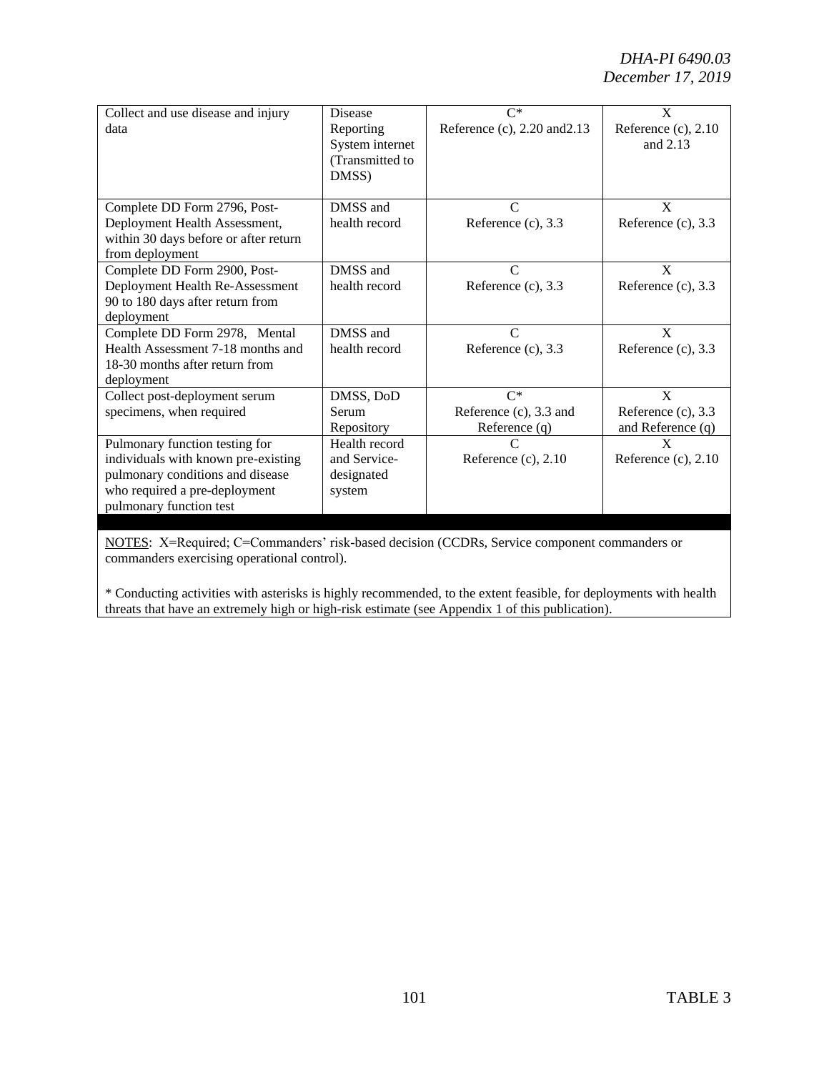| | | | |
|---|---|---|---|
| Collect and use disease and injury data | Disease Reporting System internet (Transmitted to DMSS) | C*<br>Reference (c), 2.20 and2.13 | X<br>Reference (c), 2.10 and 2.13 |
| Complete DD Form 2796, Post-Deployment Health Assessment, within 30 days before or after return from deployment | DMSS and health record | C<br>Reference (c), 3.3 | X<br>Reference (c), 3.3 |
| Complete DD Form 2900, Post-Deployment Health Re-Assessment 90 to 180 days after return from deployment | DMSS and health record | C<br>Reference (c), 3.3 | X<br>Reference (c), 3.3 |
| Complete DD Form 2978, Mental Health Assessment 7-18 months and 18-30 months after return from deployment | DMSS and health record | C<br>Reference (c), 3.3 | X<br>Reference (c), 3.3 |
| Collect post-deployment serum specimens, when required | DMSS, DoD Serum Repository | C*<br>Reference (c), 3.3 and Reference (q) | X<br>Reference (c), 3.3 and Reference (q) |
| Pulmonary function testing for individuals with known pre-existing pulmonary conditions and disease who required a pre-deployment pulmonary function test | Health record and Service-designated system | C<br>Reference (c), 2.10 | X<br>Reference (c), 2.10 |

NOTES: X=Required; C=Commanders' risk-based decision (CCDRs, Service component commanders or commanders exercising operational control).

* Conducting activities with asterisks is highly recommended, to the extent feasible, for deployments with health threats that have an extremely high or high-risk estimate (see Appendix 1 of this publication).